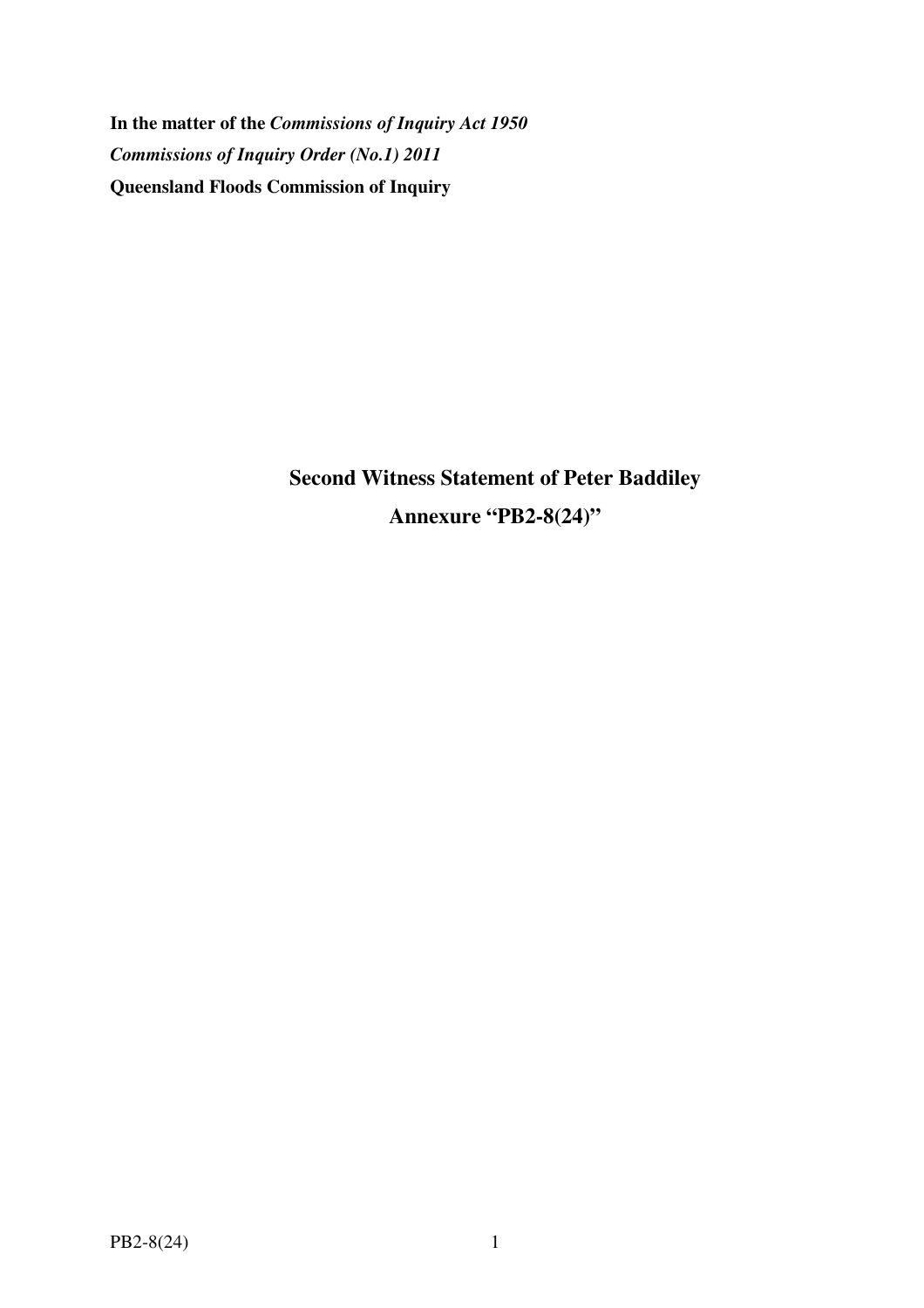**In the matter of the *Commissions of Inquiry Act 1950***

***Commissions of Inquiry Order (No.1) 2011***

**Queensland Floods Commission of Inquiry**

## Second Witness Statement of Peter Baddiley

## Annexure "PB2-8(24)"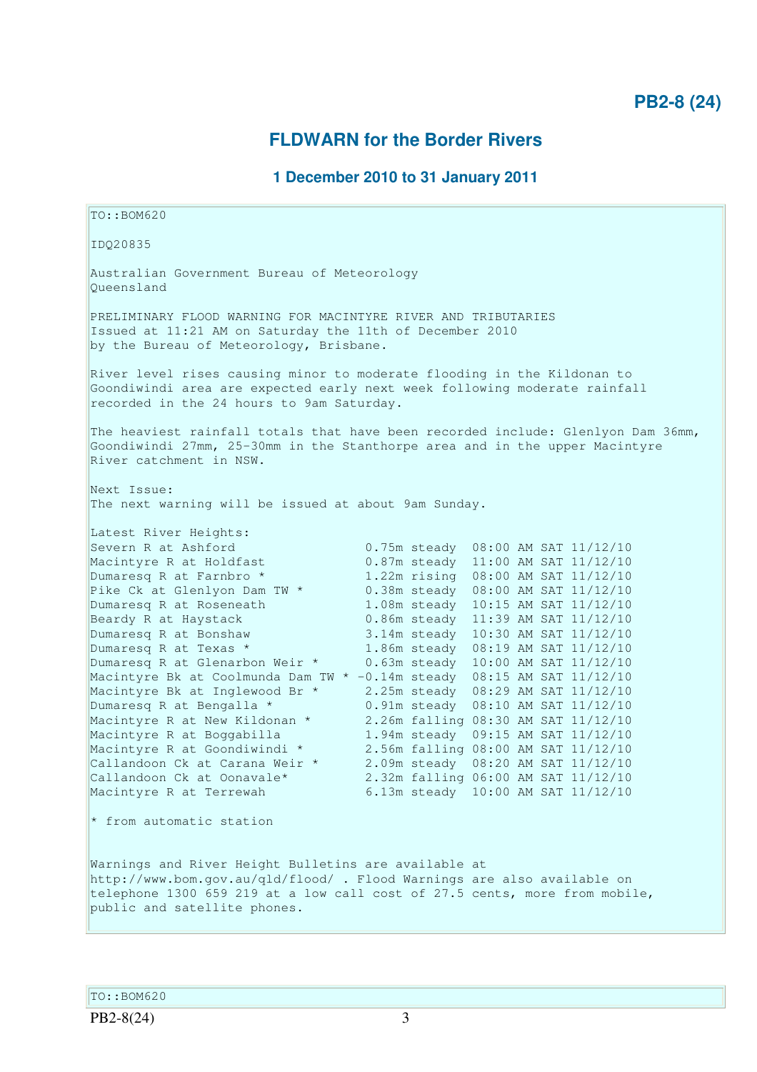**PB2-8 (24)**

## FLDWARN for the Border Rivers

### 1 December 2010 to 31 January 2011

```
TO::BOM620

IDQ20835

Australian Government Bureau of Meteorology
Queensland

PRELIMINARY FLOOD WARNING FOR MACINTYRE RIVER AND TRIBUTARIES
Issued at 11:21 AM on Saturday the 11th of December 2010
by the Bureau of Meteorology, Brisbane.

River level rises causing minor to moderate flooding in the Kildonan to
Goondiwindi area are expected early next week following moderate rainfall
recorded in the 24 hours to 9am Saturday.

The heaviest rainfall totals that have been recorded include: Glenlyon Dam 36mm,
Goondiwindi 27mm, 25-30mm in the Stanthorpe area and in the upper Macintyre
River catchment in NSW.

Next Issue:
The next warning will be issued at about 9am Sunday.

Latest River Heights:
Severn R at Ashford                0.75m steady  08:00 AM SAT 11/12/10
Macintyre R at Holdfast            0.87m steady  11:00 AM SAT 11/12/10
Dumaresq R at Farnbro *            1.22m rising  08:00 AM SAT 11/12/10
Pike Ck at Glenlyon Dam TW *       0.38m steady  08:00 AM SAT 11/12/10
Dumaresq R at Roseneath            1.08m steady  10:15 AM SAT 11/12/10
Beardy R at Haystack               0.86m steady  11:39 AM SAT 11/12/10
Dumaresq R at Bonshaw              3.14m steady  10:30 AM SAT 11/12/10
Dumaresq R at Texas *              1.86m steady  08:19 AM SAT 11/12/10
Dumaresq R at Glenarbon Weir *     0.63m steady  10:00 AM SAT 11/12/10
Macintyre Bk at Coolmunda Dam TW * -0.14m steady  08:15 AM SAT 11/12/10
Macintyre Bk at Inglewood Br *     2.25m steady  08:29 AM SAT 11/12/10
Dumaresq R at Bengalla *           0.91m steady  08:10 AM SAT 11/12/10
Macintyre R at New Kildonan *      2.26m falling 08:30 AM SAT 11/12/10
Macintyre R at Boggabilla          1.94m steady  09:15 AM SAT 11/12/10
Macintyre R at Goondiwindi *       2.56m falling 08:00 AM SAT 11/12/10
Callandoon Ck at Carana Weir *     2.09m steady  08:20 AM SAT 11/12/10
Callandoon Ck at Oonavale*         2.32m falling 06:00 AM SAT 11/12/10
Macintyre R at Terrewah            6.13m steady  10:00 AM SAT 11/12/10

* from automatic station


Warnings and River Height Bulletins are available at
http://www.bom.gov.au/qld/flood/ . Flood Warnings are also available on
telephone 1300 659 219 at a low call cost of 27.5 cents, more from mobile,
public and satellite phones.
```

```
TO::BOM620
```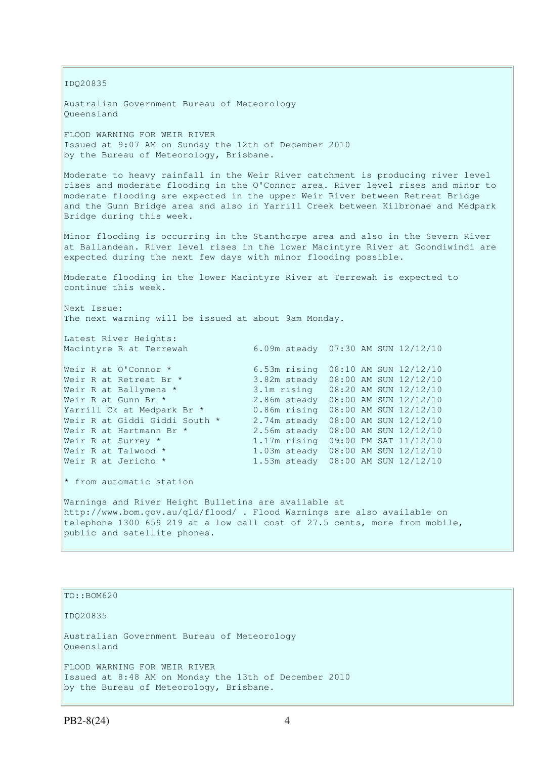IDQ20835

Australian Government Bureau of Meteorology
Queensland

FLOOD WARNING FOR WEIR RIVER
Issued at 9:07 AM on Sunday the 12th of December 2010
by the Bureau of Meteorology, Brisbane.

Moderate to heavy rainfall in the Weir River catchment is producing river level rises and moderate flooding in the O'Connor area. River level rises and minor to moderate flooding are expected in the upper Weir River between Retreat Bridge and the Gunn Bridge area and also in Yarrill Creek between Kilbronae and Medpark Bridge during this week.

Minor flooding is occurring in the Stanthorpe area and also in the Severn River at Ballandean. River level rises in the lower Macintyre River at Goondiwindi are expected during the next few days with minor flooding possible.

Moderate flooding in the lower Macintyre River at Terrewah is expected to continue this week.

Next Issue:
The next warning will be issued at about 9am Monday.

Latest River Heights:

```
Macintyre R at Terrewah            6.09m steady  07:30 AM SUN 12/12/10

Weir R at O'Connor *               6.53m rising  08:10 AM SUN 12/12/10
Weir R at Retreat Br *             3.82m steady  08:00 AM SUN 12/12/10
Weir R at Ballymena *              3.1m rising   08:20 AM SUN 12/12/10
Weir R at Gunn Br *                2.86m steady  08:00 AM SUN 12/12/10
Yarrill Ck at Medpark Br *         0.86m rising  08:00 AM SUN 12/12/10
Weir R at Giddi Giddi South *      2.74m steady  08:00 AM SUN 12/12/10
Weir R at Hartmann Br *            2.56m steady  08:00 AM SUN 12/12/10
Weir R at Surrey *                 1.17m rising  09:00 PM SAT 11/12/10
Weir R at Talwood *                1.03m steady  08:00 AM SUN 12/12/10
Weir R at Jericho *                1.53m steady  08:00 AM SUN 12/12/10
```

* from automatic station

Warnings and River Height Bulletins are available at http://www.bom.gov.au/qld/flood/ . Flood Warnings are also available on telephone 1300 659 219 at a low call cost of 27.5 cents, more from mobile, public and satellite phones.

TO::BOM620

IDQ20835

Australian Government Bureau of Meteorology
Queensland

FLOOD WARNING FOR WEIR RIVER
Issued at 8:48 AM on Monday the 13th of December 2010
by the Bureau of Meteorology, Brisbane.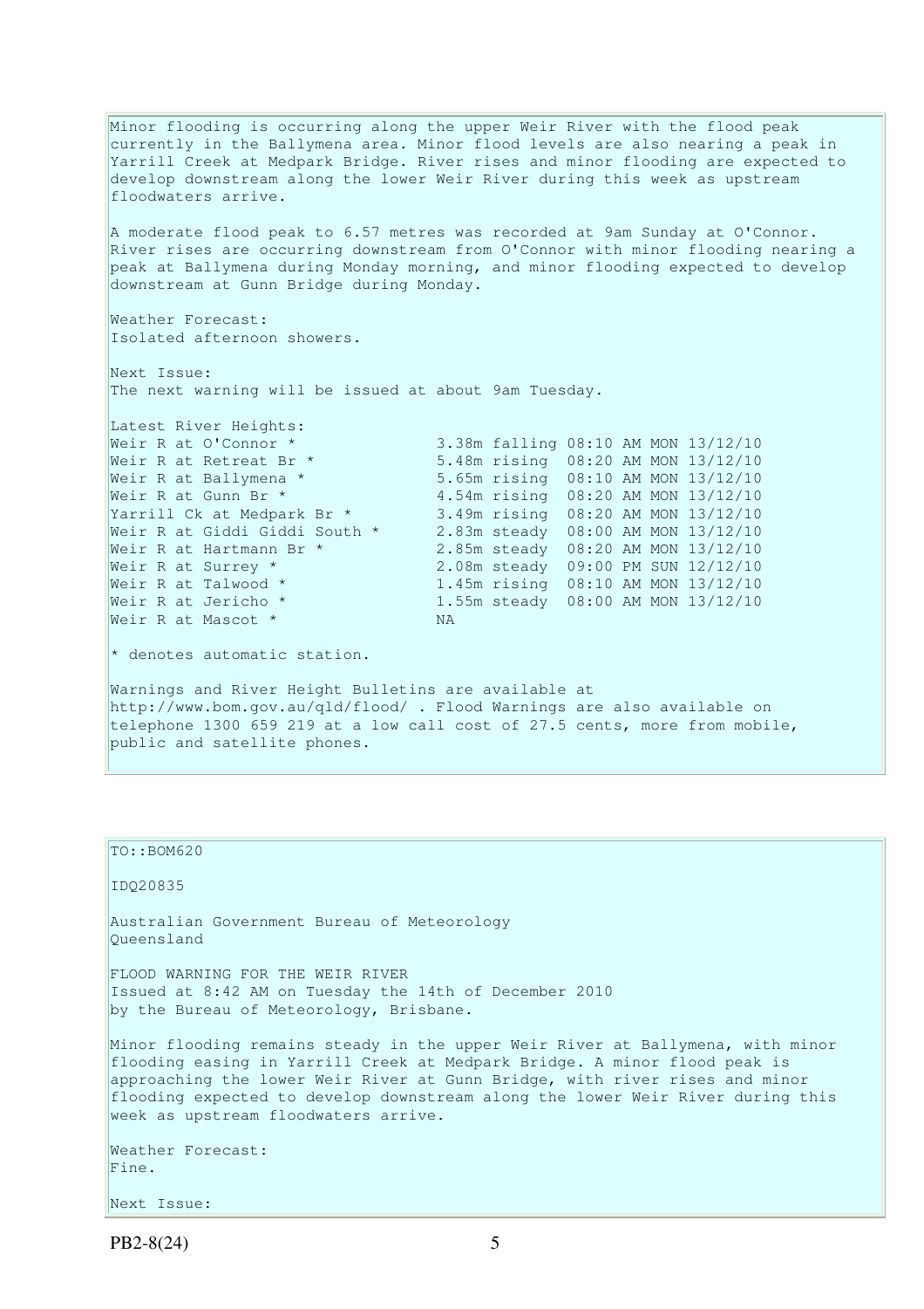Minor flooding is occurring along the upper Weir River with the flood peak currently in the Ballymena area. Minor flood levels are also nearing a peak in Yarrill Creek at Medpark Bridge. River rises and minor flooding are expected to develop downstream along the lower Weir River during this week as upstream floodwaters arrive.

A moderate flood peak to 6.57 metres was recorded at 9am Sunday at O'Connor. River rises are occurring downstream from O'Connor with minor flooding nearing a peak at Ballymena during Monday morning, and minor flooding expected to develop downstream at Gunn Bridge during Monday.

Weather Forecast:
Isolated afternoon showers.

Next Issue:
The next warning will be issued at about 9am Tuesday.

Latest River Heights:

```
Weir R at O'Connor *              3.38m falling 08:10 AM MON 13/12/10
Weir R at Retreat Br *            5.48m rising  08:20 AM MON 13/12/10
Weir R at Ballymena *             5.65m rising  08:10 AM MON 13/12/10
Weir R at Gunn Br *               4.54m rising  08:20 AM MON 13/12/10
Yarrill Ck at Medpark Br *        3.49m rising  08:20 AM MON 13/12/10
Weir R at Giddi Giddi South *     2.83m steady  08:00 AM MON 13/12/10
Weir R at Hartmann Br *           2.85m steady  08:20 AM MON 13/12/10
Weir R at Surrey *                2.08m steady  09:00 PM SUN 12/12/10
Weir R at Talwood *               1.45m rising  08:10 AM MON 13/12/10
Weir R at Jericho *               1.55m steady  08:00 AM MON 13/12/10
Weir R at Mascot *                NA
```

* denotes automatic station.

Warnings and River Height Bulletins are available at http://www.bom.gov.au/qld/flood/ . Flood Warnings are also available on telephone 1300 659 219 at a low call cost of 27.5 cents, more from mobile, public and satellite phones.

---

TO::BOM620

IDQ20835

Australian Government Bureau of Meteorology
Queensland

FLOOD WARNING FOR THE WEIR RIVER
Issued at 8:42 AM on Tuesday the 14th of December 2010
by the Bureau of Meteorology, Brisbane.

Minor flooding remains steady in the upper Weir River at Ballymena, with minor flooding easing in Yarrill Creek at Medpark Bridge. A minor flood peak is approaching the lower Weir River at Gunn Bridge, with river rises and minor flooding expected to develop downstream along the lower Weir River during this week as upstream floodwaters arrive.

Weather Forecast:
Fine.

Next Issue: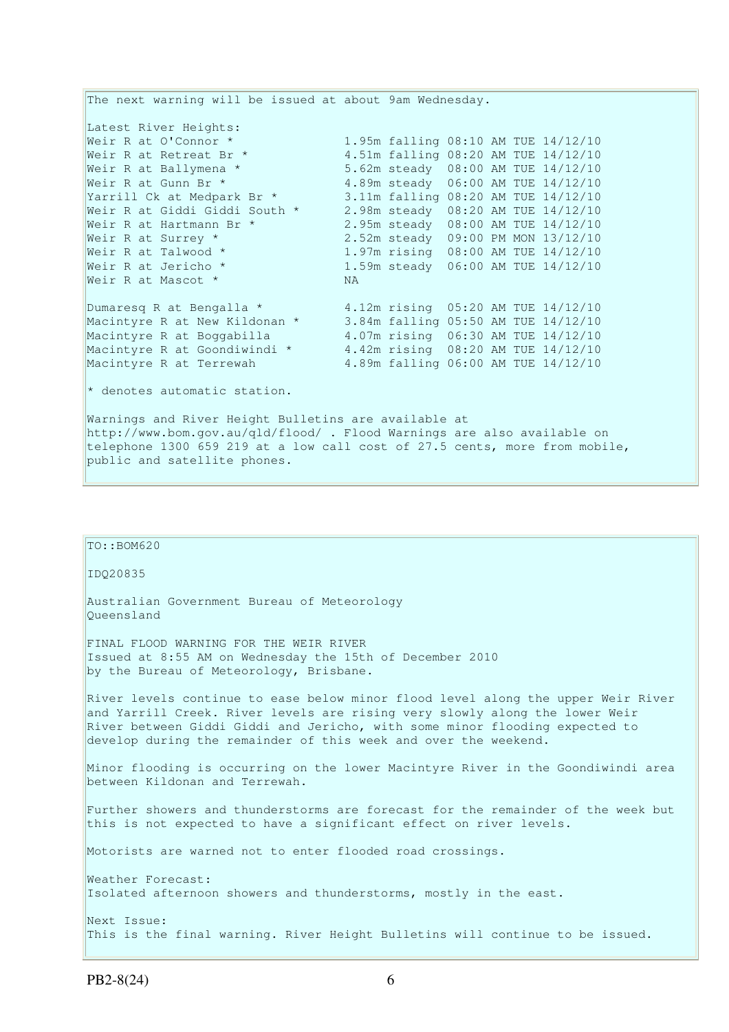The next warning will be issued at about 9am Wednesday.

Latest River Heights:

| Station | Height | Trend | Time | Date |
|---|---|---|---|---|
| Weir R at O'Connor * | 1.95m | falling | 08:10 AM | TUE 14/12/10 |
| Weir R at Retreat Br * | 4.51m | falling | 08:20 AM | TUE 14/12/10 |
| Weir R at Ballymena * | 5.62m | steady | 08:00 AM | TUE 14/12/10 |
| Weir R at Gunn Br * | 4.89m | steady | 06:00 AM | TUE 14/12/10 |
| Yarrill Ck at Medpark Br * | 3.11m | falling | 08:20 AM | TUE 14/12/10 |
| Weir R at Giddi Giddi South * | 2.98m | steady | 08:20 AM | TUE 14/12/10 |
| Weir R at Hartmann Br * | 2.95m | steady | 08:00 AM | TUE 14/12/10 |
| Weir R at Surrey * | 2.52m | steady | 09:00 PM | MON 13/12/10 |
| Weir R at Talwood * | 1.97m | rising | 08:00 AM | TUE 14/12/10 |
| Weir R at Jericho * | 1.59m | steady | 06:00 AM | TUE 14/12/10 |
| Weir R at Mascot * | NA | | | |
| Dumaresq R at Bengalla * | 4.12m | rising | 05:20 AM | TUE 14/12/10 |
| Macintyre R at New Kildonan * | 3.84m | falling | 05:50 AM | TUE 14/12/10 |
| Macintyre R at Boggabilla | 4.07m | rising | 06:30 AM | TUE 14/12/10 |
| Macintyre R at Goondiwindi * | 4.42m | rising | 08:20 AM | TUE 14/12/10 |
| Macintyre R at Terrewah | 4.89m | falling | 06:00 AM | TUE 14/12/10 |

* denotes automatic station.

Warnings and River Height Bulletins are available at http://www.bom.gov.au/qld/flood/ . Flood Warnings are also available on telephone 1300 659 219 at a low call cost of 27.5 cents, more from mobile, public and satellite phones.

---

TO::BOM620

IDQ20835

Australian Government Bureau of Meteorology
Queensland

FINAL FLOOD WARNING FOR THE WEIR RIVER
Issued at 8:55 AM on Wednesday the 15th of December 2010
by the Bureau of Meteorology, Brisbane.

River levels continue to ease below minor flood level along the upper Weir River and Yarrill Creek. River levels are rising very slowly along the lower Weir River between Giddi Giddi and Jericho, with some minor flooding expected to develop during the remainder of this week and over the weekend.

Minor flooding is occurring on the lower Macintyre River in the Goondiwindi area between Kildonan and Terrewah.

Further showers and thunderstorms are forecast for the remainder of the week but this is not expected to have a significant effect on river levels.

Motorists are warned not to enter flooded road crossings.

Weather Forecast:
Isolated afternoon showers and thunderstorms, mostly in the east.

Next Issue:
This is the final warning. River Height Bulletins will continue to be issued.

PB2-8(24)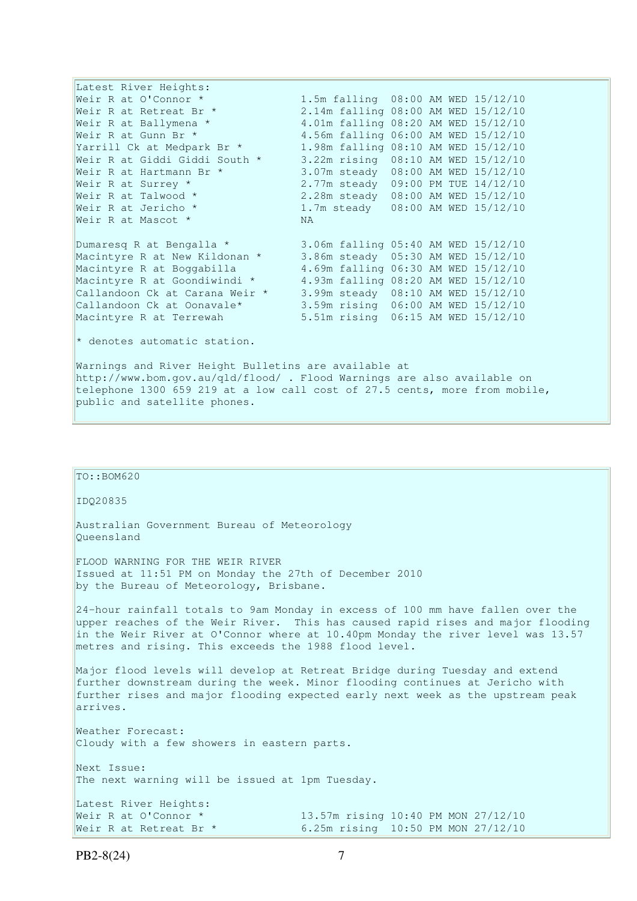Latest River Heights:

| | |
|---|---|
| Weir R at O'Connor * | 1.5m falling 08:00 AM WED 15/12/10 |
| Weir R at Retreat Br * | 2.14m falling 08:00 AM WED 15/12/10 |
| Weir R at Ballymena * | 4.01m falling 08:20 AM WED 15/12/10 |
| Weir R at Gunn Br * | 4.56m falling 06:00 AM WED 15/12/10 |
| Yarrill Ck at Medpark Br * | 1.98m falling 08:10 AM WED 15/12/10 |
| Weir R at Giddi Giddi South * | 3.22m rising 08:10 AM WED 15/12/10 |
| Weir R at Hartmann Br * | 3.07m steady 08:00 AM WED 15/12/10 |
| Weir R at Surrey * | 2.77m steady 09:00 PM TUE 14/12/10 |
| Weir R at Talwood * | 2.28m steady 08:00 AM WED 15/12/10 |
| Weir R at Jericho * | 1.7m steady 08:00 AM WED 15/12/10 |
| Weir R at Mascot * | NA |
| | |
| Dumaresq R at Bengalla * | 3.06m falling 05:40 AM WED 15/12/10 |
| Macintyre R at New Kildonan * | 3.86m steady 05:30 AM WED 15/12/10 |
| Macintyre R at Boggabilla | 4.69m falling 06:30 AM WED 15/12/10 |
| Macintyre R at Goondiwindi * | 4.93m falling 08:20 AM WED 15/12/10 |
| Callandoon Ck at Carana Weir * | 3.99m steady 08:10 AM WED 15/12/10 |
| Callandoon Ck at Oonavale* | 3.59m rising 06:00 AM WED 15/12/10 |
| Macintyre R at Terrewah | 5.51m rising 06:15 AM WED 15/12/10 |

* denotes automatic station.

Warnings and River Height Bulletins are available at http://www.bom.gov.au/qld/flood/ . Flood Warnings are also available on telephone 1300 659 219 at a low call cost of 27.5 cents, more from mobile, public and satellite phones.

TO::BOM620

IDQ20835

Australian Government Bureau of Meteorology
Queensland

FLOOD WARNING FOR THE WEIR RIVER
Issued at 11:51 PM on Monday the 27th of December 2010
by the Bureau of Meteorology, Brisbane.

24-hour rainfall totals to 9am Monday in excess of 100 mm have fallen over the upper reaches of the Weir River. This has caused rapid rises and major flooding in the Weir River at O'Connor where at 10.40pm Monday the river level was 13.57 metres and rising. This exceeds the 1988 flood level.

Major flood levels will develop at Retreat Bridge during Tuesday and extend further downstream during the week. Minor flooding continues at Jericho with further rises and major flooding expected early next week as the upstream peak arrives.

Weather Forecast:
Cloudy with a few showers in eastern parts.

Next Issue:
The next warning will be issued at 1pm Tuesday.

Latest River Heights:

| | |
|---|---|
| Weir R at O'Connor * | 13.57m rising 10:40 PM MON 27/12/10 |
| Weir R at Retreat Br * | 6.25m rising 10:50 PM MON 27/12/10 |

PB2-8(24)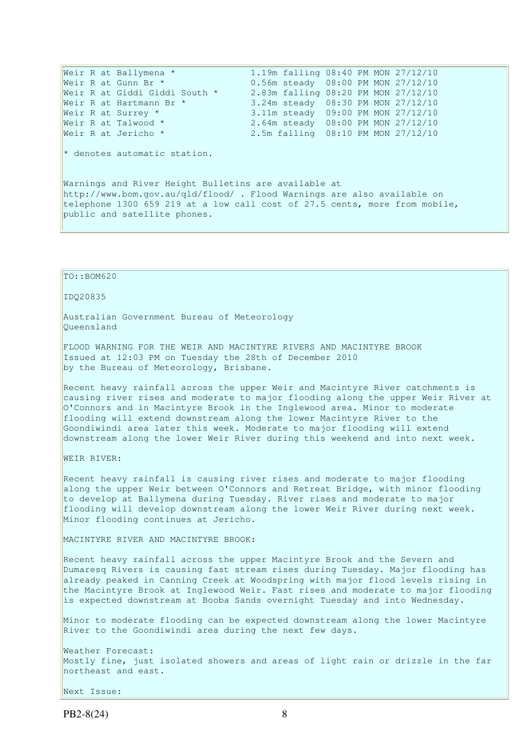```
Weir R at Ballymena *             1.19m falling 08:40 PM MON 27/12/10
Weir R at Gunn Br *               0.56m steady  08:00 PM MON 27/12/10
Weir R at Giddi Giddi South *     2.83m falling 08:20 PM MON 27/12/10
Weir R at Hartmann Br *           3.24m steady  08:30 PM MON 27/12/10
Weir R at Surrey *                3.11m steady  09:00 PM MON 27/12/10
Weir R at Talwood *               2.64m steady  08:00 PM MON 27/12/10
Weir R at Jericho *               2.5m falling  08:10 PM MON 27/12/10
```

* denotes automatic station.

Warnings and River Height Bulletins are available at http://www.bom.gov.au/qld/flood/ . Flood Warnings are also available on telephone 1300 659 219 at a low call cost of 27.5 cents, more from mobile, public and satellite phones.

TO::BOM620

IDQ20835

Australian Government Bureau of Meteorology
Queensland

FLOOD WARNING FOR THE WEIR AND MACINTYRE RIVERS AND MACINTYRE BROOK
Issued at 12:03 PM on Tuesday the 28th of December 2010
by the Bureau of Meteorology, Brisbane.

Recent heavy rainfall across the upper Weir and Macintyre River catchments is causing river rises and moderate to major flooding along the upper Weir River at O'Connors and in Macintyre Brook in the Inglewood area. Minor to moderate flooding will extend downstream along the lower Macintyre River to the Goondiwindi area later this week. Moderate to major flooding will extend downstream along the lower Weir River during this weekend and into next week.

WEIR RIVER:

Recent heavy rainfall is causing river rises and moderate to major flooding along the upper Weir between O'Connors and Retreat Bridge, with minor flooding to develop at Ballymena during Tuesday. River rises and moderate to major flooding will develop downstream along the lower Weir River during next week. Minor flooding continues at Jericho.

MACINTYRE RIVER AND MACINTYRE BROOK:

Recent heavy rainfall across the upper Macintyre Brook and the Severn and Dumaresq Rivers is causing fast stream rises during Tuesday. Major flooding has already peaked in Canning Creek at Woodspring with major flood levels rising in the Macintyre Brook at Inglewood Weir. Fast rises and moderate to major flooding is expected downstream at Booba Sands overnight Tuesday and into Wednesday.

Minor to moderate flooding can be expected downstream along the lower Macintyre River to the Goondiwindi area during the next few days.

Weather Forecast:
Mostly fine, just isolated showers and areas of light rain or drizzle in the far northeast and east.

Next Issue:

PB2-8(24)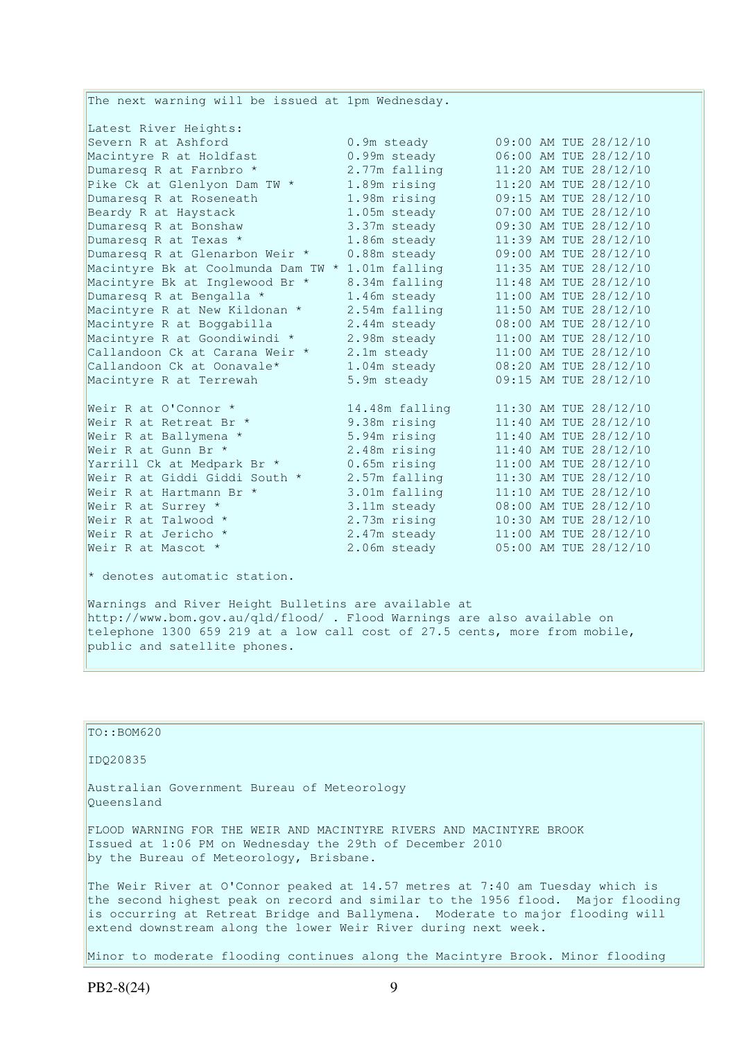The next warning will be issued at 1pm Wednesday.

Latest River Heights:

| | | |
|---|---|---|
| Severn R at Ashford | 0.9m steady | 09:00 AM TUE 28/12/10 |
| Macintyre R at Holdfast | 0.99m steady | 06:00 AM TUE 28/12/10 |
| Dumaresq R at Farnbro * | 2.77m falling | 11:20 AM TUE 28/12/10 |
| Pike Ck at Glenlyon Dam TW * | 1.89m rising | 11:20 AM TUE 28/12/10 |
| Dumaresq R at Roseneath | 1.98m rising | 09:15 AM TUE 28/12/10 |
| Beardy R at Haystack | 1.05m steady | 07:00 AM TUE 28/12/10 |
| Dumaresq R at Bonshaw | 3.37m steady | 09:30 AM TUE 28/12/10 |
| Dumaresq R at Texas * | 1.86m steady | 11:39 AM TUE 28/12/10 |
| Dumaresq R at Glenarbon Weir * | 0.88m steady | 09:00 AM TUE 28/12/10 |
| Macintyre Bk at Coolmunda Dam TW * | 1.01m falling | 11:35 AM TUE 28/12/10 |
| Macintyre Bk at Inglewood Br * | 8.34m falling | 11:48 AM TUE 28/12/10 |
| Dumaresq R at Bengalla * | 1.46m steady | 11:00 AM TUE 28/12/10 |
| Macintyre R at New Kildonan * | 2.54m falling | 11:50 AM TUE 28/12/10 |
| Macintyre R at Boggabilla | 2.44m steady | 08:00 AM TUE 28/12/10 |
| Macintyre R at Goondiwindi * | 2.98m steady | 11:00 AM TUE 28/12/10 |
| Callandoon Ck at Carana Weir * | 2.1m steady | 11:00 AM TUE 28/12/10 |
| Callandoon Ck at Oonavale* | 1.04m steady | 08:20 AM TUE 28/12/10 |
| Macintyre R at Terrewah | 5.9m steady | 09:15 AM TUE 28/12/10 |
| | | |
| Weir R at O'Connor * | 14.48m falling | 11:30 AM TUE 28/12/10 |
| Weir R at Retreat Br * | 9.38m rising | 11:40 AM TUE 28/12/10 |
| Weir R at Ballymena * | 5.94m rising | 11:40 AM TUE 28/12/10 |
| Weir R at Gunn Br * | 2.48m rising | 11:40 AM TUE 28/12/10 |
| Yarrill Ck at Medpark Br * | 0.65m rising | 11:00 AM TUE 28/12/10 |
| Weir R at Giddi Giddi South * | 2.57m falling | 11:30 AM TUE 28/12/10 |
| Weir R at Hartmann Br * | 3.01m falling | 11:10 AM TUE 28/12/10 |
| Weir R at Surrey * | 3.11m steady | 08:00 AM TUE 28/12/10 |
| Weir R at Talwood * | 2.73m rising | 10:30 AM TUE 28/12/10 |
| Weir R at Jericho * | 2.47m steady | 11:00 AM TUE 28/12/10 |
| Weir R at Mascot * | 2.06m steady | 05:00 AM TUE 28/12/10 |

* denotes automatic station.

Warnings and River Height Bulletins are available at http://www.bom.gov.au/qld/flood/ . Flood Warnings are also available on telephone 1300 659 219 at a low call cost of 27.5 cents, more from mobile, public and satellite phones.

---

TO::BOM620

IDQ20835

Australian Government Bureau of Meteorology
Queensland

FLOOD WARNING FOR THE WEIR AND MACINTYRE RIVERS AND MACINTYRE BROOK
Issued at 1:06 PM on Wednesday the 29th of December 2010
by the Bureau of Meteorology, Brisbane.

The Weir River at O'Connor peaked at 14.57 metres at 7:40 am Tuesday which is the second highest peak on record and similar to the 1956 flood. Major flooding is occurring at Retreat Bridge and Ballymena. Moderate to major flooding will extend downstream along the lower Weir River during next week.

Minor to moderate flooding continues along the Macintyre Brook. Minor flooding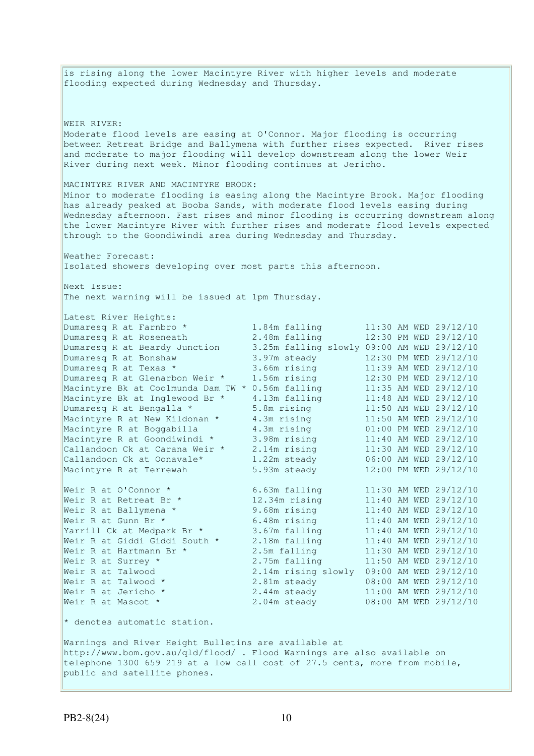is rising along the lower Macintyre River with higher levels and moderate flooding expected during Wednesday and Thursday.

WEIR RIVER:
Moderate flood levels are easing at O'Connor. Major flooding is occurring between Retreat Bridge and Ballymena with further rises expected. River rises and moderate to major flooding will develop downstream along the lower Weir River during next week. Minor flooding continues at Jericho.

MACINTYRE RIVER AND MACINTYRE BROOK:
Minor to moderate flooding is easing along the Macintyre Brook. Major flooding has already peaked at Booba Sands, with moderate flood levels easing during Wednesday afternoon. Fast rises and minor flooding is occurring downstream along the lower Macintyre River with further rises and moderate flood levels expected through to the Goondiwindi area during Wednesday and Thursday.

Weather Forecast:
Isolated showers developing over most parts this afternoon.

Next Issue:
The next warning will be issued at 1pm Thursday.

Latest River Heights:

| Station | Height | Time |
|---|---|---|
| Dumaresq R at Farnbro * | 1.84m falling | 11:30 AM WED 29/12/10 |
| Dumaresq R at Roseneath | 2.48m falling | 12:30 PM WED 29/12/10 |
| Dumaresq R at Beardy Junction | 3.25m falling slowly | 09:00 AM WED 29/12/10 |
| Dumaresq R at Bonshaw | 3.97m steady | 12:30 PM WED 29/12/10 |
| Dumaresq R at Texas * | 3.66m rising | 11:39 AM WED 29/12/10 |
| Dumaresq R at Glenarbon Weir * | 1.56m rising | 12:30 PM WED 29/12/10 |
| Macintyre Bk at Coolmunda Dam TW * | 0.56m falling | 11:35 AM WED 29/12/10 |
| Macintyre Bk at Inglewood Br * | 4.13m falling | 11:48 AM WED 29/12/10 |
| Dumaresq R at Bengalla * | 5.8m rising | 11:50 AM WED 29/12/10 |
| Macintyre R at New Kildonan * | 4.3m rising | 11:50 AM WED 29/12/10 |
| Macintyre R at Boggabilla | 4.3m rising | 01:00 PM WED 29/12/10 |
| Macintyre R at Goondiwindi * | 3.98m rising | 11:40 AM WED 29/12/10 |
| Callandoon Ck at Carana Weir * | 2.14m rising | 11:30 AM WED 29/12/10 |
| Callandoon Ck at Oonavale* | 1.22m steady | 06:00 AM WED 29/12/10 |
| Macintyre R at Terrewah | 5.93m steady | 12:00 PM WED 29/12/10 |
| | | |
| Weir R at O'Connor * | 6.63m falling | 11:30 AM WED 29/12/10 |
| Weir R at Retreat Br * | 12.34m rising | 11:40 AM WED 29/12/10 |
| Weir R at Ballymena * | 9.68m rising | 11:40 AM WED 29/12/10 |
| Weir R at Gunn Br * | 6.48m rising | 11:40 AM WED 29/12/10 |
| Yarrill Ck at Medpark Br * | 3.67m falling | 11:40 AM WED 29/12/10 |
| Weir R at Giddi Giddi South * | 2.18m falling | 11:40 AM WED 29/12/10 |
| Weir R at Hartmann Br * | 2.5m falling | 11:30 AM WED 29/12/10 |
| Weir R at Surrey * | 2.75m falling | 11:50 AM WED 29/12/10 |
| Weir R at Talwood | 2.14m rising slowly | 09:00 AM WED 29/12/10 |
| Weir R at Talwood * | 2.81m steady | 08:00 AM WED 29/12/10 |
| Weir R at Jericho * | 2.44m steady | 11:00 AM WED 29/12/10 |
| Weir R at Mascot * | 2.04m steady | 08:00 AM WED 29/12/10 |

* denotes automatic station.

Warnings and River Height Bulletins are available at http://www.bom.gov.au/qld/flood/ . Flood Warnings are also available on telephone 1300 659 219 at a low call cost of 27.5 cents, more from mobile, public and satellite phones.

PB2-8(24)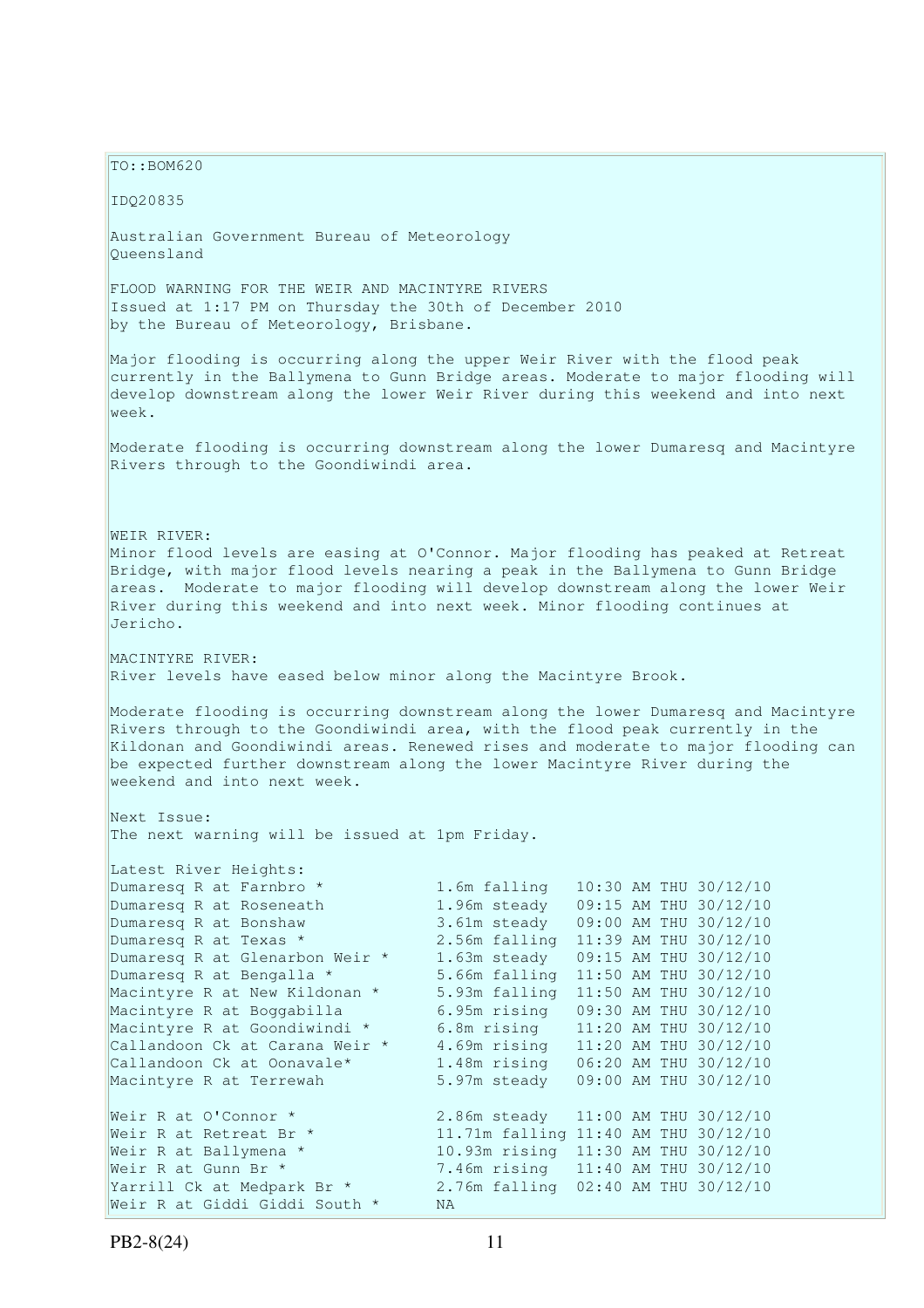TO::BOM620

IDQ20835

Australian Government Bureau of Meteorology
Queensland

FLOOD WARNING FOR THE WEIR AND MACINTYRE RIVERS
Issued at 1:17 PM on Thursday the 30th of December 2010
by the Bureau of Meteorology, Brisbane.

Major flooding is occurring along the upper Weir River with the flood peak currently in the Ballymena to Gunn Bridge areas. Moderate to major flooding will develop downstream along the lower Weir River during this weekend and into next week.

Moderate flooding is occurring downstream along the lower Dumaresq and Macintyre Rivers through to the Goondiwindi area.

WEIR RIVER:
Minor flood levels are easing at O'Connor. Major flooding has peaked at Retreat Bridge, with major flood levels nearing a peak in the Ballymena to Gunn Bridge areas. Moderate to major flooding will develop downstream along the lower Weir River during this weekend and into next week. Minor flooding continues at Jericho.

MACINTYRE RIVER:
River levels have eased below minor along the Macintyre Brook.

Moderate flooding is occurring downstream along the lower Dumaresq and Macintyre Rivers through to the Goondiwindi area, with the flood peak currently in the Kildonan and Goondiwindi areas. Renewed rises and moderate to major flooding can be expected further downstream along the lower Macintyre River during the weekend and into next week.

Next Issue:
The next warning will be issued at 1pm Friday.

Latest River Heights:

| Location | Height | Time |
|---|---|---|
| Dumaresq R at Farnbro * | 1.6m falling | 10:30 AM THU 30/12/10 |
| Dumaresq R at Roseneath | 1.96m steady | 09:15 AM THU 30/12/10 |
| Dumaresq R at Bonshaw | 3.61m steady | 09:00 AM THU 30/12/10 |
| Dumaresq R at Texas * | 2.56m falling | 11:39 AM THU 30/12/10 |
| Dumaresq R at Glenarbon Weir * | 1.63m steady | 09:15 AM THU 30/12/10 |
| Dumaresq R at Bengalla * | 5.66m falling | 11:50 AM THU 30/12/10 |
| Macintyre R at New Kildonan * | 5.93m falling | 11:50 AM THU 30/12/10 |
| Macintyre R at Boggabilla | 6.95m rising | 09:30 AM THU 30/12/10 |
| Macintyre R at Goondiwindi * | 6.8m rising | 11:20 AM THU 30/12/10 |
| Callandoon Ck at Carana Weir * | 4.69m rising | 11:20 AM THU 30/12/10 |
| Callandoon Ck at Oonavale* | 1.48m rising | 06:20 AM THU 30/12/10 |
| Macintyre R at Terrewah | 5.97m steady | 09:00 AM THU 30/12/10 |
| | | |
| Weir R at O'Connor * | 2.86m steady | 11:00 AM THU 30/12/10 |
| Weir R at Retreat Br * | 11.71m falling | 11:40 AM THU 30/12/10 |
| Weir R at Ballymena * | 10.93m rising | 11:30 AM THU 30/12/10 |
| Weir R at Gunn Br * | 7.46m rising | 11:40 AM THU 30/12/10 |
| Yarrill Ck at Medpark Br * | 2.76m falling | 02:40 AM THU 30/12/10 |
| Weir R at Giddi Giddi South * | NA | |

PB2-8(24)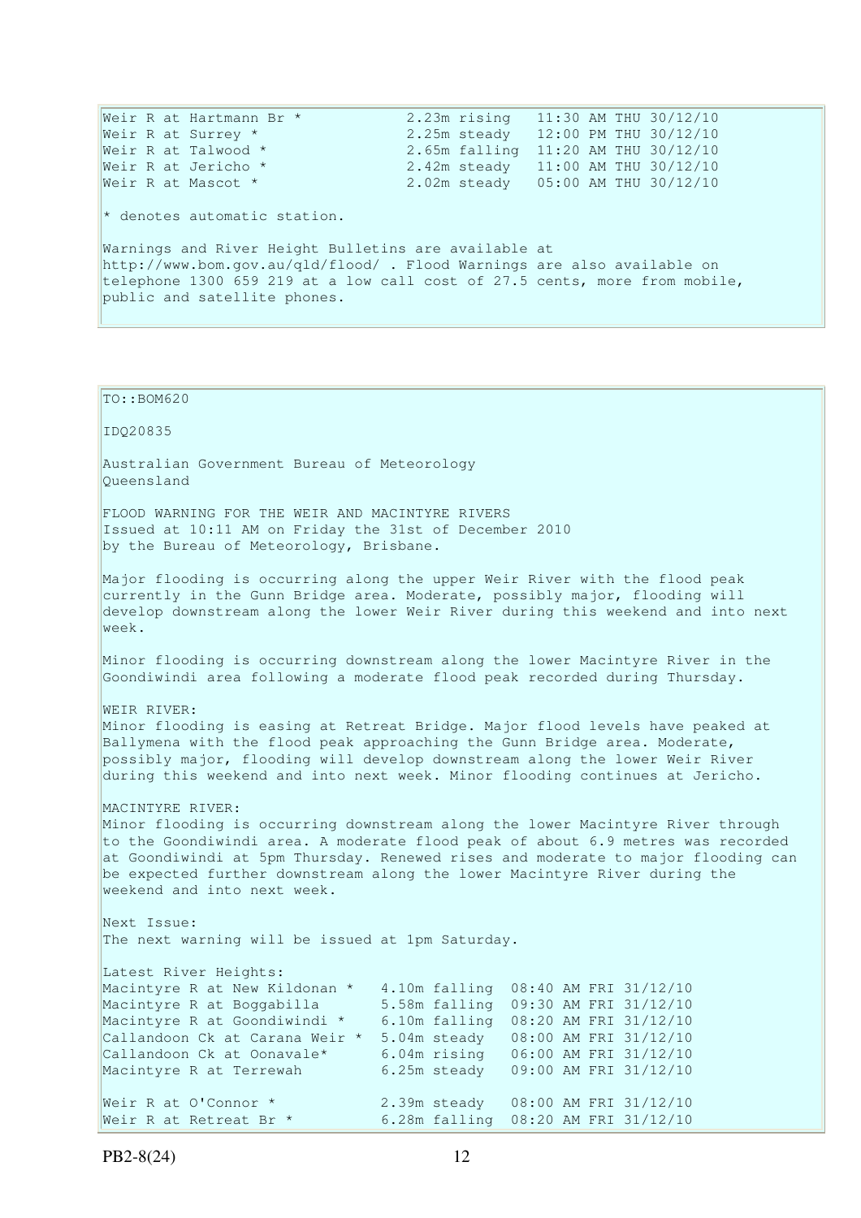```
Weir R at Hartmann Br *           2.23m rising   11:30 AM THU 30/12/10
Weir R at Surrey *                2.25m steady   12:00 PM THU 30/12/10
Weir R at Talwood *               2.65m falling  11:20 AM THU 30/12/10
Weir R at Jericho *               2.42m steady   11:00 AM THU 30/12/10
Weir R at Mascot *                2.02m steady   05:00 AM THU 30/12/10
```

\* denotes automatic station.

Warnings and River Height Bulletins are available at http://www.bom.gov.au/qld/flood/ . Flood Warnings are also available on telephone 1300 659 219 at a low call cost of 27.5 cents, more from mobile, public and satellite phones.

---

TO::BOM620

IDQ20835

Australian Government Bureau of Meteorology
Queensland

FLOOD WARNING FOR THE WEIR AND MACINTYRE RIVERS
Issued at 10:11 AM on Friday the 31st of December 2010
by the Bureau of Meteorology, Brisbane.

Major flooding is occurring along the upper Weir River with the flood peak currently in the Gunn Bridge area. Moderate, possibly major, flooding will develop downstream along the lower Weir River during this weekend and into next week.

Minor flooding is occurring downstream along the lower Macintyre River in the Goondiwindi area following a moderate flood peak recorded during Thursday.

WEIR RIVER:
Minor flooding is easing at Retreat Bridge. Major flood levels have peaked at Ballymena with the flood peak approaching the Gunn Bridge area. Moderate, possibly major, flooding will develop downstream along the lower Weir River during this weekend and into next week. Minor flooding continues at Jericho.

MACINTYRE RIVER:
Minor flooding is occurring downstream along the lower Macintyre River through to the Goondiwindi area. A moderate flood peak of about 6.9 metres was recorded at Goondiwindi at 5pm Thursday. Renewed rises and moderate to major flooding can be expected further downstream along the lower Macintyre River during the weekend and into next week.

Next Issue:
The next warning will be issued at 1pm Saturday.

Latest River Heights:

```
Macintyre R at New Kildonan *   4.10m falling  08:40 AM FRI 31/12/10
Macintyre R at Boggabilla       5.58m falling  09:30 AM FRI 31/12/10
Macintyre R at Goondiwindi *    6.10m falling  08:20 AM FRI 31/12/10
Callandoon Ck at Carana Weir *  5.04m steady   08:00 AM FRI 31/12/10
Callandoon Ck at Oonavale*      6.04m rising   06:00 AM FRI 31/12/10
Macintyre R at Terrewah         6.25m steady   09:00 AM FRI 31/12/10

Weir R at O'Connor *            2.39m steady   08:00 AM FRI 31/12/10
Weir R at Retreat Br *          6.28m falling  08:20 AM FRI 31/12/10
```

PB2-8(24)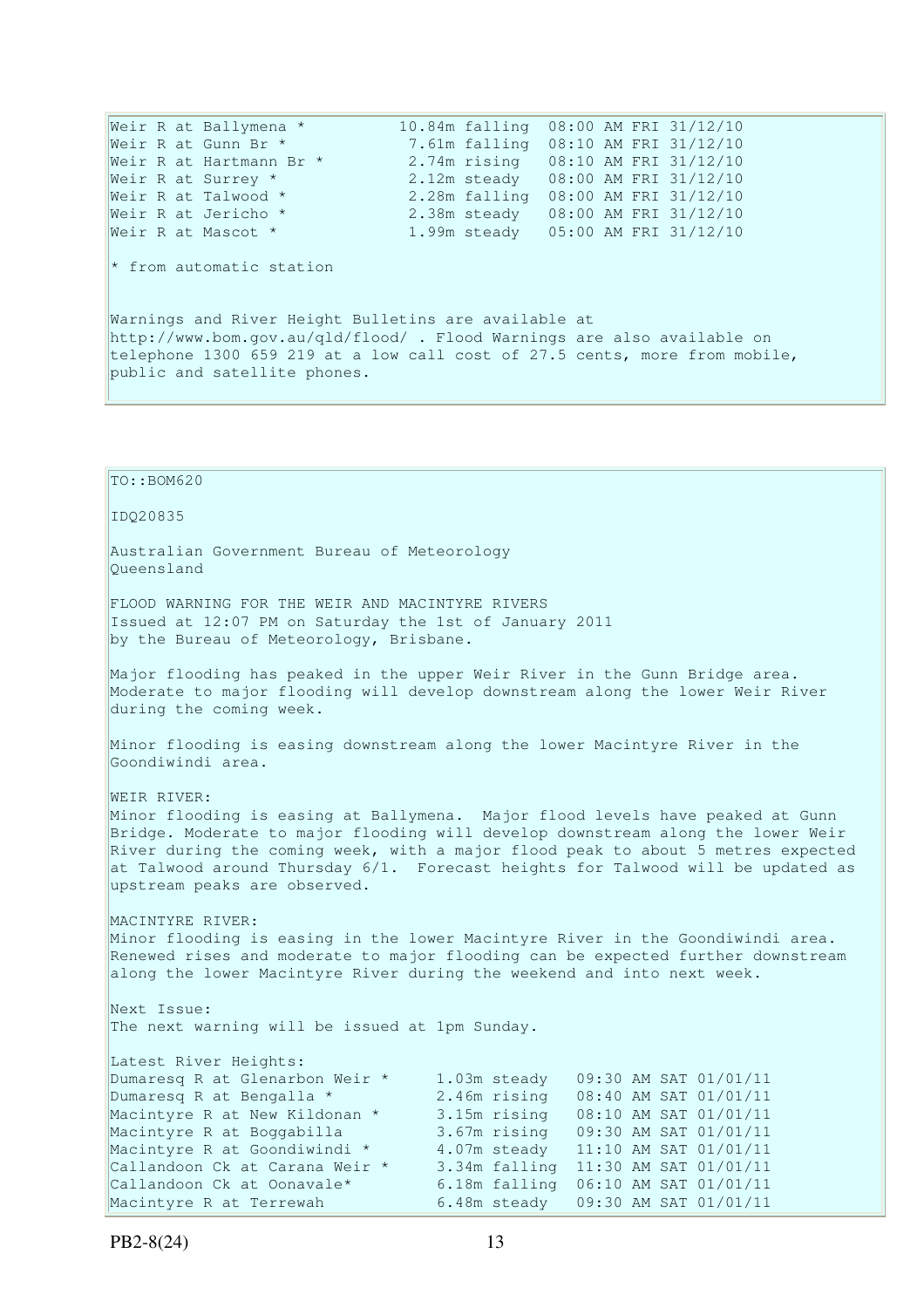```
Weir R at Ballymena *          10.84m falling  08:00 AM FRI 31/12/10
Weir R at Gunn Br *             7.61m falling  08:10 AM FRI 31/12/10
Weir R at Hartmann Br *         2.74m rising   08:10 AM FRI 31/12/10
Weir R at Surrey *              2.12m steady   08:00 AM FRI 31/12/10
Weir R at Talwood *             2.28m falling  08:00 AM FRI 31/12/10
Weir R at Jericho *             2.38m steady   08:00 AM FRI 31/12/10
Weir R at Mascot *              1.99m steady   05:00 AM FRI 31/12/10
```

* from automatic station

Warnings and River Height Bulletins are available at
http://www.bom.gov.au/qld/flood/ . Flood Warnings are also available on
telephone 1300 659 219 at a low call cost of 27.5 cents, more from mobile,
public and satellite phones.

TO::BOM620

IDQ20835

Australian Government Bureau of Meteorology
Queensland

FLOOD WARNING FOR THE WEIR AND MACINTYRE RIVERS
Issued at 12:07 PM on Saturday the 1st of January 2011
by the Bureau of Meteorology, Brisbane.

Major flooding has peaked in the upper Weir River in the Gunn Bridge area.
Moderate to major flooding will develop downstream along the lower Weir River
during the coming week.

Minor flooding is easing downstream along the lower Macintyre River in the
Goondiwindi area.

WEIR RIVER:
Minor flooding is easing at Ballymena. Major flood levels have peaked at Gunn
Bridge. Moderate to major flooding will develop downstream along the lower Weir
River during the coming week, with a major flood peak to about 5 metres expected
at Talwood around Thursday 6/1. Forecast heights for Talwood will be updated as
upstream peaks are observed.

MACINTYRE RIVER:
Minor flooding is easing in the lower Macintyre River in the Goondiwindi area.
Renewed rises and moderate to major flooding can be expected further downstream
along the lower Macintyre River during the weekend and into next week.

Next Issue:
The next warning will be issued at 1pm Sunday.

Latest River Heights:

```
Dumaresq R at Glenarbon Weir *     1.03m steady   09:30 AM SAT 01/01/11
Dumaresq R at Bengalla *           2.46m rising   08:40 AM SAT 01/01/11
Macintyre R at New Kildonan *      3.15m rising   08:10 AM SAT 01/01/11
Macintyre R at Boggabilla          3.67m rising   09:30 AM SAT 01/01/11
Macintyre R at Goondiwindi *       4.07m steady   11:10 AM SAT 01/01/11
Callandoon Ck at Carana Weir *     3.34m falling  11:30 AM SAT 01/01/11
Callandoon Ck at Oonavale*         6.18m falling  06:10 AM SAT 01/01/11
Macintyre R at Terrewah            6.48m steady   09:30 AM SAT 01/01/11
```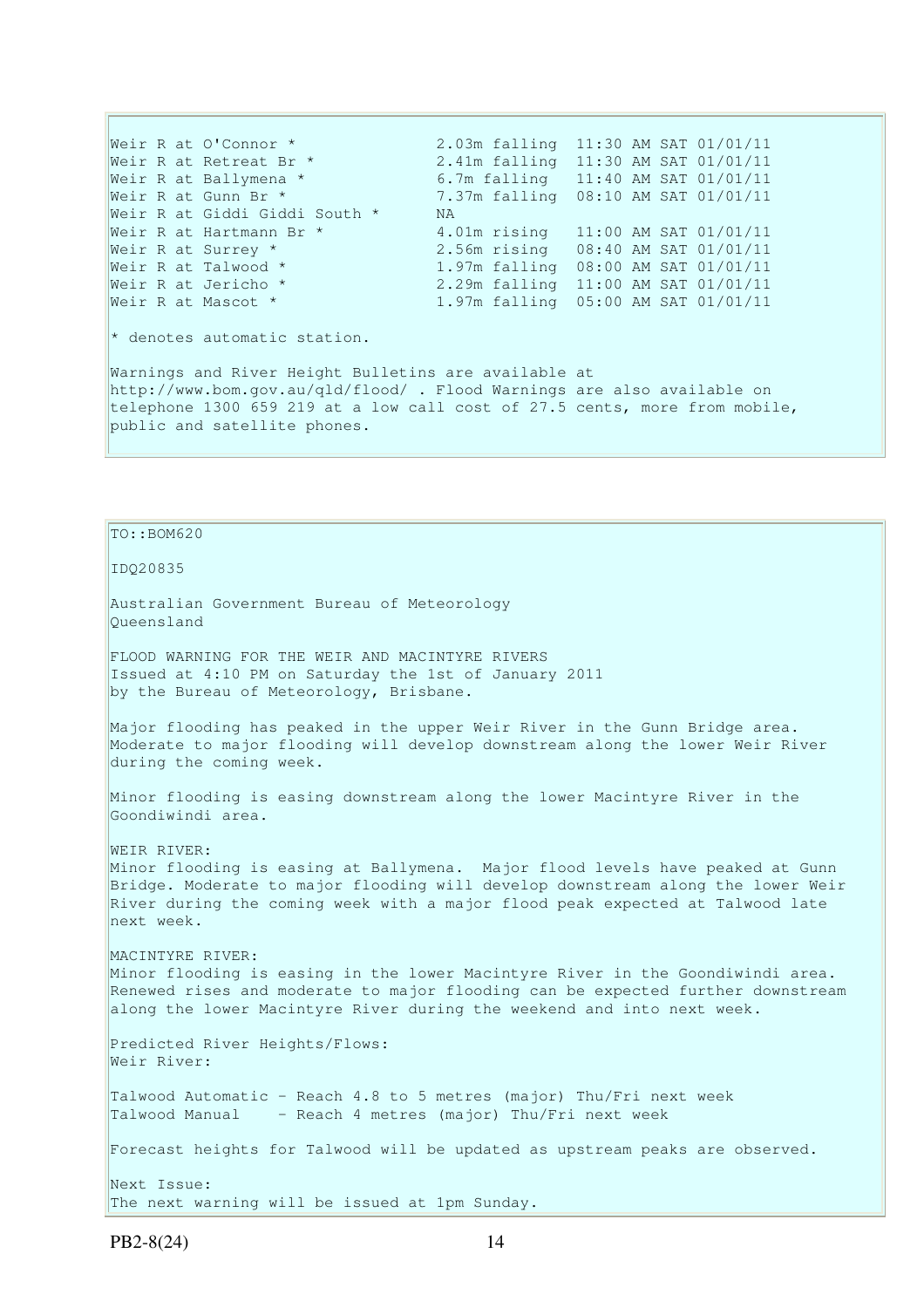```
Weir R at O'Connor *              2.03m falling  11:30 AM SAT 01/01/11
Weir R at Retreat Br *            2.41m falling  11:30 AM SAT 01/01/11
Weir R at Ballymena *             6.7m falling   11:40 AM SAT 01/01/11
Weir R at Gunn Br *               7.37m falling  08:10 AM SAT 01/01/11
Weir R at Giddi Giddi South *     NA
Weir R at Hartmann Br *           4.01m rising   11:00 AM SAT 01/01/11
Weir R at Surrey *                2.56m rising   08:40 AM SAT 01/01/11
Weir R at Talwood *               1.97m falling  08:00 AM SAT 01/01/11
Weir R at Jericho *               2.29m falling  11:00 AM SAT 01/01/11
Weir R at Mascot *                1.97m falling  05:00 AM SAT 01/01/11
```

* denotes automatic station.

Warnings and River Height Bulletins are available at http://www.bom.gov.au/qld/flood/ . Flood Warnings are also available on telephone 1300 659 219 at a low call cost of 27.5 cents, more from mobile, public and satellite phones.

TO::BOM620

IDQ20835

Australian Government Bureau of Meteorology
Queensland

FLOOD WARNING FOR THE WEIR AND MACINTYRE RIVERS
Issued at 4:10 PM on Saturday the 1st of January 2011
by the Bureau of Meteorology, Brisbane.

Major flooding has peaked in the upper Weir River in the Gunn Bridge area. Moderate to major flooding will develop downstream along the lower Weir River during the coming week.

Minor flooding is easing downstream along the lower Macintyre River in the Goondiwindi area.

WEIR RIVER:
Minor flooding is easing at Ballymena. Major flood levels have peaked at Gunn Bridge. Moderate to major flooding will develop downstream along the lower Weir River during the coming week with a major flood peak expected at Talwood late next week.

MACINTYRE RIVER:
Minor flooding is easing in the lower Macintyre River in the Goondiwindi area. Renewed rises and moderate to major flooding can be expected further downstream along the lower Macintyre River during the weekend and into next week.

Predicted River Heights/Flows:
Weir River:

```
Talwood Automatic - Reach 4.8 to 5 metres (major) Thu/Fri next week
Talwood Manual    - Reach 4 metres (major) Thu/Fri next week
```

Forecast heights for Talwood will be updated as upstream peaks are observed.

Next Issue:
The next warning will be issued at 1pm Sunday.

PB2-8(24)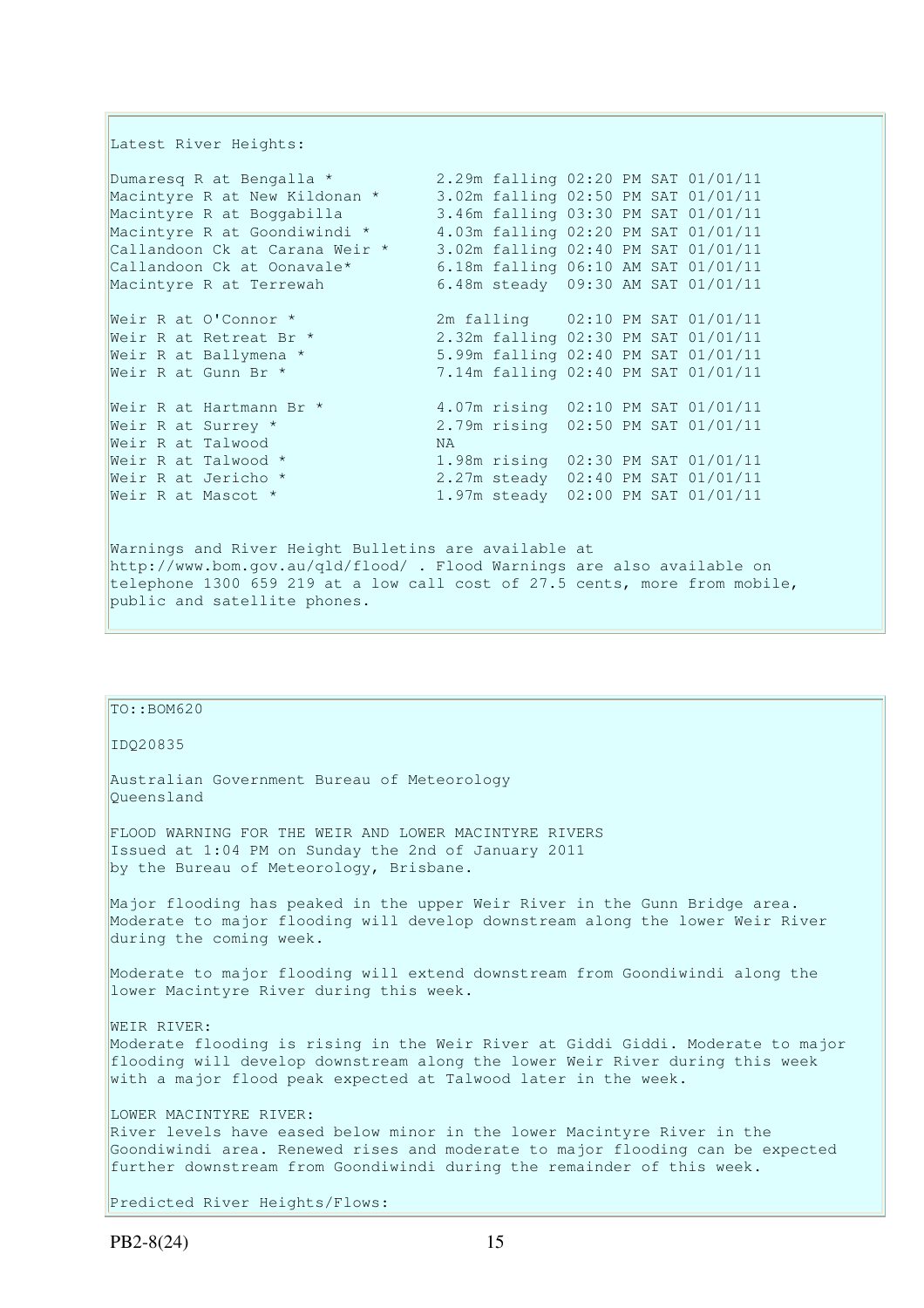Latest River Heights:

| | |
|---|---|
| Dumaresq R at Bengalla * | 2.29m falling 02:20 PM SAT 01/01/11 |
| Macintyre R at New Kildonan * | 3.02m falling 02:50 PM SAT 01/01/11 |
| Macintyre R at Boggabilla | 3.46m falling 03:30 PM SAT 01/01/11 |
| Macintyre R at Goondiwindi * | 4.03m falling 02:20 PM SAT 01/01/11 |
| Callandoon Ck at Carana Weir * | 3.02m falling 02:40 PM SAT 01/01/11 |
| Callandoon Ck at Oonavale* | 6.18m falling 06:10 AM SAT 01/01/11 |
| Macintyre R at Terrewah | 6.48m steady 09:30 AM SAT 01/01/11 |
| | |
| Weir R at O'Connor * | 2m falling 02:10 PM SAT 01/01/11 |
| Weir R at Retreat Br * | 2.32m falling 02:30 PM SAT 01/01/11 |
| Weir R at Ballymena * | 5.99m falling 02:40 PM SAT 01/01/11 |
| Weir R at Gunn Br * | 7.14m falling 02:40 PM SAT 01/01/11 |
| | |
| Weir R at Hartmann Br * | 4.07m rising 02:10 PM SAT 01/01/11 |
| Weir R at Surrey * | 2.79m rising 02:50 PM SAT 01/01/11 |
| Weir R at Talwood | NA |
| Weir R at Talwood * | 1.98m rising 02:30 PM SAT 01/01/11 |
| Weir R at Jericho * | 2.27m steady 02:40 PM SAT 01/01/11 |
| Weir R at Mascot * | 1.97m steady 02:00 PM SAT 01/01/11 |

Warnings and River Height Bulletins are available at http://www.bom.gov.au/qld/flood/ . Flood Warnings are also available on telephone 1300 659 219 at a low call cost of 27.5 cents, more from mobile, public and satellite phones.

---

TO::BOM620

IDQ20835

Australian Government Bureau of Meteorology
Queensland

FLOOD WARNING FOR THE WEIR AND LOWER MACINTYRE RIVERS
Issued at 1:04 PM on Sunday the 2nd of January 2011
by the Bureau of Meteorology, Brisbane.

Major flooding has peaked in the upper Weir River in the Gunn Bridge area. Moderate to major flooding will develop downstream along the lower Weir River during the coming week.

Moderate to major flooding will extend downstream from Goondiwindi along the lower Macintyre River during this week.

WEIR RIVER:
Moderate flooding is rising in the Weir River at Giddi Giddi. Moderate to major flooding will develop downstream along the lower Weir River during this week with a major flood peak expected at Talwood later in the week.

LOWER MACINTYRE RIVER:
River levels have eased below minor in the lower Macintyre River in the Goondiwindi area. Renewed rises and moderate to major flooding can be expected further downstream from Goondiwindi during the remainder of this week.

Predicted River Heights/Flows: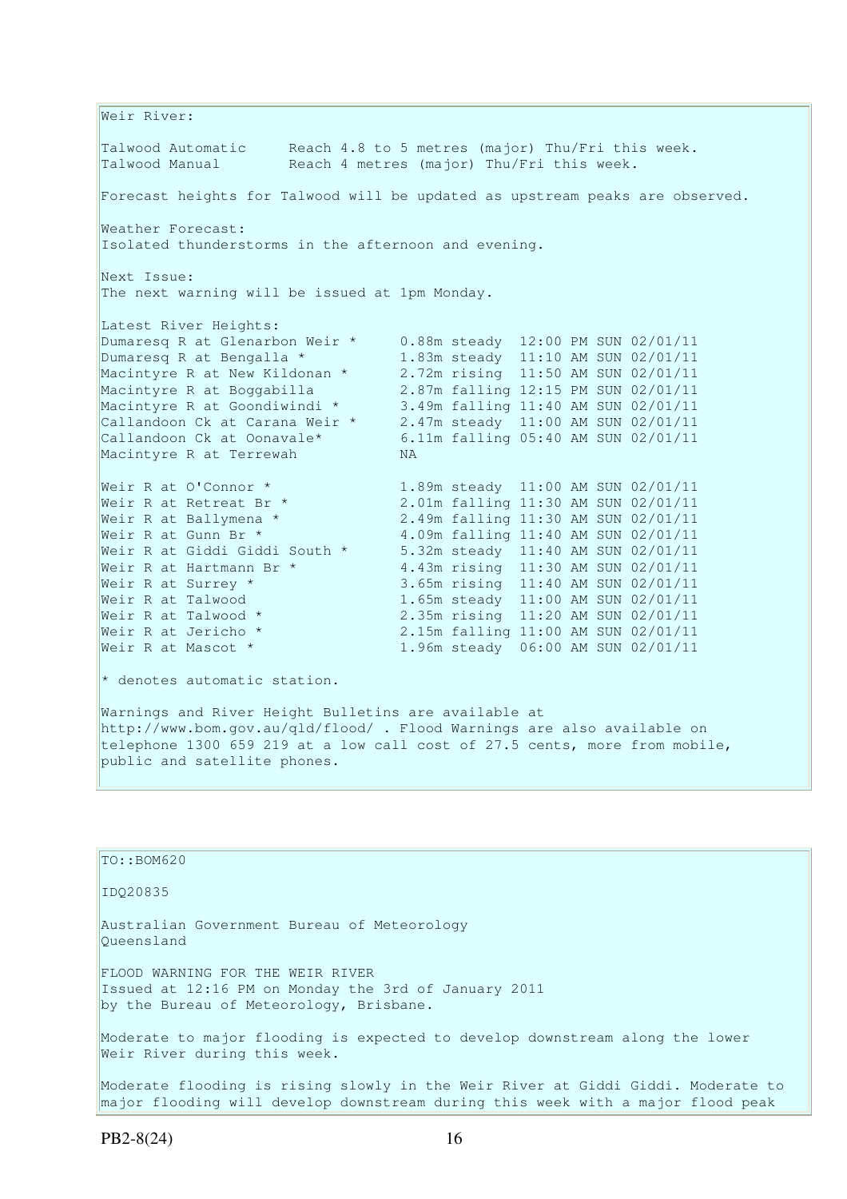Weir River:

Talwood Automatic     Reach 4.8 to 5 metres (major) Thu/Fri this week.
Talwood Manual        Reach 4 metres (major) Thu/Fri this week.

Forecast heights for Talwood will be updated as upstream peaks are observed.

Weather Forecast:
Isolated thunderstorms in the afternoon and evening.

Next Issue:
The next warning will be issued at 1pm Monday.

Latest River Heights:

| Station | Height | Trend | Time |
|---|---|---|---|
| Dumaresq R at Glenarbon Weir * | 0.88m | steady | 12:00 PM SUN 02/01/11 |
| Dumaresq R at Bengalla * | 1.83m | steady | 11:10 AM SUN 02/01/11 |
| Macintyre R at New Kildonan * | 2.72m | rising | 11:50 AM SUN 02/01/11 |
| Macintyre R at Boggabilla | 2.87m | falling | 12:15 PM SUN 02/01/11 |
| Macintyre R at Goondiwindi * | 3.49m | falling | 11:40 AM SUN 02/01/11 |
| Callandoon Ck at Carana Weir * | 2.47m | steady | 11:00 AM SUN 02/01/11 |
| Callandoon Ck at Oonavale* | 6.11m | falling | 05:40 AM SUN 02/01/11 |
| Macintyre R at Terrewah | NA | | |
| Weir R at O'Connor * | 1.89m | steady | 11:00 AM SUN 02/01/11 |
| Weir R at Retreat Br * | 2.01m | falling | 11:30 AM SUN 02/01/11 |
| Weir R at Ballymena * | 2.49m | falling | 11:30 AM SUN 02/01/11 |
| Weir R at Gunn Br * | 4.09m | falling | 11:40 AM SUN 02/01/11 |
| Weir R at Giddi Giddi South * | 5.32m | steady | 11:40 AM SUN 02/01/11 |
| Weir R at Hartmann Br * | 4.43m | rising | 11:30 AM SUN 02/01/11 |
| Weir R at Surrey * | 3.65m | rising | 11:40 AM SUN 02/01/11 |
| Weir R at Talwood | 1.65m | steady | 11:00 AM SUN 02/01/11 |
| Weir R at Talwood * | 2.35m | rising | 11:20 AM SUN 02/01/11 |
| Weir R at Jericho * | 2.15m | falling | 11:00 AM SUN 02/01/11 |
| Weir R at Mascot * | 1.96m | steady | 06:00 AM SUN 02/01/11 |

* denotes automatic station.

Warnings and River Height Bulletins are available at http://www.bom.gov.au/qld/flood/ . Flood Warnings are also available on telephone 1300 659 219 at a low call cost of 27.5 cents, more from mobile, public and satellite phones.

---

TO::BOM620

IDQ20835

Australian Government Bureau of Meteorology
Queensland

FLOOD WARNING FOR THE WEIR RIVER
Issued at 12:16 PM on Monday the 3rd of January 2011
by the Bureau of Meteorology, Brisbane.

Moderate to major flooding is expected to develop downstream along the lower Weir River during this week.

Moderate flooding is rising slowly in the Weir River at Giddi Giddi. Moderate to major flooding will develop downstream during this week with a major flood peak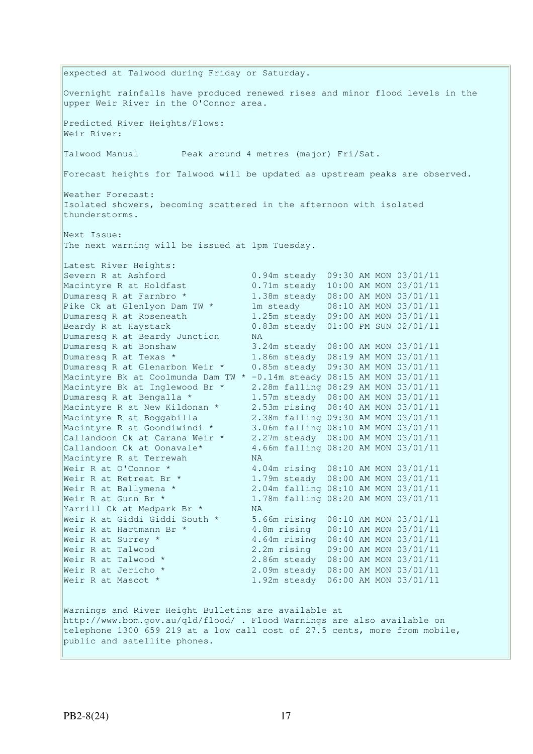expected at Talwood during Friday or Saturday.

Overnight rainfalls have produced renewed rises and minor flood levels in the upper Weir River in the O'Connor area.

Predicted River Heights/Flows:
Weir River:

Talwood Manual        Peak around 4 metres (major) Fri/Sat.

Forecast heights for Talwood will be updated as upstream peaks are observed.

Weather Forecast:
Isolated showers, becoming scattered in the afternoon with isolated thunderstorms.

Next Issue:
The next warning will be issued at 1pm Tuesday.

Latest River Heights:

| Location | Height | Time |
|---|---|---|
| Severn R at Ashford | 0.94m steady | 09:30 AM MON 03/01/11 |
| Macintyre R at Holdfast | 0.71m steady | 10:00 AM MON 03/01/11 |
| Dumaresq R at Farnbro * | 1.38m steady | 08:00 AM MON 03/01/11 |
| Pike Ck at Glenlyon Dam TW * | 1m steady | 08:10 AM MON 03/01/11 |
| Dumaresq R at Roseneath | 1.25m steady | 09:00 AM MON 03/01/11 |
| Beardy R at Haystack | 0.83m steady | 01:00 PM SUN 02/01/11 |
| Dumaresq R at Beardy Junction | NA | |
| Dumaresq R at Bonshaw | 3.24m steady | 08:00 AM MON 03/01/11 |
| Dumaresq R at Texas * | 1.86m steady | 08:19 AM MON 03/01/11 |
| Dumaresq R at Glenarbon Weir * | 0.85m steady | 09:30 AM MON 03/01/11 |
| Macintyre Bk at Coolmunda Dam TW * | -0.14m steady | 08:15 AM MON 03/01/11 |
| Macintyre Bk at Inglewood Br * | 2.28m falling | 08:29 AM MON 03/01/11 |
| Dumaresq R at Bengalla * | 1.57m steady | 08:00 AM MON 03/01/11 |
| Macintyre R at New Kildonan * | 2.53m rising | 08:40 AM MON 03/01/11 |
| Macintyre R at Boggabilla | 2.38m falling | 09:30 AM MON 03/01/11 |
| Macintyre R at Goondiwindi * | 3.06m falling | 08:10 AM MON 03/01/11 |
| Callandoon Ck at Carana Weir * | 2.27m steady | 08:00 AM MON 03/01/11 |
| Callandoon Ck at Oonavale* | 4.66m falling | 08:20 AM MON 03/01/11 |
| Macintyre R at Terrewah | NA | |
| Weir R at O'Connor * | 4.04m rising | 08:10 AM MON 03/01/11 |
| Weir R at Retreat Br * | 1.79m steady | 08:00 AM MON 03/01/11 |
| Weir R at Ballymena * | 2.04m falling | 08:10 AM MON 03/01/11 |
| Weir R at Gunn Br * | 1.78m falling | 08:20 AM MON 03/01/11 |
| Yarrill Ck at Medpark Br * | NA | |
| Weir R at Giddi Giddi South * | 5.66m rising | 08:10 AM MON 03/01/11 |
| Weir R at Hartmann Br * | 4.8m rising | 08:10 AM MON 03/01/11 |
| Weir R at Surrey * | 4.64m rising | 08:40 AM MON 03/01/11 |
| Weir R at Talwood | 2.2m rising | 09:00 AM MON 03/01/11 |
| Weir R at Talwood * | 2.86m steady | 08:00 AM MON 03/01/11 |
| Weir R at Jericho * | 2.09m steady | 08:00 AM MON 03/01/11 |
| Weir R at Mascot * | 1.92m steady | 06:00 AM MON 03/01/11 |

Warnings and River Height Bulletins are available at http://www.bom.gov.au/qld/flood/ . Flood Warnings are also available on telephone 1300 659 219 at a low call cost of 27.5 cents, more from mobile, public and satellite phones.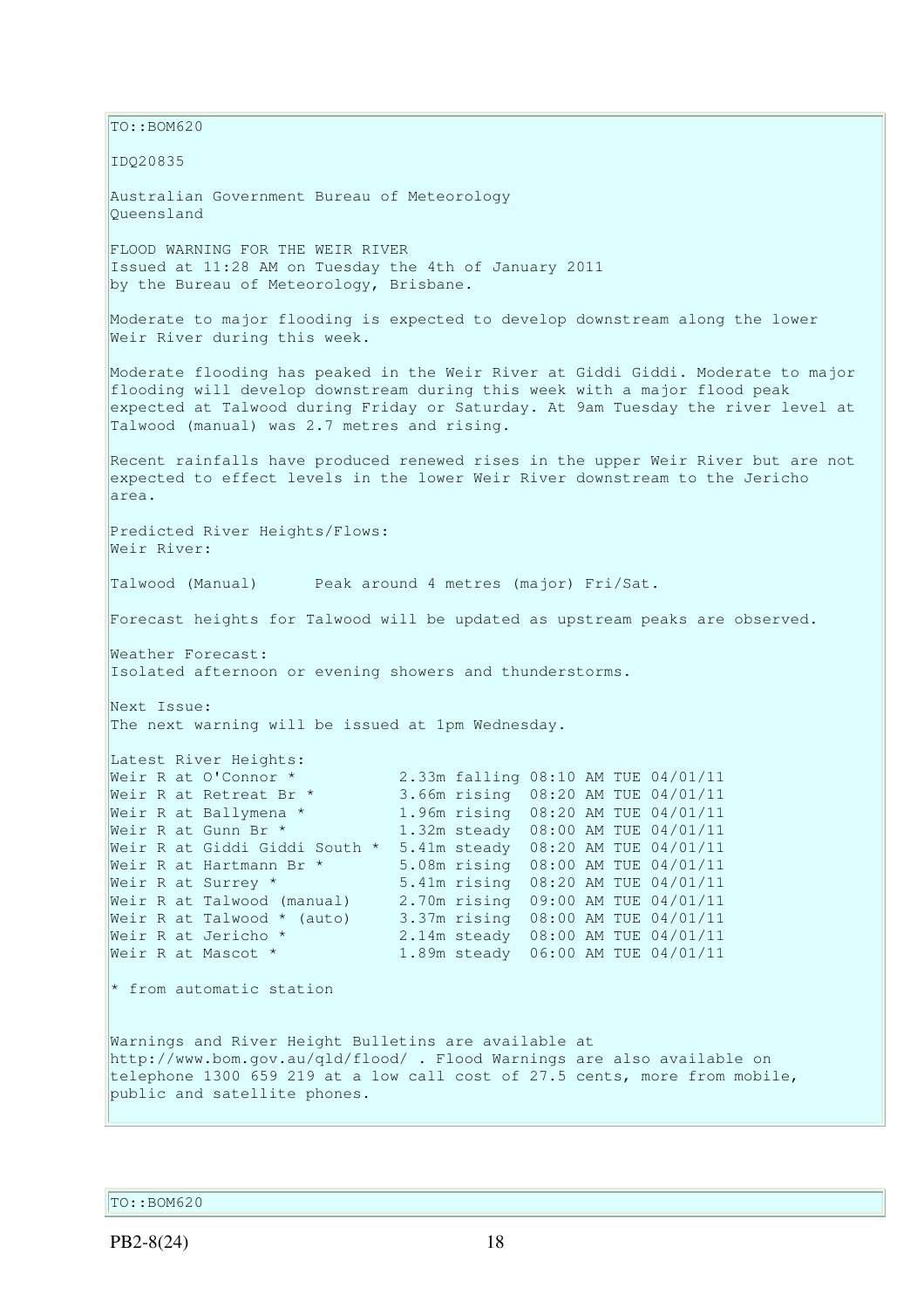TO::BOM620

IDQ20835

Australian Government Bureau of Meteorology
Queensland

FLOOD WARNING FOR THE WEIR RIVER
Issued at 11:28 AM on Tuesday the 4th of January 2011
by the Bureau of Meteorology, Brisbane.

Moderate to major flooding is expected to develop downstream along the lower Weir River during this week.

Moderate flooding has peaked in the Weir River at Giddi Giddi. Moderate to major flooding will develop downstream during this week with a major flood peak expected at Talwood during Friday or Saturday. At 9am Tuesday the river level at Talwood (manual) was 2.7 metres and rising.

Recent rainfalls have produced renewed rises in the upper Weir River but are not expected to effect levels in the lower Weir River downstream to the Jericho area.

Predicted River Heights/Flows:
Weir River:

Talwood (Manual)      Peak around 4 metres (major) Fri/Sat.

Forecast heights for Talwood will be updated as upstream peaks are observed.

Weather Forecast:
Isolated afternoon or evening showers and thunderstorms.

Next Issue:
The next warning will be issued at 1pm Wednesday.

Latest River Heights:

```
Weir R at O'Connor *           2.33m falling 08:10 AM TUE 04/01/11
Weir R at Retreat Br *         3.66m rising  08:20 AM TUE 04/01/11
Weir R at Ballymena *          1.96m rising  08:20 AM TUE 04/01/11
Weir R at Gunn Br *            1.32m steady  08:00 AM TUE 04/01/11
Weir R at Giddi Giddi South *  5.41m steady  08:20 AM TUE 04/01/11
Weir R at Hartmann Br *        5.08m rising  08:00 AM TUE 04/01/11
Weir R at Surrey *             5.41m rising  08:20 AM TUE 04/01/11
Weir R at Talwood (manual)     2.70m rising  09:00 AM TUE 04/01/11
Weir R at Talwood * (auto)     3.37m rising  08:00 AM TUE 04/01/11
Weir R at Jericho *            2.14m steady  08:00 AM TUE 04/01/11
Weir R at Mascot *             1.89m steady  06:00 AM TUE 04/01/11
```

* from automatic station

Warnings and River Height Bulletins are available at http://www.bom.gov.au/qld/flood/ . Flood Warnings are also available on telephone 1300 659 219 at a low call cost of 27.5 cents, more from mobile, public and satellite phones.

TO::BOM620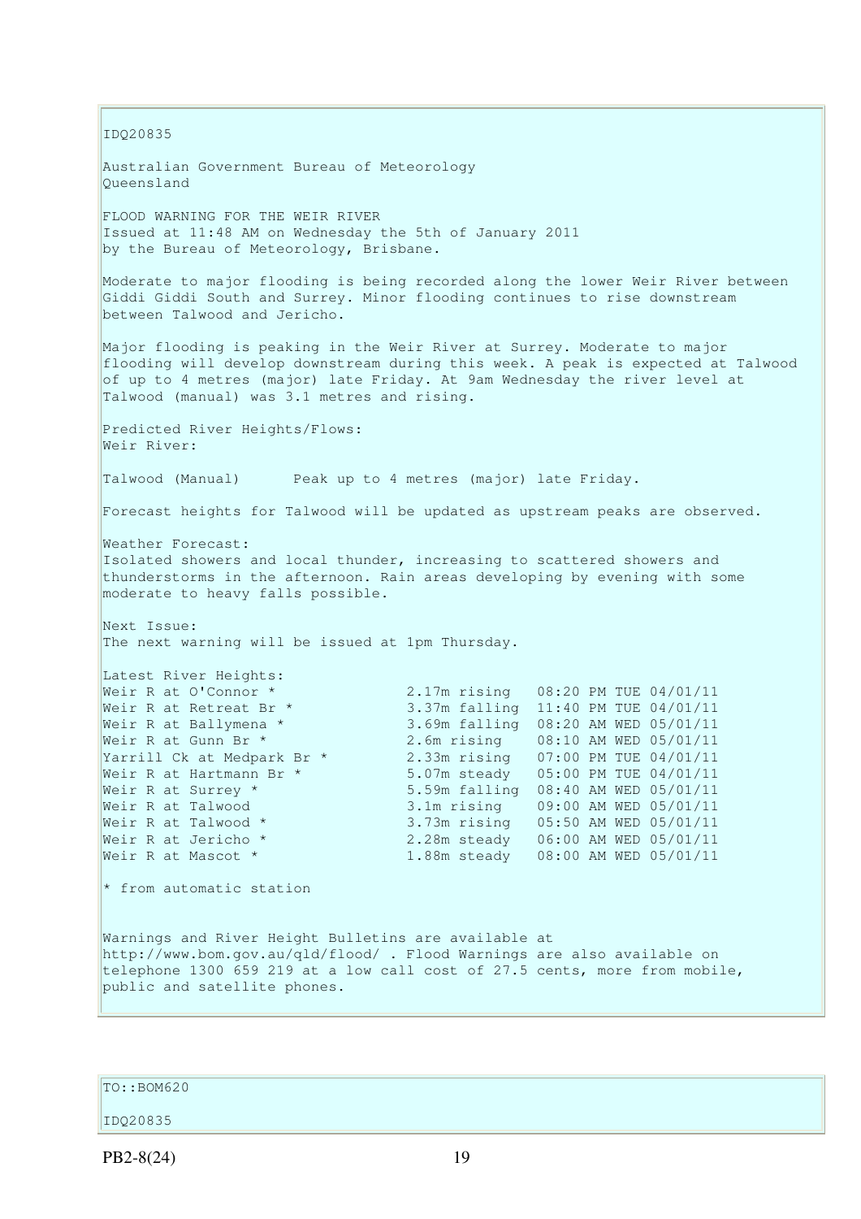IDQ20835

Australian Government Bureau of Meteorology
Queensland

FLOOD WARNING FOR THE WEIR RIVER
Issued at 11:48 AM on Wednesday the 5th of January 2011
by the Bureau of Meteorology, Brisbane.

Moderate to major flooding is being recorded along the lower Weir River between Giddi Giddi South and Surrey. Minor flooding continues to rise downstream between Talwood and Jericho.

Major flooding is peaking in the Weir River at Surrey. Moderate to major flooding will develop downstream during this week. A peak is expected at Talwood of up to 4 metres (major) late Friday. At 9am Wednesday the river level at Talwood (manual) was 3.1 metres and rising.

Predicted River Heights/Flows:
Weir River:

Talwood (Manual)      Peak up to 4 metres (major) late Friday.

Forecast heights for Talwood will be updated as upstream peaks are observed.

Weather Forecast:
Isolated showers and local thunder, increasing to scattered showers and thunderstorms in the afternoon. Rain areas developing by evening with some moderate to heavy falls possible.

Next Issue:
The next warning will be issued at 1pm Thursday.

Latest River Heights:

```
Weir R at O'Connor *              2.17m rising   08:20 PM TUE 04/01/11
Weir R at Retreat Br *            3.37m falling  11:40 PM TUE 04/01/11
Weir R at Ballymena *             3.69m falling  08:20 AM WED 05/01/11
Weir R at Gunn Br *               2.6m rising    08:10 AM WED 05/01/11
Yarrill Ck at Medpark Br *        2.33m rising   07:00 PM TUE 04/01/11
Weir R at Hartmann Br *           5.07m steady   05:00 PM TUE 04/01/11
Weir R at Surrey *                5.59m falling  08:40 AM WED 05/01/11
Weir R at Talwood                 3.1m rising    09:00 AM WED 05/01/11
Weir R at Talwood *               3.73m rising   05:50 AM WED 05/01/11
Weir R at Jericho *               2.28m steady   06:00 AM WED 05/01/11
Weir R at Mascot *                1.88m steady   08:00 AM WED 05/01/11
```

* from automatic station

Warnings and River Height Bulletins are available at http://www.bom.gov.au/qld/flood/ . Flood Warnings are also available on telephone 1300 659 219 at a low call cost of 27.5 cents, more from mobile, public and satellite phones.

TO::BOM620

IDQ20835

PB2-8(24)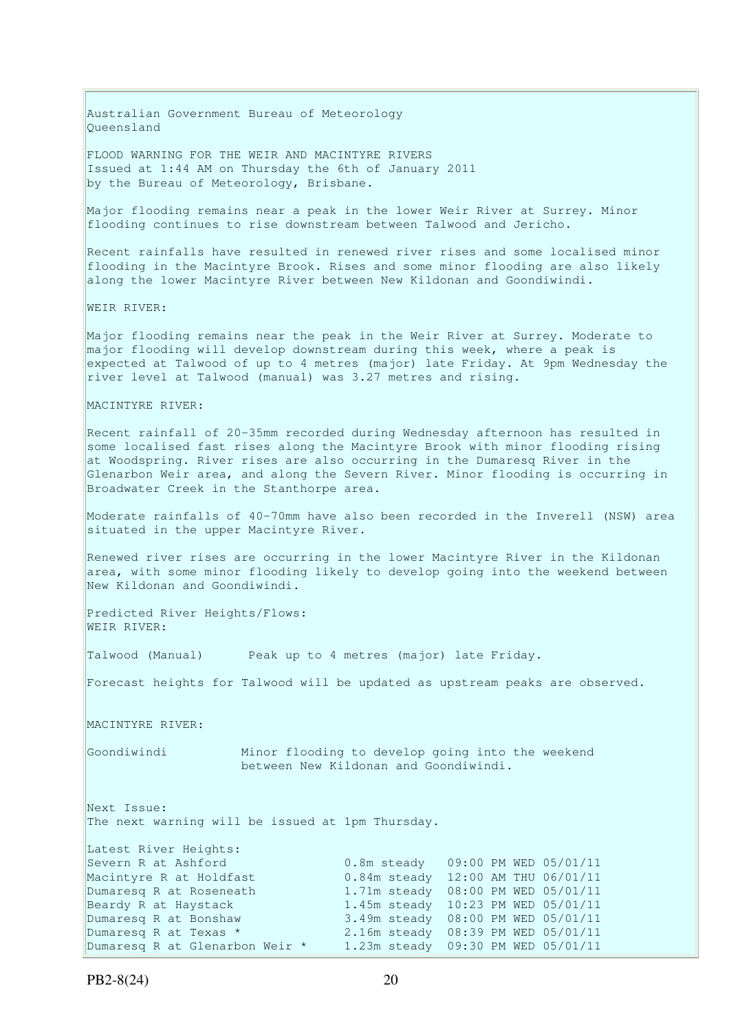Australian Government Bureau of Meteorology
Queensland

FLOOD WARNING FOR THE WEIR AND MACINTYRE RIVERS
Issued at 1:44 AM on Thursday the 6th of January 2011
by the Bureau of Meteorology, Brisbane.

Major flooding remains near a peak in the lower Weir River at Surrey. Minor flooding continues to rise downstream between Talwood and Jericho.

Recent rainfalls have resulted in renewed river rises and some localised minor flooding in the Macintyre Brook. Rises and some minor flooding are also likely along the lower Macintyre River between New Kildonan and Goondiwindi.

WEIR RIVER:

Major flooding remains near the peak in the Weir River at Surrey. Moderate to major flooding will develop downstream during this week, where a peak is expected at Talwood of up to 4 metres (major) late Friday. At 9pm Wednesday the river level at Talwood (manual) was 3.27 metres and rising.

MACINTYRE RIVER:

Recent rainfall of 20-35mm recorded during Wednesday afternoon has resulted in some localised fast rises along the Macintyre Brook with minor flooding rising at Woodspring. River rises are also occurring in the Dumaresq River in the Glenarbon Weir area, and along the Severn River. Minor flooding is occurring in Broadwater Creek in the Stanthorpe area.

Moderate rainfalls of 40-70mm have also been recorded in the Inverell (NSW) area situated in the upper Macintyre River.

Renewed river rises are occurring in the lower Macintyre River in the Kildonan area, with some minor flooding likely to develop going into the weekend between New Kildonan and Goondiwindi.

Predicted River Heights/Flows:
WEIR RIVER:

Talwood (Manual)      Peak up to 4 metres (major) late Friday.

Forecast heights for Talwood will be updated as upstream peaks are observed.

MACINTYRE RIVER:

Goondiwindi          Minor flooding to develop going into the weekend
                     between New Kildonan and Goondiwindi.

Next Issue:
The next warning will be issued at 1pm Thursday.

Latest River Heights:

| | | |
|---|---|---|
| Severn R at Ashford | 0.8m steady | 09:00 PM WED 05/01/11 |
| Macintyre R at Holdfast | 0.84m steady | 12:00 AM THU 06/01/11 |
| Dumaresq R at Roseneath | 1.71m steady | 08:00 PM WED 05/01/11 |
| Beardy R at Haystack | 1.45m steady | 10:23 PM WED 05/01/11 |
| Dumaresq R at Bonshaw | 3.49m steady | 08:00 PM WED 05/01/11 |
| Dumaresq R at Texas * | 2.16m steady | 08:39 PM WED 05/01/11 |
| Dumaresq R at Glenarbon Weir * | 1.23m steady | 09:30 PM WED 05/01/11 |

PB2-8(24)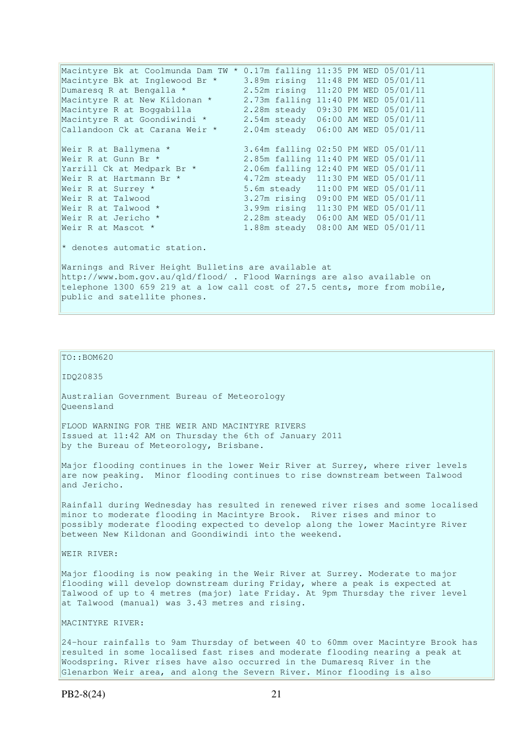```
Macintyre Bk at Coolmunda Dam TW * 0.17m falling 11:35 PM WED 05/01/11
Macintyre Bk at Inglewood Br *     3.89m rising  11:48 PM WED 05/01/11
Dumaresq R at Bengalla *           2.52m rising  11:20 PM WED 05/01/11
Macintyre R at New Kildonan *      2.73m falling 11:40 PM WED 05/01/11
Macintyre R at Boggabilla          2.28m steady  09:30 PM WED 05/01/11
Macintyre R at Goondiwindi *       2.54m steady  06:00 AM WED 05/01/11
Callandoon Ck at Carana Weir *     2.04m steady  06:00 AM WED 05/01/11

Weir R at Ballymena *              3.64m falling 02:50 PM WED 05/01/11
Weir R at Gunn Br *                2.85m falling 11:40 PM WED 05/01/11
Yarrill Ck at Medpark Br *         2.06m falling 12:40 PM WED 05/01/11
Weir R at Hartmann Br *            4.72m steady  11:30 PM WED 05/01/11
Weir R at Surrey *                 5.6m steady   11:00 PM WED 05/01/11
Weir R at Talwood                  3.27m rising  09:00 PM WED 05/01/11
Weir R at Talwood *                3.99m rising  11:30 PM WED 05/01/11
Weir R at Jericho *                2.28m steady  06:00 AM WED 05/01/11
Weir R at Mascot *                 1.88m steady  08:00 AM WED 05/01/11
```

* denotes automatic station.

Warnings and River Height Bulletins are available at http://www.bom.gov.au/qld/flood/ . Flood Warnings are also available on telephone 1300 659 219 at a low call cost of 27.5 cents, more from mobile, public and satellite phones.

TO::BOM620

IDQ20835

Australian Government Bureau of Meteorology
Queensland

FLOOD WARNING FOR THE WEIR AND MACINTYRE RIVERS
Issued at 11:42 AM on Thursday the 6th of January 2011
by the Bureau of Meteorology, Brisbane.

Major flooding continues in the lower Weir River at Surrey, where river levels are now peaking. Minor flooding continues to rise downstream between Talwood and Jericho.

Rainfall during Wednesday has resulted in renewed river rises and some localised minor to moderate flooding in Macintyre Brook. River rises and minor to possibly moderate flooding expected to develop along the lower Macintyre River between New Kildonan and Goondiwindi into the weekend.

WEIR RIVER:

Major flooding is now peaking in the Weir River at Surrey. Moderate to major flooding will develop downstream during Friday, where a peak is expected at Talwood of up to 4 metres (major) late Friday. At 9pm Thursday the river level at Talwood (manual) was 3.43 metres and rising.

MACINTYRE RIVER:

24-hour rainfalls to 9am Thursday of between 40 to 60mm over Macintyre Brook has resulted in some localised fast rises and moderate flooding nearing a peak at Woodspring. River rises have also occurred in the Dumaresq River in the Glenarbon Weir area, and along the Severn River. Minor flooding is also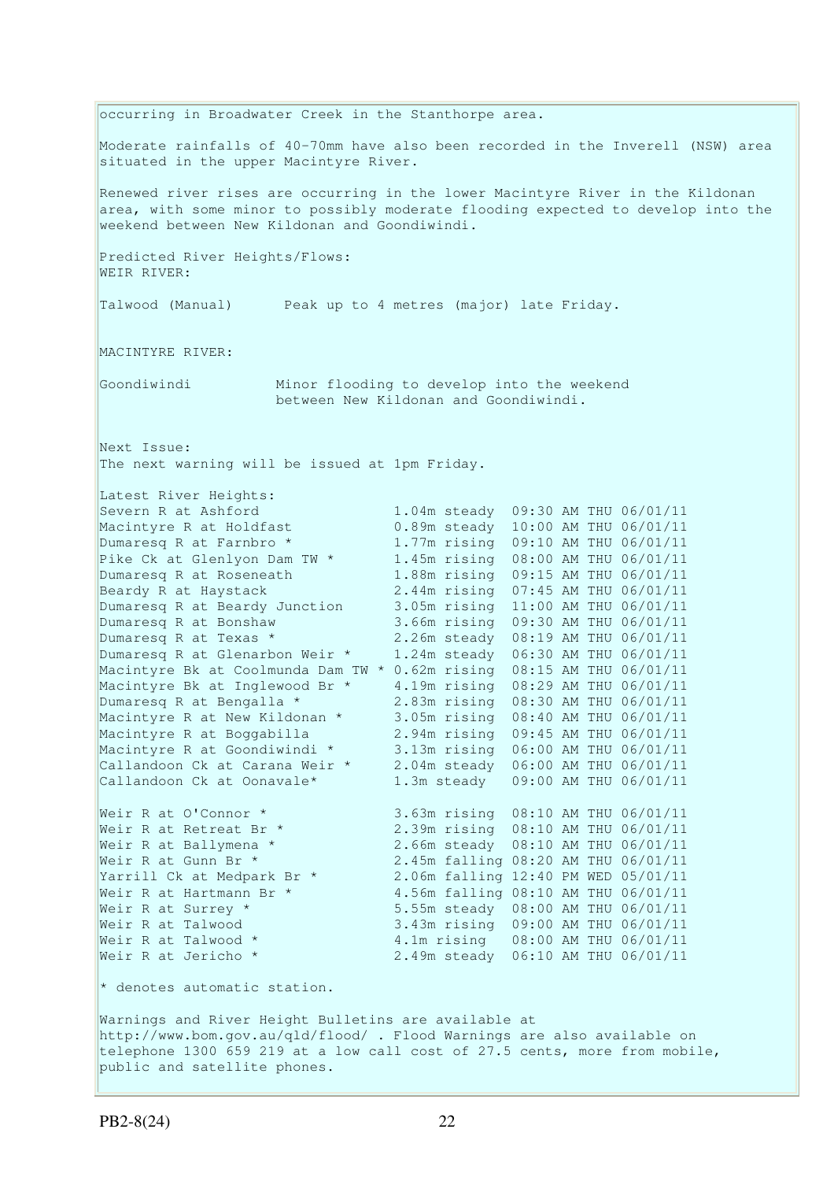occurring in Broadwater Creek in the Stanthorpe area.

Moderate rainfalls of 40-70mm have also been recorded in the Inverell (NSW) area situated in the upper Macintyre River.

Renewed river rises are occurring in the lower Macintyre River in the Kildonan area, with some minor to possibly moderate flooding expected to develop into the weekend between New Kildonan and Goondiwindi.

Predicted River Heights/Flows:
WEIR RIVER:

Talwood (Manual)      Peak up to 4 metres (major) late Friday.

MACINTYRE RIVER:

Goondiwindi          Minor flooding to develop into the weekend
                     between New Kildonan and Goondiwindi.

Next Issue:
The next warning will be issued at 1pm Friday.

Latest River Heights:

| Station | Height | Trend | Time | Date |
|---|---|---|---|---|
| Severn R at Ashford | 1.04m | steady | 09:30 AM | THU 06/01/11 |
| Macintyre R at Holdfast | 0.89m | steady | 10:00 AM | THU 06/01/11 |
| Dumaresq R at Farnbro * | 1.77m | rising | 09:10 AM | THU 06/01/11 |
| Pike Ck at Glenlyon Dam TW * | 1.45m | rising | 08:00 AM | THU 06/01/11 |
| Dumaresq R at Roseneath | 1.88m | rising | 09:15 AM | THU 06/01/11 |
| Beardy R at Haystack | 2.44m | rising | 07:45 AM | THU 06/01/11 |
| Dumaresq R at Beardy Junction | 3.05m | rising | 11:00 AM | THU 06/01/11 |
| Dumaresq R at Bonshaw | 3.66m | rising | 09:30 AM | THU 06/01/11 |
| Dumaresq R at Texas * | 2.26m | steady | 08:19 AM | THU 06/01/11 |
| Dumaresq R at Glenarbon Weir * | 1.24m | steady | 06:30 AM | THU 06/01/11 |
| Macintyre Bk at Coolmunda Dam TW * | 0.62m | rising | 08:15 AM | THU 06/01/11 |
| Macintyre Bk at Inglewood Br * | 4.19m | rising | 08:29 AM | THU 06/01/11 |
| Dumaresq R at Bengalla * | 2.83m | rising | 08:30 AM | THU 06/01/11 |
| Macintyre R at New Kildonan * | 3.05m | rising | 08:40 AM | THU 06/01/11 |
| Macintyre R at Boggabilla | 2.94m | rising | 09:45 AM | THU 06/01/11 |
| Macintyre R at Goondiwindi * | 3.13m | rising | 06:00 AM | THU 06/01/11 |
| Callandoon Ck at Carana Weir * | 2.04m | steady | 06:00 AM | THU 06/01/11 |
| Callandoon Ck at Oonavale* | 1.3m | steady | 09:00 AM | THU 06/01/11 |
| Weir R at O'Connor * | 3.63m | rising | 08:10 AM | THU 06/01/11 |
| Weir R at Retreat Br * | 2.39m | rising | 08:10 AM | THU 06/01/11 |
| Weir R at Ballymena * | 2.66m | steady | 08:10 AM | THU 06/01/11 |
| Weir R at Gunn Br * | 2.45m | falling | 08:20 AM | THU 06/01/11 |
| Yarrill Ck at Medpark Br * | 2.06m | falling | 12:40 PM | WED 05/01/11 |
| Weir R at Hartmann Br * | 4.56m | falling | 08:10 AM | THU 06/01/11 |
| Weir R at Surrey * | 5.55m | steady | 08:00 AM | THU 06/01/11 |
| Weir R at Talwood | 3.43m | rising | 09:00 AM | THU 06/01/11 |
| Weir R at Talwood * | 4.1m | rising | 08:00 AM | THU 06/01/11 |
| Weir R at Jericho * | 2.49m | steady | 06:10 AM | THU 06/01/11 |

* denotes automatic station.

Warnings and River Height Bulletins are available at http://www.bom.gov.au/qld/flood/ . Flood Warnings are also available on telephone 1300 659 219 at a low call cost of 27.5 cents, more from mobile, public and satellite phones.

PB2-8(24)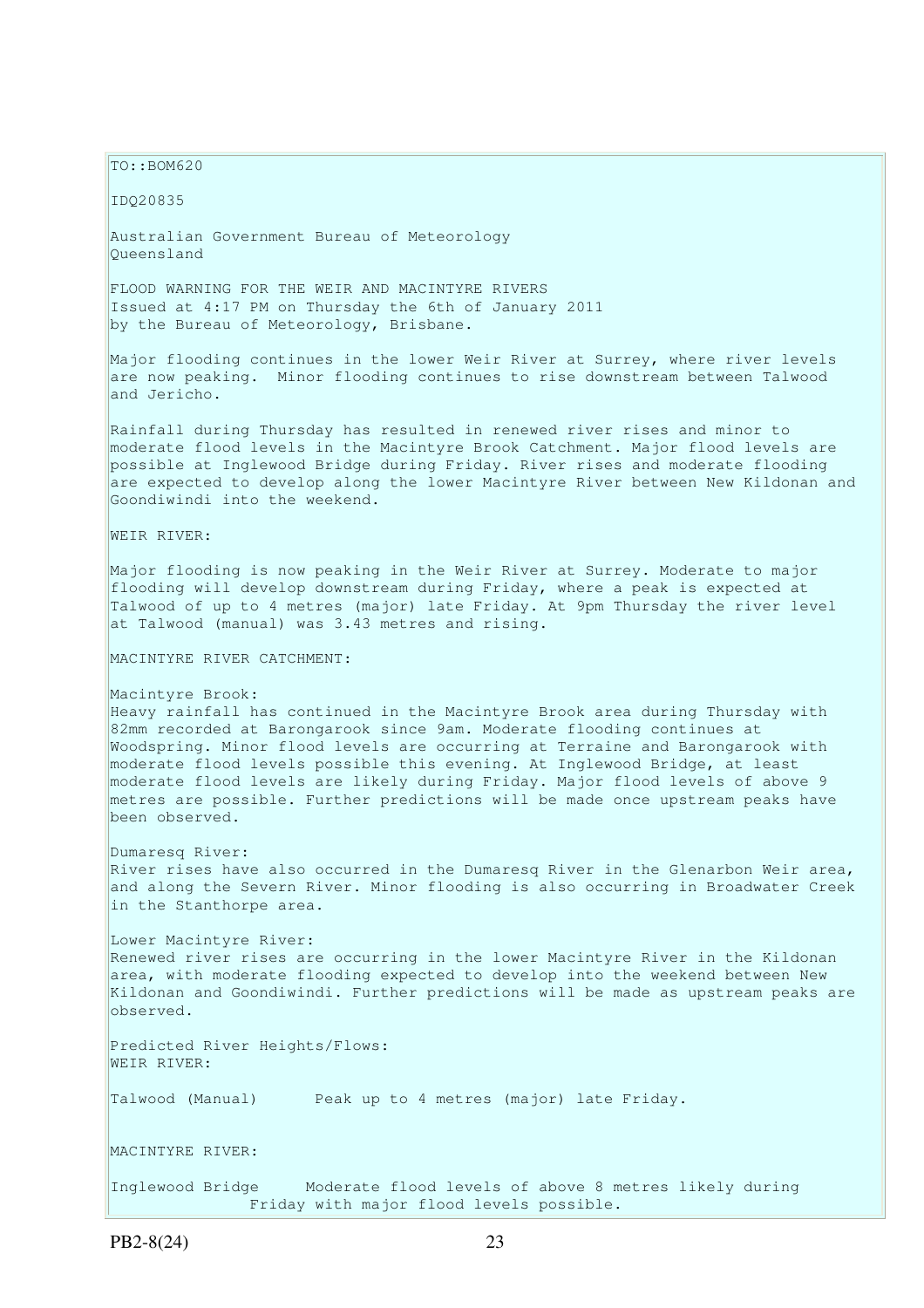TO::BOM620

IDQ20835

Australian Government Bureau of Meteorology
Queensland

FLOOD WARNING FOR THE WEIR AND MACINTYRE RIVERS
Issued at 4:17 PM on Thursday the 6th of January 2011
by the Bureau of Meteorology, Brisbane.

Major flooding continues in the lower Weir River at Surrey, where river levels are now peaking. Minor flooding continues to rise downstream between Talwood and Jericho.

Rainfall during Thursday has resulted in renewed river rises and minor to moderate flood levels in the Macintyre Brook Catchment. Major flood levels are possible at Inglewood Bridge during Friday. River rises and moderate flooding are expected to develop along the lower Macintyre River between New Kildonan and Goondiwindi into the weekend.

WEIR RIVER:

Major flooding is now peaking in the Weir River at Surrey. Moderate to major flooding will develop downstream during Friday, where a peak is expected at Talwood of up to 4 metres (major) late Friday. At 9pm Thursday the river level at Talwood (manual) was 3.43 metres and rising.

MACINTYRE RIVER CATCHMENT:

Macintyre Brook:
Heavy rainfall has continued in the Macintyre Brook area during Thursday with 82mm recorded at Barongarook since 9am. Moderate flooding continues at Woodspring. Minor flood levels are occurring at Terraine and Barongarook with moderate flood levels possible this evening. At Inglewood Bridge, at least moderate flood levels are likely during Friday. Major flood levels of above 9 metres are possible. Further predictions will be made once upstream peaks have been observed.

Dumaresq River:
River rises have also occurred in the Dumaresq River in the Glenarbon Weir area, and along the Severn River. Minor flooding is also occurring in Broadwater Creek in the Stanthorpe area.

Lower Macintyre River:
Renewed river rises are occurring in the lower Macintyre River in the Kildonan area, with moderate flooding expected to develop into the weekend between New Kildonan and Goondiwindi. Further predictions will be made as upstream peaks are observed.

Predicted River Heights/Flows:
WEIR RIVER:

Talwood (Manual)      Peak up to 4 metres (major) late Friday.

MACINTYRE RIVER:

Inglewood Bridge     Moderate flood levels of above 8 metres likely during Friday with major flood levels possible.

PB2-8(24)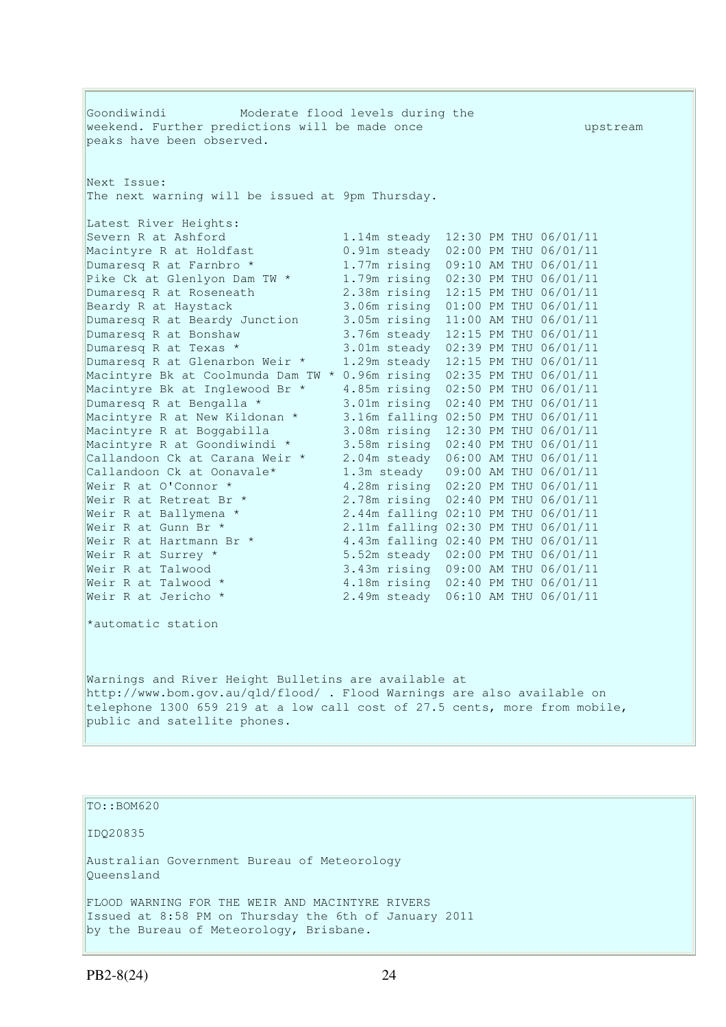Goondiwindi Moderate flood levels during the weekend. Further predictions will be made once upstream peaks have been observed.

Next Issue:
The next warning will be issued at 9pm Thursday.

Latest River Heights:

| | | |
|---|---|---|
| Severn R at Ashford | 1.14m steady | 12:30 PM THU 06/01/11 |
| Macintyre R at Holdfast | 0.91m steady | 02:00 PM THU 06/01/11 |
| Dumaresq R at Farnbro * | 1.77m rising | 09:10 AM THU 06/01/11 |
| Pike Ck at Glenlyon Dam TW * | 1.79m rising | 02:30 PM THU 06/01/11 |
| Dumaresq R at Roseneath | 2.38m rising | 12:15 PM THU 06/01/11 |
| Beardy R at Haystack | 3.06m rising | 01:00 PM THU 06/01/11 |
| Dumaresq R at Beardy Junction | 3.05m rising | 11:00 AM THU 06/01/11 |
| Dumaresq R at Bonshaw | 3.76m steady | 12:15 PM THU 06/01/11 |
| Dumaresq R at Texas * | 3.01m steady | 02:39 PM THU 06/01/11 |
| Dumaresq R at Glenarbon Weir * | 1.29m steady | 12:15 PM THU 06/01/11 |
| Macintyre Bk at Coolmunda Dam TW * | 0.96m rising | 02:35 PM THU 06/01/11 |
| Macintyre Bk at Inglewood Br * | 4.85m rising | 02:50 PM THU 06/01/11 |
| Dumaresq R at Bengalla * | 3.01m rising | 02:40 PM THU 06/01/11 |
| Macintyre R at New Kildonan * | 3.16m falling | 02:50 PM THU 06/01/11 |
| Macintyre R at Boggabilla | 3.08m rising | 12:30 PM THU 06/01/11 |
| Macintyre R at Goondiwindi * | 3.58m rising | 02:40 PM THU 06/01/11 |
| Callandoon Ck at Carana Weir * | 2.04m steady | 06:00 AM THU 06/01/11 |
| Callandoon Ck at Oonavale* | 1.3m steady | 09:00 AM THU 06/01/11 |
| Weir R at O'Connor * | 4.28m rising | 02:20 PM THU 06/01/11 |
| Weir R at Retreat Br * | 2.78m rising | 02:40 PM THU 06/01/11 |
| Weir R at Ballymena * | 2.44m falling | 02:10 PM THU 06/01/11 |
| Weir R at Gunn Br * | 2.11m falling | 02:30 PM THU 06/01/11 |
| Weir R at Hartmann Br * | 4.43m falling | 02:40 PM THU 06/01/11 |
| Weir R at Surrey * | 5.52m steady | 02:00 PM THU 06/01/11 |
| Weir R at Talwood | 3.43m rising | 09:00 AM THU 06/01/11 |
| Weir R at Talwood * | 4.18m rising | 02:40 PM THU 06/01/11 |
| Weir R at Jericho * | 2.49m steady | 06:10 AM THU 06/01/11 |

*automatic station

Warnings and River Height Bulletins are available at http://www.bom.gov.au/qld/flood/ . Flood Warnings are also available on telephone 1300 659 219 at a low call cost of 27.5 cents, more from mobile, public and satellite phones.

TO::BOM620

IDQ20835

Australian Government Bureau of Meteorology
Queensland

FLOOD WARNING FOR THE WEIR AND MACINTYRE RIVERS
Issued at 8:58 PM on Thursday the 6th of January 2011
by the Bureau of Meteorology, Brisbane.

PB2-8(24)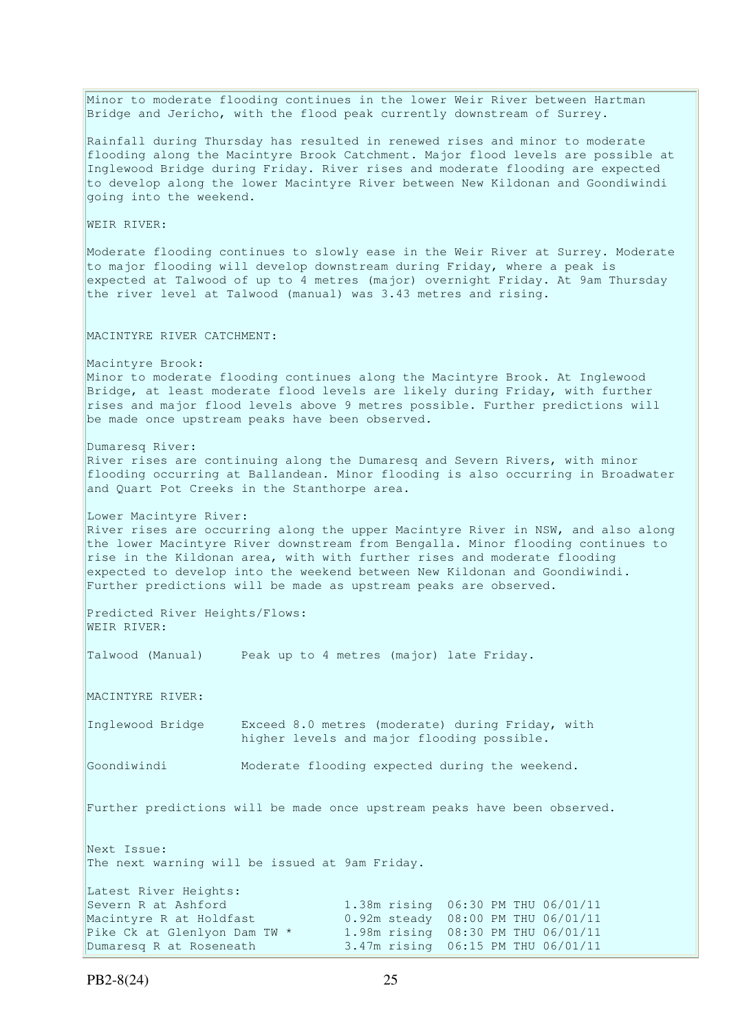Minor to moderate flooding continues in the lower Weir River between Hartman Bridge and Jericho, with the flood peak currently downstream of Surrey.

Rainfall during Thursday has resulted in renewed rises and minor to moderate flooding along the Macintyre Brook Catchment. Major flood levels are possible at Inglewood Bridge during Friday. River rises and moderate flooding are expected to develop along the lower Macintyre River between New Kildonan and Goondiwindi going into the weekend.

WEIR RIVER:

Moderate flooding continues to slowly ease in the Weir River at Surrey. Moderate to major flooding will develop downstream during Friday, where a peak is expected at Talwood of up to 4 metres (major) overnight Friday. At 9am Thursday the river level at Talwood (manual) was 3.43 metres and rising.

MACINTYRE RIVER CATCHMENT:

Macintyre Brook:
Minor to moderate flooding continues along the Macintyre Brook. At Inglewood Bridge, at least moderate flood levels are likely during Friday, with further rises and major flood levels above 9 metres possible. Further predictions will be made once upstream peaks have been observed.

Dumaresq River:
River rises are continuing along the Dumaresq and Severn Rivers, with minor flooding occurring at Ballandean. Minor flooding is also occurring in Broadwater and Quart Pot Creeks in the Stanthorpe area.

Lower Macintyre River:
River rises are occurring along the upper Macintyre River in NSW, and also along the lower Macintyre River downstream from Bengalla. Minor flooding continues to rise in the Kildonan area, with with further rises and moderate flooding expected to develop into the weekend between New Kildonan and Goondiwindi. Further predictions will be made as upstream peaks are observed.

Predicted River Heights/Flows:
WEIR RIVER:

| | |
|---|---|
| Talwood (Manual) | Peak up to 4 metres (major) late Friday. |

MACINTYRE RIVER:

| | |
|---|---|
| Inglewood Bridge | Exceed 8.0 metres (moderate) during Friday, with higher levels and major flooding possible. |
| Goondiwindi | Moderate flooding expected during the weekend. |

Further predictions will be made once upstream peaks have been observed.

Next Issue:
The next warning will be issued at 9am Friday.

Latest River Heights:

| | | |
|---|---|---|
| Severn R at Ashford | 1.38m rising | 06:30 PM THU 06/01/11 |
| Macintyre R at Holdfast | 0.92m steady | 08:00 PM THU 06/01/11 |
| Pike Ck at Glenlyon Dam TW * | 1.98m rising | 08:30 PM THU 06/01/11 |
| Dumaresq R at Roseneath | 3.47m rising | 06:15 PM THU 06/01/11 |

PB2-8(24)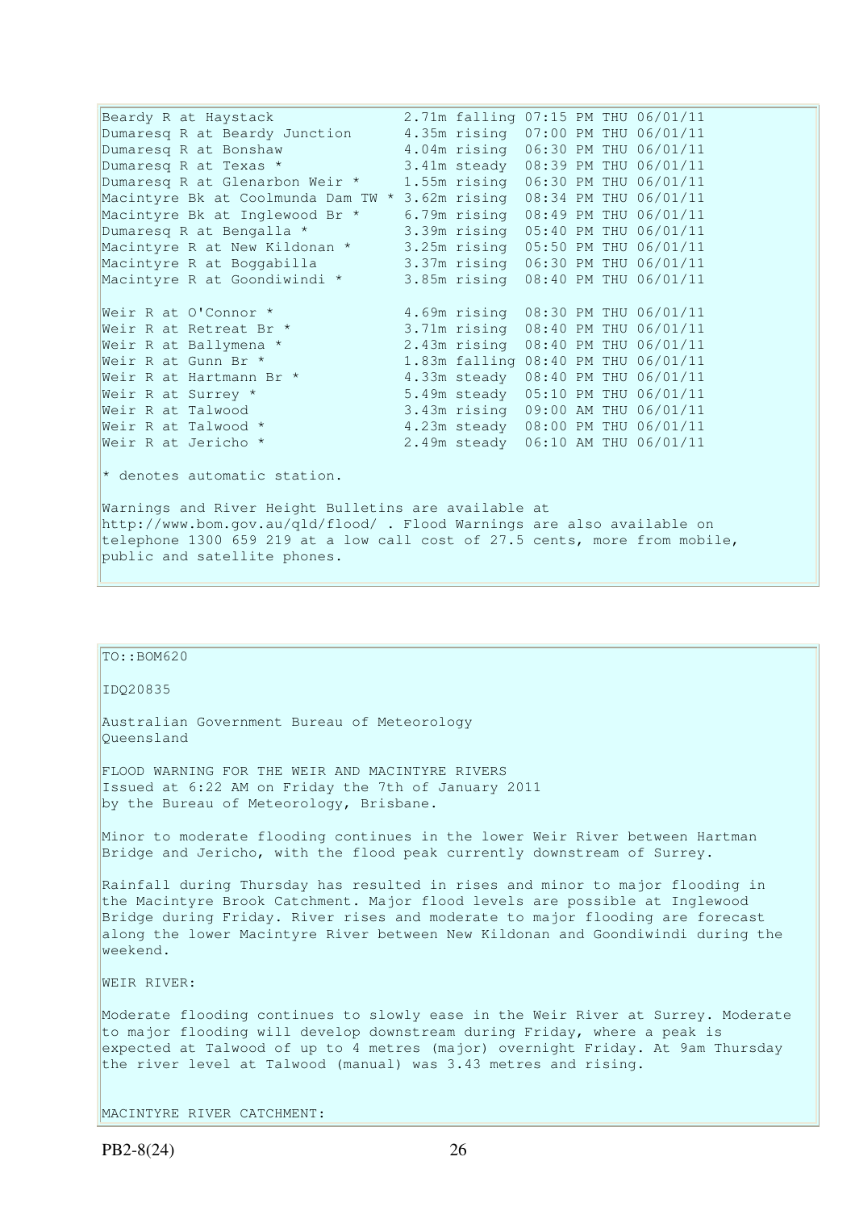```
Beardy R at Haystack               2.71m falling 07:15 PM THU 06/01/11
Dumaresq R at Beardy Junction      4.35m rising  07:00 PM THU 06/01/11
Dumaresq R at Bonshaw              4.04m rising  06:30 PM THU 06/01/11
Dumaresq R at Texas *              3.41m steady  08:39 PM THU 06/01/11
Dumaresq R at Glenarbon Weir *     1.55m rising  06:30 PM THU 06/01/11
Macintyre Bk at Coolmunda Dam TW * 3.62m rising  08:34 PM THU 06/01/11
Macintyre Bk at Inglewood Br *     6.79m rising  08:49 PM THU 06/01/11
Dumaresq R at Bengalla *           3.39m rising  05:40 PM THU 06/01/11
Macintyre R at New Kildonan *      3.25m rising  05:50 PM THU 06/01/11
Macintyre R at Boggabilla          3.37m rising  06:30 PM THU 06/01/11
Macintyre R at Goondiwindi *       3.85m rising  08:40 PM THU 06/01/11

Weir R at O'Connor *               4.69m rising  08:30 PM THU 06/01/11
Weir R at Retreat Br *             3.71m rising  08:40 PM THU 06/01/11
Weir R at Ballymena *              2.43m rising  08:40 PM THU 06/01/11
Weir R at Gunn Br *                1.83m falling 08:40 PM THU 06/01/11
Weir R at Hartmann Br *            4.33m steady  08:40 PM THU 06/01/11
Weir R at Surrey *                 5.49m steady  05:10 PM THU 06/01/11
Weir R at Talwood                  3.43m rising  09:00 AM THU 06/01/11
Weir R at Talwood *                4.23m steady  08:00 PM THU 06/01/11
Weir R at Jericho *                2.49m steady  06:10 AM THU 06/01/11
```

* denotes automatic station.

Warnings and River Height Bulletins are available at http://www.bom.gov.au/qld/flood/ . Flood Warnings are also available on telephone 1300 659 219 at a low call cost of 27.5 cents, more from mobile, public and satellite phones.

---

TO::BOM620

IDQ20835

Australian Government Bureau of Meteorology
Queensland

FLOOD WARNING FOR THE WEIR AND MACINTYRE RIVERS
Issued at 6:22 AM on Friday the 7th of January 2011
by the Bureau of Meteorology, Brisbane.

Minor to moderate flooding continues in the lower Weir River between Hartman Bridge and Jericho, with the flood peak currently downstream of Surrey.

Rainfall during Thursday has resulted in rises and minor to major flooding in the Macintyre Brook Catchment. Major flood levels are possible at Inglewood Bridge during Friday. River rises and moderate to major flooding are forecast along the lower Macintyre River between New Kildonan and Goondiwindi during the weekend.

WEIR RIVER:

Moderate flooding continues to slowly ease in the Weir River at Surrey. Moderate to major flooding will develop downstream during Friday, where a peak is expected at Talwood of up to 4 metres (major) overnight Friday. At 9am Thursday the river level at Talwood (manual) was 3.43 metres and rising.

MACINTYRE RIVER CATCHMENT: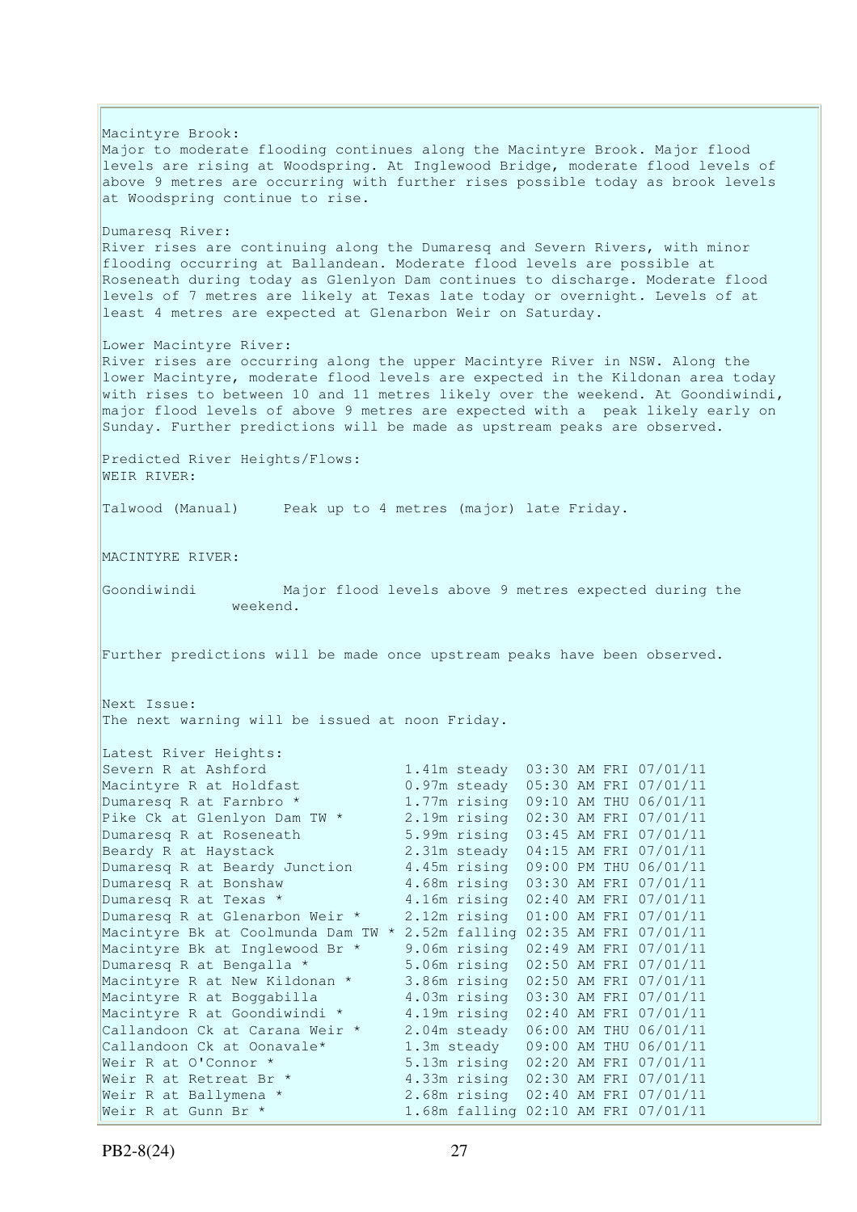Macintyre Brook:
Major to moderate flooding continues along the Macintyre Brook. Major flood levels are rising at Woodspring. At Inglewood Bridge, moderate flood levels of above 9 metres are occurring with further rises possible today as brook levels at Woodspring continue to rise.

Dumaresq River:
River rises are continuing along the Dumaresq and Severn Rivers, with minor flooding occurring at Ballandean. Moderate flood levels are possible at Roseneath during today as Glenlyon Dam continues to discharge. Moderate flood levels of 7 metres are likely at Texas late today or overnight. Levels of at least 4 metres are expected at Glenarbon Weir on Saturday.

Lower Macintyre River:
River rises are occurring along the upper Macintyre River in NSW. Along the lower Macintyre, moderate flood levels are expected in the Kildonan area today with rises to between 10 and 11 metres likely over the weekend. At Goondiwindi, major flood levels of above 9 metres are expected with a peak likely early on Sunday. Further predictions will be made as upstream peaks are observed.

Predicted River Heights/Flows:
WEIR RIVER:

Talwood (Manual)     Peak up to 4 metres (major) late Friday.

MACINTYRE RIVER:

Goondiwindi          Major flood levels above 9 metres expected during the weekend.

Further predictions will be made once upstream peaks have been observed.

Next Issue:
The next warning will be issued at noon Friday.

Latest River Heights:

| Station | Height | Trend | Time | Day | Date |
|---|---|---|---|---|---|
| Severn R at Ashford | 1.41m | steady | 03:30 AM | FRI | 07/01/11 |
| Macintyre R at Holdfast | 0.97m | steady | 05:30 AM | FRI | 07/01/11 |
| Dumaresq R at Farnbro * | 1.77m | rising | 09:10 AM | THU | 06/01/11 |
| Pike Ck at Glenlyon Dam TW * | 2.19m | rising | 02:30 AM | FRI | 07/01/11 |
| Dumaresq R at Roseneath | 5.99m | rising | 03:45 AM | FRI | 07/01/11 |
| Beardy R at Haystack | 2.31m | steady | 04:15 AM | FRI | 07/01/11 |
| Dumaresq R at Beardy Junction | 4.45m | rising | 09:00 PM | THU | 06/01/11 |
| Dumaresq R at Bonshaw | 4.68m | rising | 03:30 AM | FRI | 07/01/11 |
| Dumaresq R at Texas * | 4.16m | rising | 02:40 AM | FRI | 07/01/11 |
| Dumaresq R at Glenarbon Weir * | 2.12m | rising | 01:00 AM | FRI | 07/01/11 |
| Macintyre Bk at Coolmunda Dam TW * | 2.52m | falling | 02:35 AM | FRI | 07/01/11 |
| Macintyre Bk at Inglewood Br * | 9.06m | rising | 02:49 AM | FRI | 07/01/11 |
| Dumaresq R at Bengalla * | 5.06m | rising | 02:50 AM | FRI | 07/01/11 |
| Macintyre R at New Kildonan * | 3.86m | rising | 02:50 AM | FRI | 07/01/11 |
| Macintyre R at Boggabilla | 4.03m | rising | 03:30 AM | FRI | 07/01/11 |
| Macintyre R at Goondiwindi * | 4.19m | rising | 02:40 AM | FRI | 07/01/11 |
| Callandoon Ck at Carana Weir * | 2.04m | steady | 06:00 AM | THU | 06/01/11 |
| Callandoon Ck at Oonavale* | 1.3m | steady | 09:00 AM | THU | 06/01/11 |
| Weir R at O'Connor * | 5.13m | rising | 02:20 AM | FRI | 07/01/11 |
| Weir R at Retreat Br * | 4.33m | rising | 02:30 AM | FRI | 07/01/11 |
| Weir R at Ballymena * | 2.68m | rising | 02:40 AM | FRI | 07/01/11 |
| Weir R at Gunn Br * | 1.68m | falling | 02:10 AM | FRI | 07/01/11 |

PB2-8(24)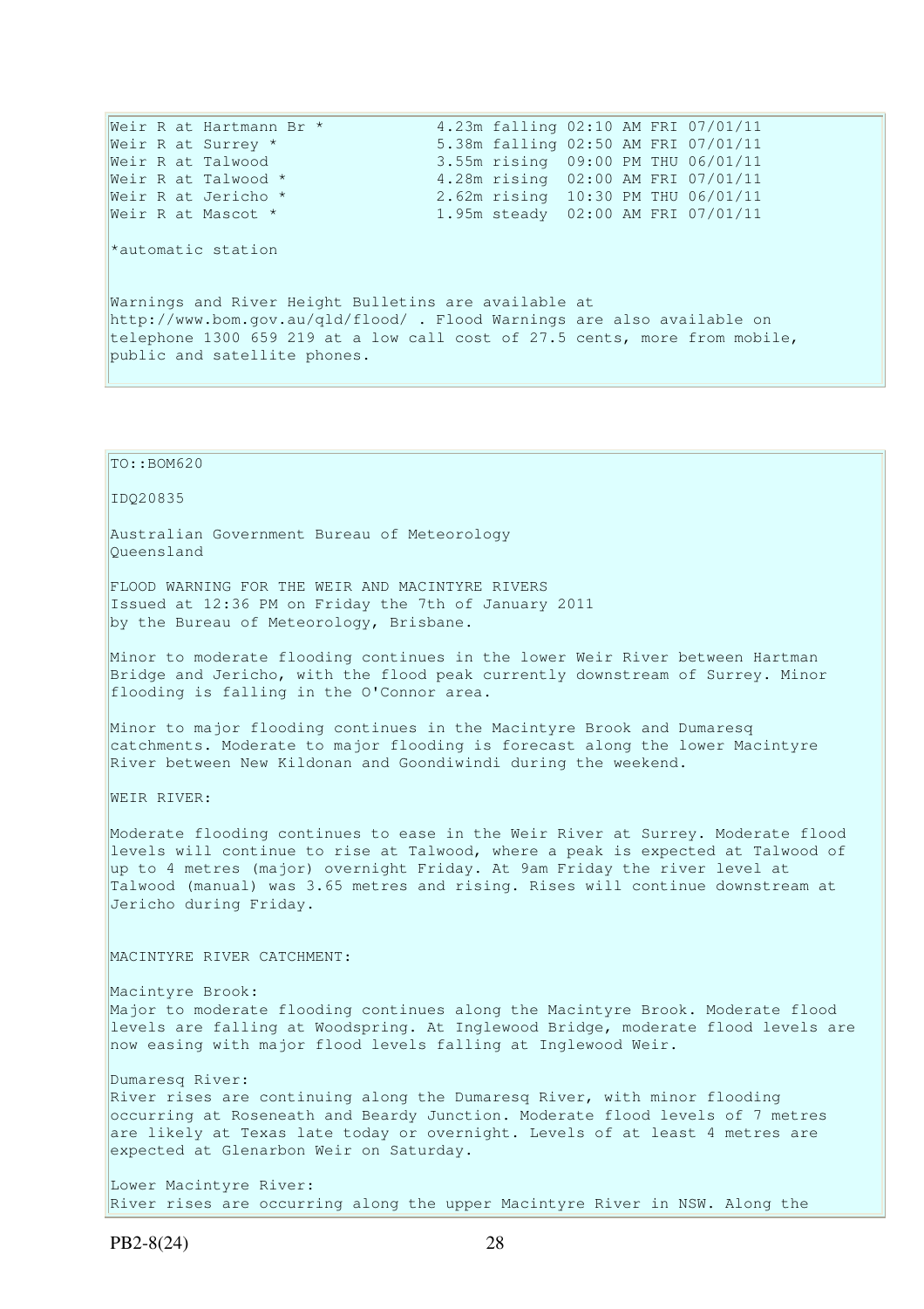```
Weir R at Hartmann Br *            4.23m falling 02:10 AM FRI 07/01/11
Weir R at Surrey *                 5.38m falling 02:50 AM FRI 07/01/11
Weir R at Talwood                  3.55m rising  09:00 PM THU 06/01/11
Weir R at Talwood *                4.28m rising  02:00 AM FRI 07/01/11
Weir R at Jericho *                2.62m rising  10:30 PM THU 06/01/11
Weir R at Mascot *                 1.95m steady  02:00 AM FRI 07/01/11
```

*automatic station

Warnings and River Height Bulletins are available at http://www.bom.gov.au/qld/flood/ . Flood Warnings are also available on telephone 1300 659 219 at a low call cost of 27.5 cents, more from mobile, public and satellite phones.

TO::BOM620

IDQ20835

Australian Government Bureau of Meteorology
Queensland

FLOOD WARNING FOR THE WEIR AND MACINTYRE RIVERS
Issued at 12:36 PM on Friday the 7th of January 2011
by the Bureau of Meteorology, Brisbane.

Minor to moderate flooding continues in the lower Weir River between Hartman Bridge and Jericho, with the flood peak currently downstream of Surrey. Minor flooding is falling in the O'Connor area.

Minor to major flooding continues in the Macintyre Brook and Dumaresq catchments. Moderate to major flooding is forecast along the lower Macintyre River between New Kildonan and Goondiwindi during the weekend.

WEIR RIVER:

Moderate flooding continues to ease in the Weir River at Surrey. Moderate flood levels will continue to rise at Talwood, where a peak is expected at Talwood of up to 4 metres (major) overnight Friday. At 9am Friday the river level at Talwood (manual) was 3.65 metres and rising. Rises will continue downstream at Jericho during Friday.

MACINTYRE RIVER CATCHMENT:

Macintyre Brook:
Major to moderate flooding continues along the Macintyre Brook. Moderate flood levels are falling at Woodspring. At Inglewood Bridge, moderate flood levels are now easing with major flood levels falling at Inglewood Weir.

Dumaresq River:
River rises are continuing along the Dumaresq River, with minor flooding occurring at Roseneath and Beardy Junction. Moderate flood levels of 7 metres are likely at Texas late today or overnight. Levels of at least 4 metres are expected at Glenarbon Weir on Saturday.

Lower Macintyre River:
River rises are occurring along the upper Macintyre River in NSW. Along the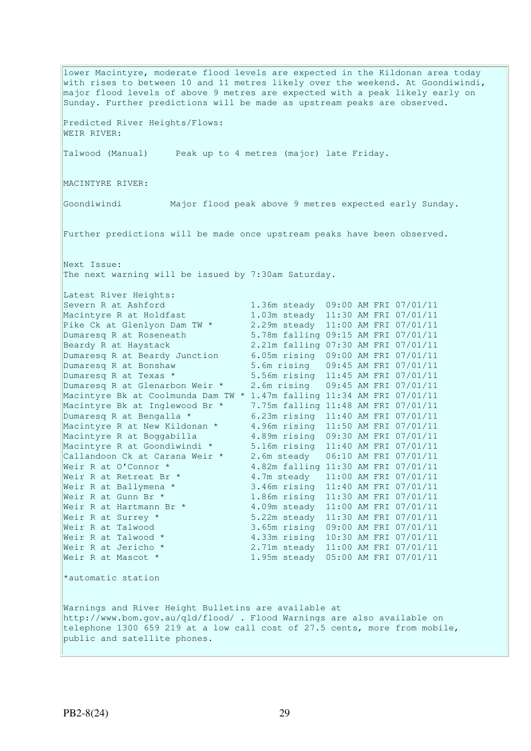lower Macintyre, moderate flood levels are expected in the Kildonan area today with rises to between 10 and 11 metres likely over the weekend. At Goondiwindi, major flood levels of above 9 metres are expected with a peak likely early on Sunday. Further predictions will be made as upstream peaks are observed.

Predicted River Heights/Flows:
WEIR RIVER:

Talwood (Manual)     Peak up to 4 metres (major) late Friday.

MACINTYRE RIVER:

Goondiwindi         Major flood peak above 9 metres expected early Sunday.

Further predictions will be made once upstream peaks have been observed.

Next Issue:
The next warning will be issued by 7:30am Saturday.

Latest River Heights:

```
Severn R at Ashford               1.36m steady  09:00 AM FRI 07/01/11
Macintyre R at Holdfast           1.03m steady  11:30 AM FRI 07/01/11
Pike Ck at Glenlyon Dam TW *      2.29m steady  11:00 AM FRI 07/01/11
Dumaresq R at Roseneath           5.78m falling 09:15 AM FRI 07/01/11
Beardy R at Haystack              2.21m falling 07:30 AM FRI 07/01/11
Dumaresq R at Beardy Junction     6.05m rising  09:00 AM FRI 07/01/11
Dumaresq R at Bonshaw             5.6m rising   09:45 AM FRI 07/01/11
Dumaresq R at Texas *             5.56m rising  11:45 AM FRI 07/01/11
Dumaresq R at Glenarbon Weir *    2.6m rising   09:45 AM FRI 07/01/11
Macintyre Bk at Coolmunda Dam TW * 1.47m falling 11:34 AM FRI 07/01/11
Macintyre Bk at Inglewood Br *    7.75m falling 11:48 AM FRI 07/01/11
Dumaresq R at Bengalla *          6.23m rising  11:40 AM FRI 07/01/11
Macintyre R at New Kildonan *     4.96m rising  11:50 AM FRI 07/01/11
Macintyre R at Boggabilla         4.89m rising  09:30 AM FRI 07/01/11
Macintyre R at Goondiwindi *      5.16m rising  11:40 AM FRI 07/01/11
Callandoon Ck at Carana Weir *    2.6m steady   06:10 AM FRI 07/01/11
Weir R at O'Connor *              4.82m falling 11:30 AM FRI 07/01/11
Weir R at Retreat Br *            4.7m steady   11:00 AM FRI 07/01/11
Weir R at Ballymena *             3.46m rising  11:40 AM FRI 07/01/11
Weir R at Gunn Br *               1.86m rising  11:30 AM FRI 07/01/11
Weir R at Hartmann Br *           4.09m steady  11:00 AM FRI 07/01/11
Weir R at Surrey *                5.22m steady  11:30 AM FRI 07/01/11
Weir R at Talwood                 3.65m rising  09:00 AM FRI 07/01/11
Weir R at Talwood *               4.33m rising  10:30 AM FRI 07/01/11
Weir R at Jericho *               2.71m steady  11:00 AM FRI 07/01/11
Weir R at Mascot *                1.95m steady  05:00 AM FRI 07/01/11
```

*automatic station

Warnings and River Height Bulletins are available at http://www.bom.gov.au/qld/flood/ . Flood Warnings are also available on telephone 1300 659 219 at a low call cost of 27.5 cents, more from mobile, public and satellite phones.

PB2-8(24)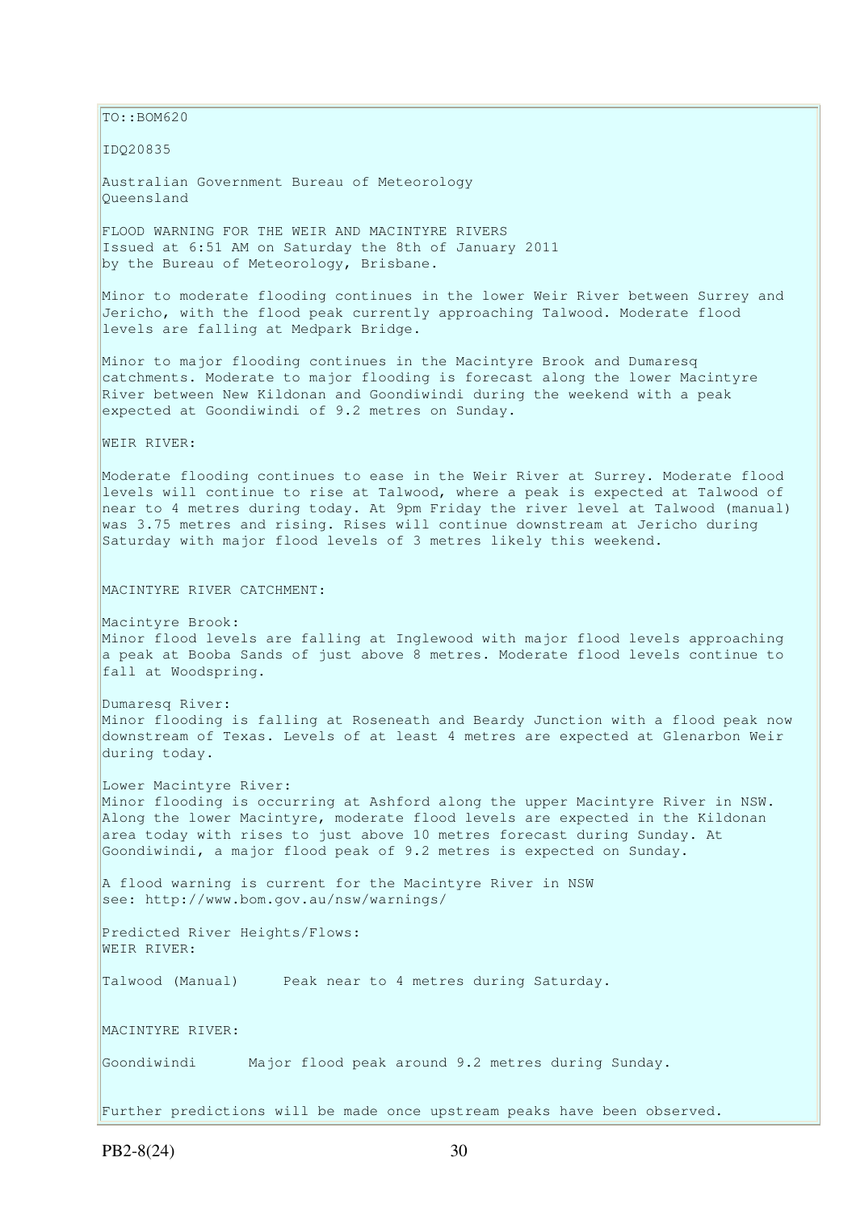TO::BOM620

IDQ20835

Australian Government Bureau of Meteorology
Queensland

FLOOD WARNING FOR THE WEIR AND MACINTYRE RIVERS
Issued at 6:51 AM on Saturday the 8th of January 2011
by the Bureau of Meteorology, Brisbane.

Minor to moderate flooding continues in the lower Weir River between Surrey and Jericho, with the flood peak currently approaching Talwood. Moderate flood levels are falling at Medpark Bridge.

Minor to major flooding continues in the Macintyre Brook and Dumaresq catchments. Moderate to major flooding is forecast along the lower Macintyre River between New Kildonan and Goondiwindi during the weekend with a peak expected at Goondiwindi of 9.2 metres on Sunday.

WEIR RIVER:

Moderate flooding continues to ease in the Weir River at Surrey. Moderate flood levels will continue to rise at Talwood, where a peak is expected at Talwood of near to 4 metres during today. At 9pm Friday the river level at Talwood (manual) was 3.75 metres and rising. Rises will continue downstream at Jericho during Saturday with major flood levels of 3 metres likely this weekend.

MACINTYRE RIVER CATCHMENT:

Macintyre Brook:
Minor flood levels are falling at Inglewood with major flood levels approaching a peak at Booba Sands of just above 8 metres. Moderate flood levels continue to fall at Woodspring.

Dumaresq River:
Minor flooding is falling at Roseneath and Beardy Junction with a flood peak now downstream of Texas. Levels of at least 4 metres are expected at Glenarbon Weir during today.

Lower Macintyre River:
Minor flooding is occurring at Ashford along the upper Macintyre River in NSW. Along the lower Macintyre, moderate flood levels are expected in the Kildonan area today with rises to just above 10 metres forecast during Sunday. At Goondiwindi, a major flood peak of 9.2 metres is expected on Sunday.

A flood warning is current for the Macintyre River in NSW
see: http://www.bom.gov.au/nsw/warnings/

Predicted River Heights/Flows:
WEIR RIVER:

Talwood (Manual)     Peak near to 4 metres during Saturday.

MACINTYRE RIVER:

Goondiwindi     Major flood peak around 9.2 metres during Sunday.

Further predictions will be made once upstream peaks have been observed.

PB2-8(24)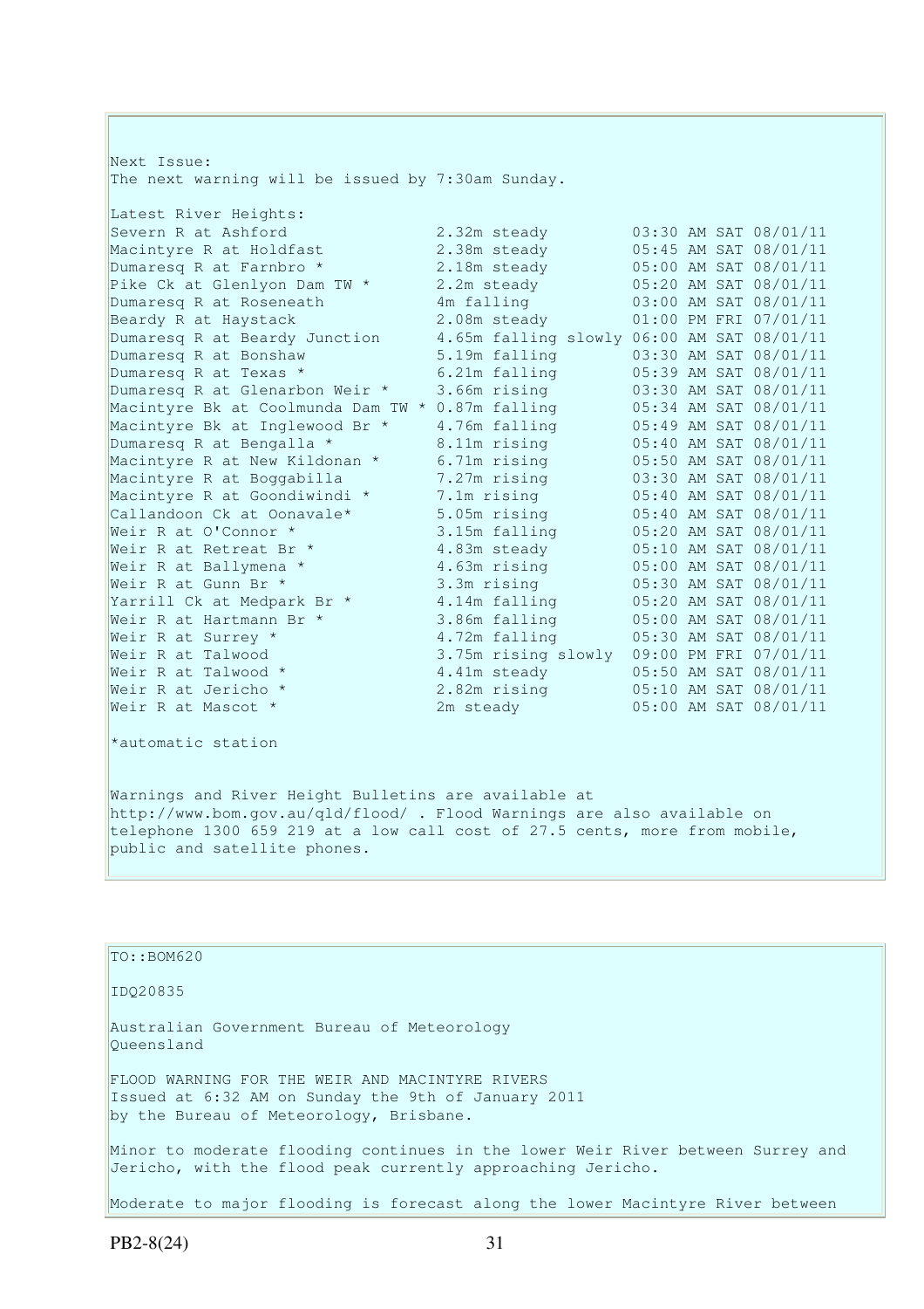Next Issue:
The next warning will be issued by 7:30am Sunday.

Latest River Heights:

| Station | Height | Time |
|---|---|---|
| Severn R at Ashford | 2.32m steady | 03:30 AM SAT 08/01/11 |
| Macintyre R at Holdfast | 2.38m steady | 05:45 AM SAT 08/01/11 |
| Dumaresq R at Farnbro * | 2.18m steady | 05:00 AM SAT 08/01/11 |
| Pike Ck at Glenlyon Dam TW * | 2.2m steady | 05:20 AM SAT 08/01/11 |
| Dumaresq R at Roseneath | 4m falling | 03:00 AM SAT 08/01/11 |
| Beardy R at Haystack | 2.08m steady | 01:00 PM FRI 07/01/11 |
| Dumaresq R at Beardy Junction | 4.65m falling slowly | 06:00 AM SAT 08/01/11 |
| Dumaresq R at Bonshaw | 5.19m falling | 03:30 AM SAT 08/01/11 |
| Dumaresq R at Texas * | 6.21m falling | 05:39 AM SAT 08/01/11 |
| Dumaresq R at Glenarbon Weir * | 3.66m rising | 03:30 AM SAT 08/01/11 |
| Macintyre Bk at Coolmunda Dam TW * | 0.87m falling | 05:34 AM SAT 08/01/11 |
| Macintyre Bk at Inglewood Br * | 4.76m falling | 05:49 AM SAT 08/01/11 |
| Dumaresq R at Bengalla * | 8.11m rising | 05:40 AM SAT 08/01/11 |
| Macintyre R at New Kildonan * | 6.71m rising | 05:50 AM SAT 08/01/11 |
| Macintyre R at Boggabilla | 7.27m rising | 03:30 AM SAT 08/01/11 |
| Macintyre R at Goondiwindi * | 7.1m rising | 05:40 AM SAT 08/01/11 |
| Callandoon Ck at Oonavale* | 5.05m rising | 05:40 AM SAT 08/01/11 |
| Weir R at O'Connor * | 3.15m falling | 05:20 AM SAT 08/01/11 |
| Weir R at Retreat Br * | 4.83m steady | 05:10 AM SAT 08/01/11 |
| Weir R at Ballymena * | 4.63m rising | 05:00 AM SAT 08/01/11 |
| Weir R at Gunn Br * | 3.3m rising | 05:30 AM SAT 08/01/11 |
| Yarrill Ck at Medpark Br * | 4.14m falling | 05:20 AM SAT 08/01/11 |
| Weir R at Hartmann Br * | 3.86m falling | 05:00 AM SAT 08/01/11 |
| Weir R at Surrey * | 4.72m falling | 05:30 AM SAT 08/01/11 |
| Weir R at Talwood | 3.75m rising slowly | 09:00 PM FRI 07/01/11 |
| Weir R at Talwood * | 4.41m steady | 05:50 AM SAT 08/01/11 |
| Weir R at Jericho * | 2.82m rising | 05:10 AM SAT 08/01/11 |
| Weir R at Mascot * | 2m steady | 05:00 AM SAT 08/01/11 |

*automatic station

Warnings and River Height Bulletins are available at http://www.bom.gov.au/qld/flood/ . Flood Warnings are also available on telephone 1300 659 219 at a low call cost of 27.5 cents, more from mobile, public and satellite phones.

TO::BOM620

IDQ20835

Australian Government Bureau of Meteorology
Queensland

FLOOD WARNING FOR THE WEIR AND MACINTYRE RIVERS
Issued at 6:32 AM on Sunday the 9th of January 2011
by the Bureau of Meteorology, Brisbane.

Minor to moderate flooding continues in the lower Weir River between Surrey and Jericho, with the flood peak currently approaching Jericho.

Moderate to major flooding is forecast along the lower Macintyre River between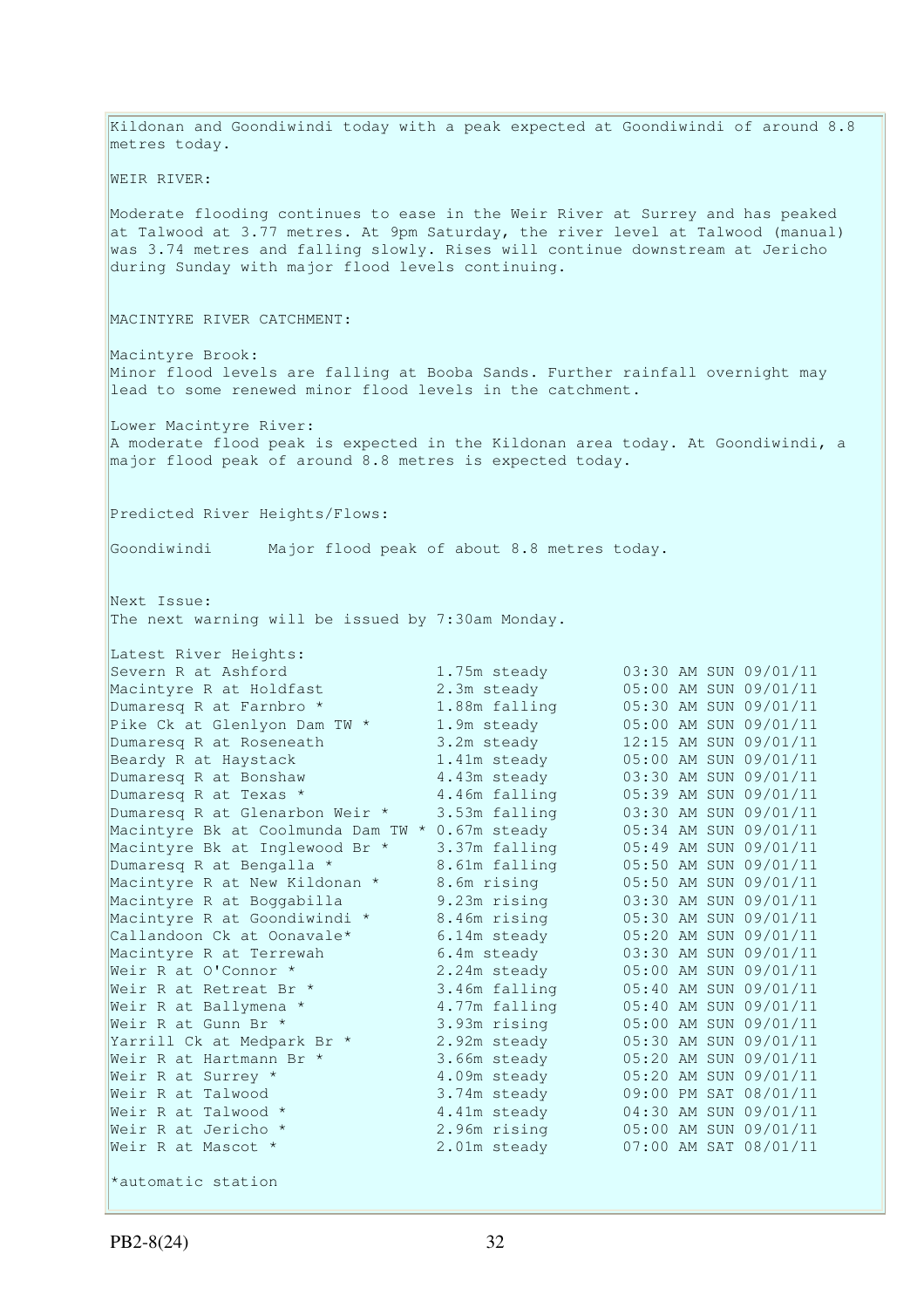Kildonan and Goondiwindi today with a peak expected at Goondiwindi of around 8.8 metres today.

WEIR RIVER:

Moderate flooding continues to ease in the Weir River at Surrey and has peaked at Talwood at 3.77 metres. At 9pm Saturday, the river level at Talwood (manual) was 3.74 metres and falling slowly. Rises will continue downstream at Jericho during Sunday with major flood levels continuing.

MACINTYRE RIVER CATCHMENT:

Macintyre Brook:
Minor flood levels are falling at Booba Sands. Further rainfall overnight may lead to some renewed minor flood levels in the catchment.

Lower Macintyre River:
A moderate flood peak is expected in the Kildonan area today. At Goondiwindi, a major flood peak of around 8.8 metres is expected today.

Predicted River Heights/Flows:

Goondiwindi      Major flood peak of about 8.8 metres today.

Next Issue:
The next warning will be issued by 7:30am Monday.

Latest River Heights:

| Station | Height | Time |
|---|---|---|
| Severn R at Ashford | 1.75m steady | 03:30 AM SUN 09/01/11 |
| Macintyre R at Holdfast | 2.3m steady | 05:00 AM SUN 09/01/11 |
| Dumaresq R at Farnbro * | 1.88m falling | 05:30 AM SUN 09/01/11 |
| Pike Ck at Glenlyon Dam TW * | 1.9m steady | 05:00 AM SUN 09/01/11 |
| Dumaresq R at Roseneath | 3.2m steady | 12:15 AM SUN 09/01/11 |
| Beardy R at Haystack | 1.41m steady | 05:00 AM SUN 09/01/11 |
| Dumaresq R at Bonshaw | 4.43m steady | 03:30 AM SUN 09/01/11 |
| Dumaresq R at Texas * | 4.46m falling | 05:39 AM SUN 09/01/11 |
| Dumaresq R at Glenarbon Weir * | 3.53m falling | 03:30 AM SUN 09/01/11 |
| Macintyre Bk at Coolmunda Dam TW * | 0.67m steady | 05:34 AM SUN 09/01/11 |
| Macintyre Bk at Inglewood Br * | 3.37m falling | 05:49 AM SUN 09/01/11 |
| Dumaresq R at Bengalla * | 8.61m falling | 05:50 AM SUN 09/01/11 |
| Macintyre R at New Kildonan * | 8.6m rising | 05:50 AM SUN 09/01/11 |
| Macintyre R at Boggabilla | 9.23m rising | 03:30 AM SUN 09/01/11 |
| Macintyre R at Goondiwindi * | 8.46m rising | 05:30 AM SUN 09/01/11 |
| Callandoon Ck at Oonavale* | 6.14m steady | 05:20 AM SUN 09/01/11 |
| Macintyre R at Terrewah | 6.4m steady | 03:30 AM SUN 09/01/11 |
| Weir R at O'Connor * | 2.24m steady | 05:00 AM SUN 09/01/11 |
| Weir R at Retreat Br * | 3.46m falling | 05:40 AM SUN 09/01/11 |
| Weir R at Ballymena * | 4.77m falling | 05:40 AM SUN 09/01/11 |
| Weir R at Gunn Br * | 3.93m rising | 05:00 AM SUN 09/01/11 |
| Yarrill Ck at Medpark Br * | 2.92m steady | 05:30 AM SUN 09/01/11 |
| Weir R at Hartmann Br * | 3.66m steady | 05:20 AM SUN 09/01/11 |
| Weir R at Surrey * | 4.09m steady | 05:20 AM SUN 09/01/11 |
| Weir R at Talwood | 3.74m steady | 09:00 PM SAT 08/01/11 |
| Weir R at Talwood * | 4.41m steady | 04:30 AM SUN 09/01/11 |
| Weir R at Jericho * | 2.96m rising | 05:00 AM SUN 09/01/11 |
| Weir R at Mascot * | 2.01m steady | 07:00 AM SAT 08/01/11 |

*automatic station

PB2-8(24)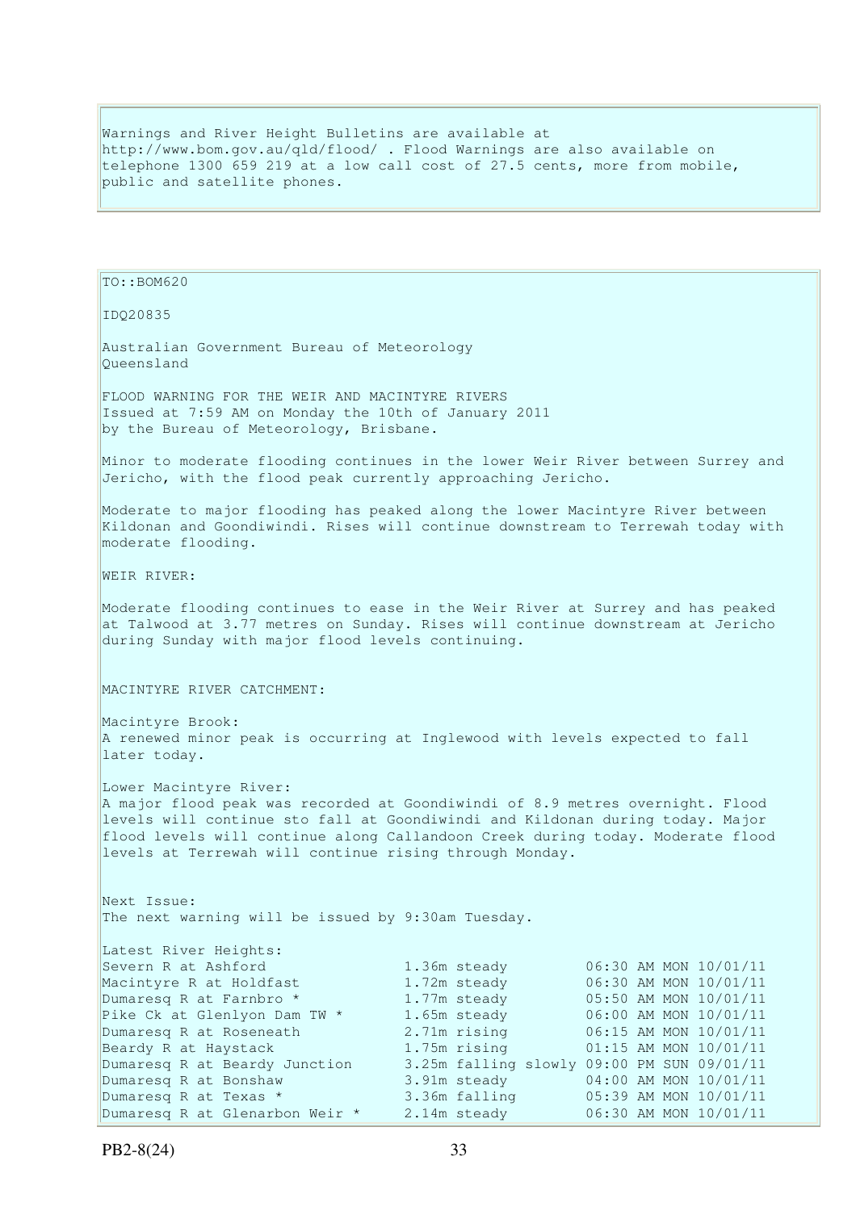Warnings and River Height Bulletins are available at http://www.bom.gov.au/qld/flood/ . Flood Warnings are also available on telephone 1300 659 219 at a low call cost of 27.5 cents, more from mobile, public and satellite phones.

TO::BOM620

IDQ20835

Australian Government Bureau of Meteorology
Queensland

FLOOD WARNING FOR THE WEIR AND MACINTYRE RIVERS
Issued at 7:59 AM on Monday the 10th of January 2011
by the Bureau of Meteorology, Brisbane.

Minor to moderate flooding continues in the lower Weir River between Surrey and Jericho, with the flood peak currently approaching Jericho.

Moderate to major flooding has peaked along the lower Macintyre River between Kildonan and Goondiwindi. Rises will continue downstream to Terrewah today with moderate flooding.

WEIR RIVER:

Moderate flooding continues to ease in the Weir River at Surrey and has peaked at Talwood at 3.77 metres on Sunday. Rises will continue downstream at Jericho during Sunday with major flood levels continuing.

MACINTYRE RIVER CATCHMENT:

Macintyre Brook:
A renewed minor peak is occurring at Inglewood with levels expected to fall later today.

Lower Macintyre River:
A major flood peak was recorded at Goondiwindi of 8.9 metres overnight. Flood levels will continue sto fall at Goondiwindi and Kildonan during today. Major flood levels will continue along Callandoon Creek during today. Moderate flood levels at Terrewah will continue rising through Monday.

Next Issue:
The next warning will be issued by 9:30am Tuesday.

Latest River Heights:

| | | |
|---|---|---|
| Severn R at Ashford | 1.36m steady | 06:30 AM MON 10/01/11 |
| Macintyre R at Holdfast | 1.72m steady | 06:30 AM MON 10/01/11 |
| Dumaresq R at Farnbro * | 1.77m steady | 05:50 AM MON 10/01/11 |
| Pike Ck at Glenlyon Dam TW * | 1.65m steady | 06:00 AM MON 10/01/11 |
| Dumaresq R at Roseneath | 2.71m rising | 06:15 AM MON 10/01/11 |
| Beardy R at Haystack | 1.75m rising | 01:15 AM MON 10/01/11 |
| Dumaresq R at Beardy Junction | 3.25m falling slowly | 09:00 PM SUN 09/01/11 |
| Dumaresq R at Bonshaw | 3.91m steady | 04:00 AM MON 10/01/11 |
| Dumaresq R at Texas * | 3.36m falling | 05:39 AM MON 10/01/11 |
| Dumaresq R at Glenarbon Weir * | 2.14m steady | 06:30 AM MON 10/01/11 |

PB2-8(24)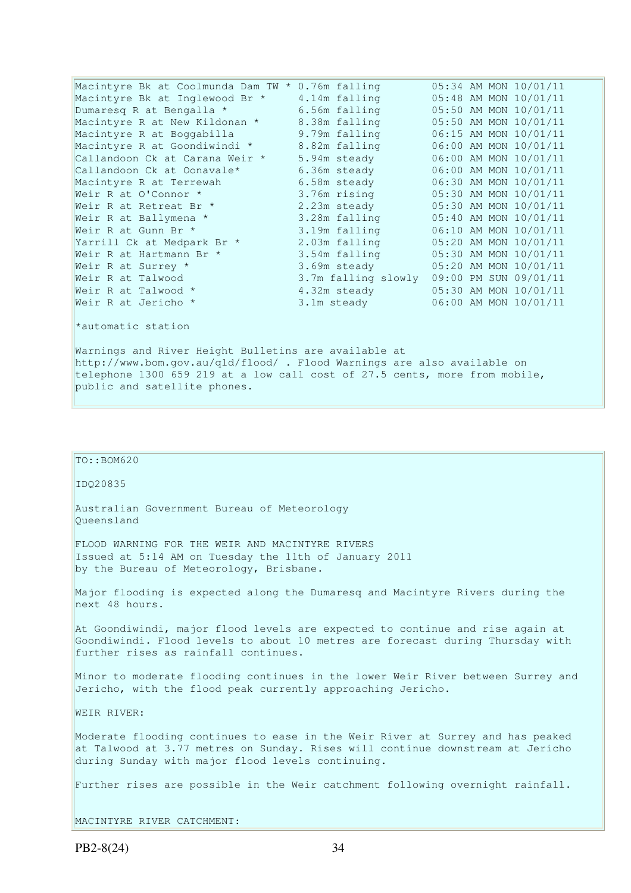| Station | Height | Tendency | Time |
|---|---|---|---|
| Macintyre Bk at Coolmunda Dam TW * | 0.76m | falling | 05:34 AM MON 10/01/11 |
| Macintyre Bk at Inglewood Br * | 4.14m | falling | 05:48 AM MON 10/01/11 |
| Dumaresq R at Bengalla * | 6.56m | falling | 05:50 AM MON 10/01/11 |
| Macintyre R at New Kildonan * | 8.38m | falling | 05:50 AM MON 10/01/11 |
| Macintyre R at Boggabilla | 9.79m | falling | 06:15 AM MON 10/01/11 |
| Macintyre R at Goondiwindi * | 8.82m | falling | 06:00 AM MON 10/01/11 |
| Callandoon Ck at Carana Weir * | 5.94m | steady | 06:00 AM MON 10/01/11 |
| Callandoon Ck at Oonavale* | 6.36m | steady | 06:00 AM MON 10/01/11 |
| Macintyre R at Terrewah | 6.58m | steady | 06:30 AM MON 10/01/11 |
| Weir R at O'Connor * | 3.76m | rising | 05:30 AM MON 10/01/11 |
| Weir R at Retreat Br * | 2.23m | steady | 05:30 AM MON 10/01/11 |
| Weir R at Ballymena * | 3.28m | falling | 05:40 AM MON 10/01/11 |
| Weir R at Gunn Br * | 3.19m | falling | 06:10 AM MON 10/01/11 |
| Yarrill Ck at Medpark Br * | 2.03m | falling | 05:20 AM MON 10/01/11 |
| Weir R at Hartmann Br * | 3.54m | falling | 05:30 AM MON 10/01/11 |
| Weir R at Surrey * | 3.69m | steady | 05:20 AM MON 10/01/11 |
| Weir R at Talwood | 3.7m | falling slowly | 09:00 PM SUN 09/01/11 |
| Weir R at Talwood * | 4.32m | steady | 05:30 AM MON 10/01/11 |
| Weir R at Jericho * | 3.1m | steady | 06:00 AM MON 10/01/11 |

*automatic station

Warnings and River Height Bulletins are available at http://www.bom.gov.au/qld/flood/ . Flood Warnings are also available on telephone 1300 659 219 at a low call cost of 27.5 cents, more from mobile, public and satellite phones.

TO::BOM620

IDQ20835

Australian Government Bureau of Meteorology
Queensland

FLOOD WARNING FOR THE WEIR AND MACINTYRE RIVERS
Issued at 5:14 AM on Tuesday the 11th of January 2011
by the Bureau of Meteorology, Brisbane.

Major flooding is expected along the Dumaresq and Macintyre Rivers during the next 48 hours.

At Goondiwindi, major flood levels are expected to continue and rise again at Goondiwindi. Flood levels to about 10 metres are forecast during Thursday with further rises as rainfall continues.

Minor to moderate flooding continues in the lower Weir River between Surrey and Jericho, with the flood peak currently approaching Jericho.

WEIR RIVER:

Moderate flooding continues to ease in the Weir River at Surrey and has peaked at Talwood at 3.77 metres on Sunday. Rises will continue downstream at Jericho during Sunday with major flood levels continuing.

Further rises are possible in the Weir catchment following overnight rainfall.

MACINTYRE RIVER CATCHMENT: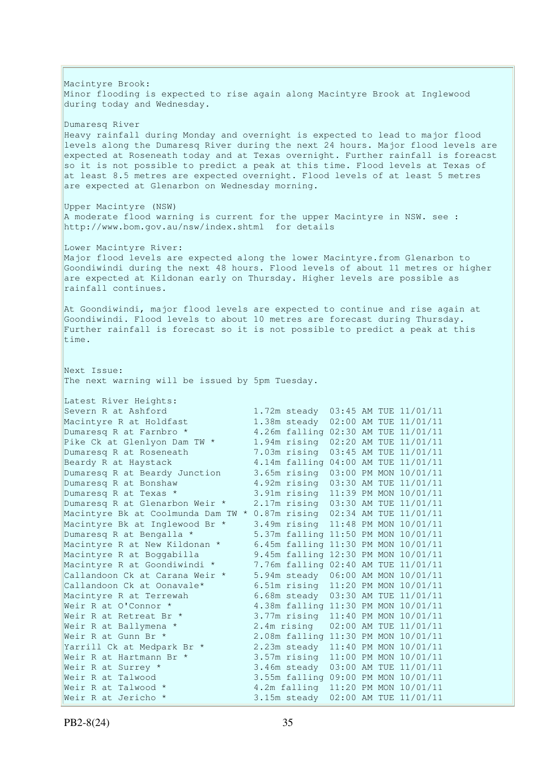Macintyre Brook:
Minor flooding is expected to rise again along Macintyre Brook at Inglewood during today and Wednesday.

Dumaresq River
Heavy rainfall during Monday and overnight is expected to lead to major flood levels along the Dumaresq River during the next 24 hours. Major flood levels are expected at Roseneath today and at Texas overnight. Further rainfall is foreacst so it is not possible to predict a peak at this time. Flood levels at Texas of at least 8.5 metres are expected overnight. Flood levels of at least 5 metres are expected at Glenarbon on Wednesday morning.

Upper Macintyre (NSW)
A moderate flood warning is current for the upper Macintyre in NSW. see : http://www.bom.gov.au/nsw/index.shtml for details

Lower Macintyre River:
Major flood levels are expected along the lower Macintyre.from Glenarbon to Goondiwindi during the next 48 hours. Flood levels of about 11 metres or higher are expected at Kildonan early on Thursday. Higher levels are possible as rainfall continues.

At Goondiwindi, major flood levels are expected to continue and rise again at Goondiwindi. Flood levels to about 10 metres are forecast during Thursday. Further rainfall is forecast so it is not possible to predict a peak at this time.

Next Issue:
The next warning will be issued by 5pm Tuesday.

Latest River Heights:

| Location | Height | Trend | Time | Date |
|---|---|---|---|---|
| Severn R at Ashford | 1.72m | steady | 03:45 AM TUE | 11/01/11 |
| Macintyre R at Holdfast | 1.38m | steady | 02:00 AM TUE | 11/01/11 |
| Dumaresq R at Farnbro * | 4.26m | falling | 02:30 AM TUE | 11/01/11 |
| Pike Ck at Glenlyon Dam TW * | 1.94m | rising | 02:20 AM TUE | 11/01/11 |
| Dumaresq R at Roseneath | 7.03m | rising | 03:45 AM TUE | 11/01/11 |
| Beardy R at Haystack | 4.14m | falling | 04:00 AM TUE | 11/01/11 |
| Dumaresq R at Beardy Junction | 3.65m | rising | 03:00 PM MON | 10/01/11 |
| Dumaresq R at Bonshaw | 4.92m | rising | 03:30 AM TUE | 11/01/11 |
| Dumaresq R at Texas * | 3.91m | rising | 11:39 PM MON | 10/01/11 |
| Dumaresq R at Glenarbon Weir * | 2.17m | rising | 03:30 AM TUE | 11/01/11 |
| Macintyre Bk at Coolmunda Dam TW * | 0.87m | rising | 02:34 AM TUE | 11/01/11 |
| Macintyre Bk at Inglewood Br * | 3.49m | rising | 11:48 PM MON | 10/01/11 |
| Dumaresq R at Bengalla * | 5.37m | falling | 11:50 PM MON | 10/01/11 |
| Macintyre R at New Kildonan * | 6.45m | falling | 11:30 PM MON | 10/01/11 |
| Macintyre R at Boggabilla | 9.45m | falling | 12:30 PM MON | 10/01/11 |
| Macintyre R at Goondiwindi * | 7.76m | falling | 02:40 AM TUE | 11/01/11 |
| Callandoon Ck at Carana Weir * | 5.94m | steady | 06:00 AM MON | 10/01/11 |
| Callandoon Ck at Oonavale* | 6.51m | rising | 11:20 PM MON | 10/01/11 |
| Macintyre R at Terrewah | 6.68m | steady | 03:30 AM TUE | 11/01/11 |
| Weir R at O'Connor * | 4.38m | falling | 11:30 PM MON | 10/01/11 |
| Weir R at Retreat Br * | 3.77m | rising | 11:40 PM MON | 10/01/11 |
| Weir R at Ballymena * | 2.4m | rising | 02:00 AM TUE | 11/01/11 |
| Weir R at Gunn Br * | 2.08m | falling | 11:30 PM MON | 10/01/11 |
| Yarrill Ck at Medpark Br * | 2.23m | steady | 11:40 PM MON | 10/01/11 |
| Weir R at Hartmann Br * | 3.57m | rising | 11:00 PM MON | 10/01/11 |
| Weir R at Surrey * | 3.46m | steady | 03:00 AM TUE | 11/01/11 |
| Weir R at Talwood | 3.55m | falling | 09:00 PM MON | 10/01/11 |
| Weir R at Talwood * | 4.2m | falling | 11:20 PM MON | 10/01/11 |
| Weir R at Jericho * | 3.15m | steady | 02:00 AM TUE | 11/01/11 |

PB2-8(24)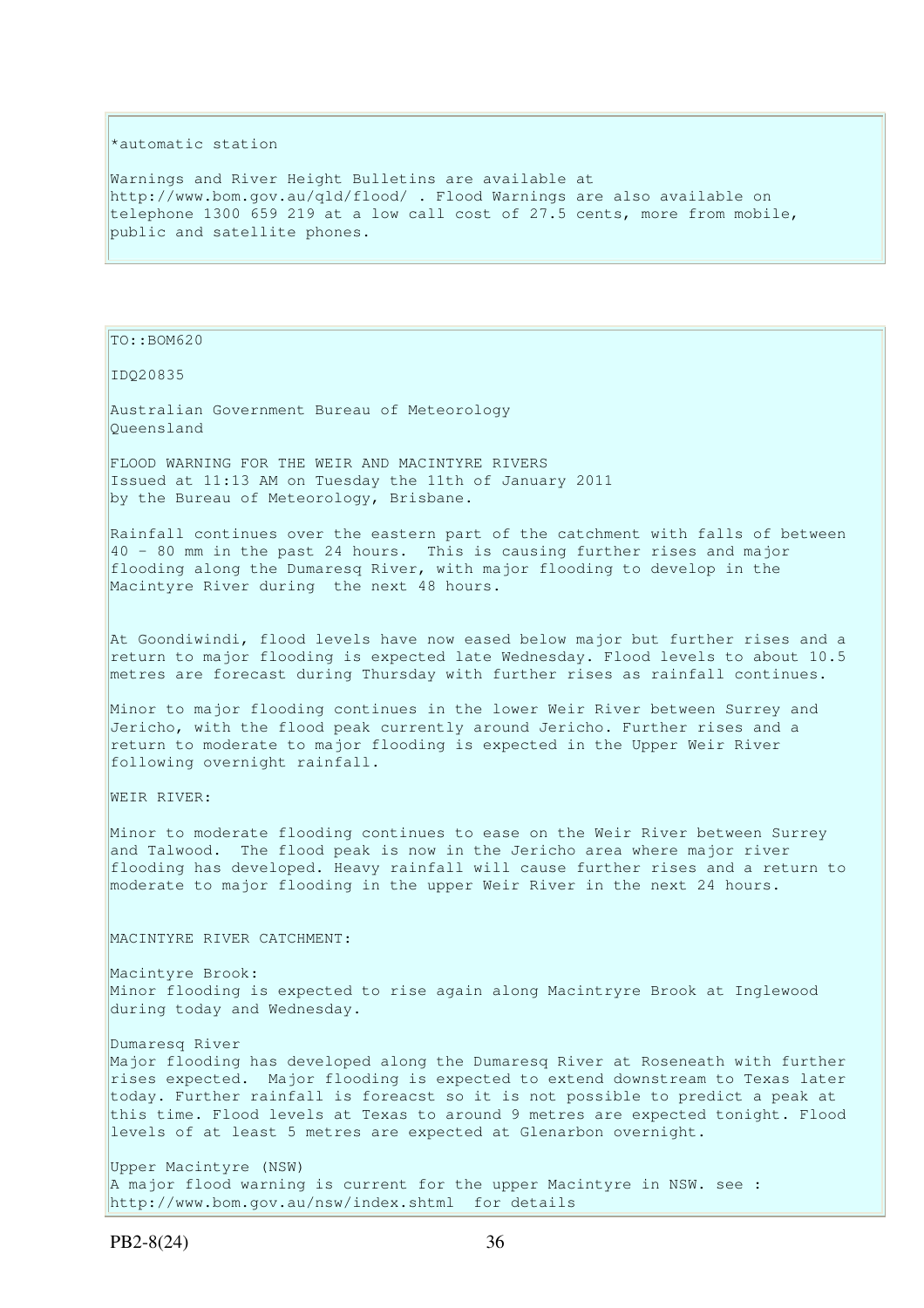*automatic station

Warnings and River Height Bulletins are available at http://www.bom.gov.au/qld/flood/ . Flood Warnings are also available on telephone 1300 659 219 at a low call cost of 27.5 cents, more from mobile, public and satellite phones.

TO::BOM620

IDQ20835

Australian Government Bureau of Meteorology
Queensland

FLOOD WARNING FOR THE WEIR AND MACINTYRE RIVERS
Issued at 11:13 AM on Tuesday the 11th of January 2011
by the Bureau of Meteorology, Brisbane.

Rainfall continues over the eastern part of the catchment with falls of between 40 - 80 mm in the past 24 hours. This is causing further rises and major flooding along the Dumaresq River, with major flooding to develop in the Macintyre River during the next 48 hours.

At Goondiwindi, flood levels have now eased below major but further rises and a return to major flooding is expected late Wednesday. Flood levels to about 10.5 metres are forecast during Thursday with further rises as rainfall continues.

Minor to major flooding continues in the lower Weir River between Surrey and Jericho, with the flood peak currently around Jericho. Further rises and a return to moderate to major flooding is expected in the Upper Weir River following overnight rainfall.

WEIR RIVER:

Minor to moderate flooding continues to ease on the Weir River between Surrey and Talwood. The flood peak is now in the Jericho area where major river flooding has developed. Heavy rainfall will cause further rises and a return to moderate to major flooding in the upper Weir River in the next 24 hours.

MACINTYRE RIVER CATCHMENT:

Macintyre Brook:
Minor flooding is expected to rise again along Macintryre Brook at Inglewood during today and Wednesday.

Dumaresq River
Major flooding has developed along the Dumaresq River at Roseneath with further rises expected. Major flooding is expected to extend downstream to Texas later today. Further rainfall is foreacst so it is not possible to predict a peak at this time. Flood levels at Texas to around 9 metres are expected tonight. Flood levels of at least 5 metres are expected at Glenarbon overnight.

Upper Macintyre (NSW)
A major flood warning is current for the upper Macintyre in NSW. see : http://www.bom.gov.au/nsw/index.shtml for details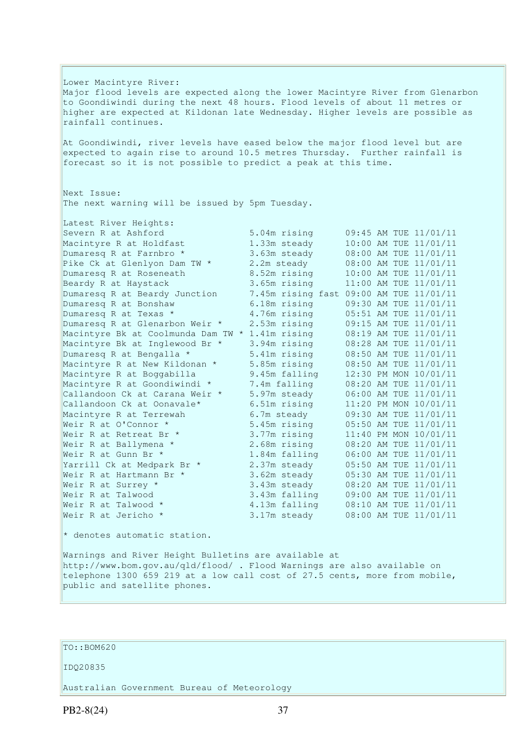Lower Macintyre River:
Major flood levels are expected along the lower Macintyre River from Glenarbon to Goondiwindi during the next 48 hours. Flood levels of about 11 metres or higher are expected at Kildonan late Wednesday. Higher levels are possible as rainfall continues.

At Goondiwindi, river levels have eased below the major flood level but are expected to again rise to around 10.5 metres Thursday. Further rainfall is forecast so it is not possible to predict a peak at this time.

Next Issue:
The next warning will be issued by 5pm Tuesday.

Latest River Heights:

| | | |
|---|---|---|
| Severn R at Ashford | 5.04m rising | 09:45 AM TUE 11/01/11 |
| Macintyre R at Holdfast | 1.33m steady | 10:00 AM TUE 11/01/11 |
| Dumaresq R at Farnbro * | 3.63m steady | 08:00 AM TUE 11/01/11 |
| Pike Ck at Glenlyon Dam TW * | 2.2m steady | 08:00 AM TUE 11/01/11 |
| Dumaresq R at Roseneath | 8.52m rising | 10:00 AM TUE 11/01/11 |
| Beardy R at Haystack | 3.65m rising | 11:00 AM TUE 11/01/11 |
| Dumaresq R at Beardy Junction | 7.45m rising fast | 09:00 AM TUE 11/01/11 |
| Dumaresq R at Bonshaw | 6.18m rising | 09:30 AM TUE 11/01/11 |
| Dumaresq R at Texas * | 4.76m rising | 05:51 AM TUE 11/01/11 |
| Dumaresq R at Glenarbon Weir * | 2.53m rising | 09:15 AM TUE 11/01/11 |
| Macintyre Bk at Coolmunda Dam TW * | 1.41m rising | 08:19 AM TUE 11/01/11 |
| Macintyre Bk at Inglewood Br * | 3.94m rising | 08:28 AM TUE 11/01/11 |
| Dumaresq R at Bengalla * | 5.41m rising | 08:50 AM TUE 11/01/11 |
| Macintyre R at New Kildonan * | 5.85m rising | 08:50 AM TUE 11/01/11 |
| Macintyre R at Boggabilla | 9.45m falling | 12:30 PM MON 10/01/11 |
| Macintyre R at Goondiwindi * | 7.4m falling | 08:20 AM TUE 11/01/11 |
| Callandoon Ck at Carana Weir * | 5.97m steady | 06:00 AM TUE 11/01/11 |
| Callandoon Ck at Oonavale* | 6.51m rising | 11:20 PM MON 10/01/11 |
| Macintyre R at Terrewah | 6.7m steady | 09:30 AM TUE 11/01/11 |
| Weir R at O'Connor * | 5.45m rising | 05:50 AM TUE 11/01/11 |
| Weir R at Retreat Br * | 3.77m rising | 11:40 PM MON 10/01/11 |
| Weir R at Ballymena * | 2.68m rising | 08:20 AM TUE 11/01/11 |
| Weir R at Gunn Br * | 1.84m falling | 06:00 AM TUE 11/01/11 |
| Yarrill Ck at Medpark Br * | 2.37m steady | 05:50 AM TUE 11/01/11 |
| Weir R at Hartmann Br * | 3.62m steady | 05:30 AM TUE 11/01/11 |
| Weir R at Surrey * | 3.43m steady | 08:20 AM TUE 11/01/11 |
| Weir R at Talwood | 3.43m falling | 09:00 AM TUE 11/01/11 |
| Weir R at Talwood * | 4.13m falling | 08:10 AM TUE 11/01/11 |
| Weir R at Jericho * | 3.17m steady | 08:00 AM TUE 11/01/11 |

* denotes automatic station.

Warnings and River Height Bulletins are available at http://www.bom.gov.au/qld/flood/ . Flood Warnings are also available on telephone 1300 659 219 at a low call cost of 27.5 cents, more from mobile, public and satellite phones.

TO::BOM620

IDQ20835

Australian Government Bureau of Meteorology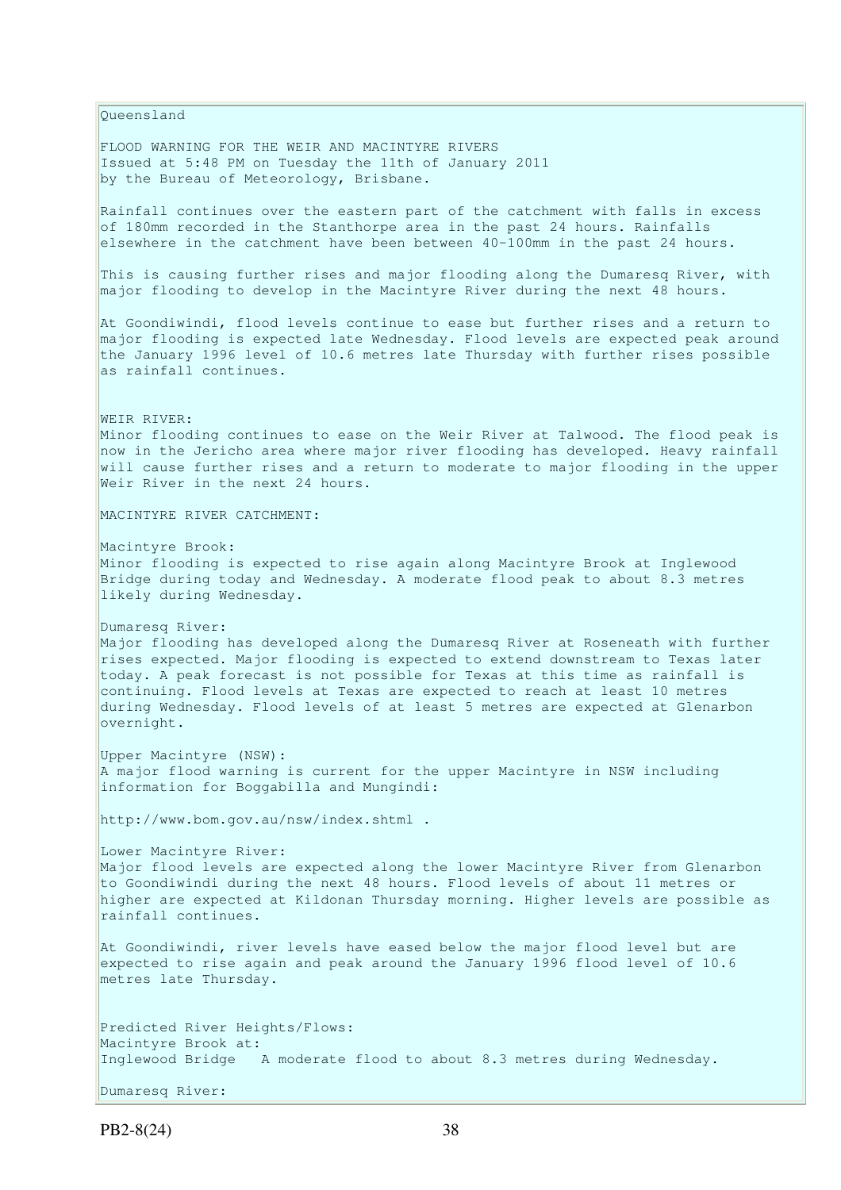Queensland

FLOOD WARNING FOR THE WEIR AND MACINTYRE RIVERS
Issued at 5:48 PM on Tuesday the 11th of January 2011
by the Bureau of Meteorology, Brisbane.

Rainfall continues over the eastern part of the catchment with falls in excess of 180mm recorded in the Stanthorpe area in the past 24 hours. Rainfalls elsewhere in the catchment have been between 40-100mm in the past 24 hours.

This is causing further rises and major flooding along the Dumaresq River, with major flooding to develop in the Macintyre River during the next 48 hours.

At Goondiwindi, flood levels continue to ease but further rises and a return to major flooding is expected late Wednesday. Flood levels are expected peak around the January 1996 level of 10.6 metres late Thursday with further rises possible as rainfall continues.

WEIR RIVER:
Minor flooding continues to ease on the Weir River at Talwood. The flood peak is now in the Jericho area where major river flooding has developed. Heavy rainfall will cause further rises and a return to moderate to major flooding in the upper Weir River in the next 24 hours.

MACINTYRE RIVER CATCHMENT:

Macintyre Brook:
Minor flooding is expected to rise again along Macintyre Brook at Inglewood Bridge during today and Wednesday. A moderate flood peak to about 8.3 metres likely during Wednesday.

Dumaresq River:
Major flooding has developed along the Dumaresq River at Roseneath with further rises expected. Major flooding is expected to extend downstream to Texas later today. A peak forecast is not possible for Texas at this time as rainfall is continuing. Flood levels at Texas are expected to reach at least 10 metres during Wednesday. Flood levels of at least 5 metres are expected at Glenarbon overnight.

Upper Macintyre (NSW):
A major flood warning is current for the upper Macintyre in NSW including information for Boggabilla and Mungindi:

http://www.bom.gov.au/nsw/index.shtml .

Lower Macintyre River:
Major flood levels are expected along the lower Macintyre River from Glenarbon to Goondiwindi during the next 48 hours. Flood levels of about 11 metres or higher are expected at Kildonan Thursday morning. Higher levels are possible as rainfall continues.

At Goondiwindi, river levels have eased below the major flood level but are expected to rise again and peak around the January 1996 flood level of 10.6 metres late Thursday.

Predicted River Heights/Flows:
Macintyre Brook at:
Inglewood Bridge   A moderate flood to about 8.3 metres during Wednesday.

Dumaresq River: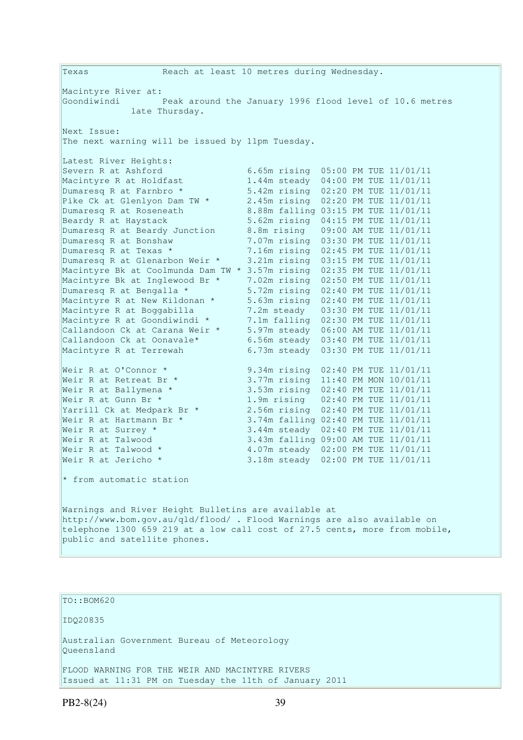Texas Reach at least 10 metres during Wednesday.

Macintyre River at:
Goondiwindi Peak around the January 1996 flood level of 10.6 metres late Thursday.

Next Issue:
The next warning will be issued by 11pm Tuesday.

Latest River Heights:

| Location | Height | Time |
|---|---|---|
| Severn R at Ashford | 6.65m rising | 05:00 PM TUE 11/01/11 |
| Macintyre R at Holdfast | 1.44m steady | 04:00 PM TUE 11/01/11 |
| Dumaresq R at Farnbro * | 5.42m rising | 02:20 PM TUE 11/01/11 |
| Pike Ck at Glenlyon Dam TW * | 2.45m rising | 02:20 PM TUE 11/01/11 |
| Dumaresq R at Roseneath | 8.88m falling | 03:15 PM TUE 11/01/11 |
| Beardy R at Haystack | 5.62m rising | 04:15 PM TUE 11/01/11 |
| Dumaresq R at Beardy Junction | 8.8m rising | 09:00 AM TUE 11/01/11 |
| Dumaresq R at Bonshaw | 7.07m rising | 03:30 PM TUE 11/01/11 |
| Dumaresq R at Texas * | 7.16m rising | 02:45 PM TUE 11/01/11 |
| Dumaresq R at Glenarbon Weir * | 3.21m rising | 03:15 PM TUE 11/01/11 |
| Macintyre Bk at Coolmunda Dam TW * | 3.57m rising | 02:35 PM TUE 11/01/11 |
| Macintyre Bk at Inglewood Br * | 7.02m rising | 02:50 PM TUE 11/01/11 |
| Dumaresq R at Bengalla * | 5.72m rising | 02:40 PM TUE 11/01/11 |
| Macintyre R at New Kildonan * | 5.63m rising | 02:40 PM TUE 11/01/11 |
| Macintyre R at Boggabilla | 7.2m steady | 03:30 PM TUE 11/01/11 |
| Macintyre R at Goondiwindi * | 7.1m falling | 02:30 PM TUE 11/01/11 |
| Callandoon Ck at Carana Weir * | 5.97m steady | 06:00 AM TUE 11/01/11 |
| Callandoon Ck at Oonavale* | 6.56m steady | 03:40 PM TUE 11/01/11 |
| Macintyre R at Terrewah | 6.73m steady | 03:30 PM TUE 11/01/11 |
| | | |
| Weir R at O'Connor * | 9.34m rising | 02:40 PM TUE 11/01/11 |
| Weir R at Retreat Br * | 3.77m rising | 11:40 PM MON 10/01/11 |
| Weir R at Ballymena * | 3.53m rising | 02:40 PM TUE 11/01/11 |
| Weir R at Gunn Br * | 1.9m rising | 02:40 PM TUE 11/01/11 |
| Yarrill Ck at Medpark Br * | 2.56m rising | 02:40 PM TUE 11/01/11 |
| Weir R at Hartmann Br * | 3.74m falling | 02:40 PM TUE 11/01/11 |
| Weir R at Surrey * | 3.44m steady | 02:40 PM TUE 11/01/11 |
| Weir R at Talwood | 3.43m falling | 09:00 AM TUE 11/01/11 |
| Weir R at Talwood * | 4.07m steady | 02:00 PM TUE 11/01/11 |
| Weir R at Jericho * | 3.18m steady | 02:00 PM TUE 11/01/11 |

* from automatic station

Warnings and River Height Bulletins are available at http://www.bom.gov.au/qld/flood/ . Flood Warnings are also available on telephone 1300 659 219 at a low call cost of 27.5 cents, more from mobile, public and satellite phones.

---

TO::BOM620

IDQ20835

Australian Government Bureau of Meteorology
Queensland

FLOOD WARNING FOR THE WEIR AND MACINTYRE RIVERS
Issued at 11:31 PM on Tuesday the 11th of January 2011

PB2-8(24)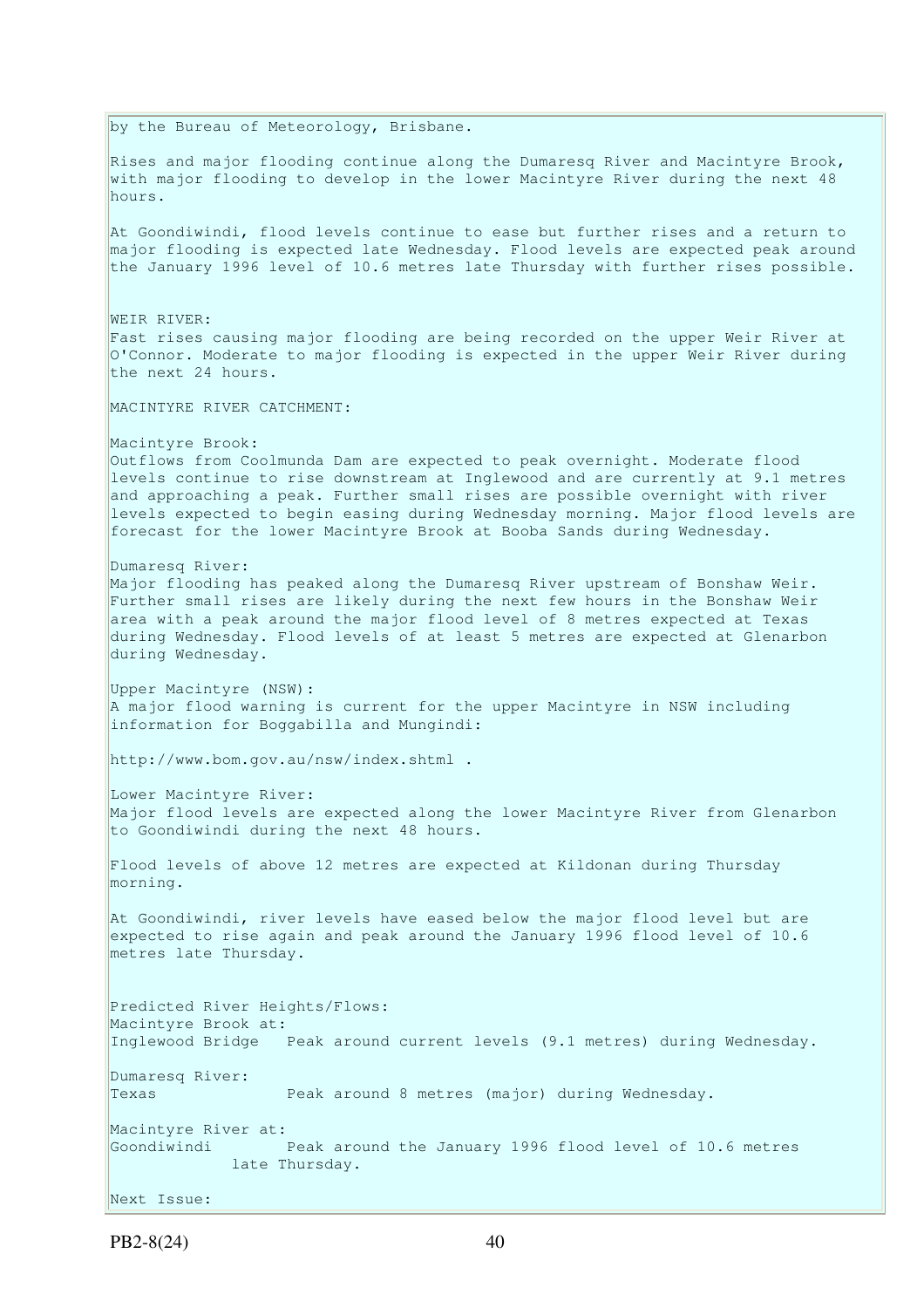by the Bureau of Meteorology, Brisbane.

Rises and major flooding continue along the Dumaresq River and Macintyre Brook, with major flooding to develop in the lower Macintyre River during the next 48 hours.

At Goondiwindi, flood levels continue to ease but further rises and a return to major flooding is expected late Wednesday. Flood levels are expected peak around the January 1996 level of 10.6 metres late Thursday with further rises possible.

WEIR RIVER:
Fast rises causing major flooding are being recorded on the upper Weir River at O'Connor. Moderate to major flooding is expected in the upper Weir River during the next 24 hours.

MACINTYRE RIVER CATCHMENT:

Macintyre Brook:
Outflows from Coolmunda Dam are expected to peak overnight. Moderate flood levels continue to rise downstream at Inglewood and are currently at 9.1 metres and approaching a peak. Further small rises are possible overnight with river levels expected to begin easing during Wednesday morning. Major flood levels are forecast for the lower Macintyre Brook at Booba Sands during Wednesday.

Dumaresq River:
Major flooding has peaked along the Dumaresq River upstream of Bonshaw Weir. Further small rises are likely during the next few hours in the Bonshaw Weir area with a peak around the major flood level of 8 metres expected at Texas during Wednesday. Flood levels of at least 5 metres are expected at Glenarbon during Wednesday.

Upper Macintyre (NSW):
A major flood warning is current for the upper Macintyre in NSW including information for Boggabilla and Mungindi:

http://www.bom.gov.au/nsw/index.shtml .

Lower Macintyre River:
Major flood levels are expected along the lower Macintyre River from Glenarbon to Goondiwindi during the next 48 hours.

Flood levels of above 12 metres are expected at Kildonan during Thursday morning.

At Goondiwindi, river levels have eased below the major flood level but are expected to rise again and peak around the January 1996 flood level of 10.6 metres late Thursday.

Predicted River Heights/Flows:
Macintyre Brook at:
Inglewood Bridge   Peak around current levels (9.1 metres) during Wednesday.

Dumaresq River:
Texas   Peak around 8 metres (major) during Wednesday.

Macintyre River at:
Goondiwindi   Peak around the January 1996 flood level of 10.6 metres late Thursday.

Next Issue: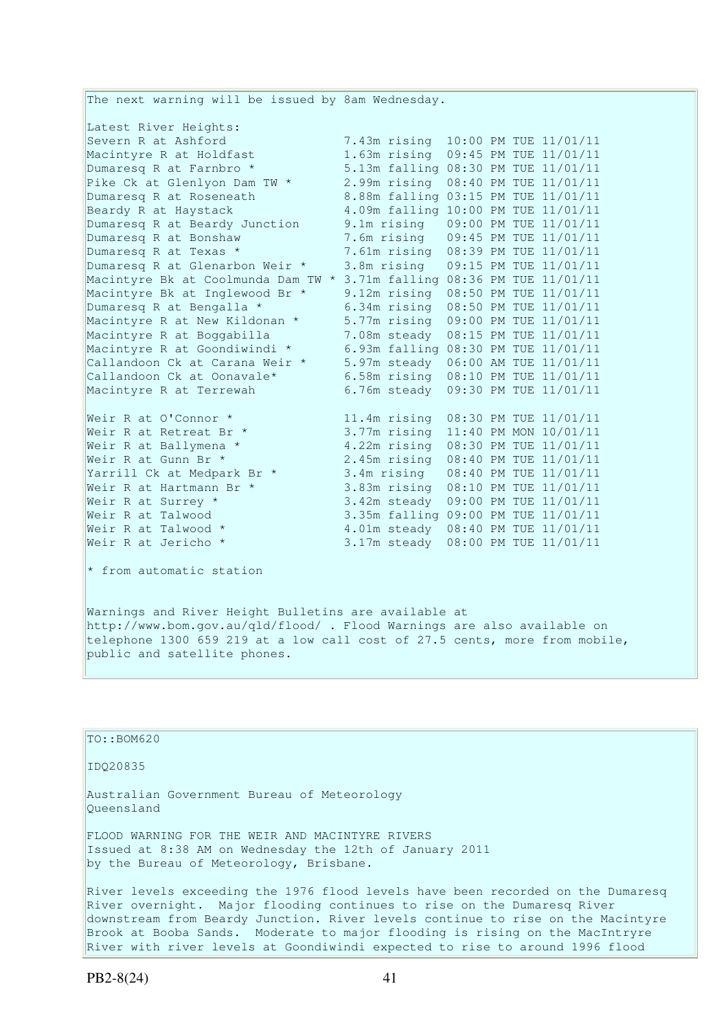The next warning will be issued by 8am Wednesday.

Latest River Heights:

| Station | Height | Trend | Time |
|---|---|---|---|
| Severn R at Ashford | 7.43m | rising | 10:00 PM TUE 11/01/11 |
| Macintyre R at Holdfast | 1.63m | rising | 09:45 PM TUE 11/01/11 |
| Dumaresq R at Farnbro * | 5.13m | falling | 08:30 PM TUE 11/01/11 |
| Pike Ck at Glenlyon Dam TW * | 2.99m | rising | 08:40 PM TUE 11/01/11 |
| Dumaresq R at Roseneath | 8.88m | falling | 03:15 PM TUE 11/01/11 |
| Beardy R at Haystack | 4.09m | falling | 10:00 PM TUE 11/01/11 |
| Dumaresq R at Beardy Junction | 9.1m | rising | 09:00 PM TUE 11/01/11 |
| Dumaresq R at Bonshaw | 7.6m | rising | 09:45 PM TUE 11/01/11 |
| Dumaresq R at Texas * | 7.61m | rising | 08:39 PM TUE 11/01/11 |
| Dumaresq R at Glenarbon Weir * | 3.8m | rising | 09:15 PM TUE 11/01/11 |
| Macintyre Bk at Coolmunda Dam TW * | 3.71m | falling | 08:36 PM TUE 11/01/11 |
| Macintyre Bk at Inglewood Br * | 9.12m | rising | 08:50 PM TUE 11/01/11 |
| Dumaresq R at Bengalla * | 6.34m | rising | 08:50 PM TUE 11/01/11 |
| Macintyre R at New Kildonan * | 5.77m | rising | 09:00 PM TUE 11/01/11 |
| Macintyre R at Boggabilla | 7.08m | steady | 08:15 PM TUE 11/01/11 |
| Macintyre R at Goondiwindi * | 6.93m | falling | 08:30 PM TUE 11/01/11 |
| Callandoon Ck at Carana Weir * | 5.97m | steady | 06:00 AM TUE 11/01/11 |
| Callandoon Ck at Oonavale* | 6.58m | rising | 08:10 PM TUE 11/01/11 |
| Macintyre R at Terrewah | 6.76m | steady | 09:30 PM TUE 11/01/11 |
| | | | |
| Weir R at O'Connor * | 11.4m | rising | 08:30 PM TUE 11/01/11 |
| Weir R at Retreat Br * | 3.77m | rising | 11:40 PM MON 10/01/11 |
| Weir R at Ballymena * | 4.22m | rising | 08:30 PM TUE 11/01/11 |
| Weir R at Gunn Br * | 2.45m | rising | 08:40 PM TUE 11/01/11 |
| Yarrill Ck at Medpark Br * | 3.4m | rising | 08:40 PM TUE 11/01/11 |
| Weir R at Hartmann Br * | 3.83m | rising | 08:10 PM TUE 11/01/11 |
| Weir R at Surrey * | 3.42m | steady | 09:00 PM TUE 11/01/11 |
| Weir R at Talwood | 3.35m | falling | 09:00 PM TUE 11/01/11 |
| Weir R at Talwood * | 4.01m | steady | 08:40 PM TUE 11/01/11 |
| Weir R at Jericho * | 3.17m | steady | 08:00 PM TUE 11/01/11 |

* from automatic station

Warnings and River Height Bulletins are available at http://www.bom.gov.au/qld/flood/ . Flood Warnings are also available on telephone 1300 659 219 at a low call cost of 27.5 cents, more from mobile, public and satellite phones.

TO::BOM620

IDQ20835

Australian Government Bureau of Meteorology
Queensland

FLOOD WARNING FOR THE WEIR AND MACINTYRE RIVERS
Issued at 8:38 AM on Wednesday the 12th of January 2011
by the Bureau of Meteorology, Brisbane.

River levels exceeding the 1976 flood levels have been recorded on the Dumaresq River overnight. Major flooding continues to rise on the Dumaresq River downstream from Beardy Junction. River levels continue to rise on the Macintyre Brook at Booba Sands. Moderate to major flooding is rising on the MacIntryre River with river levels at Goondiwindi expected to rise to around 1996 flood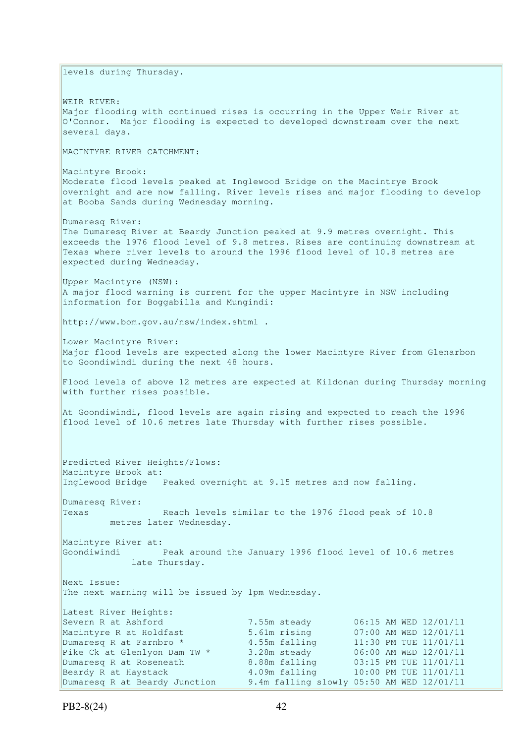levels during Thursday.

WEIR RIVER:
Major flooding with continued rises is occurring in the Upper Weir River at O'Connor. Major flooding is expected to developed downstream over the next several days.

MACINTYRE RIVER CATCHMENT:

Macintyre Brook:
Moderate flood levels peaked at Inglewood Bridge on the Macintrye Brook overnight and are now falling. River levels rises and major flooding to develop at Booba Sands during Wednesday morning.

Dumaresq River:
The Dumaresq River at Beardy Junction peaked at 9.9 metres overnight. This exceeds the 1976 flood level of 9.8 metres. Rises are continuing downstream at Texas where river levels to around the 1996 flood level of 10.8 metres are expected during Wednesday.

Upper Macintyre (NSW):
A major flood warning is current for the upper Macintyre in NSW including information for Boggabilla and Mungindi:

http://www.bom.gov.au/nsw/index.shtml .

Lower Macintyre River:
Major flood levels are expected along the lower Macintyre River from Glenarbon to Goondiwindi during the next 48 hours.

Flood levels of above 12 metres are expected at Kildonan during Thursday morning with further rises possible.

At Goondiwindi, flood levels are again rising and expected to reach the 1996 flood level of 10.6 metres late Thursday with further rises possible.

Predicted River Heights/Flows:
Macintyre Brook at:
Inglewood Bridge   Peaked overnight at 9.15 metres and now falling.

Dumaresq River:
Texas   Reach levels similar to the 1976 flood peak of 10.8 metres later Wednesday.

Macintyre River at:
Goondiwindi   Peak around the January 1996 flood level of 10.6 metres late Thursday.

Next Issue:
The next warning will be issued by 1pm Wednesday.

Latest River Heights:

| | | |
|---|---|---|
| Severn R at Ashford | 7.55m steady | 06:15 AM WED 12/01/11 |
| Macintyre R at Holdfast | 5.61m rising | 07:00 AM WED 12/01/11 |
| Dumaresq R at Farnbro * | 4.55m falling | 11:30 PM TUE 11/01/11 |
| Pike Ck at Glenlyon Dam TW * | 3.28m steady | 06:00 AM WED 12/01/11 |
| Dumaresq R at Roseneath | 8.88m falling | 03:15 PM TUE 11/01/11 |
| Beardy R at Haystack | 4.09m falling | 10:00 PM TUE 11/01/11 |
| Dumaresq R at Beardy Junction | 9.4m falling slowly | 05:50 AM WED 12/01/11 |

PB2-8(24)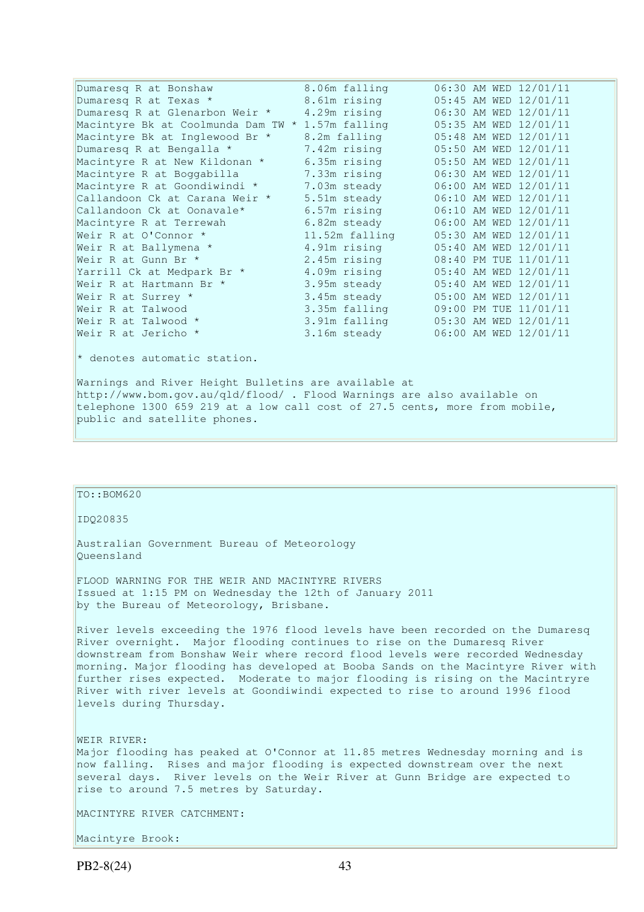| | | |
|---|---|---|
| Dumaresq R at Bonshaw | 8.06m falling | 06:30 AM WED 12/01/11 |
| Dumaresq R at Texas * | 8.61m rising | 05:45 AM WED 12/01/11 |
| Dumaresq R at Glenarbon Weir * | 4.29m rising | 06:30 AM WED 12/01/11 |
| Macintyre Bk at Coolmunda Dam TW * | 1.57m falling | 05:35 AM WED 12/01/11 |
| Macintyre Bk at Inglewood Br * | 8.2m falling | 05:48 AM WED 12/01/11 |
| Dumaresq R at Bengalla * | 7.42m rising | 05:50 AM WED 12/01/11 |
| Macintyre R at New Kildonan * | 6.35m rising | 05:50 AM WED 12/01/11 |
| Macintyre R at Boggabilla | 7.33m rising | 06:30 AM WED 12/01/11 |
| Macintyre R at Goondiwindi * | 7.03m steady | 06:00 AM WED 12/01/11 |
| Callandoon Ck at Carana Weir * | 5.51m steady | 06:10 AM WED 12/01/11 |
| Callandoon Ck at Oonavale* | 6.57m rising | 06:10 AM WED 12/01/11 |
| Macintyre R at Terrewah | 6.82m steady | 06:00 AM WED 12/01/11 |
| Weir R at O'Connor * | 11.52m falling | 05:30 AM WED 12/01/11 |
| Weir R at Ballymena * | 4.91m rising | 05:40 AM WED 12/01/11 |
| Weir R at Gunn Br * | 2.45m rising | 08:40 PM TUE 11/01/11 |
| Yarrill Ck at Medpark Br * | 4.09m rising | 05:40 AM WED 12/01/11 |
| Weir R at Hartmann Br * | 3.95m steady | 05:40 AM WED 12/01/11 |
| Weir R at Surrey * | 3.45m steady | 05:00 AM WED 12/01/11 |
| Weir R at Talwood | 3.35m falling | 09:00 PM TUE 11/01/11 |
| Weir R at Talwood * | 3.91m falling | 05:30 AM WED 12/01/11 |
| Weir R at Jericho * | 3.16m steady | 06:00 AM WED 12/01/11 |

* denotes automatic station.

Warnings and River Height Bulletins are available at http://www.bom.gov.au/qld/flood/ . Flood Warnings are also available on telephone 1300 659 219 at a low call cost of 27.5 cents, more from mobile, public and satellite phones.

TO::BOM620

IDQ20835

Australian Government Bureau of Meteorology
Queensland

FLOOD WARNING FOR THE WEIR AND MACINTYRE RIVERS
Issued at 1:15 PM on Wednesday the 12th of January 2011
by the Bureau of Meteorology, Brisbane.

River levels exceeding the 1976 flood levels have been recorded on the Dumaresq River overnight. Major flooding continues to rise on the Dumaresq River downstream from Bonshaw Weir where record flood levels were recorded Wednesday morning. Major flooding has developed at Booba Sands on the Macintyre River with further rises expected. Moderate to major flooding is rising on the Macintryre River with river levels at Goondiwindi expected to rise to around 1996 flood levels during Thursday.

WEIR RIVER:
Major flooding has peaked at O'Connor at 11.85 metres Wednesday morning and is now falling. Rises and major flooding is expected downstream over the next several days. River levels on the Weir River at Gunn Bridge are expected to rise to around 7.5 metres by Saturday.

MACINTYRE RIVER CATCHMENT:

Macintyre Brook: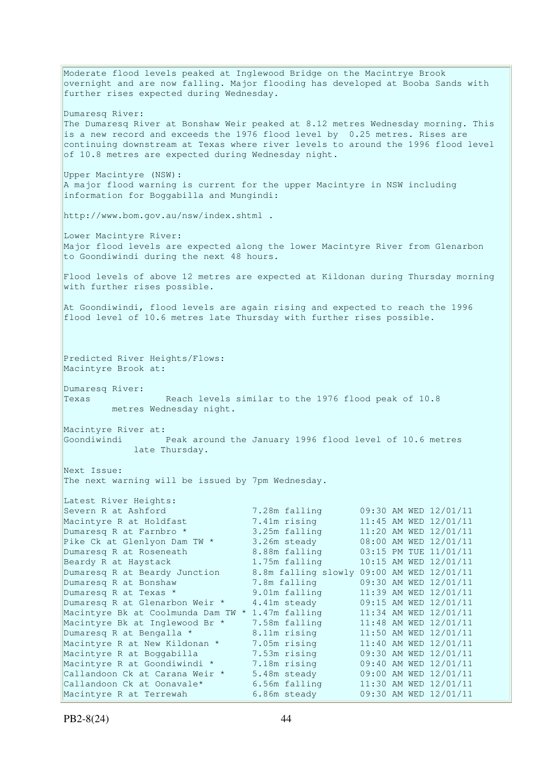Moderate flood levels peaked at Inglewood Bridge on the Macintrye Brook overnight and are now falling. Major flooding has developed at Booba Sands with further rises expected during Wednesday.

Dumaresq River:
The Dumaresq River at Bonshaw Weir peaked at 8.12 metres Wednesday morning. This is a new record and exceeds the 1976 flood level by 0.25 metres. Rises are continuing downstream at Texas where river levels to around the 1996 flood level of 10.8 metres are expected during Wednesday night.

Upper Macintyre (NSW):
A major flood warning is current for the upper Macintyre in NSW including information for Boggabilla and Mungindi:

http://www.bom.gov.au/nsw/index.shtml .

Lower Macintyre River:
Major flood levels are expected along the lower Macintyre River from Glenarbon to Goondiwindi during the next 48 hours.

Flood levels of above 12 metres are expected at Kildonan during Thursday morning with further rises possible.

At Goondiwindi, flood levels are again rising and expected to reach the 1996 flood level of 10.6 metres late Thursday with further rises possible.

Predicted River Heights/Flows:
Macintyre Brook at:

Dumaresq River:
Texas Reach levels similar to the 1976 flood peak of 10.8 metres Wednesday night.

Macintyre River at:
Goondiwindi Peak around the January 1996 flood level of 10.6 metres late Thursday.

Next Issue:
The next warning will be issued by 7pm Wednesday.

Latest River Heights:

| Location | Height | Time |
|---|---|---|
| Severn R at Ashford | 7.28m falling | 09:30 AM WED 12/01/11 |
| Macintyre R at Holdfast | 7.41m rising | 11:45 AM WED 12/01/11 |
| Dumaresq R at Farnbro * | 3.25m falling | 11:20 AM WED 12/01/11 |
| Pike Ck at Glenlyon Dam TW * | 3.26m steady | 08:00 AM WED 12/01/11 |
| Dumaresq R at Roseneath | 8.88m falling | 03:15 PM TUE 11/01/11 |
| Beardy R at Haystack | 1.75m falling | 10:15 AM WED 12/01/11 |
| Dumaresq R at Beardy Junction | 8.8m falling slowly | 09:00 AM WED 12/01/11 |
| Dumaresq R at Bonshaw | 7.8m falling | 09:30 AM WED 12/01/11 |
| Dumaresq R at Texas * | 9.01m falling | 11:39 AM WED 12/01/11 |
| Dumaresq R at Glenarbon Weir * | 4.41m steady | 09:15 AM WED 12/01/11 |
| Macintyre Bk at Coolmunda Dam TW * | 1.47m falling | 11:34 AM WED 12/01/11 |
| Macintyre Bk at Inglewood Br * | 7.58m falling | 11:48 AM WED 12/01/11 |
| Dumaresq R at Bengalla * | 8.11m rising | 11:50 AM WED 12/01/11 |
| Macintyre R at New Kildonan * | 7.05m rising | 11:40 AM WED 12/01/11 |
| Macintyre R at Boggabilla | 7.53m rising | 09:30 AM WED 12/01/11 |
| Macintyre R at Goondiwindi * | 7.18m rising | 09:40 AM WED 12/01/11 |
| Callandoon Ck at Carana Weir * | 5.48m steady | 09:00 AM WED 12/01/11 |
| Callandoon Ck at Oonavale* | 6.56m falling | 11:30 AM WED 12/01/11 |
| Macintyre R at Terrewah | 6.86m steady | 09:30 AM WED 12/01/11 |

PB2-8(24)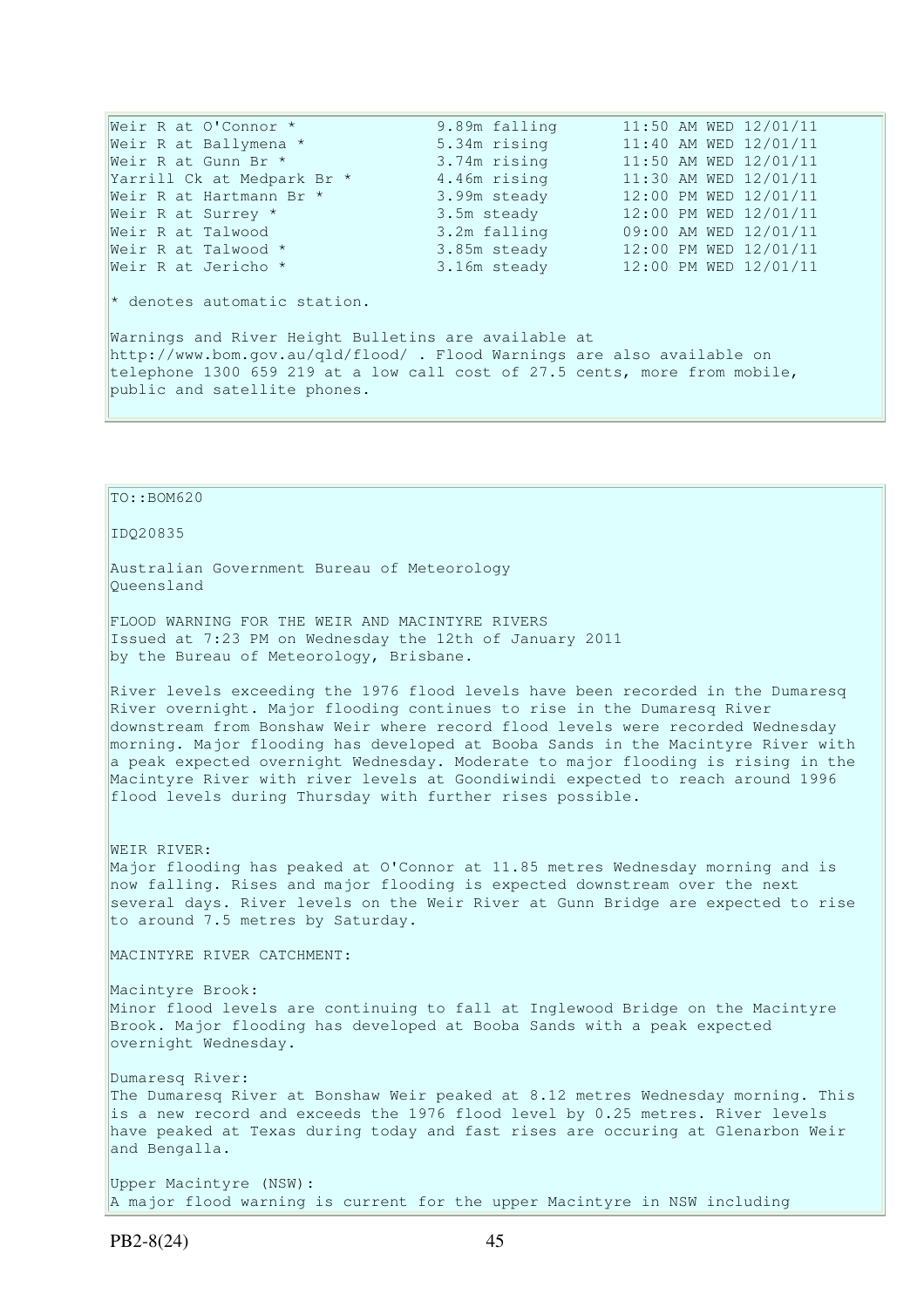| Station | Height | Time |
|---|---|---|
| Weir R at O'Connor * | 9.89m falling | 11:50 AM WED 12/01/11 |
| Weir R at Ballymena * | 5.34m rising | 11:40 AM WED 12/01/11 |
| Weir R at Gunn Br * | 3.74m rising | 11:50 AM WED 12/01/11 |
| Yarrill Ck at Medpark Br * | 4.46m rising | 11:30 AM WED 12/01/11 |
| Weir R at Hartmann Br * | 3.99m steady | 12:00 PM WED 12/01/11 |
| Weir R at Surrey * | 3.5m steady | 12:00 PM WED 12/01/11 |
| Weir R at Talwood | 3.2m falling | 09:00 AM WED 12/01/11 |
| Weir R at Talwood * | 3.85m steady | 12:00 PM WED 12/01/11 |
| Weir R at Jericho * | 3.16m steady | 12:00 PM WED 12/01/11 |

* denotes automatic station.

Warnings and River Height Bulletins are available at http://www.bom.gov.au/qld/flood/ . Flood Warnings are also available on telephone 1300 659 219 at a low call cost of 27.5 cents, more from mobile, public and satellite phones.

TO::BOM620

IDQ20835

Australian Government Bureau of Meteorology
Queensland

FLOOD WARNING FOR THE WEIR AND MACINTYRE RIVERS
Issued at 7:23 PM on Wednesday the 12th of January 2011
by the Bureau of Meteorology, Brisbane.

River levels exceeding the 1976 flood levels have been recorded in the Dumaresq River overnight. Major flooding continues to rise in the Dumaresq River downstream from Bonshaw Weir where record flood levels were recorded Wednesday morning. Major flooding has developed at Booba Sands in the Macintyre River with a peak expected overnight Wednesday. Moderate to major flooding is rising in the Macintyre River with river levels at Goondiwindi expected to reach around 1996 flood levels during Thursday with further rises possible.

WEIR RIVER:
Major flooding has peaked at O'Connor at 11.85 metres Wednesday morning and is now falling. Rises and major flooding is expected downstream over the next several days. River levels on the Weir River at Gunn Bridge are expected to rise to around 7.5 metres by Saturday.

MACINTYRE RIVER CATCHMENT:

Macintyre Brook:
Minor flood levels are continuing to fall at Inglewood Bridge on the Macintyre Brook. Major flooding has developed at Booba Sands with a peak expected overnight Wednesday.

Dumaresq River:
The Dumaresq River at Bonshaw Weir peaked at 8.12 metres Wednesday morning. This is a new record and exceeds the 1976 flood level by 0.25 metres. River levels have peaked at Texas during today and fast rises are occuring at Glenarbon Weir and Bengalla.

Upper Macintyre (NSW):
A major flood warning is current for the upper Macintyre in NSW including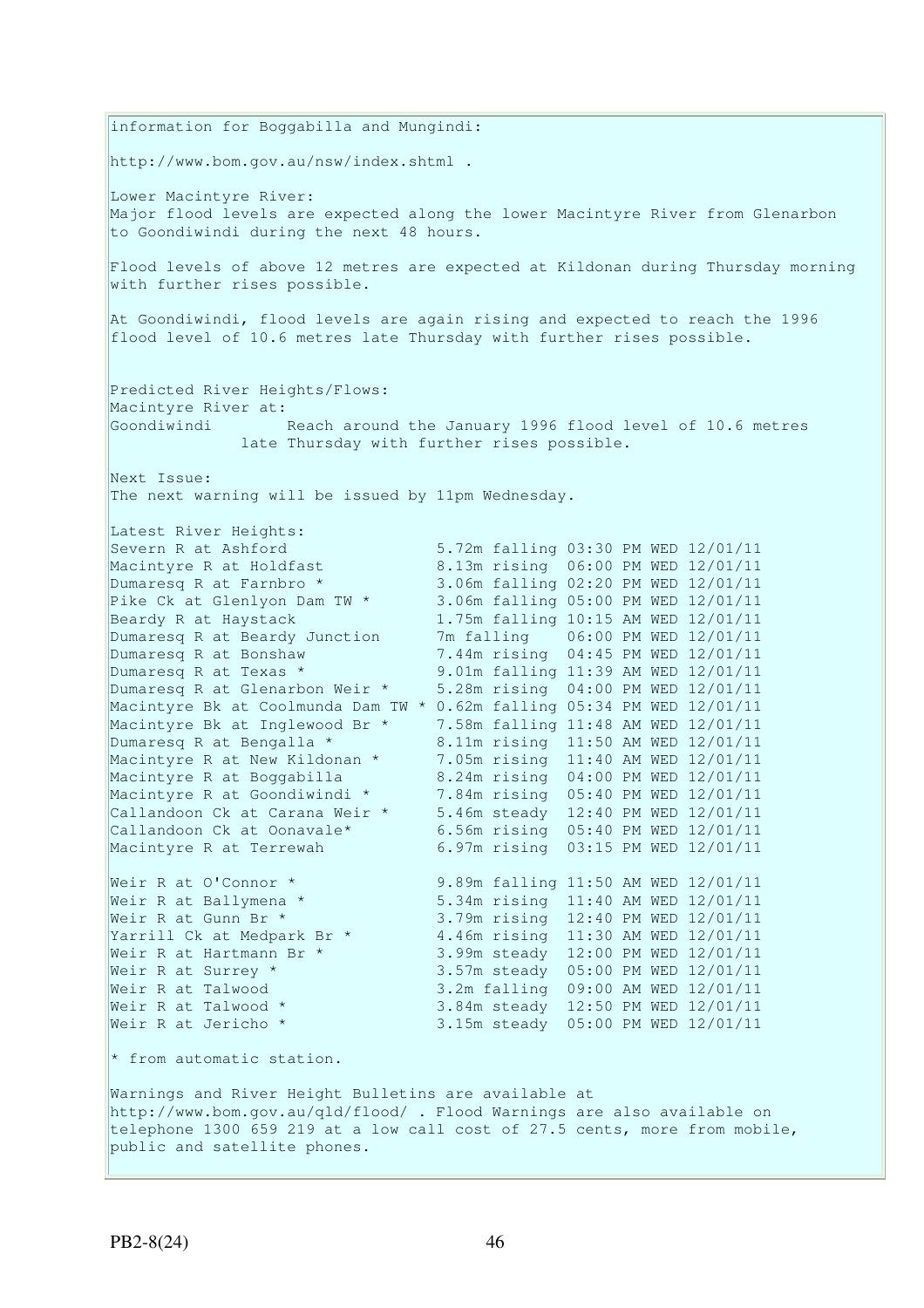information for Boggabilla and Mungindi:

http://www.bom.gov.au/nsw/index.shtml .

Lower Macintyre River:
Major flood levels are expected along the lower Macintyre River from Glenarbon to Goondiwindi during the next 48 hours.

Flood levels of above 12 metres are expected at Kildonan during Thursday morning with further rises possible.

At Goondiwindi, flood levels are again rising and expected to reach the 1996 flood level of 10.6 metres late Thursday with further rises possible.

Predicted River Heights/Flows:
Macintyre River at:
Goondiwindi        Reach around the January 1996 flood level of 10.6 metres late Thursday with further rises possible.

Next Issue:
The next warning will be issued by 11pm Wednesday.

Latest River Heights:

```
Severn R at Ashford                5.72m falling 03:30 PM WED 12/01/11
Macintyre R at Holdfast            8.13m rising  06:00 PM WED 12/01/11
Dumaresq R at Farnbro *            3.06m falling 02:20 PM WED 12/01/11
Pike Ck at Glenlyon Dam TW *       3.06m falling 05:00 PM WED 12/01/11
Beardy R at Haystack               1.75m falling 10:15 AM WED 12/01/11
Dumaresq R at Beardy Junction      7m falling    06:00 PM WED 12/01/11
Dumaresq R at Bonshaw              7.44m rising  04:45 PM WED 12/01/11
Dumaresq R at Texas *              9.01m falling 11:39 AM WED 12/01/11
Dumaresq R at Glenarbon Weir *     5.28m rising  04:00 PM WED 12/01/11
Macintyre Bk at Coolmunda Dam TW * 0.62m falling 05:34 PM WED 12/01/11
Macintyre Bk at Inglewood Br *     7.58m falling 11:48 AM WED 12/01/11
Dumaresq R at Bengalla *           8.11m rising  11:50 AM WED 12/01/11
Macintyre R at New Kildonan *      7.05m rising  11:40 AM WED 12/01/11
Macintyre R at Boggabilla          8.24m rising  04:00 PM WED 12/01/11
Macintyre R at Goondiwindi *       7.84m rising  05:40 PM WED 12/01/11
Callandoon Ck at Carana Weir *     5.46m steady  12:40 PM WED 12/01/11
Callandoon Ck at Oonavale*         6.56m rising  05:40 PM WED 12/01/11
Macintyre R at Terrewah            6.97m rising  03:15 PM WED 12/01/11

Weir R at O'Connor *               9.89m falling 11:50 AM WED 12/01/11
Weir R at Ballymena *              5.34m rising  11:40 AM WED 12/01/11
Weir R at Gunn Br *                3.79m rising  12:40 PM WED 12/01/11
Yarrill Ck at Medpark Br *         4.46m rising  11:30 AM WED 12/01/11
Weir R at Hartmann Br *            3.99m steady  12:00 PM WED 12/01/11
Weir R at Surrey *                 3.57m steady  05:00 PM WED 12/01/11
Weir R at Talwood                  3.2m falling  09:00 AM WED 12/01/11
Weir R at Talwood *                3.84m steady  12:50 PM WED 12/01/11
Weir R at Jericho *                3.15m steady  05:00 PM WED 12/01/11
```

* from automatic station.

Warnings and River Height Bulletins are available at http://www.bom.gov.au/qld/flood/ . Flood Warnings are also available on telephone 1300 659 219 at a low call cost of 27.5 cents, more from mobile, public and satellite phones.

PB2-8(24)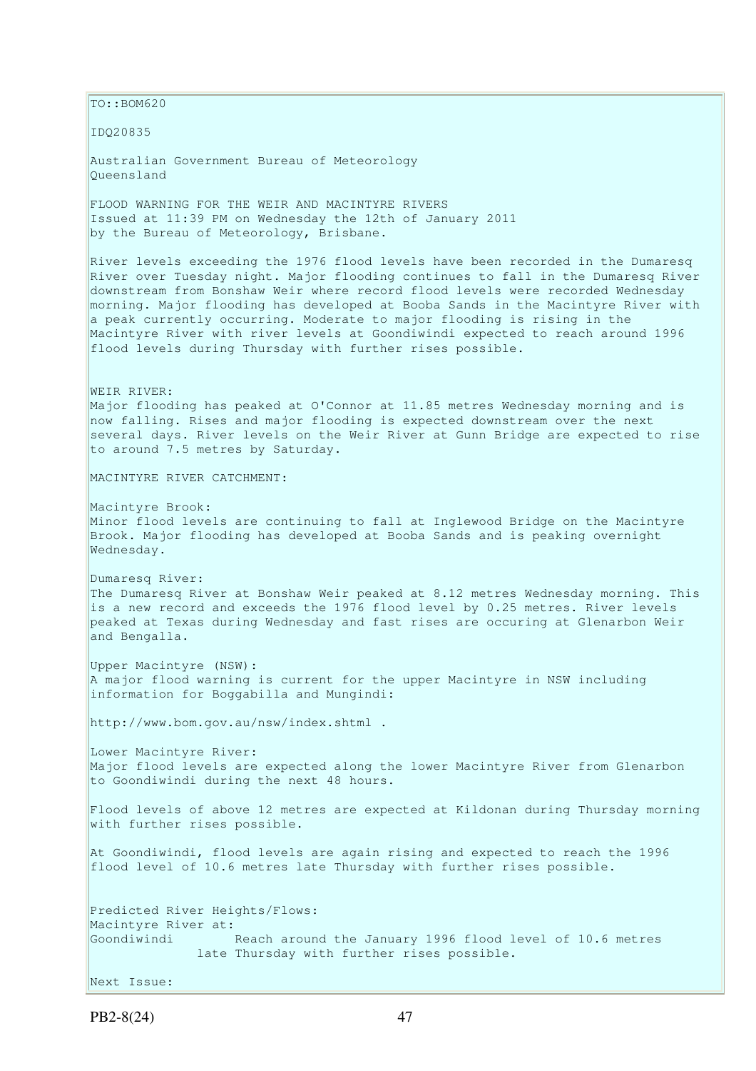TO::BOM620

IDQ20835

Australian Government Bureau of Meteorology
Queensland

FLOOD WARNING FOR THE WEIR AND MACINTYRE RIVERS
Issued at 11:39 PM on Wednesday the 12th of January 2011
by the Bureau of Meteorology, Brisbane.

River levels exceeding the 1976 flood levels have been recorded in the Dumaresq River over Tuesday night. Major flooding continues to fall in the Dumaresq River downstream from Bonshaw Weir where record flood levels were recorded Wednesday morning. Major flooding has developed at Booba Sands in the Macintyre River with a peak currently occurring. Moderate to major flooding is rising in the Macintyre River with river levels at Goondiwindi expected to reach around 1996 flood levels during Thursday with further rises possible.

WEIR RIVER:
Major flooding has peaked at O'Connor at 11.85 metres Wednesday morning and is now falling. Rises and major flooding is expected downstream over the next several days. River levels on the Weir River at Gunn Bridge are expected to rise to around 7.5 metres by Saturday.

MACINTYRE RIVER CATCHMENT:

Macintyre Brook:
Minor flood levels are continuing to fall at Inglewood Bridge on the Macintyre Brook. Major flooding has developed at Booba Sands and is peaking overnight Wednesday.

Dumaresq River:
The Dumaresq River at Bonshaw Weir peaked at 8.12 metres Wednesday morning. This is a new record and exceeds the 1976 flood level by 0.25 metres. River levels peaked at Texas during Wednesday and fast rises are occuring at Glenarbon Weir and Bengalla.

Upper Macintyre (NSW):
A major flood warning is current for the upper Macintyre in NSW including information for Boggabilla and Mungindi:

http://www.bom.gov.au/nsw/index.shtml .

Lower Macintyre River:
Major flood levels are expected along the lower Macintyre River from Glenarbon to Goondiwindi during the next 48 hours.

Flood levels of above 12 metres are expected at Kildonan during Thursday morning with further rises possible.

At Goondiwindi, flood levels are again rising and expected to reach the 1996 flood level of 10.6 metres late Thursday with further rises possible.

Predicted River Heights/Flows:
Macintyre River at:
Goondiwindi Reach around the January 1996 flood level of 10.6 metres late Thursday with further rises possible.

Next Issue:

PB2-8(24)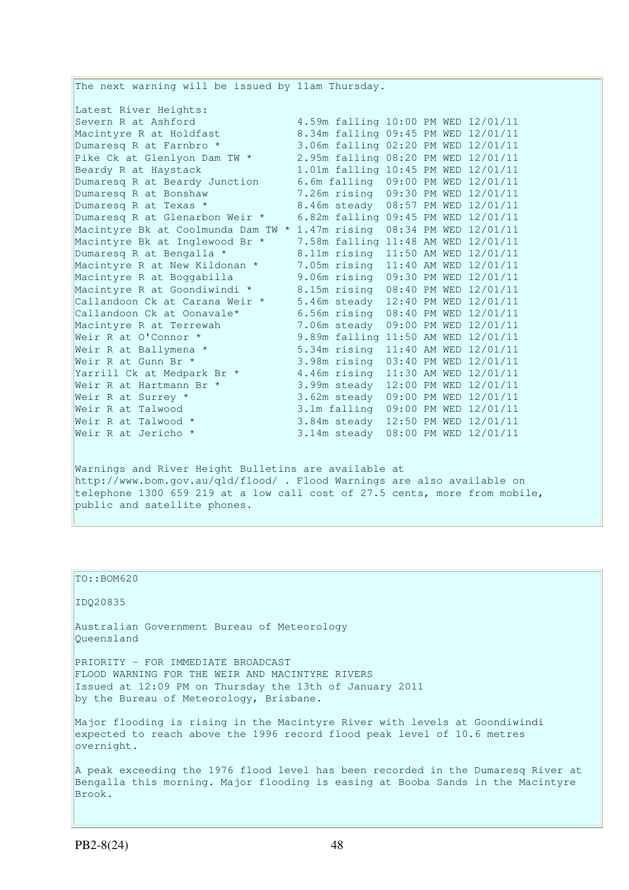The next warning will be issued by 11am Thursday.

Latest River Heights:

| Location | Height | Trend | Time |
|---|---|---|---|
| Severn R at Ashford | 4.59m | falling | 10:00 PM WED 12/01/11 |
| Macintyre R at Holdfast | 8.34m | falling | 09:45 PM WED 12/01/11 |
| Dumaresq R at Farnbro * | 3.06m | falling | 02:20 PM WED 12/01/11 |
| Pike Ck at Glenlyon Dam TW * | 2.95m | falling | 08:20 PM WED 12/01/11 |
| Beardy R at Haystack | 1.01m | falling | 10:45 PM WED 12/01/11 |
| Dumaresq R at Beardy Junction | 6.6m | falling | 09:00 PM WED 12/01/11 |
| Dumaresq R at Bonshaw | 7.26m | rising | 09:30 PM WED 12/01/11 |
| Dumaresq R at Texas * | 8.46m | steady | 08:57 PM WED 12/01/11 |
| Dumaresq R at Glenarbon Weir * | 6.82m | falling | 09:45 PM WED 12/01/11 |
| Macintyre Bk at Coolmunda Dam TW * | 1.47m | rising | 08:34 PM WED 12/01/11 |
| Macintyre Bk at Inglewood Br * | 7.58m | falling | 11:48 AM WED 12/01/11 |
| Dumaresq R at Bengalla * | 8.11m | rising | 11:50 AM WED 12/01/11 |
| Macintyre R at New Kildonan * | 7.05m | rising | 11:40 AM WED 12/01/11 |
| Macintyre R at Boggabilla | 9.06m | rising | 09:30 PM WED 12/01/11 |
| Macintyre R at Goondiwindi * | 8.15m | rising | 08:40 PM WED 12/01/11 |
| Callandoon Ck at Carana Weir * | 5.46m | steady | 12:40 PM WED 12/01/11 |
| Callandoon Ck at Oonavale* | 6.56m | rising | 08:40 PM WED 12/01/11 |
| Macintyre R at Terrewah | 7.06m | steady | 09:00 PM WED 12/01/11 |
| Weir R at O'Connor * | 9.89m | falling | 11:50 AM WED 12/01/11 |
| Weir R at Ballymena * | 5.34m | rising | 11:40 AM WED 12/01/11 |
| Weir R at Gunn Br * | 3.98m | rising | 03:40 PM WED 12/01/11 |
| Yarrill Ck at Medpark Br * | 4.46m | rising | 11:30 AM WED 12/01/11 |
| Weir R at Hartmann Br * | 3.99m | steady | 12:00 PM WED 12/01/11 |
| Weir R at Surrey * | 3.62m | steady | 09:00 PM WED 12/01/11 |
| Weir R at Talwood | 3.1m | falling | 09:00 PM WED 12/01/11 |
| Weir R at Talwood * | 3.84m | steady | 12:50 PM WED 12/01/11 |
| Weir R at Jericho * | 3.14m | steady | 08:00 PM WED 12/01/11 |

Warnings and River Height Bulletins are available at http://www.bom.gov.au/qld/flood/ . Flood Warnings are also available on telephone 1300 659 219 at a low call cost of 27.5 cents, more from mobile, public and satellite phones.

---

TO::BOM620

IDQ20835

Australian Government Bureau of Meteorology
Queensland

PRIORITY - FOR IMMEDIATE BROADCAST
FLOOD WARNING FOR THE WEIR AND MACINTYRE RIVERS
Issued at 12:09 PM on Thursday the 13th of January 2011
by the Bureau of Meteorology, Brisbane.

Major flooding is rising in the Macintyre River with levels at Goondiwindi expected to reach above the 1996 record flood peak level of 10.6 metres overnight.

A peak exceeding the 1976 flood level has been recorded in the Dumaresq River at Bengalla this morning. Major flooding is easing at Booba Sands in the Macintyre Brook.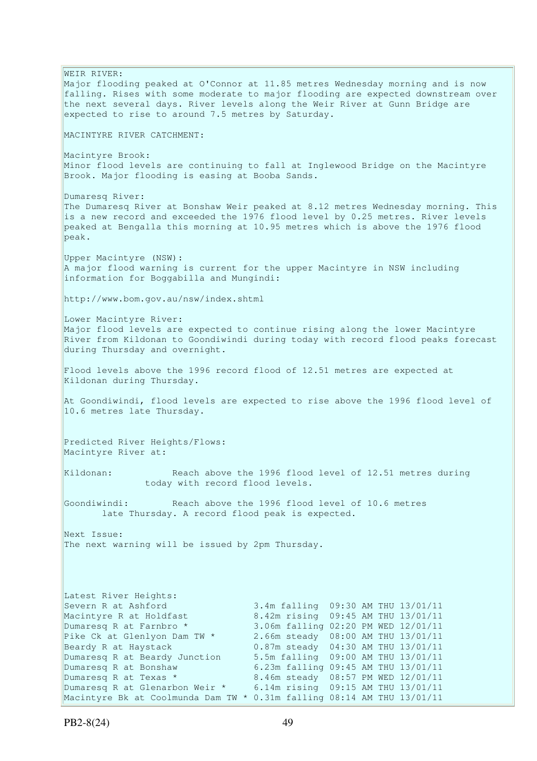WEIR RIVER:
Major flooding peaked at O'Connor at 11.85 metres Wednesday morning and is now falling. Rises with some moderate to major flooding are expected downstream over the next several days. River levels along the Weir River at Gunn Bridge are expected to rise to around 7.5 metres by Saturday.

MACINTYRE RIVER CATCHMENT:

Macintyre Brook:
Minor flood levels are continuing to fall at Inglewood Bridge on the Macintyre Brook. Major flooding is easing at Booba Sands.

Dumaresq River:
The Dumaresq River at Bonshaw Weir peaked at 8.12 metres Wednesday morning. This is a new record and exceeded the 1976 flood level by 0.25 metres. River levels peaked at Bengalla this morning at 10.95 metres which is above the 1976 flood peak.

Upper Macintyre (NSW):
A major flood warning is current for the upper Macintyre in NSW including information for Boggabilla and Mungindi:

http://www.bom.gov.au/nsw/index.shtml

Lower Macintyre River:
Major flood levels are expected to continue rising along the lower Macintyre River from Kildonan to Goondiwindi during today with record flood peaks forecast during Thursday and overnight.

Flood levels above the 1996 record flood of 12.51 metres are expected at Kildonan during Thursday.

At Goondiwindi, flood levels are expected to rise above the 1996 flood level of 10.6 metres late Thursday.

Predicted River Heights/Flows:
Macintyre River at:

Kildonan: Reach above the 1996 flood level of 12.51 metres during today with record flood levels.

Goondiwindi: Reach above the 1996 flood level of 10.6 metres late Thursday. A record flood peak is expected.

Next Issue:
The next warning will be issued by 2pm Thursday.

Latest River Heights:

| | | |
|---|---|---|
| Severn R at Ashford | 3.4m falling | 09:30 AM THU 13/01/11 |
| Macintyre R at Holdfast | 8.42m rising | 09:45 AM THU 13/01/11 |
| Dumaresq R at Farnbro * | 3.06m falling | 02:20 PM WED 12/01/11 |
| Pike Ck at Glenlyon Dam TW * | 2.66m steady | 08:00 AM THU 13/01/11 |
| Beardy R at Haystack | 0.87m steady | 04:30 AM THU 13/01/11 |
| Dumaresq R at Beardy Junction | 5.5m falling | 09:00 AM THU 13/01/11 |
| Dumaresq R at Bonshaw | 6.23m falling | 09:45 AM THU 13/01/11 |
| Dumaresq R at Texas * | 8.46m steady | 08:57 PM WED 12/01/11 |
| Dumaresq R at Glenarbon Weir * | 6.14m rising | 09:15 AM THU 13/01/11 |
| Macintyre Bk at Coolmunda Dam TW * | 0.31m falling | 08:14 AM THU 13/01/11 |

PB2-8(24)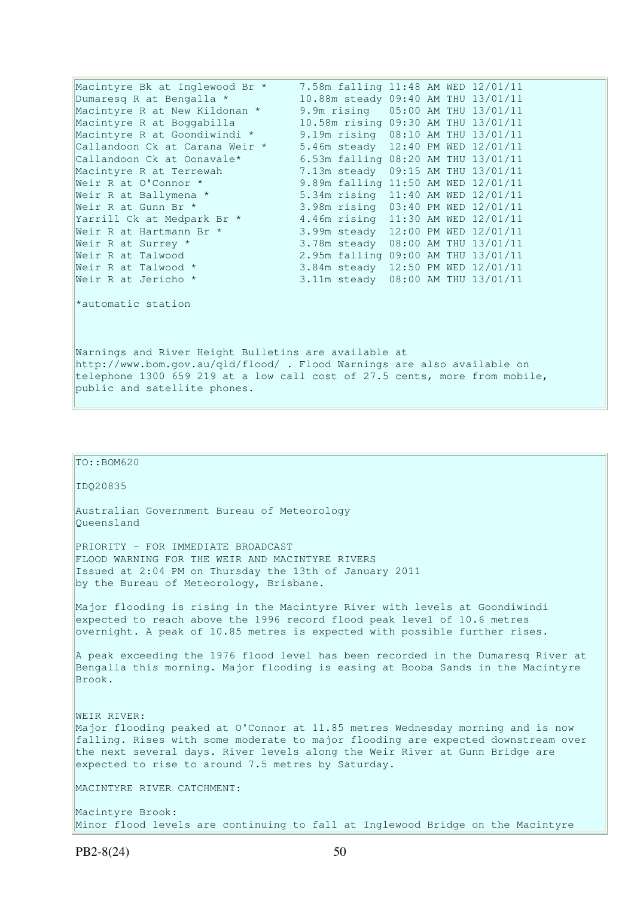```
Macintyre Bk at Inglewood Br *     7.58m falling 11:48 AM WED 12/01/11
Dumaresq R at Bengalla *           10.88m steady 09:40 AM THU 13/01/11
Macintyre R at New Kildonan *      9.9m rising   05:00 AM THU 13/01/11
Macintyre R at Boggabilla          10.58m rising 09:30 AM THU 13/01/11
Macintyre R at Goondiwindi *       9.19m rising  08:10 AM THU 13/01/11
Callandoon Ck at Carana Weir *     5.46m steady  12:40 PM WED 12/01/11
Callandoon Ck at Oonavale*         6.53m falling 08:20 AM THU 13/01/11
Macintyre R at Terrewah            7.13m steady  09:15 AM THU 13/01/11
Weir R at O'Connor *               9.89m falling 11:50 AM WED 12/01/11
Weir R at Ballymena *              5.34m rising  11:40 AM WED 12/01/11
Weir R at Gunn Br *                3.98m rising  03:40 PM WED 12/01/11
Yarrill Ck at Medpark Br *         4.46m rising  11:30 AM WED 12/01/11
Weir R at Hartmann Br *            3.99m steady  12:00 PM WED 12/01/11
Weir R at Surrey *                 3.78m steady  08:00 AM THU 13/01/11
Weir R at Talwood                  2.95m falling 09:00 AM THU 13/01/11
Weir R at Talwood *                3.84m steady  12:50 PM WED 12/01/11
Weir R at Jericho *                3.11m steady  08:00 AM THU 13/01/11
```

*automatic station

Warnings and River Height Bulletins are available at http://www.bom.gov.au/qld/flood/ . Flood Warnings are also available on telephone 1300 659 219 at a low call cost of 27.5 cents, more from mobile, public and satellite phones.

---

TO::BOM620

IDQ20835

Australian Government Bureau of Meteorology
Queensland

PRIORITY - FOR IMMEDIATE BROADCAST
FLOOD WARNING FOR THE WEIR AND MACINTYRE RIVERS
Issued at 2:04 PM on Thursday the 13th of January 2011
by the Bureau of Meteorology, Brisbane.

Major flooding is rising in the Macintyre River with levels at Goondiwindi expected to reach above the 1996 record flood peak level of 10.6 metres overnight. A peak of 10.85 metres is expected with possible further rises.

A peak exceeding the 1976 flood level has been recorded in the Dumaresq River at Bengalla this morning. Major flooding is easing at Booba Sands in the Macintyre Brook.

WEIR RIVER:
Major flooding peaked at O'Connor at 11.85 metres Wednesday morning and is now falling. Rises with some moderate to major flooding are expected downstream over the next several days. River levels along the Weir River at Gunn Bridge are expected to rise to around 7.5 metres by Saturday.

MACINTYRE RIVER CATCHMENT:

Macintyre Brook:
Minor flood levels are continuing to fall at Inglewood Bridge on the Macintyre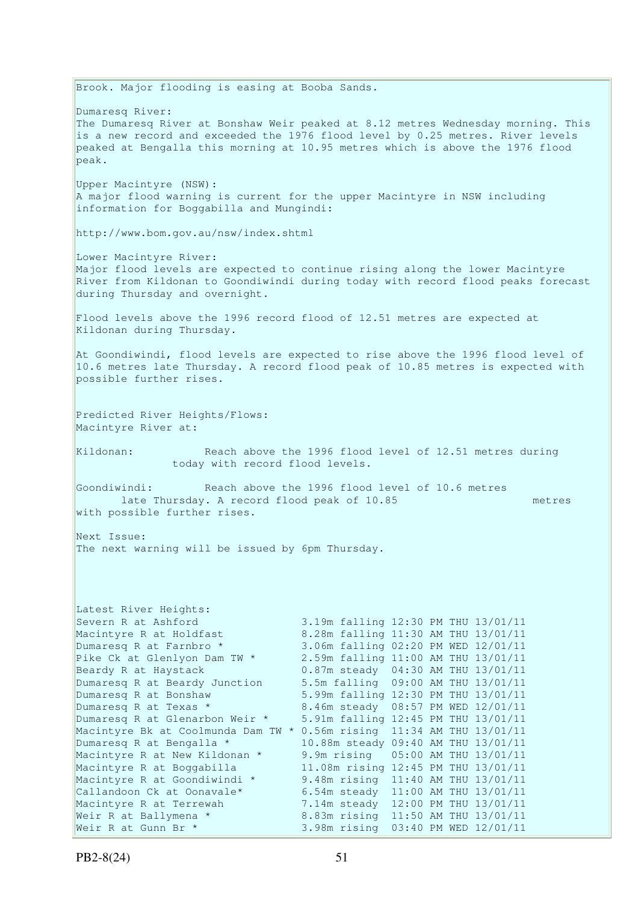Brook. Major flooding is easing at Booba Sands.

Dumaresq River:
The Dumaresq River at Bonshaw Weir peaked at 8.12 metres Wednesday morning. This is a new record and exceeded the 1976 flood level by 0.25 metres. River levels peaked at Bengalla this morning at 10.95 metres which is above the 1976 flood peak.

Upper Macintyre (NSW):
A major flood warning is current for the upper Macintyre in NSW including information for Boggabilla and Mungindi:

http://www.bom.gov.au/nsw/index.shtml

Lower Macintyre River:
Major flood levels are expected to continue rising along the lower Macintyre River from Kildonan to Goondiwindi during today with record flood peaks forecast during Thursday and overnight.

Flood levels above the 1996 record flood of 12.51 metres are expected at Kildonan during Thursday.

At Goondiwindi, flood levels are expected to rise above the 1996 flood level of 10.6 metres late Thursday. A record flood peak of 10.85 metres is expected with possible further rises.

Predicted River Heights/Flows:
Macintyre River at:

Kildonan: Reach above the 1996 flood level of 12.51 metres during today with record flood levels.

Goondiwindi: Reach above the 1996 flood level of 10.6 metres late Thursday. A record flood peak of 10.85 metres with possible further rises.

Next Issue:
The next warning will be issued by 6pm Thursday.

Latest River Heights:

| Location | Height | Trend | Time |
|---|---|---|---|
| Severn R at Ashford | 3.19m | falling | 12:30 PM THU 13/01/11 |
| Macintyre R at Holdfast | 8.28m | falling | 11:30 AM THU 13/01/11 |
| Dumaresq R at Farnbro * | 3.06m | falling | 02:20 PM WED 12/01/11 |
| Pike Ck at Glenlyon Dam TW * | 2.59m | falling | 11:00 AM THU 13/01/11 |
| Beardy R at Haystack | 0.87m | steady | 04:30 AM THU 13/01/11 |
| Dumaresq R at Beardy Junction | 5.5m | falling | 09:00 AM THU 13/01/11 |
| Dumaresq R at Bonshaw | 5.99m | falling | 12:30 PM THU 13/01/11 |
| Dumaresq R at Texas * | 8.46m | steady | 08:57 PM WED 12/01/11 |
| Dumaresq R at Glenarbon Weir * | 5.91m | falling | 12:45 PM THU 13/01/11 |
| Macintyre Bk at Coolmunda Dam TW * | 0.56m | rising | 11:34 AM THU 13/01/11 |
| Dumaresq R at Bengalla * | 10.88m | steady | 09:40 AM THU 13/01/11 |
| Macintyre R at New Kildonan * | 9.9m | rising | 05:00 AM THU 13/01/11 |
| Macintyre R at Boggabilla | 11.08m | rising | 12:45 PM THU 13/01/11 |
| Macintyre R at Goondiwindi * | 9.48m | rising | 11:40 AM THU 13/01/11 |
| Callandoon Ck at Oonavale* | 6.54m | steady | 11:00 AM THU 13/01/11 |
| Macintyre R at Terrewah | 7.14m | steady | 12:00 PM THU 13/01/11 |
| Weir R at Ballymena * | 8.83m | rising | 11:50 AM THU 13/01/11 |
| Weir R at Gunn Br * | 3.98m | rising | 03:40 PM WED 12/01/11 |

PB2-8(24)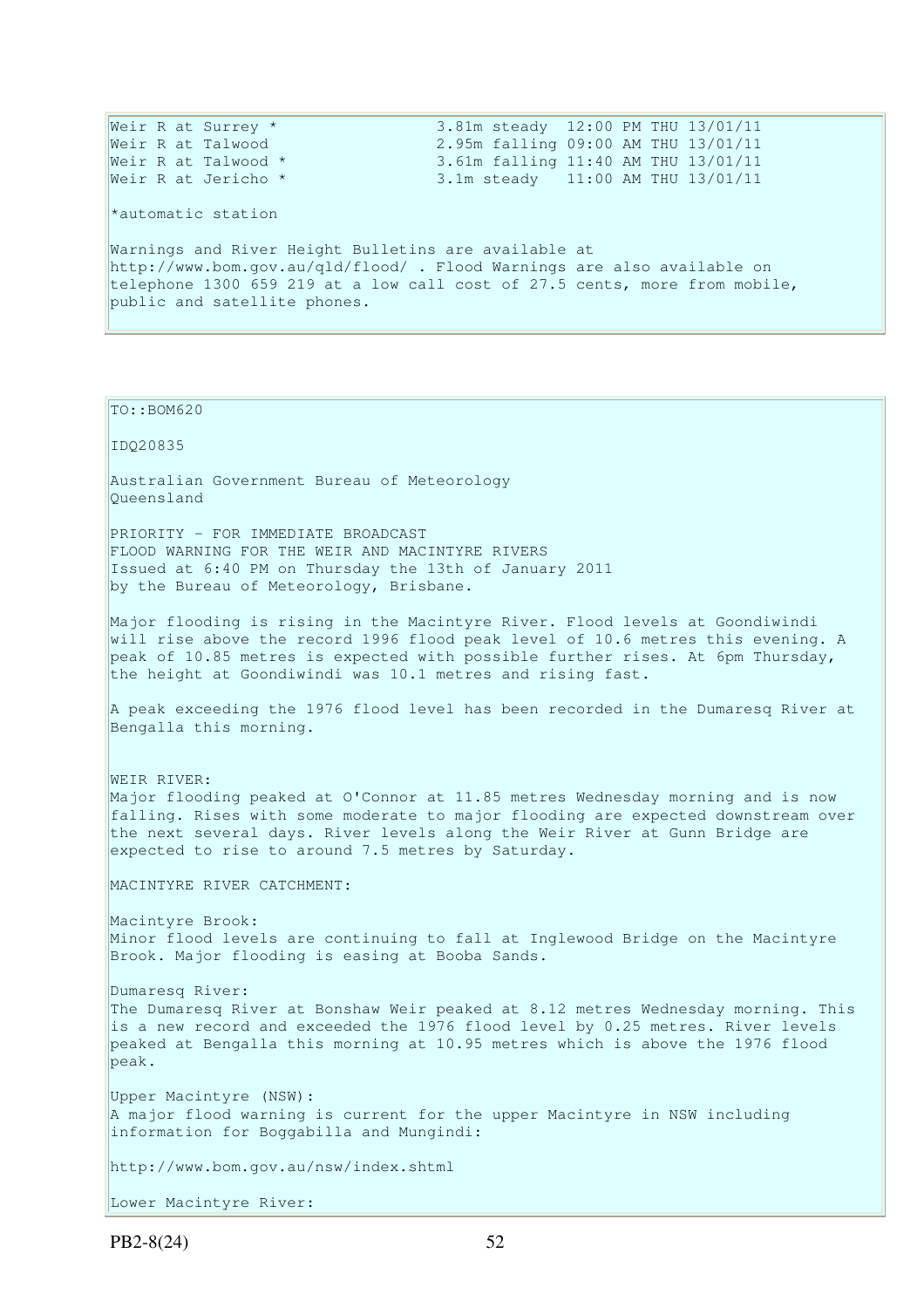```
Weir R at Surrey *                3.81m steady  12:00 PM THU 13/01/11
Weir R at Talwood                 2.95m falling 09:00 AM THU 13/01/11
Weir R at Talwood *               3.61m falling 11:40 AM THU 13/01/11
Weir R at Jericho *               3.1m steady   11:00 AM THU 13/01/11
```

*automatic station

Warnings and River Height Bulletins are available at http://www.bom.gov.au/qld/flood/ . Flood Warnings are also available on telephone 1300 659 219 at a low call cost of 27.5 cents, more from mobile, public and satellite phones.

TO::BOM620

IDQ20835

Australian Government Bureau of Meteorology
Queensland

PRIORITY - FOR IMMEDIATE BROADCAST
FLOOD WARNING FOR THE WEIR AND MACINTYRE RIVERS
Issued at 6:40 PM on Thursday the 13th of January 2011
by the Bureau of Meteorology, Brisbane.

Major flooding is rising in the Macintyre River. Flood levels at Goondiwindi will rise above the record 1996 flood peak level of 10.6 metres this evening. A peak of 10.85 metres is expected with possible further rises. At 6pm Thursday, the height at Goondiwindi was 10.1 metres and rising fast.

A peak exceeding the 1976 flood level has been recorded in the Dumaresq River at Bengalla this morning.

WEIR RIVER:
Major flooding peaked at O'Connor at 11.85 metres Wednesday morning and is now falling. Rises with some moderate to major flooding are expected downstream over the next several days. River levels along the Weir River at Gunn Bridge are expected to rise to around 7.5 metres by Saturday.

MACINTYRE RIVER CATCHMENT:

Macintyre Brook:
Minor flood levels are continuing to fall at Inglewood Bridge on the Macintyre Brook. Major flooding is easing at Booba Sands.

Dumaresq River:
The Dumaresq River at Bonshaw Weir peaked at 8.12 metres Wednesday morning. This is a new record and exceeded the 1976 flood level by 0.25 metres. River levels peaked at Bengalla this morning at 10.95 metres which is above the 1976 flood peak.

Upper Macintyre (NSW):
A major flood warning is current for the upper Macintyre in NSW including information for Boggabilla and Mungindi:

http://www.bom.gov.au/nsw/index.shtml

Lower Macintyre River: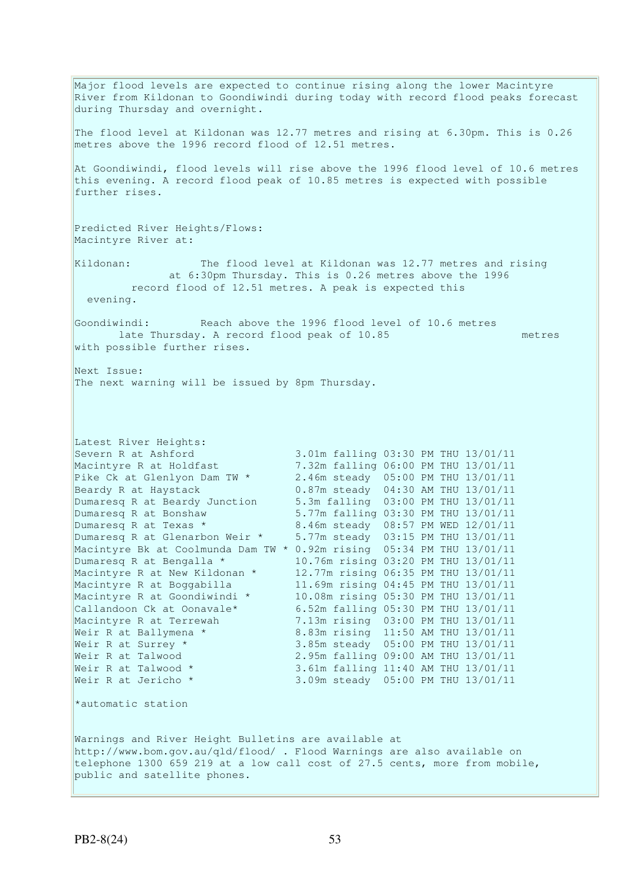Major flood levels are expected to continue rising along the lower Macintyre River from Kildonan to Goondiwindi during today with record flood peaks forecast during Thursday and overnight.

The flood level at Kildonan was 12.77 metres and rising at 6.30pm. This is 0.26 metres above the 1996 record flood of 12.51 metres.

At Goondiwindi, flood levels will rise above the 1996 flood level of 10.6 metres this evening. A record flood peak of 10.85 metres is expected with possible further rises.

Predicted River Heights/Flows:
Macintyre River at:

Kildonan: The flood level at Kildonan was 12.77 metres and rising at 6:30pm Thursday. This is 0.26 metres above the 1996 record flood of 12.51 metres. A peak is expected this evening.

Goondiwindi: Reach above the 1996 flood level of 10.6 metres late Thursday. A record flood peak of 10.85 metres with possible further rises.

Next Issue:
The next warning will be issued by 8pm Thursday.

Latest River Heights:

| Station | Height | Trend | Time | Date |
|---|---|---|---|---|
| Severn R at Ashford | 3.01m | falling | 03:30 PM THU | 13/01/11 |
| Macintyre R at Holdfast | 7.32m | falling | 06:00 PM THU | 13/01/11 |
| Pike Ck at Glenlyon Dam TW * | 2.46m | steady | 05:00 PM THU | 13/01/11 |
| Beardy R at Haystack | 0.87m | steady | 04:30 AM THU | 13/01/11 |
| Dumaresq R at Beardy Junction | 5.3m | falling | 03:00 PM THU | 13/01/11 |
| Dumaresq R at Bonshaw | 5.77m | falling | 03:30 PM THU | 13/01/11 |
| Dumaresq R at Texas * | 8.46m | steady | 08:57 PM WED | 12/01/11 |
| Dumaresq R at Glenarbon Weir * | 5.77m | steady | 03:15 PM THU | 13/01/11 |
| Macintyre Bk at Coolmunda Dam TW * | 0.92m | rising | 05:34 PM THU | 13/01/11 |
| Dumaresq R at Bengalla * | 10.76m | rising | 03:20 PM THU | 13/01/11 |
| Macintyre R at New Kildonan * | 12.77m | rising | 06:35 PM THU | 13/01/11 |
| Macintyre R at Boggabilla | 11.69m | rising | 04:45 PM THU | 13/01/11 |
| Macintyre R at Goondiwindi * | 10.08m | rising | 05:30 PM THU | 13/01/11 |
| Callandoon Ck at Oonavale* | 6.52m | falling | 05:30 PM THU | 13/01/11 |
| Macintyre R at Terrewah | 7.13m | rising | 03:00 PM THU | 13/01/11 |
| Weir R at Ballymena * | 8.83m | rising | 11:50 AM THU | 13/01/11 |
| Weir R at Surrey * | 3.85m | steady | 05:00 PM THU | 13/01/11 |
| Weir R at Talwood | 2.95m | falling | 09:00 AM THU | 13/01/11 |
| Weir R at Talwood * | 3.61m | falling | 11:40 AM THU | 13/01/11 |
| Weir R at Jericho * | 3.09m | steady | 05:00 PM THU | 13/01/11 |

*automatic station

Warnings and River Height Bulletins are available at http://www.bom.gov.au/qld/flood/ . Flood Warnings are also available on telephone 1300 659 219 at a low call cost of 27.5 cents, more from mobile, public and satellite phones.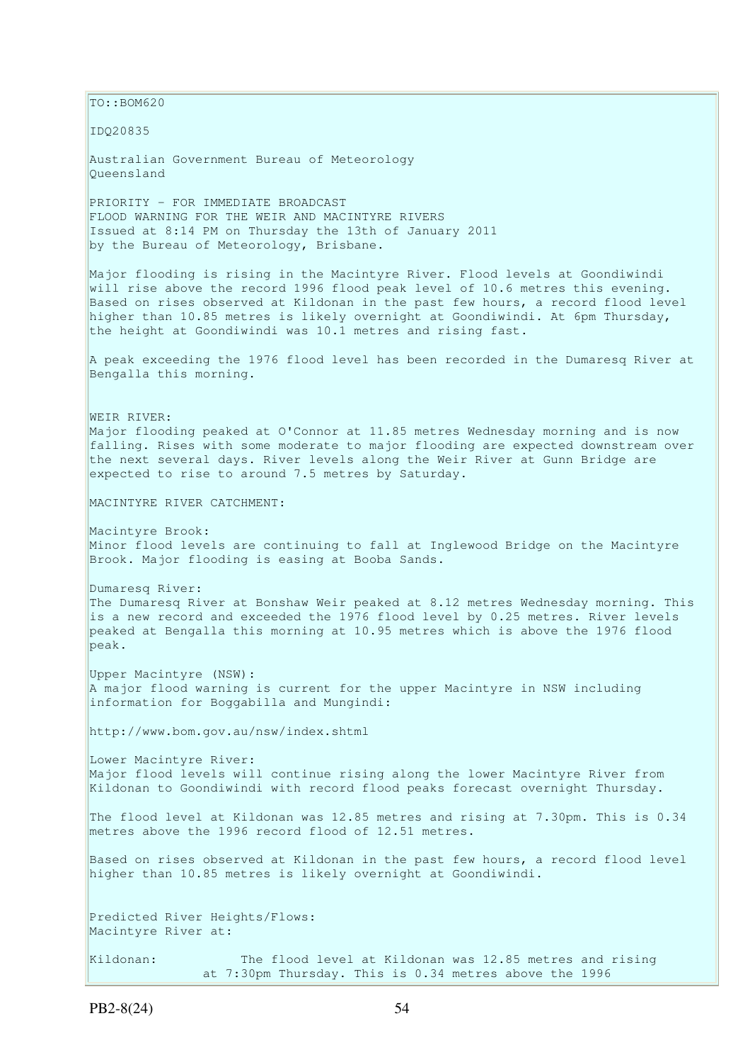TO::BOM620

IDQ20835

Australian Government Bureau of Meteorology
Queensland

PRIORITY - FOR IMMEDIATE BROADCAST
FLOOD WARNING FOR THE WEIR AND MACINTYRE RIVERS
Issued at 8:14 PM on Thursday the 13th of January 2011
by the Bureau of Meteorology, Brisbane.

Major flooding is rising in the Macintyre River. Flood levels at Goondiwindi will rise above the record 1996 flood peak level of 10.6 metres this evening. Based on rises observed at Kildonan in the past few hours, a record flood level higher than 10.85 metres is likely overnight at Goondiwindi. At 6pm Thursday, the height at Goondiwindi was 10.1 metres and rising fast.

A peak exceeding the 1976 flood level has been recorded in the Dumaresq River at Bengalla this morning.

WEIR RIVER:
Major flooding peaked at O'Connor at 11.85 metres Wednesday morning and is now falling. Rises with some moderate to major flooding are expected downstream over the next several days. River levels along the Weir River at Gunn Bridge are expected to rise to around 7.5 metres by Saturday.

MACINTYRE RIVER CATCHMENT:

Macintyre Brook:
Minor flood levels are continuing to fall at Inglewood Bridge on the Macintyre Brook. Major flooding is easing at Booba Sands.

Dumaresq River:
The Dumaresq River at Bonshaw Weir peaked at 8.12 metres Wednesday morning. This is a new record and exceeded the 1976 flood level by 0.25 metres. River levels peaked at Bengalla this morning at 10.95 metres which is above the 1976 flood peak.

Upper Macintyre (NSW):
A major flood warning is current for the upper Macintyre in NSW including information for Boggabilla and Mungindi:

http://www.bom.gov.au/nsw/index.shtml

Lower Macintyre River:
Major flood levels will continue rising along the lower Macintyre River from Kildonan to Goondiwindi with record flood peaks forecast overnight Thursday.

The flood level at Kildonan was 12.85 metres and rising at 7.30pm. This is 0.34 metres above the 1996 record flood of 12.51 metres.

Based on rises observed at Kildonan in the past few hours, a record flood level higher than 10.85 metres is likely overnight at Goondiwindi.

Predicted River Heights/Flows:
Macintyre River at:

Kildonan: The flood level at Kildonan was 12.85 metres and rising at 7:30pm Thursday. This is 0.34 metres above the 1996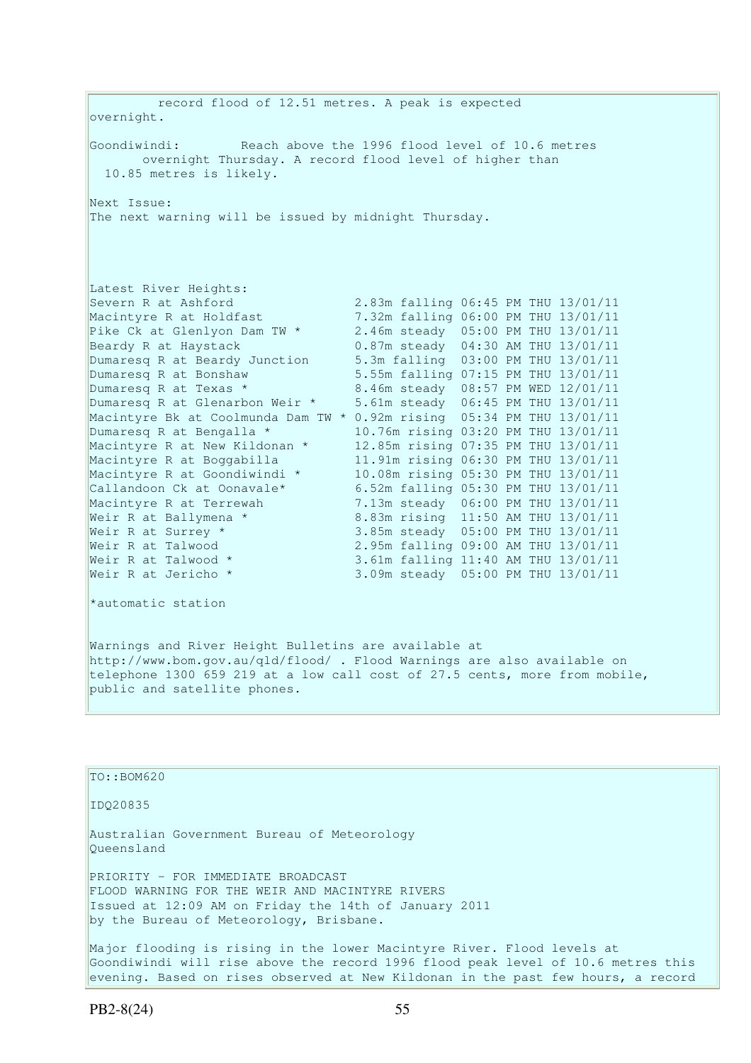record flood of 12.51 metres. A peak is expected overnight.

Goondiwindi: Reach above the 1996 flood level of 10.6 metres overnight Thursday. A record flood level of higher than 10.85 metres is likely.

Next Issue:
The next warning will be issued by midnight Thursday.

Latest River Heights:

| Station | Height | Trend | Time | Day | Date |
|---|---|---|---|---|---|
| Severn R at Ashford | 2.83m | falling | 06:45 PM | THU | 13/01/11 |
| Macintyre R at Holdfast | 7.32m | falling | 06:00 PM | THU | 13/01/11 |
| Pike Ck at Glenlyon Dam TW * | 2.46m | steady | 05:00 PM | THU | 13/01/11 |
| Beardy R at Haystack | 0.87m | steady | 04:30 AM | THU | 13/01/11 |
| Dumaresq R at Beardy Junction | 5.3m | falling | 03:00 PM | THU | 13/01/11 |
| Dumaresq R at Bonshaw | 5.55m | falling | 07:15 PM | THU | 13/01/11 |
| Dumaresq R at Texas * | 8.46m | steady | 08:57 PM | WED | 12/01/11 |
| Dumaresq R at Glenarbon Weir * | 5.61m | steady | 06:45 PM | THU | 13/01/11 |
| Macintyre Bk at Coolmunda Dam TW * | 0.92m | rising | 05:34 PM | THU | 13/01/11 |
| Dumaresq R at Bengalla * | 10.76m | rising | 03:20 PM | THU | 13/01/11 |
| Macintyre R at New Kildonan * | 12.85m | rising | 07:35 PM | THU | 13/01/11 |
| Macintyre R at Boggabilla | 11.91m | rising | 06:30 PM | THU | 13/01/11 |
| Macintyre R at Goondiwindi * | 10.08m | rising | 05:30 PM | THU | 13/01/11 |
| Callandoon Ck at Oonavale* | 6.52m | falling | 05:30 PM | THU | 13/01/11 |
| Macintyre R at Terrewah | 7.13m | steady | 06:00 PM | THU | 13/01/11 |
| Weir R at Ballymena * | 8.83m | rising | 11:50 AM | THU | 13/01/11 |
| Weir R at Surrey * | 3.85m | steady | 05:00 PM | THU | 13/01/11 |
| Weir R at Talwood | 2.95m | falling | 09:00 AM | THU | 13/01/11 |
| Weir R at Talwood * | 3.61m | falling | 11:40 AM | THU | 13/01/11 |
| Weir R at Jericho * | 3.09m | steady | 05:00 PM | THU | 13/01/11 |

*automatic station

Warnings and River Height Bulletins are available at http://www.bom.gov.au/qld/flood/ . Flood Warnings are also available on telephone 1300 659 219 at a low call cost of 27.5 cents, more from mobile, public and satellite phones.

---

TO::BOM620

IDQ20835

Australian Government Bureau of Meteorology
Queensland

PRIORITY - FOR IMMEDIATE BROADCAST
FLOOD WARNING FOR THE WEIR AND MACINTYRE RIVERS
Issued at 12:09 AM on Friday the 14th of January 2011
by the Bureau of Meteorology, Brisbane.

Major flooding is rising in the lower Macintyre River. Flood levels at Goondiwindi will rise above the record 1996 flood peak level of 10.6 metres this evening. Based on rises observed at New Kildonan in the past few hours, a record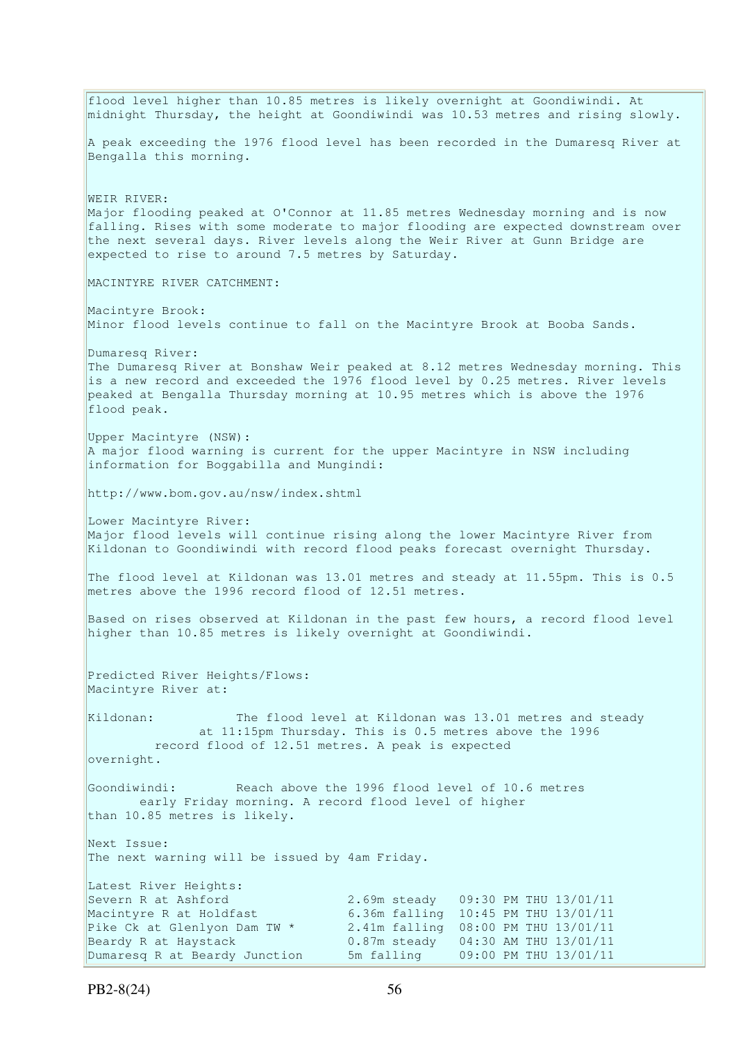flood level higher than 10.85 metres is likely overnight at Goondiwindi. At midnight Thursday, the height at Goondiwindi was 10.53 metres and rising slowly.

A peak exceeding the 1976 flood level has been recorded in the Dumaresq River at Bengalla this morning.

WEIR RIVER:
Major flooding peaked at O'Connor at 11.85 metres Wednesday morning and is now falling. Rises with some moderate to major flooding are expected downstream over the next several days. River levels along the Weir River at Gunn Bridge are expected to rise to around 7.5 metres by Saturday.

MACINTYRE RIVER CATCHMENT:

Macintyre Brook:
Minor flood levels continue to fall on the Macintyre Brook at Booba Sands.

Dumaresq River:
The Dumaresq River at Bonshaw Weir peaked at 8.12 metres Wednesday morning. This is a new record and exceeded the 1976 flood level by 0.25 metres. River levels peaked at Bengalla Thursday morning at 10.95 metres which is above the 1976 flood peak.

Upper Macintyre (NSW):
A major flood warning is current for the upper Macintyre in NSW including information for Boggabilla and Mungindi:

http://www.bom.gov.au/nsw/index.shtml

Lower Macintyre River:
Major flood levels will continue rising along the lower Macintyre River from Kildonan to Goondiwindi with record flood peaks forecast overnight Thursday.

The flood level at Kildonan was 13.01 metres and steady at 11.55pm. This is 0.5 metres above the 1996 record flood of 12.51 metres.

Based on rises observed at Kildonan in the past few hours, a record flood level higher than 10.85 metres is likely overnight at Goondiwindi.

Predicted River Heights/Flows:
Macintyre River at:

Kildonan: The flood level at Kildonan was 13.01 metres and steady at 11:15pm Thursday. This is 0.5 metres above the 1996 record flood of 12.51 metres. A peak is expected overnight.

Goondiwindi: Reach above the 1996 flood level of 10.6 metres early Friday morning. A record flood level of higher than 10.85 metres is likely.

Next Issue:
The next warning will be issued by 4am Friday.

Latest River Heights:

| | | |
|---|---|---|
| Severn R at Ashford | 2.69m steady | 09:30 PM THU 13/01/11 |
| Macintyre R at Holdfast | 6.36m falling | 10:45 PM THU 13/01/11 |
| Pike Ck at Glenlyon Dam TW * | 2.41m falling | 08:00 PM THU 13/01/11 |
| Beardy R at Haystack | 0.87m steady | 04:30 AM THU 13/01/11 |
| Dumaresq R at Beardy Junction | 5m falling | 09:00 PM THU 13/01/11 |

PB2-8(24)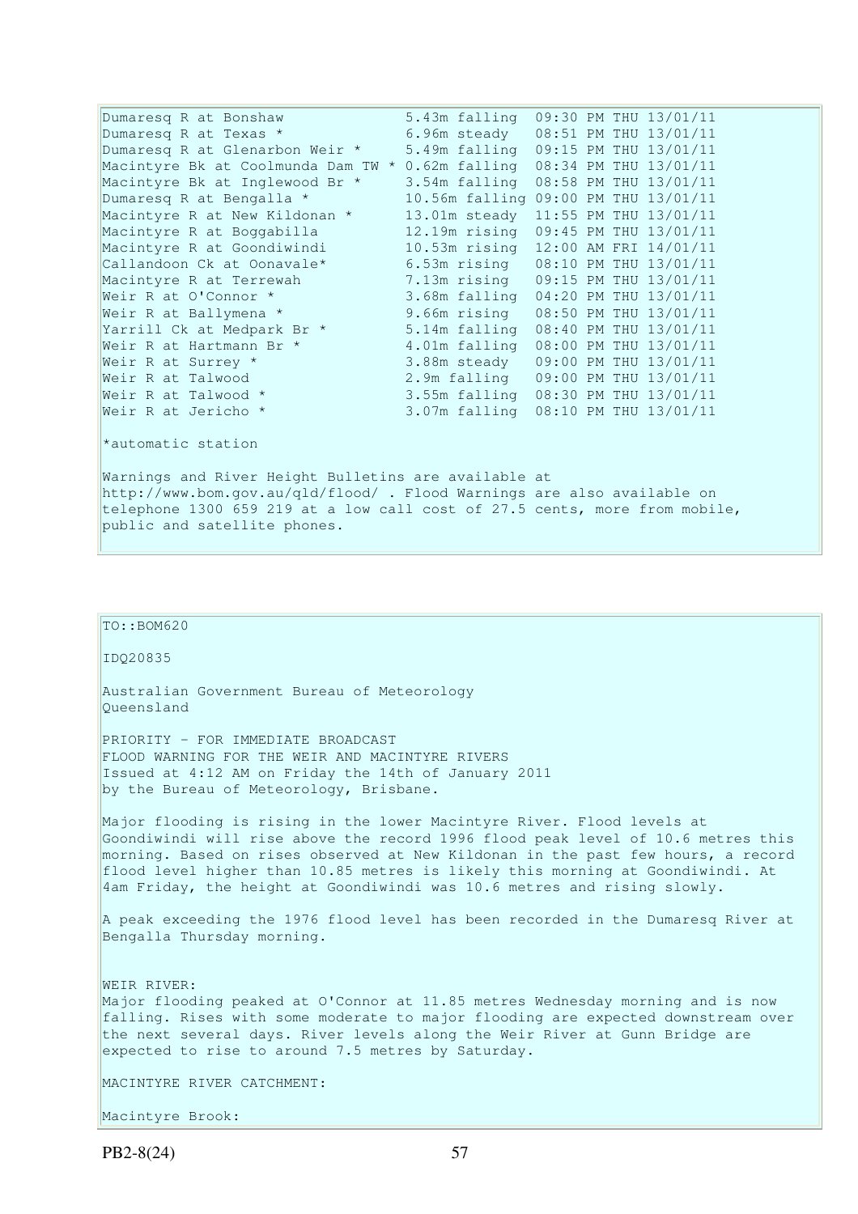| | | |
|---|---|---|
| Dumaresq R at Bonshaw | 5.43m falling | 09:30 PM THU 13/01/11 |
| Dumaresq R at Texas * | 6.96m steady | 08:51 PM THU 13/01/11 |
| Dumaresq R at Glenarbon Weir * | 5.49m falling | 09:15 PM THU 13/01/11 |
| Macintyre Bk at Coolmunda Dam TW * | 0.62m falling | 08:34 PM THU 13/01/11 |
| Macintyre Bk at Inglewood Br * | 3.54m falling | 08:58 PM THU 13/01/11 |
| Dumaresq R at Bengalla * | 10.56m falling | 09:00 PM THU 13/01/11 |
| Macintyre R at New Kildonan * | 13.01m steady | 11:55 PM THU 13/01/11 |
| Macintyre R at Boggabilla | 12.19m rising | 09:45 PM THU 13/01/11 |
| Macintyre R at Goondiwindi | 10.53m rising | 12:00 AM FRI 14/01/11 |
| Callandoon Ck at Oonavale* | 6.53m rising | 08:10 PM THU 13/01/11 |
| Macintyre R at Terrewah | 7.13m rising | 09:15 PM THU 13/01/11 |
| Weir R at O'Connor * | 3.68m falling | 04:20 PM THU 13/01/11 |
| Weir R at Ballymena * | 9.66m rising | 08:50 PM THU 13/01/11 |
| Yarrill Ck at Medpark Br * | 5.14m falling | 08:40 PM THU 13/01/11 |
| Weir R at Hartmann Br * | 4.01m falling | 08:00 PM THU 13/01/11 |
| Weir R at Surrey * | 3.88m steady | 09:00 PM THU 13/01/11 |
| Weir R at Talwood | 2.9m falling | 09:00 PM THU 13/01/11 |
| Weir R at Talwood * | 3.55m falling | 08:30 PM THU 13/01/11 |
| Weir R at Jericho * | 3.07m falling | 08:10 PM THU 13/01/11 |

*automatic station

Warnings and River Height Bulletins are available at http://www.bom.gov.au/qld/flood/ . Flood Warnings are also available on telephone 1300 659 219 at a low call cost of 27.5 cents, more from mobile, public and satellite phones.

TO::BOM620

IDQ20835

Australian Government Bureau of Meteorology
Queensland

PRIORITY - FOR IMMEDIATE BROADCAST
FLOOD WARNING FOR THE WEIR AND MACINTYRE RIVERS
Issued at 4:12 AM on Friday the 14th of January 2011
by the Bureau of Meteorology, Brisbane.

Major flooding is rising in the lower Macintyre River. Flood levels at Goondiwindi will rise above the record 1996 flood peak level of 10.6 metres this morning. Based on rises observed at New Kildonan in the past few hours, a record flood level higher than 10.85 metres is likely this morning at Goondiwindi. At 4am Friday, the height at Goondiwindi was 10.6 metres and rising slowly.

A peak exceeding the 1976 flood level has been recorded in the Dumaresq River at Bengalla Thursday morning.

WEIR RIVER:
Major flooding peaked at O'Connor at 11.85 metres Wednesday morning and is now falling. Rises with some moderate to major flooding are expected downstream over the next several days. River levels along the Weir River at Gunn Bridge are expected to rise to around 7.5 metres by Saturday.

MACINTYRE RIVER CATCHMENT:

Macintyre Brook: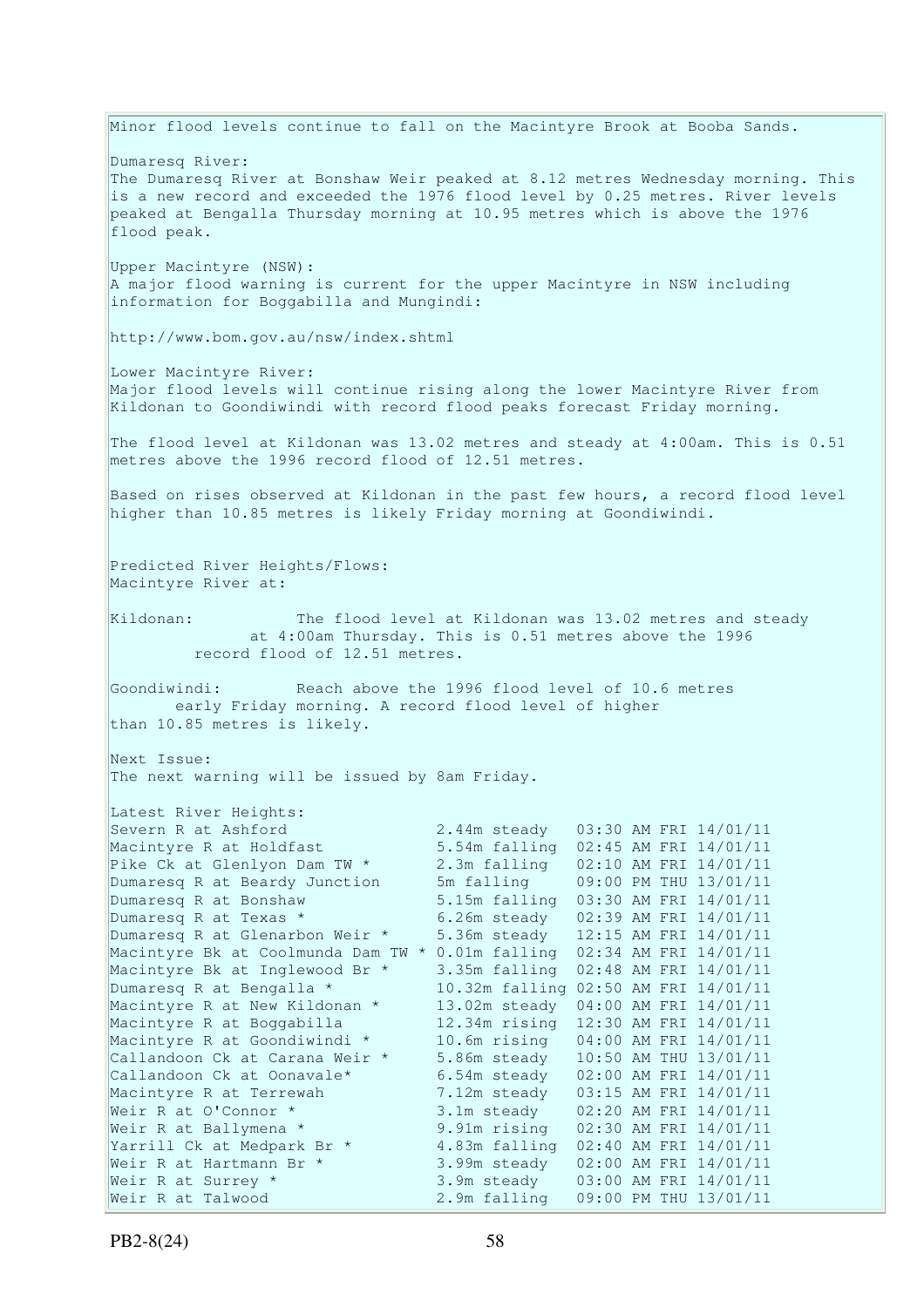Minor flood levels continue to fall on the Macintyre Brook at Booba Sands.

Dumaresq River:
The Dumaresq River at Bonshaw Weir peaked at 8.12 metres Wednesday morning. This is a new record and exceeded the 1976 flood level by 0.25 metres. River levels peaked at Bengalla Thursday morning at 10.95 metres which is above the 1976 flood peak.

Upper Macintyre (NSW):
A major flood warning is current for the upper Macintyre in NSW including information for Boggabilla and Mungindi:

http://www.bom.gov.au/nsw/index.shtml

Lower Macintyre River:
Major flood levels will continue rising along the lower Macintyre River from Kildonan to Goondiwindi with record flood peaks forecast Friday morning.

The flood level at Kildonan was 13.02 metres and steady at 4:00am. This is 0.51 metres above the 1996 record flood of 12.51 metres.

Based on rises observed at Kildonan in the past few hours, a record flood level higher than 10.85 metres is likely Friday morning at Goondiwindi.

Predicted River Heights/Flows:
Macintyre River at:

Kildonan: The flood level at Kildonan was 13.02 metres and steady at 4:00am Thursday. This is 0.51 metres above the 1996 record flood of 12.51 metres.

Goondiwindi: Reach above the 1996 flood level of 10.6 metres early Friday morning. A record flood level of higher than 10.85 metres is likely.

Next Issue:
The next warning will be issued by 8am Friday.

Latest River Heights:

| | | |
|---|---|---|
| Severn R at Ashford | 2.44m steady | 03:30 AM FRI 14/01/11 |
| Macintyre R at Holdfast | 5.54m falling | 02:45 AM FRI 14/01/11 |
| Pike Ck at Glenlyon Dam TW * | 2.3m falling | 02:10 AM FRI 14/01/11 |
| Dumaresq R at Beardy Junction | 5m falling | 09:00 PM THU 13/01/11 |
| Dumaresq R at Bonshaw | 5.15m falling | 03:30 AM FRI 14/01/11 |
| Dumaresq R at Texas * | 6.26m steady | 02:39 AM FRI 14/01/11 |
| Dumaresq R at Glenarbon Weir * | 5.36m steady | 12:15 AM FRI 14/01/11 |
| Macintyre Bk at Coolmunda Dam TW * | 0.01m falling | 02:34 AM FRI 14/01/11 |
| Macintyre Bk at Inglewood Br * | 3.35m falling | 02:48 AM FRI 14/01/11 |
| Dumaresq R at Bengalla * | 10.32m falling | 02:50 AM FRI 14/01/11 |
| Macintyre R at New Kildonan * | 13.02m steady | 04:00 AM FRI 14/01/11 |
| Macintyre R at Boggabilla | 12.34m rising | 12:30 AM FRI 14/01/11 |
| Macintyre R at Goondiwindi * | 10.6m rising | 04:00 AM FRI 14/01/11 |
| Callandoon Ck at Carana Weir * | 5.86m steady | 10:50 AM THU 13/01/11 |
| Callandoon Ck at Oonavale* | 6.54m steady | 02:00 AM FRI 14/01/11 |
| Macintyre R at Terrewah | 7.12m steady | 03:15 AM FRI 14/01/11 |
| Weir R at O'Connor * | 3.1m steady | 02:20 AM FRI 14/01/11 |
| Weir R at Ballymena * | 9.91m rising | 02:30 AM FRI 14/01/11 |
| Yarrill Ck at Medpark Br * | 4.83m falling | 02:40 AM FRI 14/01/11 |
| Weir R at Hartmann Br * | 3.99m steady | 02:00 AM FRI 14/01/11 |
| Weir R at Surrey * | 3.9m steady | 03:00 AM FRI 14/01/11 |
| Weir R at Talwood | 2.9m falling | 09:00 PM THU 13/01/11 |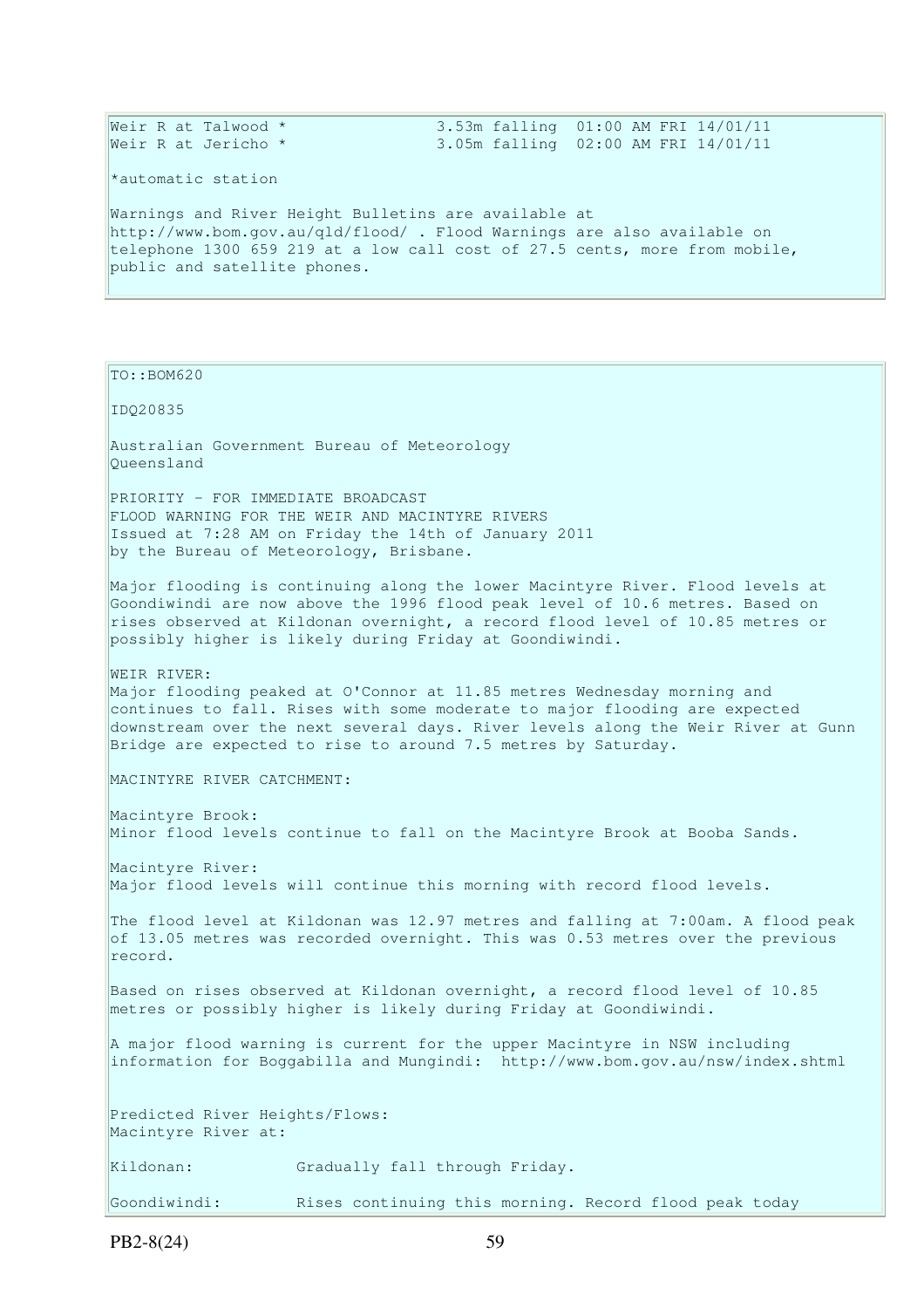```
Weir R at Talwood *               3.53m falling  01:00 AM FRI 14/01/11
Weir R at Jericho *               3.05m falling  02:00 AM FRI 14/01/11

*automatic station

Warnings and River Height Bulletins are available at
http://www.bom.gov.au/qld/flood/ . Flood Warnings are also available on
telephone 1300 659 219 at a low call cost of 27.5 cents, more from mobile,
public and satellite phones.
```

```
TO::BOM620

IDQ20835

Australian Government Bureau of Meteorology
Queensland

PRIORITY - FOR IMMEDIATE BROADCAST
FLOOD WARNING FOR THE WEIR AND MACINTYRE RIVERS
Issued at 7:28 AM on Friday the 14th of January 2011
by the Bureau of Meteorology, Brisbane.

Major flooding is continuing along the lower Macintyre River. Flood levels at
Goondiwindi are now above the 1996 flood peak level of 10.6 metres. Based on
rises observed at Kildonan overnight, a record flood level of 10.85 metres or
possibly higher is likely during Friday at Goondiwindi.

WEIR RIVER:
Major flooding peaked at O'Connor at 11.85 metres Wednesday morning and
continues to fall. Rises with some moderate to major flooding are expected
downstream over the next several days. River levels along the Weir River at Gunn
Bridge are expected to rise to around 7.5 metres by Saturday.

MACINTYRE RIVER CATCHMENT:

Macintyre Brook:
Minor flood levels continue to fall on the Macintyre Brook at Booba Sands.

Macintyre River:
Major flood levels will continue this morning with record flood levels.

The flood level at Kildonan was 12.97 metres and falling at 7:00am. A flood peak
of 13.05 metres was recorded overnight. This was 0.53 metres over the previous
record.

Based on rises observed at Kildonan overnight, a record flood level of 10.85
metres or possibly higher is likely during Friday at Goondiwindi.

A major flood warning is current for the upper Macintyre in NSW including
information for Boggabilla and Mungindi:  http://www.bom.gov.au/nsw/index.shtml


Predicted River Heights/Flows:
Macintyre River at:

Kildonan:          Gradually fall through Friday.

Goondiwindi:       Rises continuing this morning. Record flood peak today
```

PB2-8(24)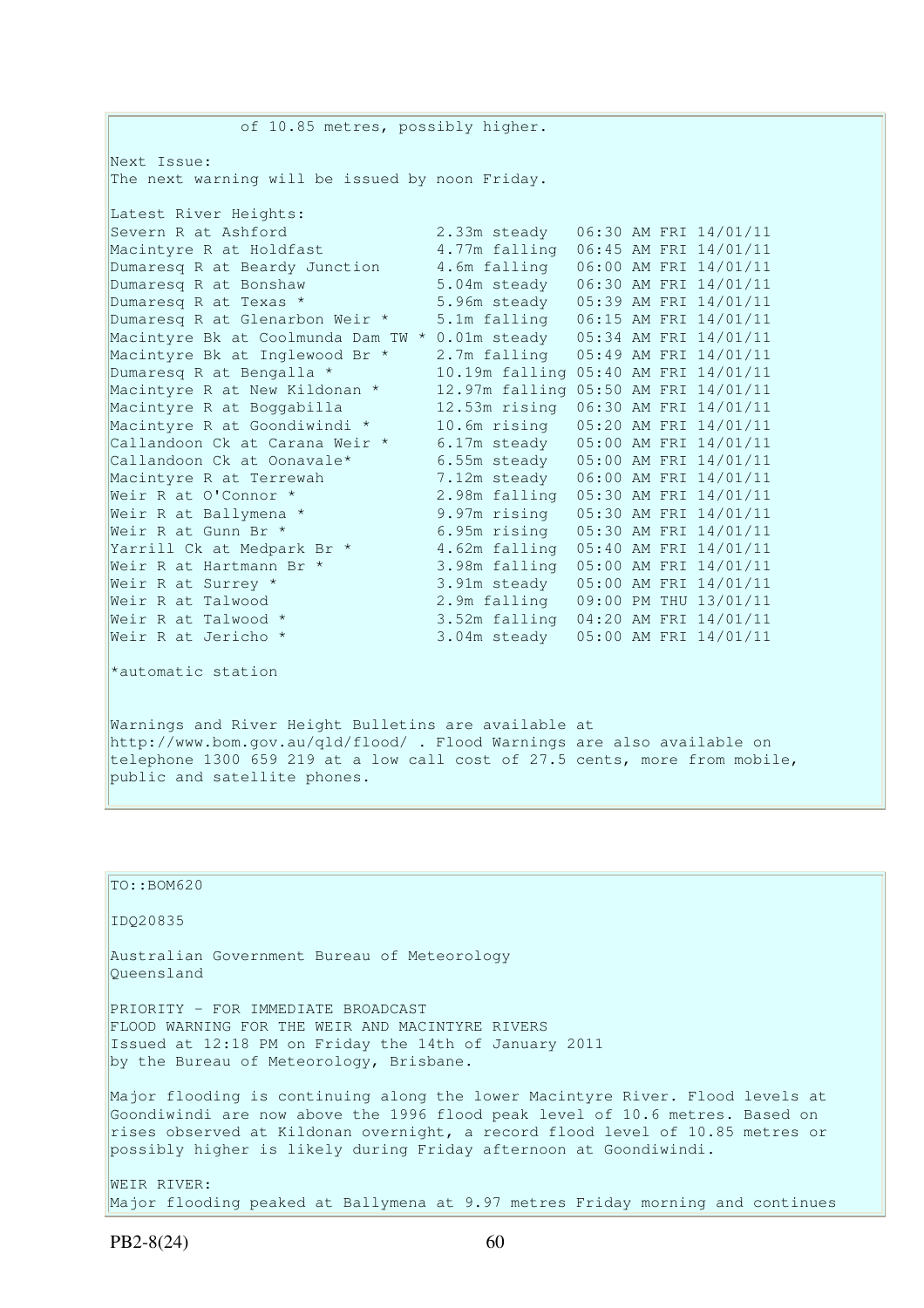of 10.85 metres, possibly higher.

Next Issue:
The next warning will be issued by noon Friday.

Latest River Heights:

| Station | Height | Time |
|---|---|---|
| Severn R at Ashford | 2.33m steady | 06:30 AM FRI 14/01/11 |
| Macintyre R at Holdfast | 4.77m falling | 06:45 AM FRI 14/01/11 |
| Dumaresq R at Beardy Junction | 4.6m falling | 06:00 AM FRI 14/01/11 |
| Dumaresq R at Bonshaw | 5.04m steady | 06:30 AM FRI 14/01/11 |
| Dumaresq R at Texas * | 5.96m steady | 05:39 AM FRI 14/01/11 |
| Dumaresq R at Glenarbon Weir * | 5.1m falling | 06:15 AM FRI 14/01/11 |
| Macintyre Bk at Coolmunda Dam TW * | 0.01m steady | 05:34 AM FRI 14/01/11 |
| Macintyre Bk at Inglewood Br * | 2.7m falling | 05:49 AM FRI 14/01/11 |
| Dumaresq R at Bengalla * | 10.19m falling | 05:40 AM FRI 14/01/11 |
| Macintyre R at New Kildonan * | 12.97m falling | 05:50 AM FRI 14/01/11 |
| Macintyre R at Boggabilla | 12.53m rising | 06:30 AM FRI 14/01/11 |
| Macintyre R at Goondiwindi * | 10.6m rising | 05:20 AM FRI 14/01/11 |
| Callandoon Ck at Carana Weir * | 6.17m steady | 05:00 AM FRI 14/01/11 |
| Callandoon Ck at Oonavale* | 6.55m steady | 05:00 AM FRI 14/01/11 |
| Macintyre R at Terrewah | 7.12m steady | 06:00 AM FRI 14/01/11 |
| Weir R at O'Connor * | 2.98m falling | 05:30 AM FRI 14/01/11 |
| Weir R at Ballymena * | 9.97m rising | 05:30 AM FRI 14/01/11 |
| Weir R at Gunn Br * | 6.95m rising | 05:30 AM FRI 14/01/11 |
| Yarrill Ck at Medpark Br * | 4.62m falling | 05:40 AM FRI 14/01/11 |
| Weir R at Hartmann Br * | 3.98m falling | 05:00 AM FRI 14/01/11 |
| Weir R at Surrey * | 3.91m steady | 05:00 AM FRI 14/01/11 |
| Weir R at Talwood | 2.9m falling | 09:00 PM THU 13/01/11 |
| Weir R at Talwood * | 3.52m falling | 04:20 AM FRI 14/01/11 |
| Weir R at Jericho * | 3.04m steady | 05:00 AM FRI 14/01/11 |

*automatic station

Warnings and River Height Bulletins are available at http://www.bom.gov.au/qld/flood/ . Flood Warnings are also available on telephone 1300 659 219 at a low call cost of 27.5 cents, more from mobile, public and satellite phones.

---

TO::BOM620

IDQ20835

Australian Government Bureau of Meteorology
Queensland

PRIORITY - FOR IMMEDIATE BROADCAST
FLOOD WARNING FOR THE WEIR AND MACINTYRE RIVERS
Issued at 12:18 PM on Friday the 14th of January 2011
by the Bureau of Meteorology, Brisbane.

Major flooding is continuing along the lower Macintyre River. Flood levels at Goondiwindi are now above the 1996 flood peak level of 10.6 metres. Based on rises observed at Kildonan overnight, a record flood level of 10.85 metres or possibly higher is likely during Friday afternoon at Goondiwindi.

WEIR RIVER:
Major flooding peaked at Ballymena at 9.97 metres Friday morning and continues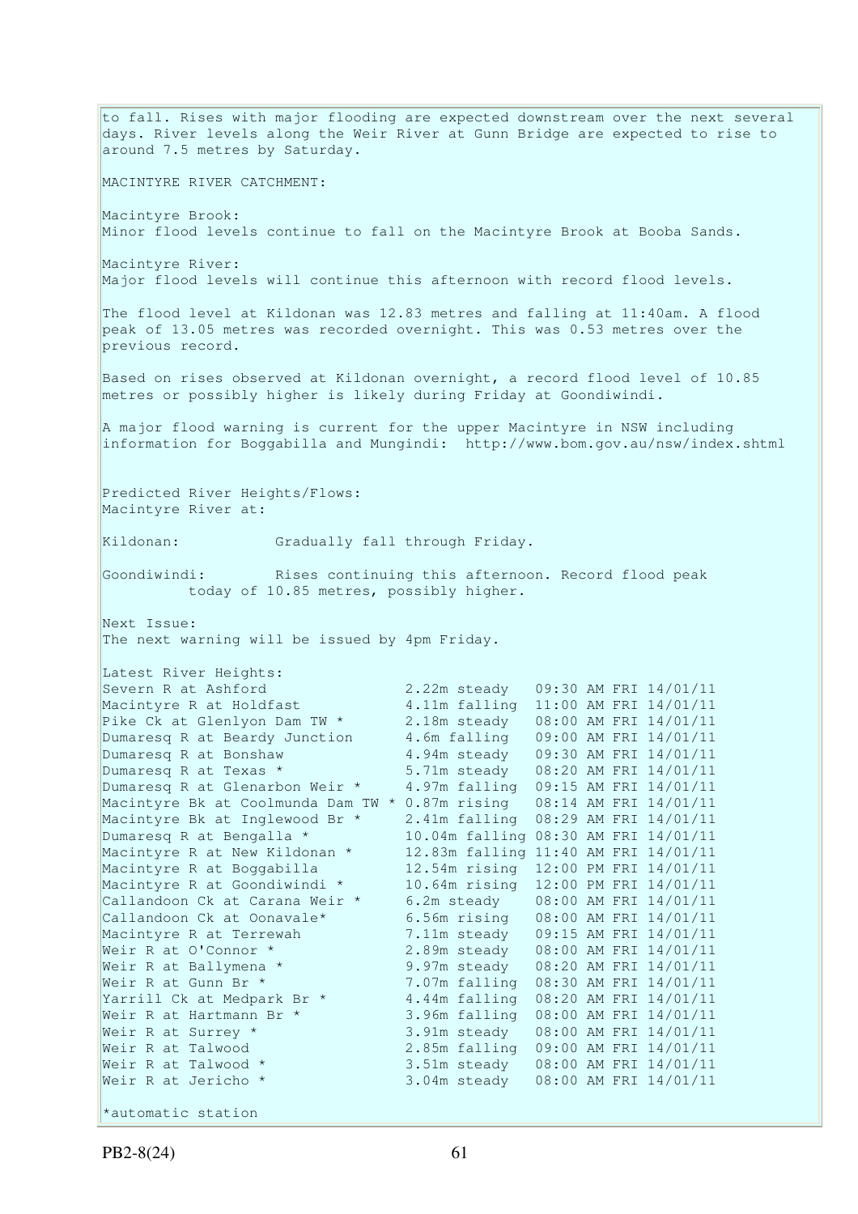to fall. Rises with major flooding are expected downstream over the next several days. River levels along the Weir River at Gunn Bridge are expected to rise to around 7.5 metres by Saturday.

MACINTYRE RIVER CATCHMENT:

Macintyre Brook:
Minor flood levels continue to fall on the Macintyre Brook at Booba Sands.

Macintyre River:
Major flood levels will continue this afternoon with record flood levels.

The flood level at Kildonan was 12.83 metres and falling at 11:40am. A flood peak of 13.05 metres was recorded overnight. This was 0.53 metres over the previous record.

Based on rises observed at Kildonan overnight, a record flood level of 10.85 metres or possibly higher is likely during Friday at Goondiwindi.

A major flood warning is current for the upper Macintyre in NSW including information for Boggabilla and Mungindi: http://www.bom.gov.au/nsw/index.shtml

Predicted River Heights/Flows:
Macintyre River at:

Kildonan: Gradually fall through Friday.

Goondiwindi: Rises continuing this afternoon. Record flood peak today of 10.85 metres, possibly higher.

Next Issue:
The next warning will be issued by 4pm Friday.

Latest River Heights:

```
Severn R at Ashford                 2.22m steady   09:30 AM FRI 14/01/11
Macintyre R at Holdfast             4.11m falling  11:00 AM FRI 14/01/11
Pike Ck at Glenlyon Dam TW *        2.18m steady   08:00 AM FRI 14/01/11
Dumaresq R at Beardy Junction       4.6m falling   09:00 AM FRI 14/01/11
Dumaresq R at Bonshaw               4.94m steady   09:30 AM FRI 14/01/11
Dumaresq R at Texas *               5.71m steady   08:20 AM FRI 14/01/11
Dumaresq R at Glenarbon Weir *      4.97m falling  09:15 AM FRI 14/01/11
Macintyre Bk at Coolmunda Dam TW *  0.87m rising   08:14 AM FRI 14/01/11
Macintyre Bk at Inglewood Br *      2.41m falling  08:29 AM FRI 14/01/11
Dumaresq R at Bengalla *            10.04m falling 08:30 AM FRI 14/01/11
Macintyre R at New Kildonan *       12.83m falling 11:40 AM FRI 14/01/11
Macintyre R at Boggabilla           12.54m rising  12:00 PM FRI 14/01/11
Macintyre R at Goondiwindi *        10.64m rising  12:00 PM FRI 14/01/11
Callandoon Ck at Carana Weir *      6.2m steady    08:00 AM FRI 14/01/11
Callandoon Ck at Oonavale*          6.56m rising   08:00 AM FRI 14/01/11
Macintyre R at Terrewah             7.11m steady   09:15 AM FRI 14/01/11
Weir R at O'Connor *                2.89m steady   08:00 AM FRI 14/01/11
Weir R at Ballymena *               9.97m steady   08:20 AM FRI 14/01/11
Weir R at Gunn Br *                 7.07m falling  08:30 AM FRI 14/01/11
Yarrill Ck at Medpark Br *          4.44m falling  08:20 AM FRI 14/01/11
Weir R at Hartmann Br *             3.96m falling  08:00 AM FRI 14/01/11
Weir R at Surrey *                  3.91m steady   08:00 AM FRI 14/01/11
Weir R at Talwood                   2.85m falling  09:00 AM FRI 14/01/11
Weir R at Talwood *                 3.51m steady   08:00 AM FRI 14/01/11
Weir R at Jericho *                 3.04m steady   08:00 AM FRI 14/01/11
```

*automatic station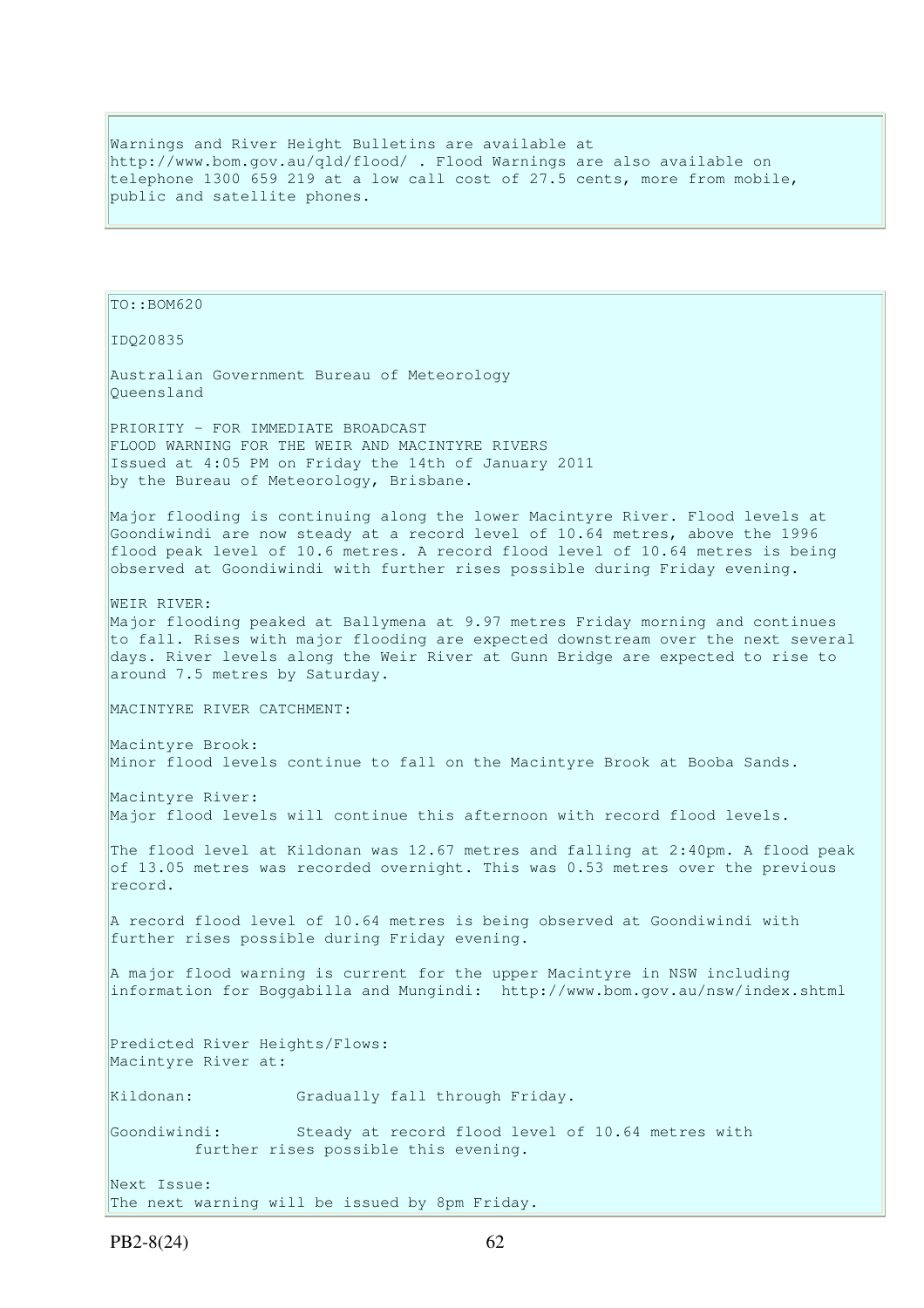Warnings and River Height Bulletins are available at http://www.bom.gov.au/qld/flood/ . Flood Warnings are also available on telephone 1300 659 219 at a low call cost of 27.5 cents, more from mobile, public and satellite phones.

TO::BOM620

IDQ20835

Australian Government Bureau of Meteorology
Queensland

PRIORITY - FOR IMMEDIATE BROADCAST
FLOOD WARNING FOR THE WEIR AND MACINTYRE RIVERS
Issued at 4:05 PM on Friday the 14th of January 2011
by the Bureau of Meteorology, Brisbane.

Major flooding is continuing along the lower Macintyre River. Flood levels at Goondiwindi are now steady at a record level of 10.64 metres, above the 1996 flood peak level of 10.6 metres. A record flood level of 10.64 metres is being observed at Goondiwindi with further rises possible during Friday evening.

WEIR RIVER:
Major flooding peaked at Ballymena at 9.97 metres Friday morning and continues to fall. Rises with major flooding are expected downstream over the next several days. River levels along the Weir River at Gunn Bridge are expected to rise to around 7.5 metres by Saturday.

MACINTYRE RIVER CATCHMENT:

Macintyre Brook:
Minor flood levels continue to fall on the Macintyre Brook at Booba Sands.

Macintyre River:
Major flood levels will continue this afternoon with record flood levels.

The flood level at Kildonan was 12.67 metres and falling at 2:40pm. A flood peak of 13.05 metres was recorded overnight. This was 0.53 metres over the previous record.

A record flood level of 10.64 metres is being observed at Goondiwindi with further rises possible during Friday evening.

A major flood warning is current for the upper Macintyre in NSW including information for Boggabilla and Mungindi: http://www.bom.gov.au/nsw/index.shtml

Predicted River Heights/Flows:
Macintyre River at:

Kildonan: Gradually fall through Friday.

Goondiwindi: Steady at record flood level of 10.64 metres with further rises possible this evening.

Next Issue:
The next warning will be issued by 8pm Friday.

PB2-8(24)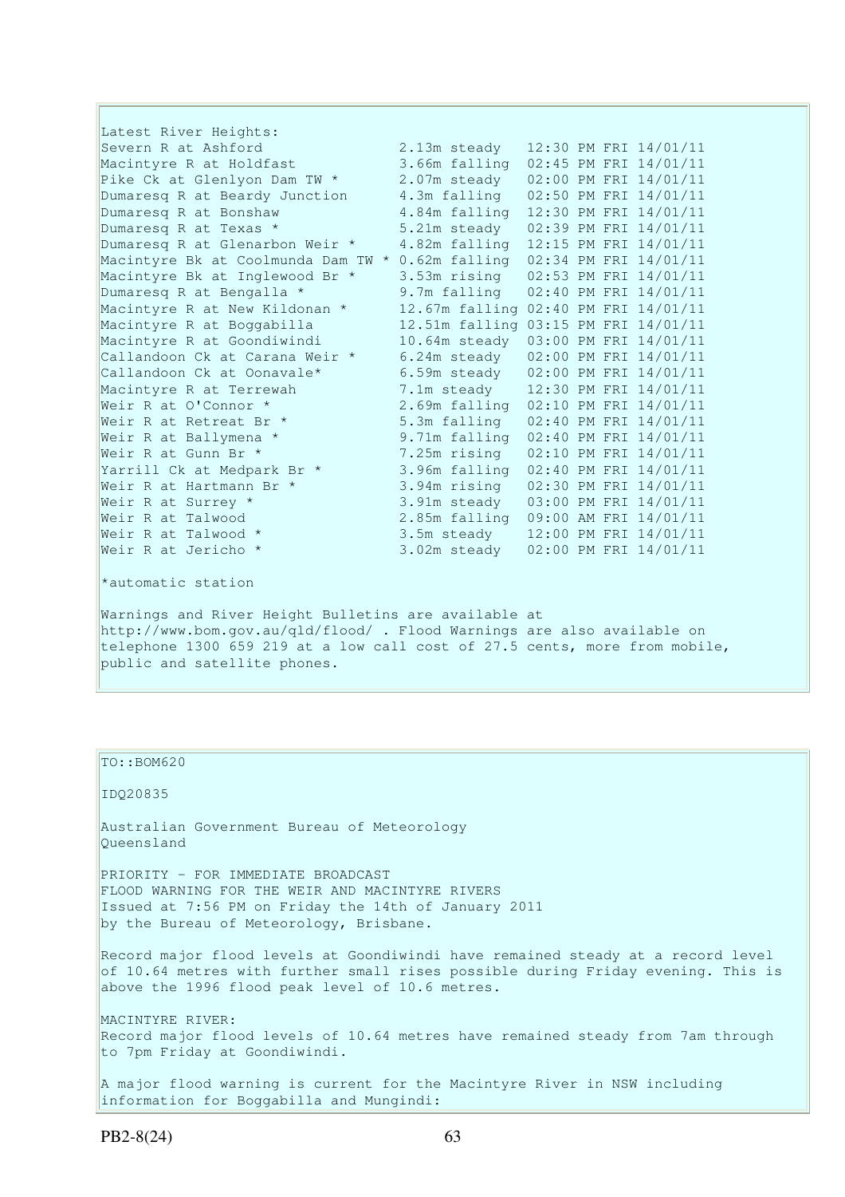Latest River Heights:

| Location | Height | Time |
|---|---|---|
| Severn R at Ashford | 2.13m steady | 12:30 PM FRI 14/01/11 |
| Macintyre R at Holdfast | 3.66m falling | 02:45 PM FRI 14/01/11 |
| Pike Ck at Glenlyon Dam TW * | 2.07m steady | 02:00 PM FRI 14/01/11 |
| Dumaresq R at Beardy Junction | 4.3m falling | 02:50 PM FRI 14/01/11 |
| Dumaresq R at Bonshaw | 4.84m falling | 12:30 PM FRI 14/01/11 |
| Dumaresq R at Texas * | 5.21m steady | 02:39 PM FRI 14/01/11 |
| Dumaresq R at Glenarbon Weir * | 4.82m falling | 12:15 PM FRI 14/01/11 |
| Macintyre Bk at Coolmunda Dam TW * | 0.62m falling | 02:34 PM FRI 14/01/11 |
| Macintyre Bk at Inglewood Br * | 3.53m rising | 02:53 PM FRI 14/01/11 |
| Dumaresq R at Bengalla * | 9.7m falling | 02:40 PM FRI 14/01/11 |
| Macintyre R at New Kildonan * | 12.67m falling | 02:40 PM FRI 14/01/11 |
| Macintyre R at Boggabilla | 12.51m falling | 03:15 PM FRI 14/01/11 |
| Macintyre R at Goondiwindi | 10.64m steady | 03:00 PM FRI 14/01/11 |
| Callandoon Ck at Carana Weir * | 6.24m steady | 02:00 PM FRI 14/01/11 |
| Callandoon Ck at Oonavale* | 6.59m steady | 02:00 PM FRI 14/01/11 |
| Macintyre R at Terrewah | 7.1m steady | 12:30 PM FRI 14/01/11 |
| Weir R at O'Connor * | 2.69m falling | 02:10 PM FRI 14/01/11 |
| Weir R at Retreat Br * | 5.3m falling | 02:40 PM FRI 14/01/11 |
| Weir R at Ballymena * | 9.71m falling | 02:40 PM FRI 14/01/11 |
| Weir R at Gunn Br * | 7.25m rising | 02:10 PM FRI 14/01/11 |
| Yarrill Ck at Medpark Br * | 3.96m falling | 02:40 PM FRI 14/01/11 |
| Weir R at Hartmann Br * | 3.94m rising | 02:30 PM FRI 14/01/11 |
| Weir R at Surrey * | 3.91m steady | 03:00 PM FRI 14/01/11 |
| Weir R at Talwood | 2.85m falling | 09:00 AM FRI 14/01/11 |
| Weir R at Talwood * | 3.5m steady | 12:00 PM FRI 14/01/11 |
| Weir R at Jericho * | 3.02m steady | 02:00 PM FRI 14/01/11 |

*automatic station

Warnings and River Height Bulletins are available at http://www.bom.gov.au/qld/flood/ . Flood Warnings are also available on telephone 1300 659 219 at a low call cost of 27.5 cents, more from mobile, public and satellite phones.

TO::BOM620

IDQ20835

Australian Government Bureau of Meteorology
Queensland

PRIORITY - FOR IMMEDIATE BROADCAST
FLOOD WARNING FOR THE WEIR AND MACINTYRE RIVERS
Issued at 7:56 PM on Friday the 14th of January 2011
by the Bureau of Meteorology, Brisbane.

Record major flood levels at Goondiwindi have remained steady at a record level of 10.64 metres with further small rises possible during Friday evening. This is above the 1996 flood peak level of 10.6 metres.

MACINTYRE RIVER:
Record major flood levels of 10.64 metres have remained steady from 7am through to 7pm Friday at Goondiwindi.

A major flood warning is current for the Macintyre River in NSW including information for Boggabilla and Mungindi: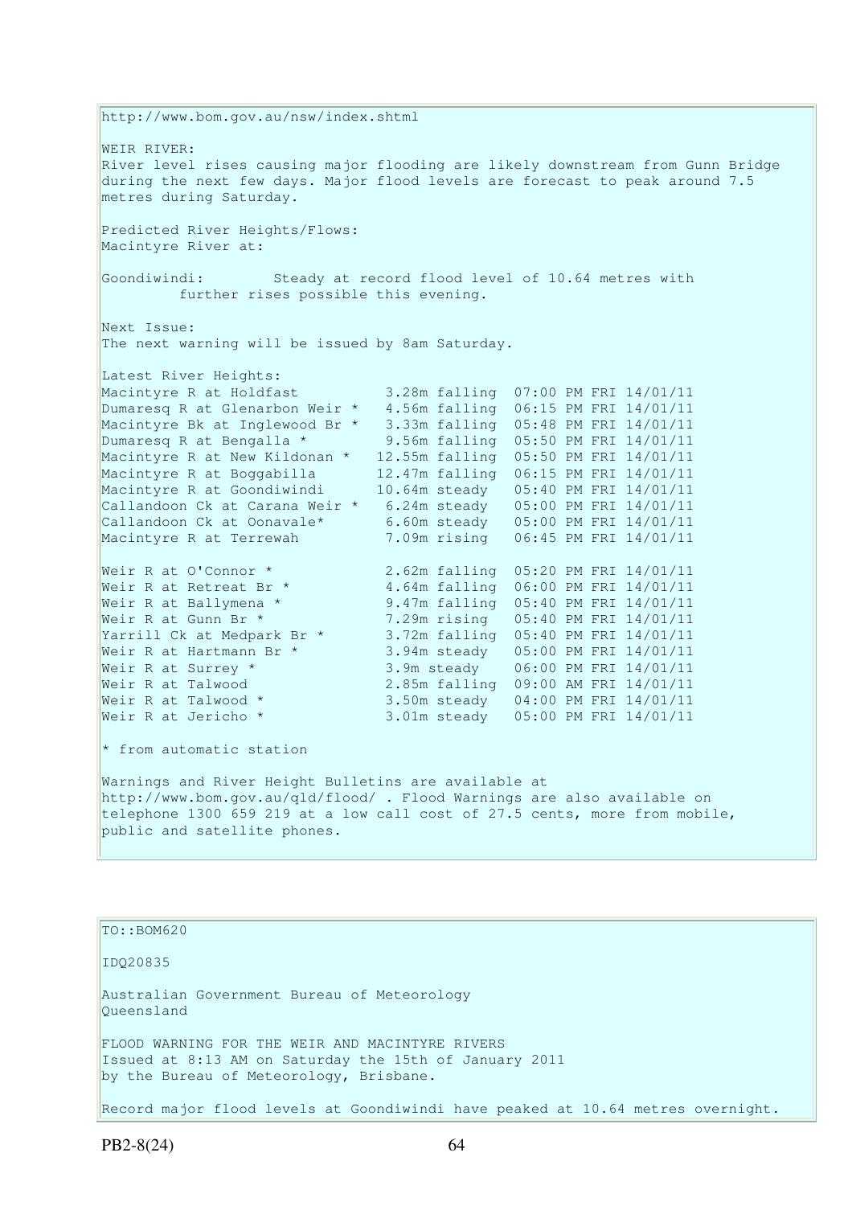http://www.bom.gov.au/nsw/index.shtml

WEIR RIVER:
River level rises causing major flooding are likely downstream from Gunn Bridge during the next few days. Major flood levels are forecast to peak around 7.5 metres during Saturday.

Predicted River Heights/Flows:
Macintyre River at:

Goondiwindi: Steady at record flood level of 10.64 metres with further rises possible this evening.

Next Issue:
The next warning will be issued by 8am Saturday.

Latest River Heights:

```
Macintyre R at Holdfast          3.28m falling  07:00 PM FRI 14/01/11
Dumaresq R at Glenarbon Weir *   4.56m falling  06:15 PM FRI 14/01/11
Macintyre Bk at Inglewood Br *   3.33m falling  05:48 PM FRI 14/01/11
Dumaresq R at Bengalla *         9.56m falling  05:50 PM FRI 14/01/11
Macintyre R at New Kildonan *   12.55m falling  05:50 PM FRI 14/01/11
Macintyre R at Boggabilla       12.47m falling  06:15 PM FRI 14/01/11
Macintyre R at Goondiwindi      10.64m steady   05:40 PM FRI 14/01/11
Callandoon Ck at Carana Weir *   6.24m steady   05:00 PM FRI 14/01/11
Callandoon Ck at Oonavale*       6.60m steady   05:00 PM FRI 14/01/11
Macintyre R at Terrewah          7.09m rising   06:45 PM FRI 14/01/11

Weir R at O'Connor *             2.62m falling  05:20 PM FRI 14/01/11
Weir R at Retreat Br *           4.64m falling  06:00 PM FRI 14/01/11
Weir R at Ballymena *            9.47m falling  05:40 PM FRI 14/01/11
Weir R at Gunn Br *              7.29m rising   05:40 PM FRI 14/01/11
Yarrill Ck at Medpark Br *       3.72m falling  05:40 PM FRI 14/01/11
Weir R at Hartmann Br *          3.94m steady   05:00 PM FRI 14/01/11
Weir R at Surrey *               3.9m steady    06:00 PM FRI 14/01/11
Weir R at Talwood                2.85m falling  09:00 AM FRI 14/01/11
Weir R at Talwood *              3.50m steady   04:00 PM FRI 14/01/11
Weir R at Jericho *              3.01m steady   05:00 PM FRI 14/01/11
```

* from automatic station

Warnings and River Height Bulletins are available at http://www.bom.gov.au/qld/flood/ . Flood Warnings are also available on telephone 1300 659 219 at a low call cost of 27.5 cents, more from mobile, public and satellite phones.

TO::BOM620

IDQ20835

Australian Government Bureau of Meteorology
Queensland

FLOOD WARNING FOR THE WEIR AND MACINTYRE RIVERS
Issued at 8:13 AM on Saturday the 15th of January 2011
by the Bureau of Meteorology, Brisbane.

Record major flood levels at Goondiwindi have peaked at 10.64 metres overnight.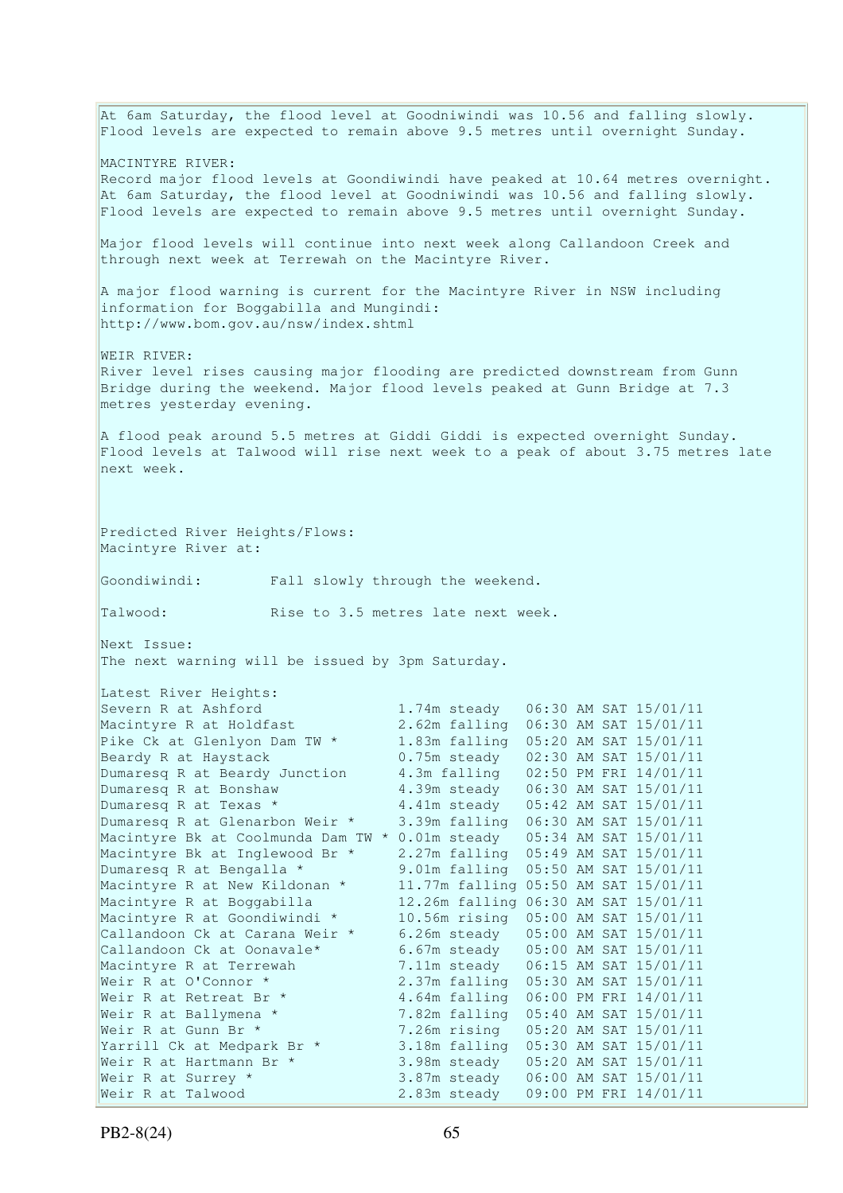At 6am Saturday, the flood level at Goodniwindi was 10.56 and falling slowly. Flood levels are expected to remain above 9.5 metres until overnight Sunday.

MACINTYRE RIVER:
Record major flood levels at Goondiwindi have peaked at 10.64 metres overnight. At 6am Saturday, the flood level at Goodniwindi was 10.56 and falling slowly. Flood levels are expected to remain above 9.5 metres until overnight Sunday.

Major flood levels will continue into next week along Callandoon Creek and through next week at Terrewah on the Macintyre River.

A major flood warning is current for the Macintyre River in NSW including information for Boggabilla and Mungindi:
http://www.bom.gov.au/nsw/index.shtml

WEIR RIVER:
River level rises causing major flooding are predicted downstream from Gunn Bridge during the weekend. Major flood levels peaked at Gunn Bridge at 7.3 metres yesterday evening.

A flood peak around 5.5 metres at Giddi Giddi is expected overnight Sunday. Flood levels at Talwood will rise next week to a peak of about 3.75 metres late next week.

Predicted River Heights/Flows:
Macintyre River at:

Goondiwindi: Fall slowly through the weekend.

Talwood: Rise to 3.5 metres late next week.

Next Issue:
The next warning will be issued by 3pm Saturday.

Latest River Heights:

| Location | Height | Time |
|---|---|---|
| Severn R at Ashford | 1.74m steady | 06:30 AM SAT 15/01/11 |
| Macintyre R at Holdfast | 2.62m falling | 06:30 AM SAT 15/01/11 |
| Pike Ck at Glenlyon Dam TW * | 1.83m falling | 05:20 AM SAT 15/01/11 |
| Beardy R at Haystack | 0.75m steady | 02:30 AM SAT 15/01/11 |
| Dumaresq R at Beardy Junction | 4.3m falling | 02:50 PM FRI 14/01/11 |
| Dumaresq R at Bonshaw | 4.39m steady | 06:30 AM SAT 15/01/11 |
| Dumaresq R at Texas * | 4.41m steady | 05:42 AM SAT 15/01/11 |
| Dumaresq R at Glenarbon Weir * | 3.39m falling | 06:30 AM SAT 15/01/11 |
| Macintyre Bk at Coolmunda Dam TW * | 0.01m steady | 05:34 AM SAT 15/01/11 |
| Macintyre Bk at Inglewood Br * | 2.27m falling | 05:49 AM SAT 15/01/11 |
| Dumaresq R at Bengalla * | 9.01m falling | 05:50 AM SAT 15/01/11 |
| Macintyre R at New Kildonan * | 11.77m falling | 05:50 AM SAT 15/01/11 |
| Macintyre R at Boggabilla | 12.26m falling | 06:30 AM SAT 15/01/11 |
| Macintyre R at Goondiwindi * | 10.56m rising | 05:00 AM SAT 15/01/11 |
| Callandoon Ck at Carana Weir * | 6.26m steady | 05:00 AM SAT 15/01/11 |
| Callandoon Ck at Oonavale* | 6.67m steady | 05:00 AM SAT 15/01/11 |
| Macintyre R at Terrewah | 7.11m steady | 06:15 AM SAT 15/01/11 |
| Weir R at O'Connor * | 2.37m falling | 05:30 AM SAT 15/01/11 |
| Weir R at Retreat Br * | 4.64m falling | 06:00 PM FRI 14/01/11 |
| Weir R at Ballymena * | 7.82m falling | 05:40 AM SAT 15/01/11 |
| Weir R at Gunn Br * | 7.26m rising | 05:20 AM SAT 15/01/11 |
| Yarrill Ck at Medpark Br * | 3.18m falling | 05:30 AM SAT 15/01/11 |
| Weir R at Hartmann Br * | 3.98m steady | 05:20 AM SAT 15/01/11 |
| Weir R at Surrey * | 3.87m steady | 06:00 AM SAT 15/01/11 |
| Weir R at Talwood | 2.83m steady | 09:00 PM FRI 14/01/11 |

PB2-8(24)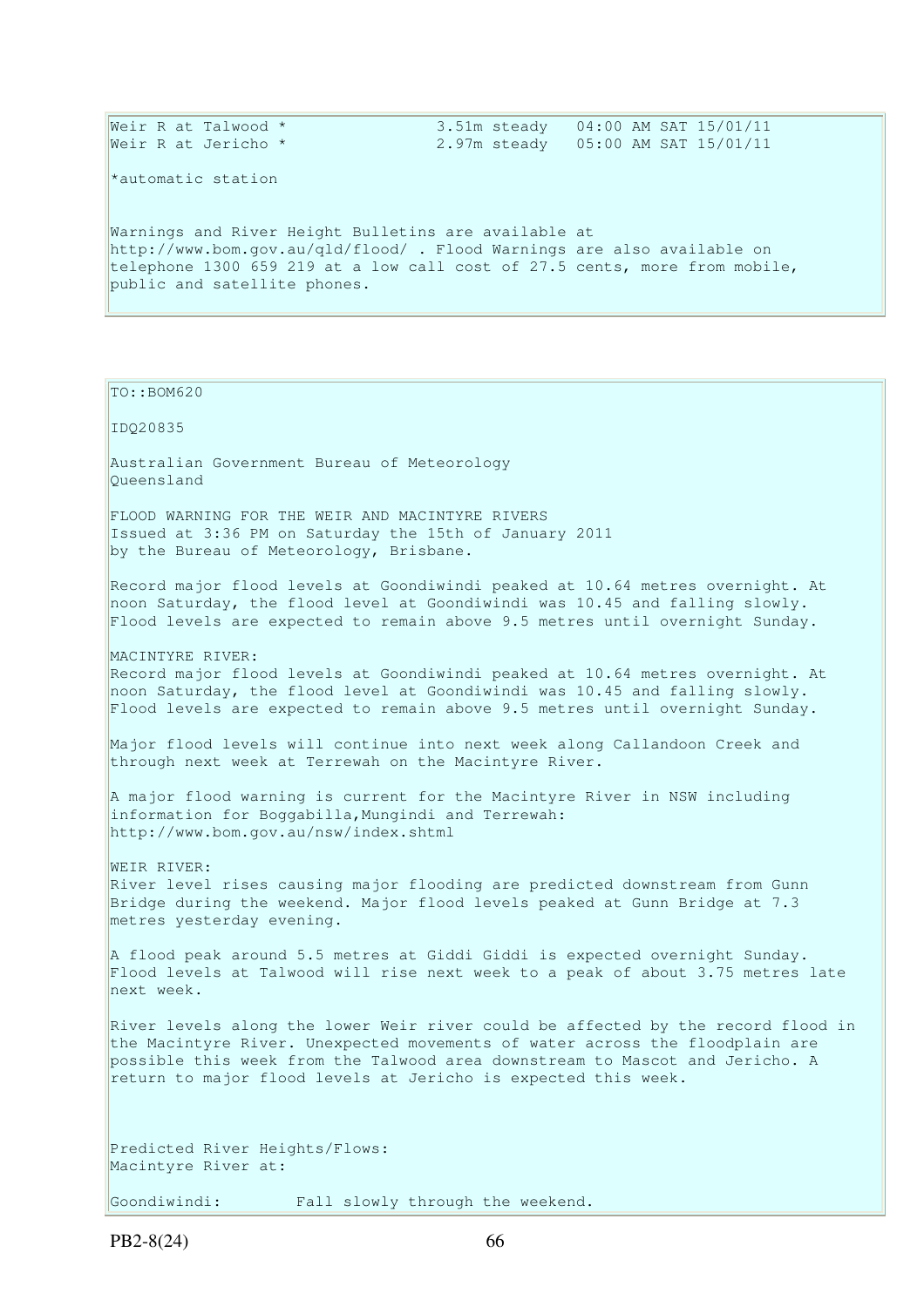```
Weir R at Talwood *                3.51m steady   04:00 AM SAT 15/01/11
Weir R at Jericho *                2.97m steady   05:00 AM SAT 15/01/11

*automatic station
```

Warnings and River Height Bulletins are available at http://www.bom.gov.au/qld/flood/ . Flood Warnings are also available on telephone 1300 659 219 at a low call cost of 27.5 cents, more from mobile, public and satellite phones.

---

TO::BOM620

IDQ20835

Australian Government Bureau of Meteorology
Queensland

FLOOD WARNING FOR THE WEIR AND MACINTYRE RIVERS
Issued at 3:36 PM on Saturday the 15th of January 2011
by the Bureau of Meteorology, Brisbane.

Record major flood levels at Goondiwindi peaked at 10.64 metres overnight. At noon Saturday, the flood level at Goondiwindi was 10.45 and falling slowly. Flood levels are expected to remain above 9.5 metres until overnight Sunday.

MACINTYRE RIVER:
Record major flood levels at Goondiwindi peaked at 10.64 metres overnight. At noon Saturday, the flood level at Goondiwindi was 10.45 and falling slowly. Flood levels are expected to remain above 9.5 metres until overnight Sunday.

Major flood levels will continue into next week along Callandoon Creek and through next week at Terrewah on the Macintyre River.

A major flood warning is current for the Macintyre River in NSW including information for Boggabilla,Mungindi and Terrewah:
http://www.bom.gov.au/nsw/index.shtml

WEIR RIVER:
River level rises causing major flooding are predicted downstream from Gunn Bridge during the weekend. Major flood levels peaked at Gunn Bridge at 7.3 metres yesterday evening.

A flood peak around 5.5 metres at Giddi Giddi is expected overnight Sunday. Flood levels at Talwood will rise next week to a peak of about 3.75 metres late next week.

River levels along the lower Weir river could be affected by the record flood in the Macintyre River. Unexpected movements of water across the floodplain are possible this week from the Talwood area downstream to Mascot and Jericho. A return to major flood levels at Jericho is expected this week.

Predicted River Heights/Flows:
Macintyre River at:

```
Goondiwindi:        Fall slowly through the weekend.
```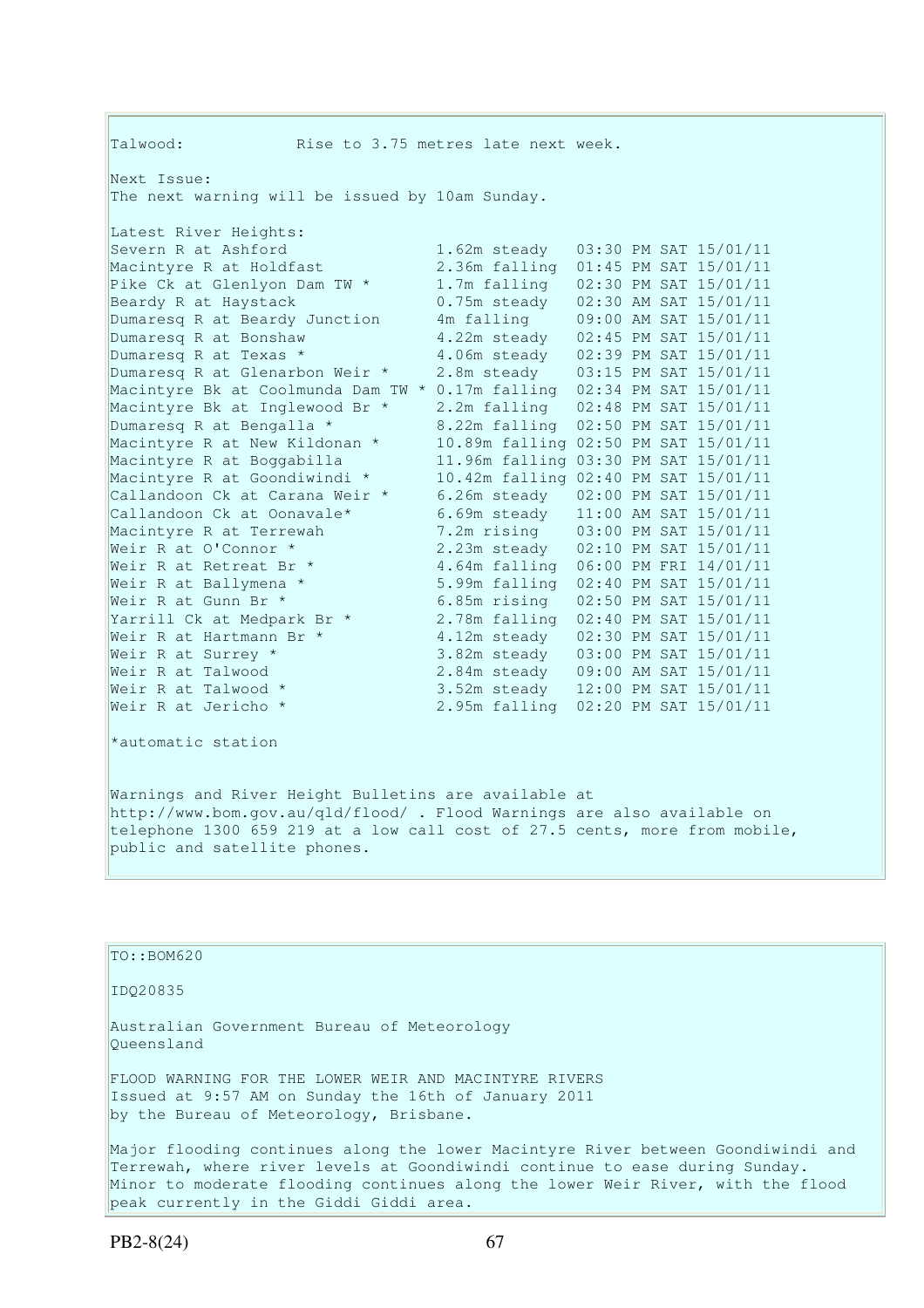Talwood: Rise to 3.75 metres late next week.

Next Issue:
The next warning will be issued by 10am Sunday.

Latest River Heights:

```
Severn R at Ashford                1.62m steady   03:30 PM SAT 15/01/11
Macintyre R at Holdfast            2.36m falling  01:45 PM SAT 15/01/11
Pike Ck at Glenlyon Dam TW *       1.7m falling   02:30 PM SAT 15/01/11
Beardy R at Haystack               0.75m steady   02:30 AM SAT 15/01/11
Dumaresq R at Beardy Junction      4m falling     09:00 AM SAT 15/01/11
Dumaresq R at Bonshaw              4.22m steady   02:45 PM SAT 15/01/11
Dumaresq R at Texas *              4.06m steady   02:39 PM SAT 15/01/11
Dumaresq R at Glenarbon Weir *     2.8m steady    03:15 PM SAT 15/01/11
Macintyre Bk at Coolmunda Dam TW * 0.17m falling  02:34 PM SAT 15/01/11
Macintyre Bk at Inglewood Br *     2.2m falling   02:48 PM SAT 15/01/11
Dumaresq R at Bengalla *           8.22m falling  02:50 PM SAT 15/01/11
Macintyre R at New Kildonan *      10.89m falling 02:50 PM SAT 15/01/11
Macintyre R at Boggabilla          11.96m falling 03:30 PM SAT 15/01/11
Macintyre R at Goondiwindi *       10.42m falling 02:40 PM SAT 15/01/11
Callandoon Ck at Carana Weir *     6.26m steady   02:00 PM SAT 15/01/11
Callandoon Ck at Oonavale*         6.69m steady   11:00 AM SAT 15/01/11
Macintyre R at Terrewah            7.2m rising    03:00 PM SAT 15/01/11
Weir R at O'Connor *               2.23m steady   02:10 PM SAT 15/01/11
Weir R at Retreat Br *             4.64m falling  06:00 PM FRI 14/01/11
Weir R at Ballymena *              5.99m falling  02:40 PM SAT 15/01/11
Weir R at Gunn Br *                6.85m rising   02:50 PM SAT 15/01/11
Yarrill Ck at Medpark Br *         2.78m falling  02:40 PM SAT 15/01/11
Weir R at Hartmann Br *            4.12m steady   02:30 PM SAT 15/01/11
Weir R at Surrey *                 3.82m steady   03:00 PM SAT 15/01/11
Weir R at Talwood                  2.84m steady   09:00 AM SAT 15/01/11
Weir R at Talwood *                3.52m steady   12:00 PM SAT 15/01/11
Weir R at Jericho *                2.95m falling  02:20 PM SAT 15/01/11
```

*automatic station

Warnings and River Height Bulletins are available at http://www.bom.gov.au/qld/flood/ . Flood Warnings are also available on telephone 1300 659 219 at a low call cost of 27.5 cents, more from mobile, public and satellite phones.

TO::BOM620

IDQ20835

Australian Government Bureau of Meteorology
Queensland

FLOOD WARNING FOR THE LOWER WEIR AND MACINTYRE RIVERS
Issued at 9:57 AM on Sunday the 16th of January 2011
by the Bureau of Meteorology, Brisbane.

Major flooding continues along the lower Macintyre River between Goondiwindi and Terrewah, where river levels at Goondiwindi continue to ease during Sunday. Minor to moderate flooding continues along the lower Weir River, with the flood peak currently in the Giddi Giddi area.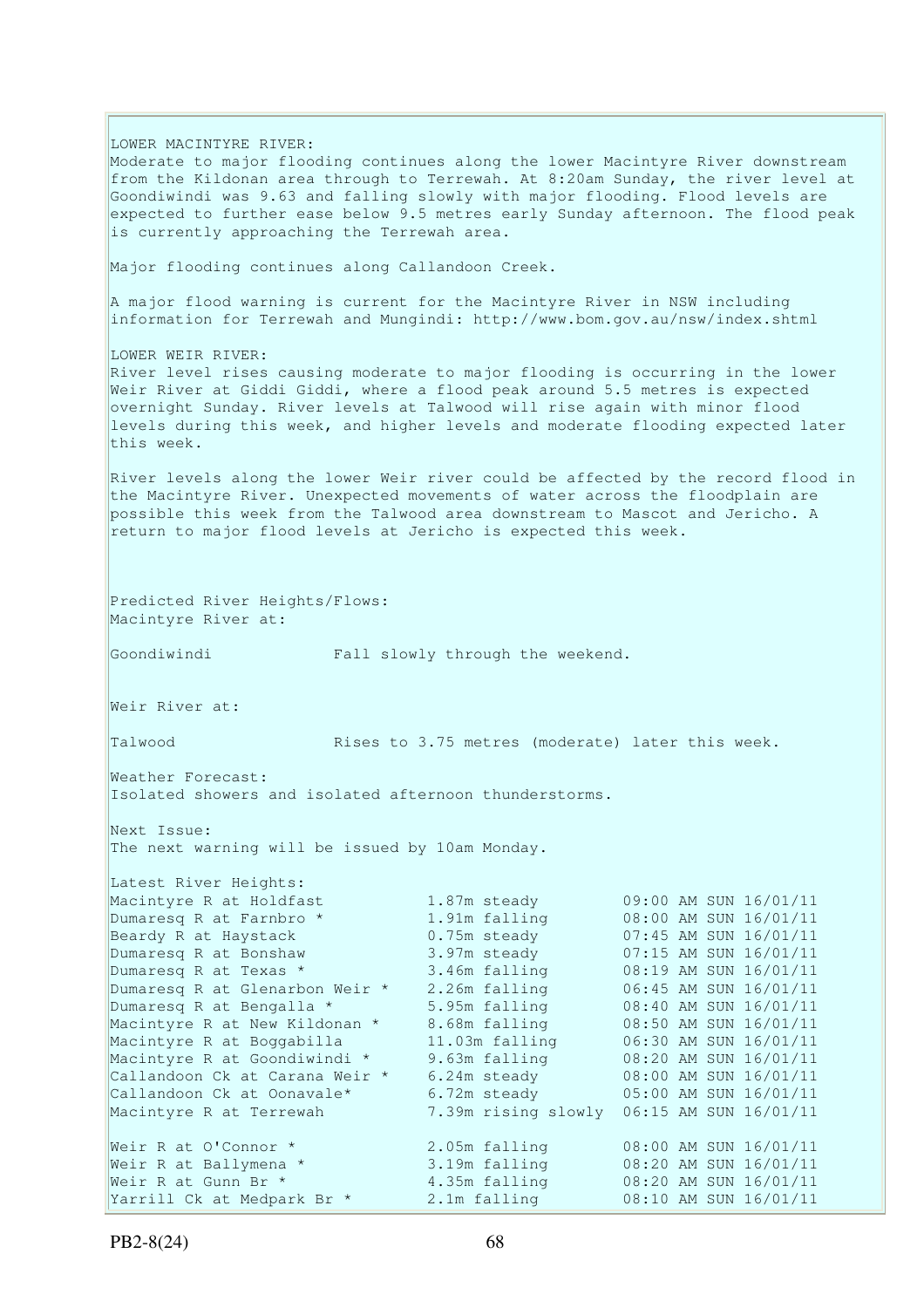LOWER MACINTYRE RIVER:
Moderate to major flooding continues along the lower Macintyre River downstream from the Kildonan area through to Terrewah. At 8:20am Sunday, the river level at Goondiwindi was 9.63 and falling slowly with major flooding. Flood levels are expected to further ease below 9.5 metres early Sunday afternoon. The flood peak is currently approaching the Terrewah area.

Major flooding continues along Callandoon Creek.

A major flood warning is current for the Macintyre River in NSW including information for Terrewah and Mungindi: http://www.bom.gov.au/nsw/index.shtml

LOWER WEIR RIVER:
River level rises causing moderate to major flooding is occurring in the lower Weir River at Giddi Giddi, where a flood peak around 5.5 metres is expected overnight Sunday. River levels at Talwood will rise again with minor flood levels during this week, and higher levels and moderate flooding expected later this week.

River levels along the lower Weir river could be affected by the record flood in the Macintyre River. Unexpected movements of water across the floodplain are possible this week from the Talwood area downstream to Mascot and Jericho. A return to major flood levels at Jericho is expected this week.

Predicted River Heights/Flows:
Macintyre River at:

Goondiwindi Fall slowly through the weekend.

Weir River at:

Talwood Rises to 3.75 metres (moderate) later this week.

Weather Forecast:
Isolated showers and isolated afternoon thunderstorms.

Next Issue:
The next warning will be issued by 10am Monday.

Latest River Heights:

| | | |
|---|---|---|
| Macintyre R at Holdfast | 1.87m steady | 09:00 AM SUN 16/01/11 |
| Dumaresq R at Farnbro * | 1.91m falling | 08:00 AM SUN 16/01/11 |
| Beardy R at Haystack | 0.75m steady | 07:45 AM SUN 16/01/11 |
| Dumaresq R at Bonshaw | 3.97m steady | 07:15 AM SUN 16/01/11 |
| Dumaresq R at Texas * | 3.46m falling | 08:19 AM SUN 16/01/11 |
| Dumaresq R at Glenarbon Weir * | 2.26m falling | 06:45 AM SUN 16/01/11 |
| Dumaresq R at Bengalla * | 5.95m falling | 08:40 AM SUN 16/01/11 |
| Macintyre R at New Kildonan * | 8.68m falling | 08:50 AM SUN 16/01/11 |
| Macintyre R at Boggabilla | 11.03m falling | 06:30 AM SUN 16/01/11 |
| Macintyre R at Goondiwindi * | 9.63m falling | 08:20 AM SUN 16/01/11 |
| Callandoon Ck at Carana Weir * | 6.24m steady | 08:00 AM SUN 16/01/11 |
| Callandoon Ck at Oonavale* | 6.72m steady | 05:00 AM SUN 16/01/11 |
| Macintyre R at Terrewah | 7.39m rising slowly | 06:15 AM SUN 16/01/11 |
| Weir R at O'Connor * | 2.05m falling | 08:00 AM SUN 16/01/11 |
| Weir R at Ballymena * | 3.19m falling | 08:20 AM SUN 16/01/11 |
| Weir R at Gunn Br * | 4.35m falling | 08:20 AM SUN 16/01/11 |
| Yarrill Ck at Medpark Br * | 2.1m falling | 08:10 AM SUN 16/01/11 |

PB2-8(24)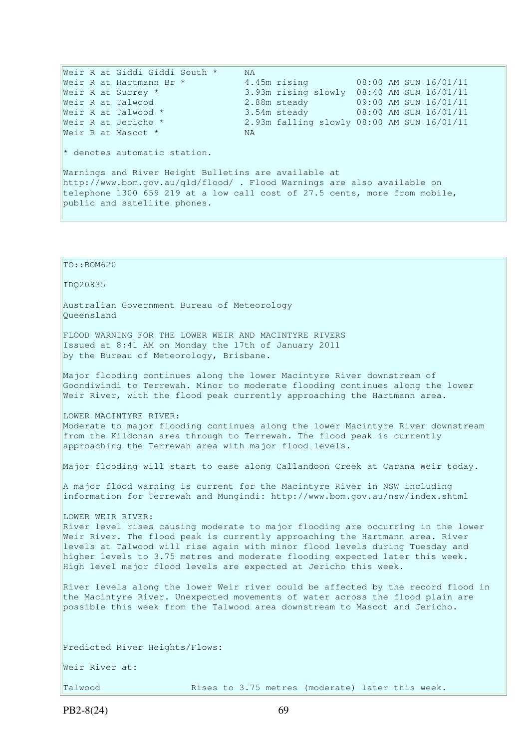| | | |
|---|---|---|
| Weir R at Giddi Giddi South * | NA | |
| Weir R at Hartmann Br * | 4.45m rising | 08:00 AM SUN 16/01/11 |
| Weir R at Surrey * | 3.93m rising slowly | 08:40 AM SUN 16/01/11 |
| Weir R at Talwood | 2.88m steady | 09:00 AM SUN 16/01/11 |
| Weir R at Talwood * | 3.54m steady | 08:00 AM SUN 16/01/11 |
| Weir R at Jericho * | 2.93m falling slowly | 08:00 AM SUN 16/01/11 |
| Weir R at Mascot * | NA | |

* denotes automatic station.

Warnings and River Height Bulletins are available at http://www.bom.gov.au/qld/flood/ . Flood Warnings are also available on telephone 1300 659 219 at a low call cost of 27.5 cents, more from mobile, public and satellite phones.

TO::BOM620

IDQ20835

Australian Government Bureau of Meteorology
Queensland

FLOOD WARNING FOR THE LOWER WEIR AND MACINTYRE RIVERS
Issued at 8:41 AM on Monday the 17th of January 2011
by the Bureau of Meteorology, Brisbane.

Major flooding continues along the lower Macintyre River downstream of Goondiwindi to Terrewah. Minor to moderate flooding continues along the lower Weir River, with the flood peak currently approaching the Hartmann area.

LOWER MACINTYRE RIVER:
Moderate to major flooding continues along the lower Macintyre River downstream from the Kildonan area through to Terrewah. The flood peak is currently approaching the Terrewah area with major flood levels.

Major flooding will start to ease along Callandoon Creek at Carana Weir today.

A major flood warning is current for the Macintyre River in NSW including information for Terrewah and Mungindi: http://www.bom.gov.au/nsw/index.shtml

LOWER WEIR RIVER:
River level rises causing moderate to major flooding are occurring in the lower Weir River. The flood peak is currently approaching the Hartmann area. River levels at Talwood will rise again with minor flood levels during Tuesday and higher levels to 3.75 metres and moderate flooding expected later this week. High level major flood levels are expected at Jericho this week.

River levels along the lower Weir river could be affected by the record flood in the Macintyre River. Unexpected movements of water across the flood plain are possible this week from the Talwood area downstream to Mascot and Jericho.

Predicted River Heights/Flows:

Weir River at:

Talwood Rises to 3.75 metres (moderate) later this week.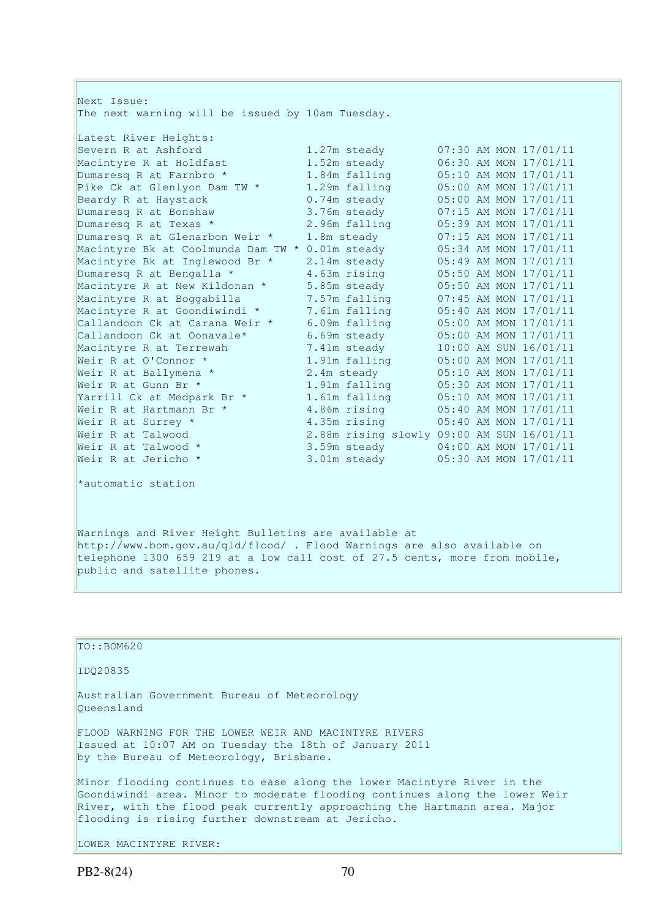Next Issue:
The next warning will be issued by 10am Tuesday.

Latest River Heights:

| Station | Height | Time |
|---|---|---|
| Severn R at Ashford | 1.27m steady | 07:30 AM MON 17/01/11 |
| Macintyre R at Holdfast | 1.52m steady | 06:30 AM MON 17/01/11 |
| Dumaresq R at Farnbro * | 1.84m falling | 05:10 AM MON 17/01/11 |
| Pike Ck at Glenlyon Dam TW * | 1.29m falling | 05:00 AM MON 17/01/11 |
| Beardy R at Haystack | 0.74m steady | 05:00 AM MON 17/01/11 |
| Dumaresq R at Bonshaw | 3.76m steady | 07:15 AM MON 17/01/11 |
| Dumaresq R at Texas * | 2.96m falling | 05:39 AM MON 17/01/11 |
| Dumaresq R at Glenarbon Weir * | 1.8m steady | 07:15 AM MON 17/01/11 |
| Macintyre Bk at Coolmunda Dam TW * | 0.01m steady | 05:34 AM MON 17/01/11 |
| Macintyre Bk at Inglewood Br * | 2.14m steady | 05:49 AM MON 17/01/11 |
| Dumaresq R at Bengalla * | 4.63m rising | 05:50 AM MON 17/01/11 |
| Macintyre R at New Kildonan * | 5.85m steady | 05:50 AM MON 17/01/11 |
| Macintyre R at Boggabilla | 7.57m falling | 07:45 AM MON 17/01/11 |
| Macintyre R at Goondiwindi * | 7.61m falling | 05:40 AM MON 17/01/11 |
| Callandoon Ck at Carana Weir * | 6.09m falling | 05:00 AM MON 17/01/11 |
| Callandoon Ck at Oonavale* | 6.69m steady | 05:00 AM MON 17/01/11 |
| Macintyre R at Terrewah | 7.41m steady | 10:00 AM SUN 16/01/11 |
| Weir R at O'Connor * | 1.91m falling | 05:00 AM MON 17/01/11 |
| Weir R at Ballymena * | 2.4m steady | 05:10 AM MON 17/01/11 |
| Weir R at Gunn Br * | 1.91m falling | 05:30 AM MON 17/01/11 |
| Yarrill Ck at Medpark Br * | 1.61m falling | 05:10 AM MON 17/01/11 |
| Weir R at Hartmann Br * | 4.86m rising | 05:40 AM MON 17/01/11 |
| Weir R at Surrey * | 4.35m rising | 05:40 AM MON 17/01/11 |
| Weir R at Talwood | 2.88m rising slowly | 09:00 AM SUN 16/01/11 |
| Weir R at Talwood * | 3.59m steady | 04:00 AM MON 17/01/11 |
| Weir R at Jericho * | 3.01m steady | 05:30 AM MON 17/01/11 |

*automatic station

Warnings and River Height Bulletins are available at http://www.bom.gov.au/qld/flood/ . Flood Warnings are also available on telephone 1300 659 219 at a low call cost of 27.5 cents, more from mobile, public and satellite phones.

---

TO::BOM620

IDQ20835

Australian Government Bureau of Meteorology
Queensland

FLOOD WARNING FOR THE LOWER WEIR AND MACINTYRE RIVERS
Issued at 10:07 AM on Tuesday the 18th of January 2011
by the Bureau of Meteorology, Brisbane.

Minor flooding continues to ease along the lower Macintyre River in the Goondiwindi area. Minor to moderate flooding continues along the lower Weir River, with the flood peak currently approaching the Hartmann area. Major flooding is rising further downstream at Jericho.

LOWER MACINTYRE RIVER:

PB2-8(24)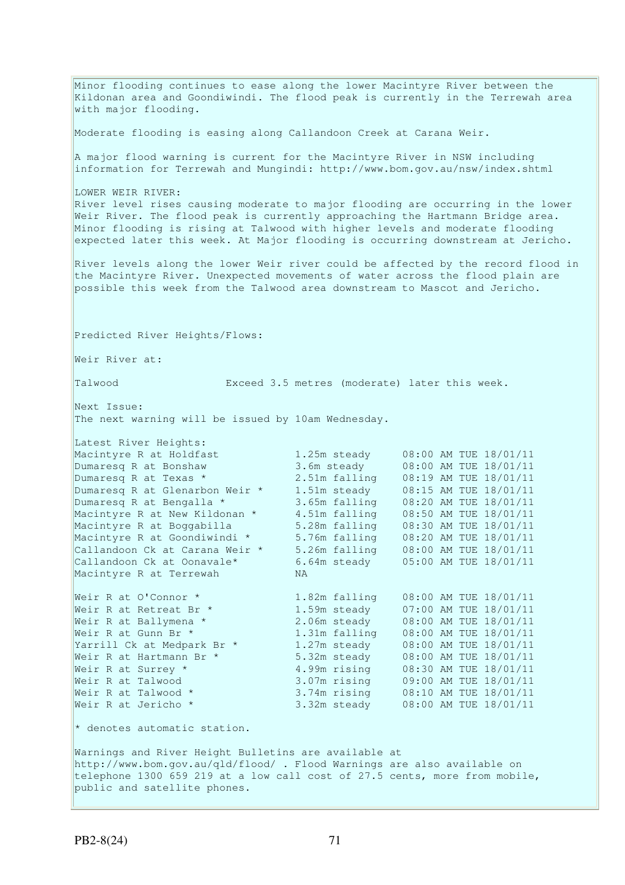Minor flooding continues to ease along the lower Macintyre River between the Kildonan area and Goondiwindi. The flood peak is currently in the Terrewah area with major flooding.

Moderate flooding is easing along Callandoon Creek at Carana Weir.

A major flood warning is current for the Macintyre River in NSW including information for Terrewah and Mungindi: http://www.bom.gov.au/nsw/index.shtml

LOWER WEIR RIVER:
River level rises causing moderate to major flooding are occurring in the lower Weir River. The flood peak is currently approaching the Hartmann Bridge area. Minor flooding is rising at Talwood with higher levels and moderate flooding expected later this week. At Major flooding is occurring downstream at Jericho.

River levels along the lower Weir river could be affected by the record flood in the Macintyre River. Unexpected movements of water across the flood plain are possible this week from the Talwood area downstream to Mascot and Jericho.

Predicted River Heights/Flows:

Weir River at:

Talwood Exceed 3.5 metres (moderate) later this week.

Next Issue:
The next warning will be issued by 10am Wednesday.

Latest River Heights:

| | | |
|---|---|---|
| Macintyre R at Holdfast | 1.25m steady | 08:00 AM TUE 18/01/11 |
| Dumaresq R at Bonshaw | 3.6m steady | 08:00 AM TUE 18/01/11 |
| Dumaresq R at Texas * | 2.51m falling | 08:19 AM TUE 18/01/11 |
| Dumaresq R at Glenarbon Weir * | 1.51m steady | 08:15 AM TUE 18/01/11 |
| Dumaresq R at Bengalla * | 3.65m falling | 08:20 AM TUE 18/01/11 |
| Macintyre R at New Kildonan * | 4.51m falling | 08:50 AM TUE 18/01/11 |
| Macintyre R at Boggabilla | 5.28m falling | 08:30 AM TUE 18/01/11 |
| Macintyre R at Goondiwindi * | 5.76m falling | 08:20 AM TUE 18/01/11 |
| Callandoon Ck at Carana Weir * | 5.26m falling | 08:00 AM TUE 18/01/11 |
| Callandoon Ck at Oonavale* | 6.64m steady | 05:00 AM TUE 18/01/11 |
| Macintyre R at Terrewah | NA | |
| Weir R at O'Connor * | 1.82m falling | 08:00 AM TUE 18/01/11 |
| Weir R at Retreat Br * | 1.59m steady | 07:00 AM TUE 18/01/11 |
| Weir R at Ballymena * | 2.06m steady | 08:00 AM TUE 18/01/11 |
| Weir R at Gunn Br * | 1.31m falling | 08:00 AM TUE 18/01/11 |
| Yarrill Ck at Medpark Br * | 1.27m steady | 08:00 AM TUE 18/01/11 |
| Weir R at Hartmann Br * | 5.32m steady | 08:00 AM TUE 18/01/11 |
| Weir R at Surrey * | 4.99m rising | 08:30 AM TUE 18/01/11 |
| Weir R at Talwood | 3.07m rising | 09:00 AM TUE 18/01/11 |
| Weir R at Talwood * | 3.74m rising | 08:10 AM TUE 18/01/11 |
| Weir R at Jericho * | 3.32m steady | 08:00 AM TUE 18/01/11 |

* denotes automatic station.

Warnings and River Height Bulletins are available at http://www.bom.gov.au/qld/flood/ . Flood Warnings are also available on telephone 1300 659 219 at a low call cost of 27.5 cents, more from mobile, public and satellite phones.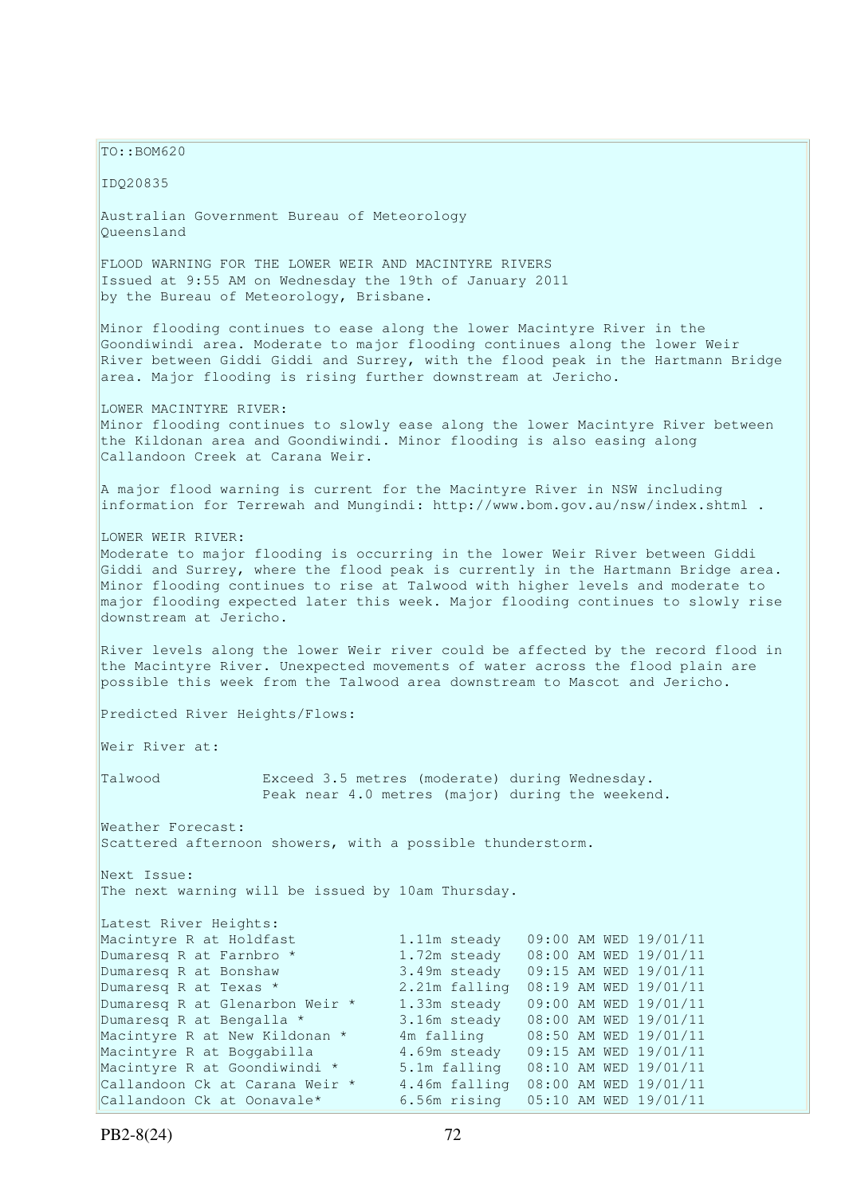TO::BOM620

IDQ20835

Australian Government Bureau of Meteorology
Queensland

FLOOD WARNING FOR THE LOWER WEIR AND MACINTYRE RIVERS
Issued at 9:55 AM on Wednesday the 19th of January 2011
by the Bureau of Meteorology, Brisbane.

Minor flooding continues to ease along the lower Macintyre River in the Goondiwindi area. Moderate to major flooding continues along the lower Weir River between Giddi Giddi and Surrey, with the flood peak in the Hartmann Bridge area. Major flooding is rising further downstream at Jericho.

LOWER MACINTYRE RIVER:
Minor flooding continues to slowly ease along the lower Macintyre River between the Kildonan area and Goondiwindi. Minor flooding is also easing along Callandoon Creek at Carana Weir.

A major flood warning is current for the Macintyre River in NSW including information for Terrewah and Mungindi: http://www.bom.gov.au/nsw/index.shtml .

LOWER WEIR RIVER:
Moderate to major flooding is occurring in the lower Weir River between Giddi Giddi and Surrey, where the flood peak is currently in the Hartmann Bridge area. Minor flooding continues to rise at Talwood with higher levels and moderate to major flooding expected later this week. Major flooding continues to slowly rise downstream at Jericho.

River levels along the lower Weir river could be affected by the record flood in the Macintyre River. Unexpected movements of water across the flood plain are possible this week from the Talwood area downstream to Mascot and Jericho.

Predicted River Heights/Flows:

Weir River at:

Talwood            Exceed 3.5 metres (moderate) during Wednesday.
                   Peak near 4.0 metres (major) during the weekend.

Weather Forecast:
Scattered afternoon showers, with a possible thunderstorm.

Next Issue:
The next warning will be issued by 10am Thursday.

Latest River Heights:

| | | |
|---|---|---|
| Macintyre R at Holdfast | 1.11m steady | 09:00 AM WED 19/01/11 |
| Dumaresq R at Farnbro * | 1.72m steady | 08:00 AM WED 19/01/11 |
| Dumaresq R at Bonshaw | 3.49m steady | 09:15 AM WED 19/01/11 |
| Dumaresq R at Texas * | 2.21m falling | 08:19 AM WED 19/01/11 |
| Dumaresq R at Glenarbon Weir * | 1.33m steady | 09:00 AM WED 19/01/11 |
| Dumaresq R at Bengalla * | 3.16m steady | 08:00 AM WED 19/01/11 |
| Macintyre R at New Kildonan * | 4m falling | 08:50 AM WED 19/01/11 |
| Macintyre R at Boggabilla | 4.69m steady | 09:15 AM WED 19/01/11 |
| Macintyre R at Goondiwindi * | 5.1m falling | 08:10 AM WED 19/01/11 |
| Callandoon Ck at Carana Weir * | 4.46m falling | 08:00 AM WED 19/01/11 |
| Callandoon Ck at Oonavale* | 6.56m rising | 05:10 AM WED 19/01/11 |

PB2-8(24)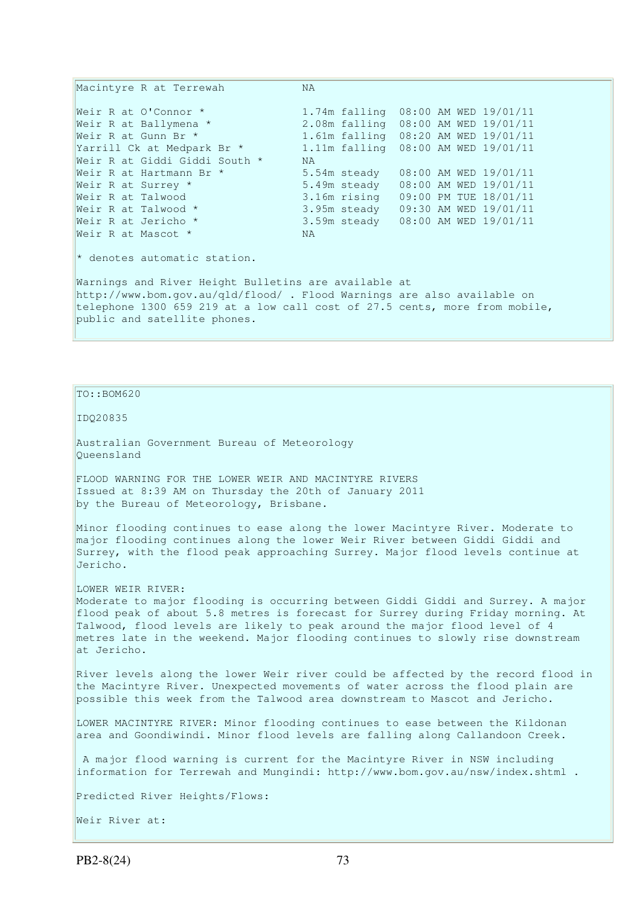```
Macintyre R at Terrewah            NA

Weir R at O'Connor *               1.74m falling  08:00 AM WED 19/01/11
Weir R at Ballymena *              2.08m falling  08:00 AM WED 19/01/11
Weir R at Gunn Br *                1.61m falling  08:20 AM WED 19/01/11
Yarrill Ck at Medpark Br *         1.11m falling  08:00 AM WED 19/01/11
Weir R at Giddi Giddi South *      NA
Weir R at Hartmann Br *            5.54m steady   08:00 AM WED 19/01/11
Weir R at Surrey *                 5.49m steady   08:00 AM WED 19/01/11
Weir R at Talwood                  3.16m rising   09:00 PM TUE 18/01/11
Weir R at Talwood *                3.95m steady   09:30 AM WED 19/01/11
Weir R at Jericho *                3.59m steady   08:00 AM WED 19/01/11
Weir R at Mascot *                 NA
```

* denotes automatic station.

Warnings and River Height Bulletins are available at http://www.bom.gov.au/qld/flood/ . Flood Warnings are also available on telephone 1300 659 219 at a low call cost of 27.5 cents, more from mobile, public and satellite phones.

TO::BOM620

IDQ20835

Australian Government Bureau of Meteorology
Queensland

FLOOD WARNING FOR THE LOWER WEIR AND MACINTYRE RIVERS
Issued at 8:39 AM on Thursday the 20th of January 2011
by the Bureau of Meteorology, Brisbane.

Minor flooding continues to ease along the lower Macintyre River. Moderate to major flooding continues along the lower Weir River between Giddi Giddi and Surrey, with the flood peak approaching Surrey. Major flood levels continue at Jericho.

LOWER WEIR RIVER:
Moderate to major flooding is occurring between Giddi Giddi and Surrey. A major flood peak of about 5.8 metres is forecast for Surrey during Friday morning. At Talwood, flood levels are likely to peak around the major flood level of 4 metres late in the weekend. Major flooding continues to slowly rise downstream at Jericho.

River levels along the lower Weir river could be affected by the record flood in the Macintyre River. Unexpected movements of water across the flood plain are possible this week from the Talwood area downstream to Mascot and Jericho.

LOWER MACINTYRE RIVER: Minor flooding continues to ease between the Kildonan area and Goondiwindi. Minor flood levels are falling along Callandoon Creek.

A major flood warning is current for the Macintyre River in NSW including information for Terrewah and Mungindi: http://www.bom.gov.au/nsw/index.shtml .

Predicted River Heights/Flows:

Weir River at: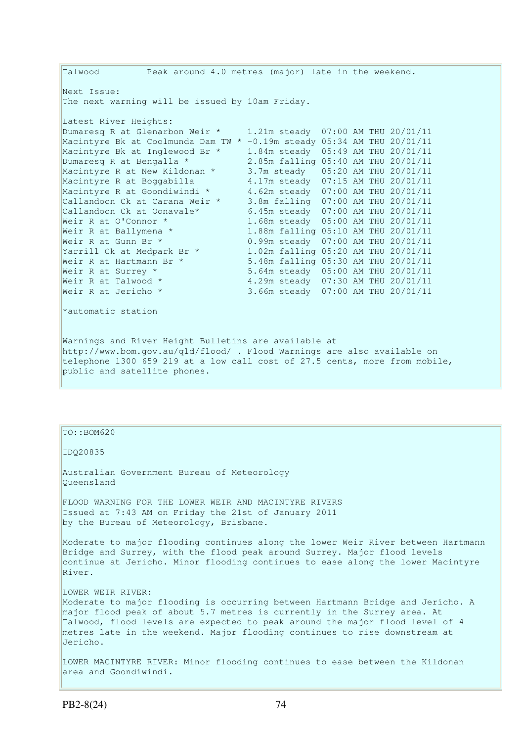Talwood         Peak around 4.0 metres (major) late in the weekend.

Next Issue:
The next warning will be issued by 10am Friday.

Latest River Heights:

| Location | Height | Trend | Time | Date |
|---|---|---|---|---|
| Dumaresq R at Glenarbon Weir * | 1.21m | steady | 07:00 AM THU | 20/01/11 |
| Macintyre Bk at Coolmunda Dam TW * | -0.19m | steady | 05:34 AM THU | 20/01/11 |
| Macintyre Bk at Inglewood Br * | 1.84m | steady | 05:49 AM THU | 20/01/11 |
| Dumaresq R at Bengalla * | 2.85m | falling | 05:40 AM THU | 20/01/11 |
| Macintyre R at New Kildonan * | 3.7m | steady | 05:20 AM THU | 20/01/11 |
| Macintyre R at Boggabilla | 4.17m | steady | 07:15 AM THU | 20/01/11 |
| Macintyre R at Goondiwindi * | 4.62m | steady | 07:00 AM THU | 20/01/11 |
| Callandoon Ck at Carana Weir * | 3.8m | falling | 07:00 AM THU | 20/01/11 |
| Callandoon Ck at Oonavale* | 6.45m | steady | 07:00 AM THU | 20/01/11 |
| Weir R at O'Connor * | 1.68m | steady | 05:00 AM THU | 20/01/11 |
| Weir R at Ballymena * | 1.88m | falling | 05:10 AM THU | 20/01/11 |
| Weir R at Gunn Br * | 0.99m | steady | 07:00 AM THU | 20/01/11 |
| Yarrill Ck at Medpark Br * | 1.02m | falling | 05:20 AM THU | 20/01/11 |
| Weir R at Hartmann Br * | 5.48m | falling | 05:30 AM THU | 20/01/11 |
| Weir R at Surrey * | 5.64m | steady | 05:00 AM THU | 20/01/11 |
| Weir R at Talwood * | 4.29m | steady | 07:30 AM THU | 20/01/11 |
| Weir R at Jericho * | 3.66m | steady | 07:00 AM THU | 20/01/11 |

*automatic station

Warnings and River Height Bulletins are available at http://www.bom.gov.au/qld/flood/ . Flood Warnings are also available on telephone 1300 659 219 at a low call cost of 27.5 cents, more from mobile, public and satellite phones.

---

TO::BOM620

IDQ20835

Australian Government Bureau of Meteorology
Queensland

FLOOD WARNING FOR THE LOWER WEIR AND MACINTYRE RIVERS
Issued at 7:43 AM on Friday the 21st of January 2011
by the Bureau of Meteorology, Brisbane.

Moderate to major flooding continues along the lower Weir River between Hartmann Bridge and Surrey, with the flood peak around Surrey. Major flood levels continue at Jericho. Minor flooding continues to ease along the lower Macintyre River.

LOWER WEIR RIVER:
Moderate to major flooding is occurring between Hartmann Bridge and Jericho. A major flood peak of about 5.7 metres is currently in the Surrey area. At Talwood, flood levels are expected to peak around the major flood level of 4 metres late in the weekend. Major flooding continues to rise downstream at Jericho.

LOWER MACINTYRE RIVER: Minor flooding continues to ease between the Kildonan area and Goondiwindi.

PB2-8(24)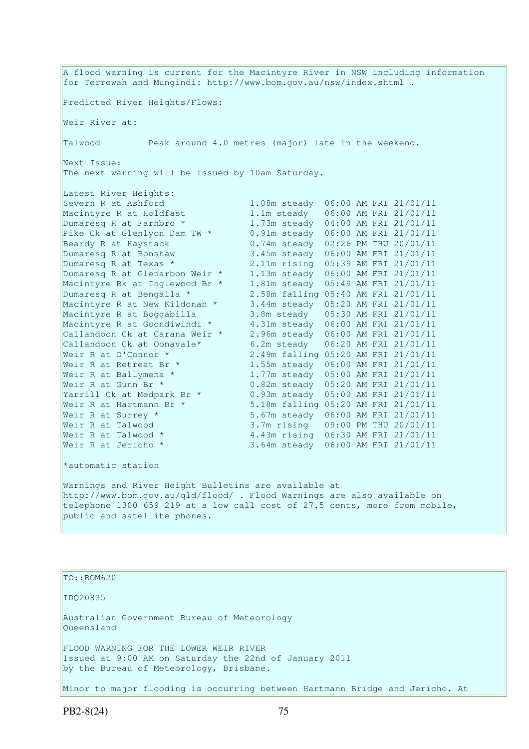A flood warning is current for the Macintyre River in NSW including information for Terrewah and Mungindi: http://www.bom.gov.au/nsw/index.shtml .

Predicted River Heights/Flows:

Weir River at:

Talwood         Peak around 4.0 metres (major) late in the weekend.

Next Issue:
The next warning will be issued by 10am Saturday.

Latest River Heights:

| Station | Height | Time |
|---|---|---|
| Severn R at Ashford | 1.08m steady | 06:00 AM FRI 21/01/11 |
| Macintyre R at Holdfast | 1.1m steady | 06:00 AM FRI 21/01/11 |
| Dumaresq R at Farnbro * | 1.73m steady | 04:00 AM FRI 21/01/11 |
| Pike Ck at Glenlyon Dam TW * | 0.91m steady | 06:00 AM FRI 21/01/11 |
| Beardy R at Haystack | 0.74m steady | 02:26 PM THU 20/01/11 |
| Dumaresq R at Bonshaw | 3.45m steady | 06:00 AM FRI 21/01/11 |
| Dumaresq R at Texas * | 2.11m rising | 05:39 AM FRI 21/01/11 |
| Dumaresq R at Glenarbon Weir * | 1.13m steady | 06:00 AM FRI 21/01/11 |
| Macintyre Bk at Inglewood Br * | 1.81m steady | 05:49 AM FRI 21/01/11 |
| Dumaresq R at Bengalla * | 2.58m falling | 05:40 AM FRI 21/01/11 |
| Macintyre R at New Kildonan * | 3.44m steady | 05:20 AM FRI 21/01/11 |
| Macintyre R at Boggabilla | 3.8m steady | 05:30 AM FRI 21/01/11 |
| Macintyre R at Goondiwindi * | 4.31m steady | 06:00 AM FRI 21/01/11 |
| Callandoon Ck at Carana Weir * | 2.96m steady | 06:00 AM FRI 21/01/11 |
| Callandoon Ck at Oonavale* | 6.2m steady | 06:20 AM FRI 21/01/11 |
| Weir R at O'Connor * | 2.49m falling | 05:20 AM FRI 21/01/11 |
| Weir R at Retreat Br * | 1.55m steady | 06:00 AM FRI 21/01/11 |
| Weir R at Ballymena * | 1.77m steady | 05:00 AM FRI 21/01/11 |
| Weir R at Gunn Br * | 0.82m steady | 05:20 AM FRI 21/01/11 |
| Yarrill Ck at Medpark Br * | 0.93m steady | 05:00 AM FRI 21/01/11 |
| Weir R at Hartmann Br * | 5.18m falling | 05:20 AM FRI 21/01/11 |
| Weir R at Surrey * | 5.67m steady | 06:00 AM FRI 21/01/11 |
| Weir R at Talwood | 3.7m rising | 09:00 PM THU 20/01/11 |
| Weir R at Talwood * | 4.43m rising | 06:30 AM FRI 21/01/11 |
| Weir R at Jericho * | 3.64m steady | 06:00 AM FRI 21/01/11 |

*automatic station

Warnings and River Height Bulletins are available at http://www.bom.gov.au/qld/flood/ . Flood Warnings are also available on telephone 1300 659 219 at a low call cost of 27.5 cents, more from mobile, public and satellite phones.

---

TO::BOM620

IDQ20835

Australian Government Bureau of Meteorology
Queensland

FLOOD WARNING FOR THE LOWER WEIR RIVER
Issued at 9:00 AM on Saturday the 22nd of January 2011
by the Bureau of Meteorology, Brisbane.

Minor to major flooding is occurring between Hartmann Bridge and Jericho. At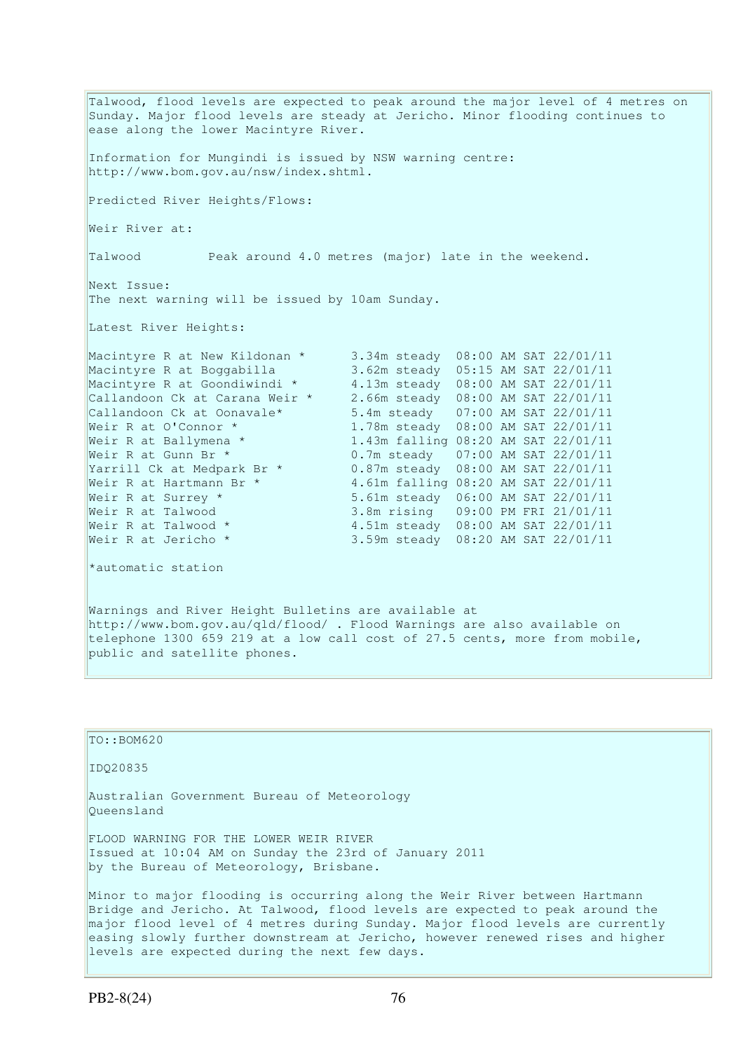Talwood, flood levels are expected to peak around the major level of 4 metres on Sunday. Major flood levels are steady at Jericho. Minor flooding continues to ease along the lower Macintyre River.

Information for Mungindi is issued by NSW warning centre: http://www.bom.gov.au/nsw/index.shtml.

Predicted River Heights/Flows:

Weir River at:

Talwood         Peak around 4.0 metres (major) late in the weekend.

Next Issue:
The next warning will be issued by 10am Sunday.

Latest River Heights:

| | | |
|---|---|---|
| Macintyre R at New Kildonan * | 3.34m steady | 08:00 AM SAT 22/01/11 |
| Macintyre R at Boggabilla | 3.62m steady | 05:15 AM SAT 22/01/11 |
| Macintyre R at Goondiwindi * | 4.13m steady | 08:00 AM SAT 22/01/11 |
| Callandoon Ck at Carana Weir * | 2.66m steady | 08:00 AM SAT 22/01/11 |
| Callandoon Ck at Oonavale* | 5.4m steady | 07:00 AM SAT 22/01/11 |
| Weir R at O'Connor * | 1.78m steady | 08:00 AM SAT 22/01/11 |
| Weir R at Ballymena * | 1.43m falling | 08:20 AM SAT 22/01/11 |
| Weir R at Gunn Br * | 0.7m steady | 07:00 AM SAT 22/01/11 |
| Yarrill Ck at Medpark Br * | 0.87m steady | 08:00 AM SAT 22/01/11 |
| Weir R at Hartmann Br * | 4.61m falling | 08:20 AM SAT 22/01/11 |
| Weir R at Surrey * | 5.61m steady | 06:00 AM SAT 22/01/11 |
| Weir R at Talwood | 3.8m rising | 09:00 PM FRI 21/01/11 |
| Weir R at Talwood * | 4.51m steady | 08:00 AM SAT 22/01/11 |
| Weir R at Jericho * | 3.59m steady | 08:20 AM SAT 22/01/11 |

*automatic station

Warnings and River Height Bulletins are available at http://www.bom.gov.au/qld/flood/ . Flood Warnings are also available on telephone 1300 659 219 at a low call cost of 27.5 cents, more from mobile, public and satellite phones.

TO::BOM620

IDQ20835

Australian Government Bureau of Meteorology
Queensland

FLOOD WARNING FOR THE LOWER WEIR RIVER
Issued at 10:04 AM on Sunday the 23rd of January 2011
by the Bureau of Meteorology, Brisbane.

Minor to major flooding is occurring along the Weir River between Hartmann Bridge and Jericho. At Talwood, flood levels are expected to peak around the major flood level of 4 metres during Sunday. Major flood levels are currently easing slowly further downstream at Jericho, however renewed rises and higher levels are expected during the next few days.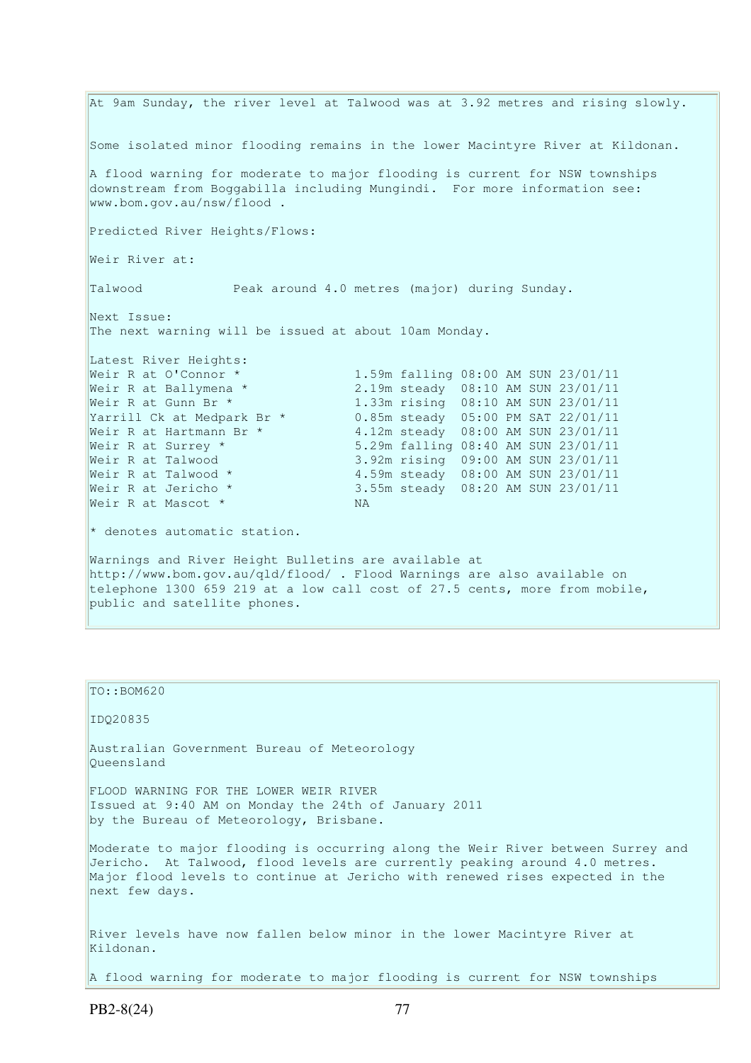At 9am Sunday, the river level at Talwood was at 3.92 metres and rising slowly.

Some isolated minor flooding remains in the lower Macintyre River at Kildonan.

A flood warning for moderate to major flooding is current for NSW townships downstream from Boggabilla including Mungindi. For more information see: www.bom.gov.au/nsw/flood .

Predicted River Heights/Flows:

Weir River at:

Talwood            Peak around 4.0 metres (major) during Sunday.

Next Issue:
The next warning will be issued at about 10am Monday.

Latest River Heights:

| | | | | |
|---|---|---|---|---|
| Weir R at O'Connor * | 1.59m | falling | 08:00 AM | SUN 23/01/11 |
| Weir R at Ballymena * | 2.19m | steady | 08:10 AM | SUN 23/01/11 |
| Weir R at Gunn Br * | 1.33m | rising | 08:10 AM | SUN 23/01/11 |
| Yarrill Ck at Medpark Br * | 0.85m | steady | 05:00 PM | SAT 22/01/11 |
| Weir R at Hartmann Br * | 4.12m | steady | 08:00 AM | SUN 23/01/11 |
| Weir R at Surrey * | 5.29m | falling | 08:40 AM | SUN 23/01/11 |
| Weir R at Talwood | 3.92m | rising | 09:00 AM | SUN 23/01/11 |
| Weir R at Talwood * | 4.59m | steady | 08:00 AM | SUN 23/01/11 |
| Weir R at Jericho * | 3.55m | steady | 08:20 AM | SUN 23/01/11 |
| Weir R at Mascot * | NA | | | |

* denotes automatic station.

Warnings and River Height Bulletins are available at http://www.bom.gov.au/qld/flood/ . Flood Warnings are also available on telephone 1300 659 219 at a low call cost of 27.5 cents, more from mobile, public and satellite phones.

TO::BOM620

IDQ20835

Australian Government Bureau of Meteorology
Queensland

FLOOD WARNING FOR THE LOWER WEIR RIVER
Issued at 9:40 AM on Monday the 24th of January 2011
by the Bureau of Meteorology, Brisbane.

Moderate to major flooding is occurring along the Weir River between Surrey and Jericho. At Talwood, flood levels are currently peaking around 4.0 metres. Major flood levels to continue at Jericho with renewed rises expected in the next few days.

River levels have now fallen below minor in the lower Macintyre River at Kildonan.

A flood warning for moderate to major flooding is current for NSW townships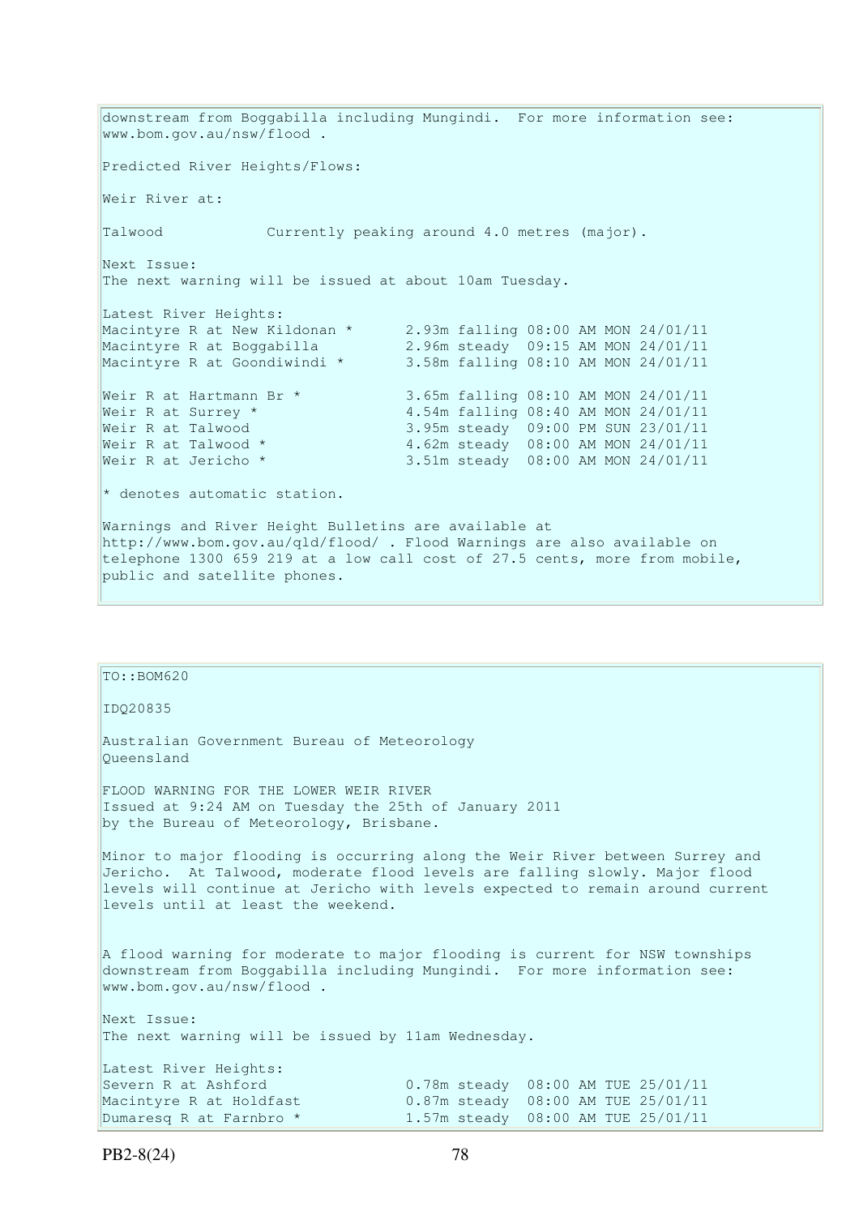downstream from Boggabilla including Mungindi. For more information see: www.bom.gov.au/nsw/flood .

Predicted River Heights/Flows:

Weir River at:

Talwood            Currently peaking around 4.0 metres (major).

Next Issue:
The next warning will be issued at about 10am Tuesday.

Latest River Heights:

```
Macintyre R at New Kildonan *      2.93m falling 08:00 AM MON 24/01/11
Macintyre R at Boggabilla          2.96m steady  09:15 AM MON 24/01/11
Macintyre R at Goondiwindi *       3.58m falling 08:10 AM MON 24/01/11

Weir R at Hartmann Br *            3.65m falling 08:10 AM MON 24/01/11
Weir R at Surrey *                 4.54m falling 08:40 AM MON 24/01/11
Weir R at Talwood                  3.95m steady  09:00 PM SUN 23/01/11
Weir R at Talwood *                4.62m steady  08:00 AM MON 24/01/11
Weir R at Jericho *                3.51m steady  08:00 AM MON 24/01/11
```

* denotes automatic station.

Warnings and River Height Bulletins are available at http://www.bom.gov.au/qld/flood/ . Flood Warnings are also available on telephone 1300 659 219 at a low call cost of 27.5 cents, more from mobile, public and satellite phones.

---

TO::BOM620

IDQ20835

Australian Government Bureau of Meteorology
Queensland

FLOOD WARNING FOR THE LOWER WEIR RIVER
Issued at 9:24 AM on Tuesday the 25th of January 2011
by the Bureau of Meteorology, Brisbane.

Minor to major flooding is occurring along the Weir River between Surrey and Jericho. At Talwood, moderate flood levels are falling slowly. Major flood levels will continue at Jericho with levels expected to remain around current levels until at least the weekend.

A flood warning for moderate to major flooding is current for NSW townships downstream from Boggabilla including Mungindi. For more information see: www.bom.gov.au/nsw/flood .

Next Issue:
The next warning will be issued by 11am Wednesday.

Latest River Heights:

```
Severn R at Ashford               0.78m steady  08:00 AM TUE 25/01/11
Macintyre R at Holdfast           0.87m steady  08:00 AM TUE 25/01/11
Dumaresq R at Farnbro *           1.57m steady  08:00 AM TUE 25/01/11
```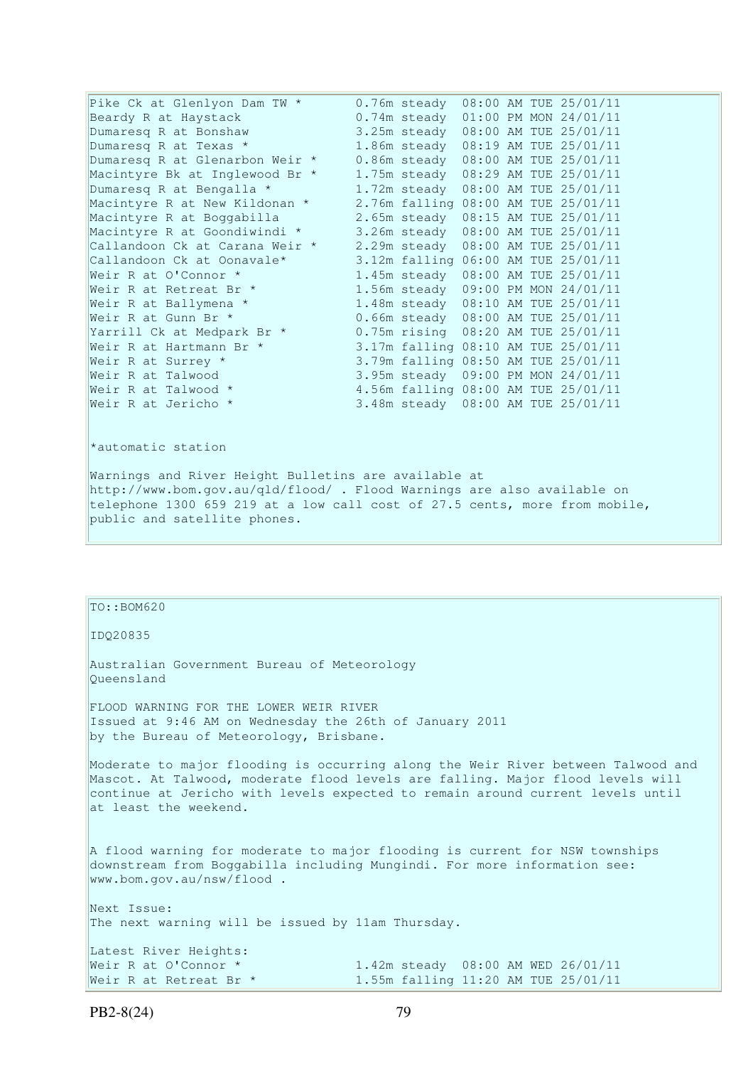```
Pike Ck at Glenlyon Dam TW *       0.76m steady  08:00 AM TUE 25/01/11
Beardy R at Haystack               0.74m steady  01:00 PM MON 24/01/11
Dumaresq R at Bonshaw              3.25m steady  08:00 AM TUE 25/01/11
Dumaresq R at Texas *              1.86m steady  08:19 AM TUE 25/01/11
Dumaresq R at Glenarbon Weir *     0.86m steady  08:00 AM TUE 25/01/11
Macintyre Bk at Inglewood Br *     1.75m steady  08:29 AM TUE 25/01/11
Dumaresq R at Bengalla *           1.72m steady  08:00 AM TUE 25/01/11
Macintyre R at New Kildonan *      2.76m falling 08:00 AM TUE 25/01/11
Macintyre R at Boggabilla          2.65m steady  08:15 AM TUE 25/01/11
Macintyre R at Goondiwindi *       3.26m steady  08:00 AM TUE 25/01/11
Callandoon Ck at Carana Weir *     2.29m steady  08:00 AM TUE 25/01/11
Callandoon Ck at Oonavale*         3.12m falling 06:00 AM TUE 25/01/11
Weir R at O'Connor *               1.45m steady  08:00 AM TUE 25/01/11
Weir R at Retreat Br *             1.56m steady  09:00 PM MON 24/01/11
Weir R at Ballymena *              1.48m steady  08:10 AM TUE 25/01/11
Weir R at Gunn Br *                0.66m steady  08:00 AM TUE 25/01/11
Yarrill Ck at Medpark Br *         0.75m rising  08:20 AM TUE 25/01/11
Weir R at Hartmann Br *            3.17m falling 08:10 AM TUE 25/01/11
Weir R at Surrey *                 3.79m falling 08:50 AM TUE 25/01/11
Weir R at Talwood                  3.95m steady  09:00 PM MON 24/01/11
Weir R at Talwood *                4.56m falling 08:00 AM TUE 25/01/11
Weir R at Jericho *                3.48m steady  08:00 AM TUE 25/01/11
```

*automatic station

Warnings and River Height Bulletins are available at http://www.bom.gov.au/qld/flood/ . Flood Warnings are also available on telephone 1300 659 219 at a low call cost of 27.5 cents, more from mobile, public and satellite phones.

TO::BOM620

IDQ20835

Australian Government Bureau of Meteorology
Queensland

FLOOD WARNING FOR THE LOWER WEIR RIVER
Issued at 9:46 AM on Wednesday the 26th of January 2011
by the Bureau of Meteorology, Brisbane.

Moderate to major flooding is occurring along the Weir River between Talwood and Mascot. At Talwood, moderate flood levels are falling. Major flood levels will continue at Jericho with levels expected to remain around current levels until at least the weekend.

A flood warning for moderate to major flooding is current for NSW townships downstream from Boggabilla including Mungindi. For more information see: www.bom.gov.au/nsw/flood .

Next Issue:
The next warning will be issued by 11am Thursday.

Latest River Heights:

```
Weir R at O'Connor *               1.42m steady  08:00 AM WED 26/01/11
Weir R at Retreat Br *             1.55m falling 11:20 AM TUE 25/01/11
```

PB2-8(24)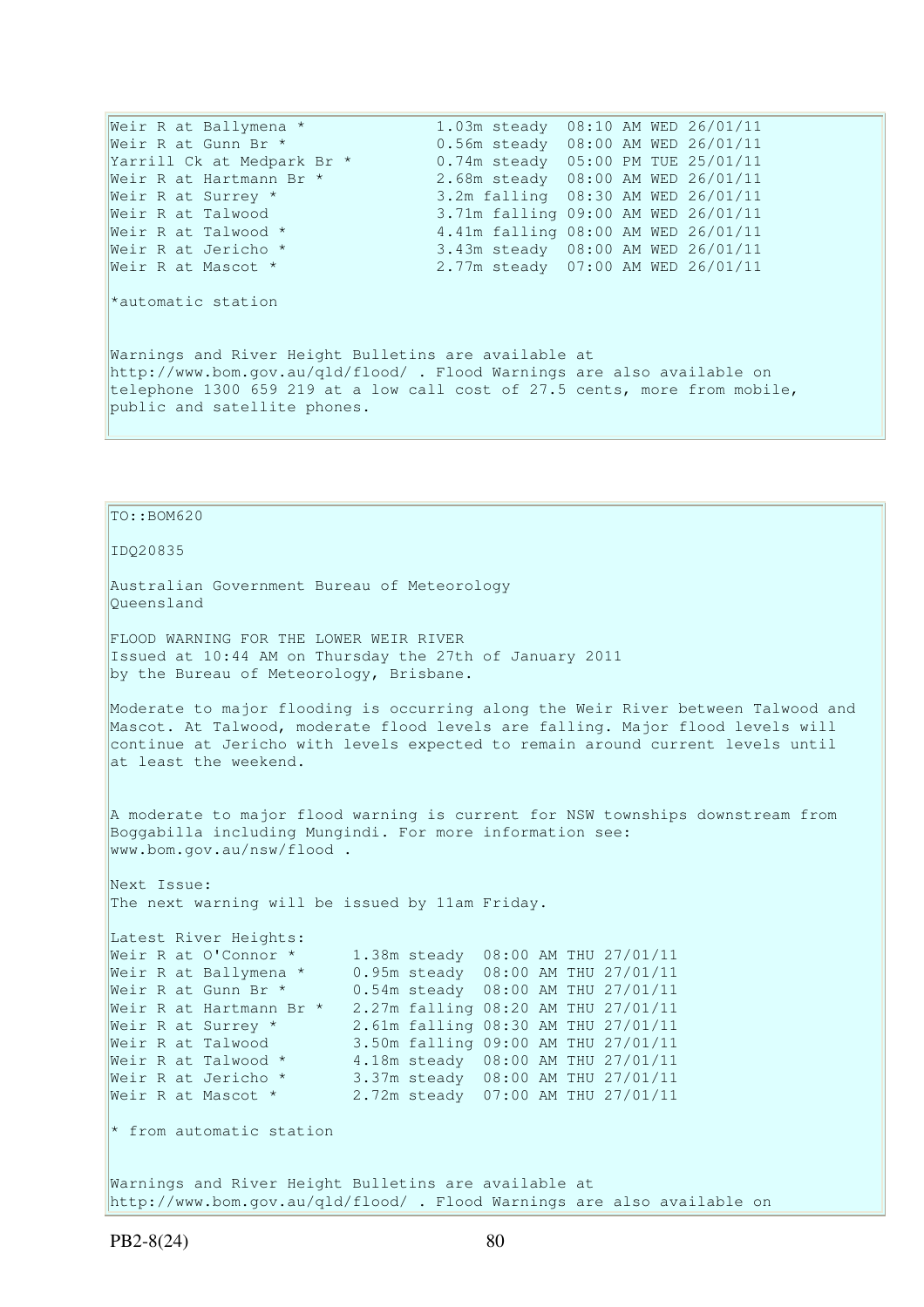```
Weir R at Ballymena *             1.03m steady  08:10 AM WED 26/01/11
Weir R at Gunn Br *               0.56m steady  08:00 AM WED 26/01/11
Yarrill Ck at Medpark Br *        0.74m steady  05:00 PM TUE 25/01/11
Weir R at Hartmann Br *           2.68m steady  08:00 AM WED 26/01/11
Weir R at Surrey *                3.2m falling  08:30 AM WED 26/01/11
Weir R at Talwood                 3.71m falling 09:00 AM WED 26/01/11
Weir R at Talwood *               4.41m falling 08:00 AM WED 26/01/11
Weir R at Jericho *               3.43m steady  08:00 AM WED 26/01/11
Weir R at Mascot *                2.77m steady  07:00 AM WED 26/01/11
```

*automatic station

Warnings and River Height Bulletins are available at http://www.bom.gov.au/qld/flood/ . Flood Warnings are also available on telephone 1300 659 219 at a low call cost of 27.5 cents, more from mobile, public and satellite phones.

TO::BOM620

IDQ20835

Australian Government Bureau of Meteorology
Queensland

FLOOD WARNING FOR THE LOWER WEIR RIVER
Issued at 10:44 AM on Thursday the 27th of January 2011
by the Bureau of Meteorology, Brisbane.

Moderate to major flooding is occurring along the Weir River between Talwood and Mascot. At Talwood, moderate flood levels are falling. Major flood levels will continue at Jericho with levels expected to remain around current levels until at least the weekend.

A moderate to major flood warning is current for NSW townships downstream from Boggabilla including Mungindi. For more information see: www.bom.gov.au/nsw/flood .

Next Issue:
The next warning will be issued by 11am Friday.

Latest River Heights:

```
Weir R at O'Connor *      1.38m steady  08:00 AM THU 27/01/11
Weir R at Ballymena *     0.95m steady  08:00 AM THU 27/01/11
Weir R at Gunn Br *       0.54m steady  08:00 AM THU 27/01/11
Weir R at Hartmann Br *   2.27m falling 08:20 AM THU 27/01/11
Weir R at Surrey *        2.61m falling 08:30 AM THU 27/01/11
Weir R at Talwood         3.50m falling 09:00 AM THU 27/01/11
Weir R at Talwood *       4.18m steady  08:00 AM THU 27/01/11
Weir R at Jericho *       3.37m steady  08:00 AM THU 27/01/11
Weir R at Mascot *        2.72m steady  07:00 AM THU 27/01/11
```

* from automatic station

Warnings and River Height Bulletins are available at http://www.bom.gov.au/qld/flood/ . Flood Warnings are also available on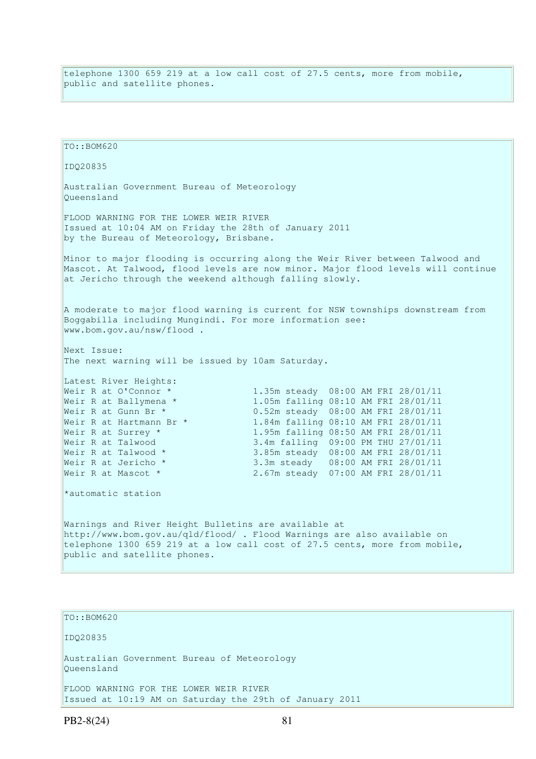telephone 1300 659 219 at a low call cost of 27.5 cents, more from mobile, public and satellite phones.

TO::BOM620

IDQ20835

Australian Government Bureau of Meteorology
Queensland

FLOOD WARNING FOR THE LOWER WEIR RIVER
Issued at 10:04 AM on Friday the 28th of January 2011
by the Bureau of Meteorology, Brisbane.

Minor to major flooding is occurring along the Weir River between Talwood and Mascot. At Talwood, flood levels are now minor. Major flood levels will continue at Jericho through the weekend although falling slowly.

A moderate to major flood warning is current for NSW townships downstream from Boggabilla including Mungindi. For more information see: www.bom.gov.au/nsw/flood .

Next Issue:
The next warning will be issued by 10am Saturday.

Latest River Heights:

```
Weir R at O'Connor *             1.35m steady  08:00 AM FRI 28/01/11
Weir R at Ballymena *            1.05m falling 08:10 AM FRI 28/01/11
Weir R at Gunn Br *              0.52m steady  08:00 AM FRI 28/01/11
Weir R at Hartmann Br *          1.84m falling 08:10 AM FRI 28/01/11
Weir R at Surrey *               1.95m falling 08:50 AM FRI 28/01/11
Weir R at Talwood                3.4m falling  09:00 PM THU 27/01/11
Weir R at Talwood *              3.85m steady  08:00 AM FRI 28/01/11
Weir R at Jericho *              3.3m steady   08:00 AM FRI 28/01/11
Weir R at Mascot *               2.67m steady  07:00 AM FRI 28/01/11
```

*automatic station

Warnings and River Height Bulletins are available at http://www.bom.gov.au/qld/flood/ . Flood Warnings are also available on telephone 1300 659 219 at a low call cost of 27.5 cents, more from mobile, public and satellite phones.

TO::BOM620

IDQ20835

Australian Government Bureau of Meteorology
Queensland

FLOOD WARNING FOR THE LOWER WEIR RIVER
Issued at 10:19 AM on Saturday the 29th of January 2011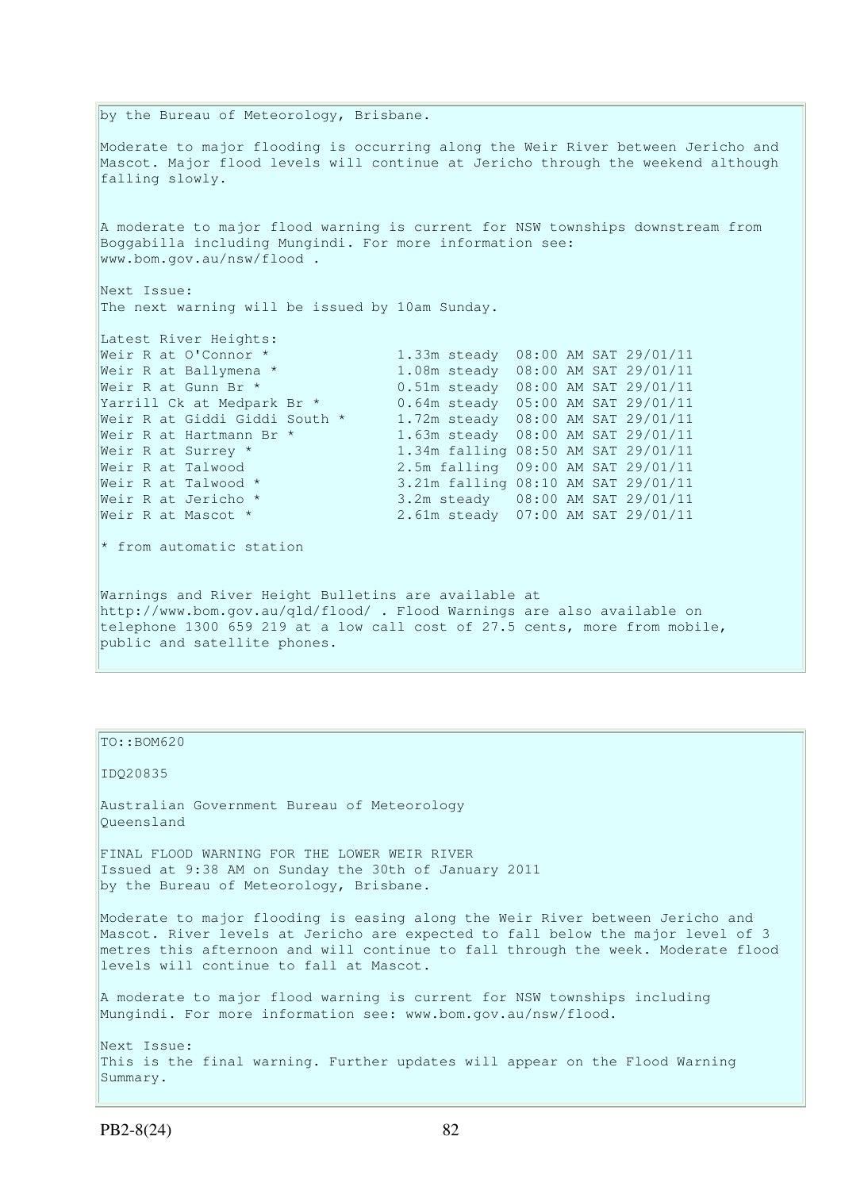by the Bureau of Meteorology, Brisbane.

Moderate to major flooding is occurring along the Weir River between Jericho and Mascot. Major flood levels will continue at Jericho through the weekend although falling slowly.

A moderate to major flood warning is current for NSW townships downstream from Boggabilla including Mungindi. For more information see: www.bom.gov.au/nsw/flood .

Next Issue:
The next warning will be issued by 10am Sunday.

Latest River Heights:

| Location | Height | Time |
|---|---|---|
| Weir R at O'Connor * | 1.33m steady | 08:00 AM SAT 29/01/11 |
| Weir R at Ballymena * | 1.08m steady | 08:00 AM SAT 29/01/11 |
| Weir R at Gunn Br * | 0.51m steady | 08:00 AM SAT 29/01/11 |
| Yarrill Ck at Medpark Br * | 0.64m steady | 05:00 AM SAT 29/01/11 |
| Weir R at Giddi Giddi South * | 1.72m steady | 08:00 AM SAT 29/01/11 |
| Weir R at Hartmann Br * | 1.63m steady | 08:00 AM SAT 29/01/11 |
| Weir R at Surrey * | 1.34m falling | 08:50 AM SAT 29/01/11 |
| Weir R at Talwood | 2.5m falling | 09:00 AM SAT 29/01/11 |
| Weir R at Talwood * | 3.21m falling | 08:10 AM SAT 29/01/11 |
| Weir R at Jericho * | 3.2m steady | 08:00 AM SAT 29/01/11 |
| Weir R at Mascot * | 2.61m steady | 07:00 AM SAT 29/01/11 |

* from automatic station

Warnings and River Height Bulletins are available at http://www.bom.gov.au/qld/flood/ . Flood Warnings are also available on telephone 1300 659 219 at a low call cost of 27.5 cents, more from mobile, public and satellite phones.

---

TO::BOM620

IDQ20835

Australian Government Bureau of Meteorology
Queensland

FINAL FLOOD WARNING FOR THE LOWER WEIR RIVER
Issued at 9:38 AM on Sunday the 30th of January 2011
by the Bureau of Meteorology, Brisbane.

Moderate to major flooding is easing along the Weir River between Jericho and Mascot. River levels at Jericho are expected to fall below the major level of 3 metres this afternoon and will continue to fall through the week. Moderate flood levels will continue to fall at Mascot.

A moderate to major flood warning is current for NSW townships including Mungindi. For more information see: www.bom.gov.au/nsw/flood.

Next Issue:
This is the final warning. Further updates will appear on the Flood Warning Summary.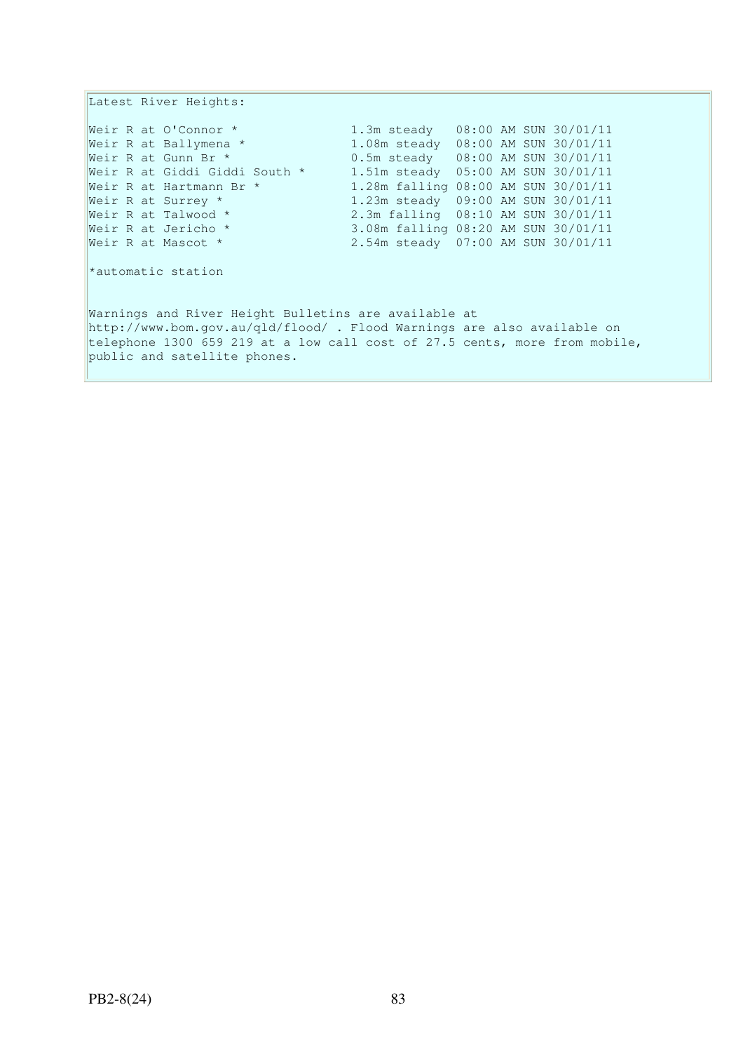Latest River Heights:

| | | |
|---|---|---|
| Weir R at O'Connor * | 1.3m steady | 08:00 AM SUN 30/01/11 |
| Weir R at Ballymena * | 1.08m steady | 08:00 AM SUN 30/01/11 |
| Weir R at Gunn Br * | 0.5m steady | 08:00 AM SUN 30/01/11 |
| Weir R at Giddi Giddi South * | 1.51m steady | 05:00 AM SUN 30/01/11 |
| Weir R at Hartmann Br * | 1.28m falling | 08:00 AM SUN 30/01/11 |
| Weir R at Surrey * | 1.23m steady | 09:00 AM SUN 30/01/11 |
| Weir R at Talwood * | 2.3m falling | 08:10 AM SUN 30/01/11 |
| Weir R at Jericho * | 3.08m falling | 08:20 AM SUN 30/01/11 |
| Weir R at Mascot * | 2.54m steady | 07:00 AM SUN 30/01/11 |

*automatic station

Warnings and River Height Bulletins are available at http://www.bom.gov.au/qld/flood/ . Flood Warnings are also available on telephone 1300 659 219 at a low call cost of 27.5 cents, more from mobile, public and satellite phones.

PB2-8(24)